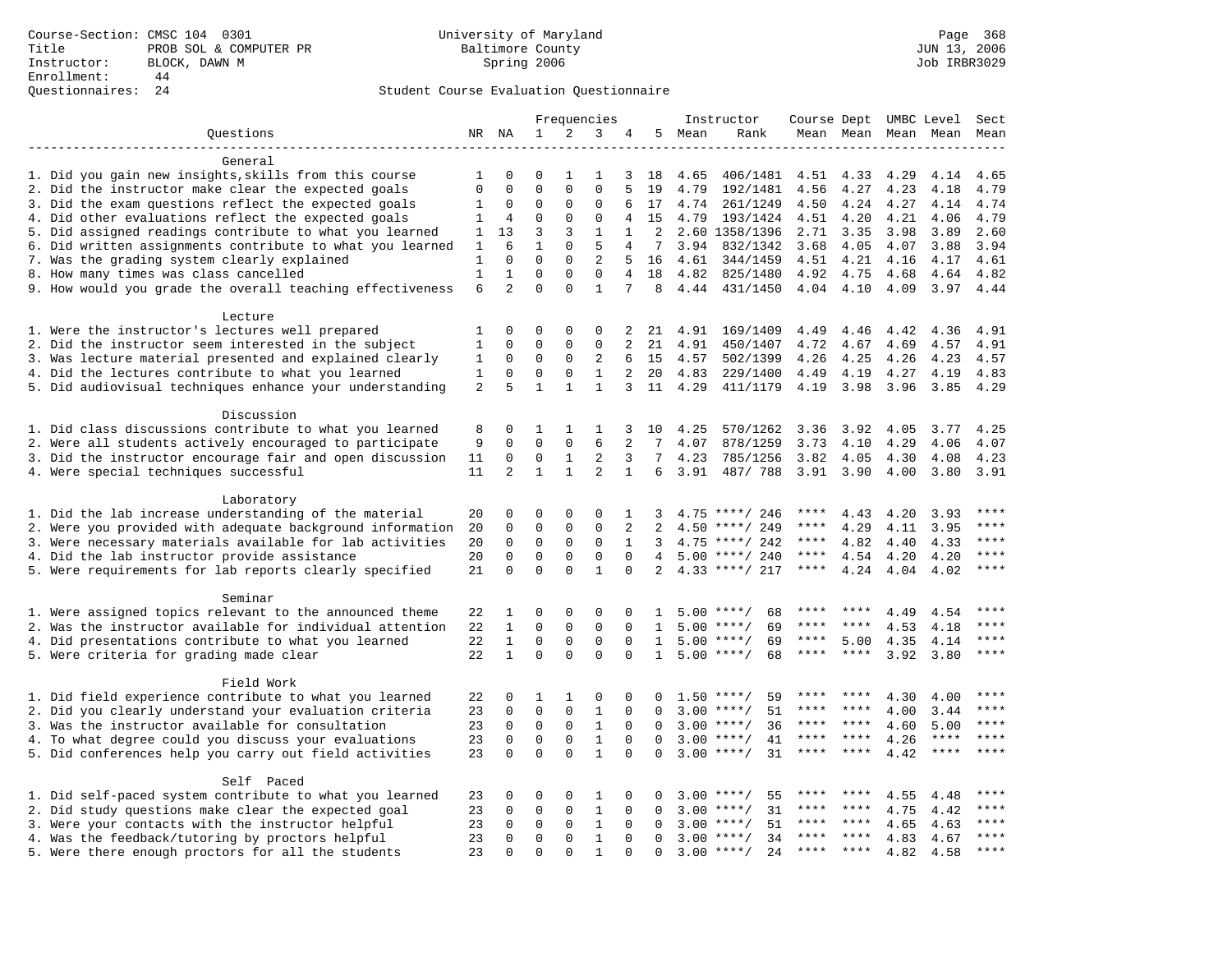Course-Section: CMSC 104 0301
Title: PROB SOL & COMPUTER PR
Instructor: BLOCK, DAWN M
Enrollment: 44
Questionnaires: 24

University of Maryland
Baltimore County
Spring 2006

JUN 13, 2006
Job IRBR3029

## Student Course Evaluation Questionnaire

| Questions | NR | NA | 1 | 2 | 3 | 4 | 5 | Instructor Mean | Instructor Rank | Course Mean | Dept Mean | UMBC Level Mean | Level Mean | Sect Mean |
|---|---|---|---|---|---|---|---|---|---|---|---|---|---|---|
| **General** | | | | | | | | | | | | | | |
| 1. Did you gain new insights,skills from this course | 1 | 0 | 0 | 1 | 1 | 3 | 18 | 4.65 | 406/1481 | 4.51 | 4.33 | 4.29 | 4.14 | 4.65 |
| 2. Did the instructor make clear the expected goals | 0 | 0 | 0 | 0 | 0 | 5 | 19 | 4.79 | 192/1481 | 4.56 | 4.27 | 4.23 | 4.18 | 4.79 |
| 3. Did the exam questions reflect the expected goals | 1 | 0 | 0 | 0 | 0 | 6 | 17 | 4.74 | 261/1249 | 4.50 | 4.24 | 4.27 | 4.14 | 4.74 |
| 4. Did other evaluations reflect the expected goals | 1 | 4 | 0 | 0 | 0 | 4 | 15 | 4.79 | 193/1424 | 4.51 | 4.20 | 4.21 | 4.06 | 4.79 |
| 5. Did assigned readings contribute to what you learned | 1 | 13 | 3 | 3 | 1 | 1 | 2 | 2.60 | 1358/1396 | 2.71 | 3.35 | 3.98 | 3.89 | 2.60 |
| 6. Did written assignments contribute to what you learned | 1 | 6 | 1 | 0 | 5 | 4 | 7 | 3.94 | 832/1342 | 3.68 | 4.05 | 4.07 | 3.88 | 3.94 |
| 7. Was the grading system clearly explained | 1 | 0 | 0 | 0 | 2 | 5 | 16 | 4.61 | 344/1459 | 4.51 | 4.21 | 4.16 | 4.17 | 4.61 |
| 8. How many times was class cancelled | 1 | 1 | 0 | 0 | 0 | 4 | 18 | 4.82 | 825/1480 | 4.92 | 4.75 | 4.68 | 4.64 | 4.82 |
| 9. How would you grade the overall teaching effectiveness | 6 | 2 | 0 | 0 | 1 | 7 | 8 | 4.44 | 431/1450 | 4.04 | 4.10 | 4.09 | 3.97 | 4.44 |
| **Lecture** | | | | | | | | | | | | | | |
| 1. Were the instructor's lectures well prepared | 1 | 0 | 0 | 0 | 0 | 2 | 21 | 4.91 | 169/1409 | 4.49 | 4.46 | 4.42 | 4.36 | 4.91 |
| 2. Did the instructor seem interested in the subject | 1 | 0 | 0 | 0 | 0 | 2 | 21 | 4.91 | 450/1407 | 4.72 | 4.67 | 4.69 | 4.57 | 4.91 |
| 3. Was lecture material presented and explained clearly | 1 | 0 | 0 | 0 | 2 | 6 | 15 | 4.57 | 502/1399 | 4.26 | 4.25 | 4.26 | 4.23 | 4.57 |
| 4. Did the lectures contribute to what you learned | 1 | 0 | 0 | 0 | 1 | 2 | 20 | 4.83 | 229/1400 | 4.49 | 4.19 | 4.27 | 4.19 | 4.83 |
| 5. Did audiovisual techniques enhance your understanding | 2 | 5 | 1 | 1 | 1 | 3 | 11 | 4.29 | 411/1179 | 4.19 | 3.98 | 3.96 | 3.85 | 4.29 |
| **Discussion** | | | | | | | | | | | | | | |
| 1. Did class discussions contribute to what you learned | 8 | 0 | 1 | 1 | 1 | 3 | 10 | 4.25 | 570/1262 | 3.36 | 3.92 | 4.05 | 3.77 | 4.25 |
| 2. Were all students actively encouraged to participate | 9 | 0 | 0 | 0 | 6 | 2 | 7 | 4.07 | 878/1259 | 3.73 | 4.10 | 4.29 | 4.06 | 4.07 |
| 3. Did the instructor encourage fair and open discussion | 11 | 0 | 0 | 1 | 2 | 3 | 7 | 4.23 | 785/1256 | 3.82 | 4.05 | 4.30 | 4.08 | 4.23 |
| 4. Were special techniques successful | 11 | 2 | 1 | 1 | 2 | 1 | 6 | 3.91 | 487/ 788 | 3.91 | 3.90 | 4.00 | 3.80 | 3.91 |
| **Laboratory** | | | | | | | | | | | | | | |
| 1. Did the lab increase understanding of the material | 20 | 0 | 0 | 0 | 0 | 1 | 3 | 4.75 | ****/ 246 | **** | 4.43 | 4.20 | 3.93 | **** |
| 2. Were you provided with adequate background information | 20 | 0 | 0 | 0 | 0 | 2 | 2 | 4.50 | ****/ 249 | **** | 4.29 | 4.11 | 3.95 | **** |
| 3. Were necessary materials available for lab activities | 20 | 0 | 0 | 0 | 0 | 1 | 3 | 4.75 | ****/ 242 | **** | 4.82 | 4.40 | 4.33 | **** |
| 4. Did the lab instructor provide assistance | 20 | 0 | 0 | 0 | 0 | 0 | 4 | 5.00 | ****/ 240 | **** | 4.54 | 4.20 | 4.20 | **** |
| 5. Were requirements for lab reports clearly specified | 21 | 0 | 0 | 0 | 1 | 0 | 2 | 4.33 | ****/ 217 | **** | 4.24 | 4.04 | 4.02 | **** |
| **Seminar** | | | | | | | | | | | | | | |
| 1. Were assigned topics relevant to the announced theme | 22 | 1 | 0 | 0 | 0 | 0 | 1 | 5.00 | ****/ 68 | **** | **** | 4.49 | 4.54 | **** |
| 2. Was the instructor available for individual attention | 22 | 1 | 0 | 0 | 0 | 0 | 1 | 5.00 | ****/ 69 | **** | **** | 4.53 | 4.18 | **** |
| 4. Did presentations contribute to what you learned | 22 | 1 | 0 | 0 | 0 | 0 | 1 | 5.00 | ****/ 69 | **** | 5.00 | 4.35 | 4.14 | **** |
| 5. Were criteria for grading made clear | 22 | 1 | 0 | 0 | 0 | 0 | 1 | 5.00 | ****/ 68 | **** | **** | 3.92 | 3.80 | **** |
| **Field Work** | | | | | | | | | | | | | | |
| 1. Did field experience contribute to what you learned | 22 | 0 | 1 | 1 | 0 | 0 | 0 | 1.50 | ****/ 59 | **** | **** | 4.30 | 4.00 | **** |
| 2. Did you clearly understand your evaluation criteria | 23 | 0 | 0 | 0 | 1 | 0 | 0 | 3.00 | ****/ 51 | **** | **** | 4.00 | 3.44 | **** |
| 3. Was the instructor available for consultation | 23 | 0 | 0 | 0 | 1 | 0 | 0 | 3.00 | ****/ 36 | **** | **** | 4.60 | 5.00 | **** |
| 4. To what degree could you discuss your evaluations | 23 | 0 | 0 | 0 | 1 | 0 | 0 | 3.00 | ****/ 41 | **** | **** | 4.26 | **** | **** |
| 5. Did conferences help you carry out field activities | 23 | 0 | 0 | 0 | 1 | 0 | 0 | 3.00 | ****/ 31 | **** | **** | 4.42 | **** | **** |
| **Self Paced** | | | | | | | | | | | | | | |
| 1. Did self-paced system contribute to what you learned | 23 | 0 | 0 | 0 | 1 | 0 | 0 | 3.00 | ****/ 55 | **** | **** | 4.55 | 4.48 | **** |
| 2. Did study questions make clear the expected goal | 23 | 0 | 0 | 0 | 1 | 0 | 0 | 3.00 | ****/ 31 | **** | **** | 4.75 | 4.42 | **** |
| 3. Were your contacts with the instructor helpful | 23 | 0 | 0 | 0 | 1 | 0 | 0 | 3.00 | ****/ 51 | **** | **** | 4.65 | 4.63 | **** |
| 4. Was the feedback/tutoring by proctors helpful | 23 | 0 | 0 | 0 | 1 | 0 | 0 | 3.00 | ****/ 34 | **** | **** | 4.83 | 4.67 | **** |
| 5. Were there enough proctors for all the students | 23 | 0 | 0 | 0 | 1 | 0 | 0 | 3.00 | ****/ 24 | **** | **** | 4.82 | 4.58 | **** |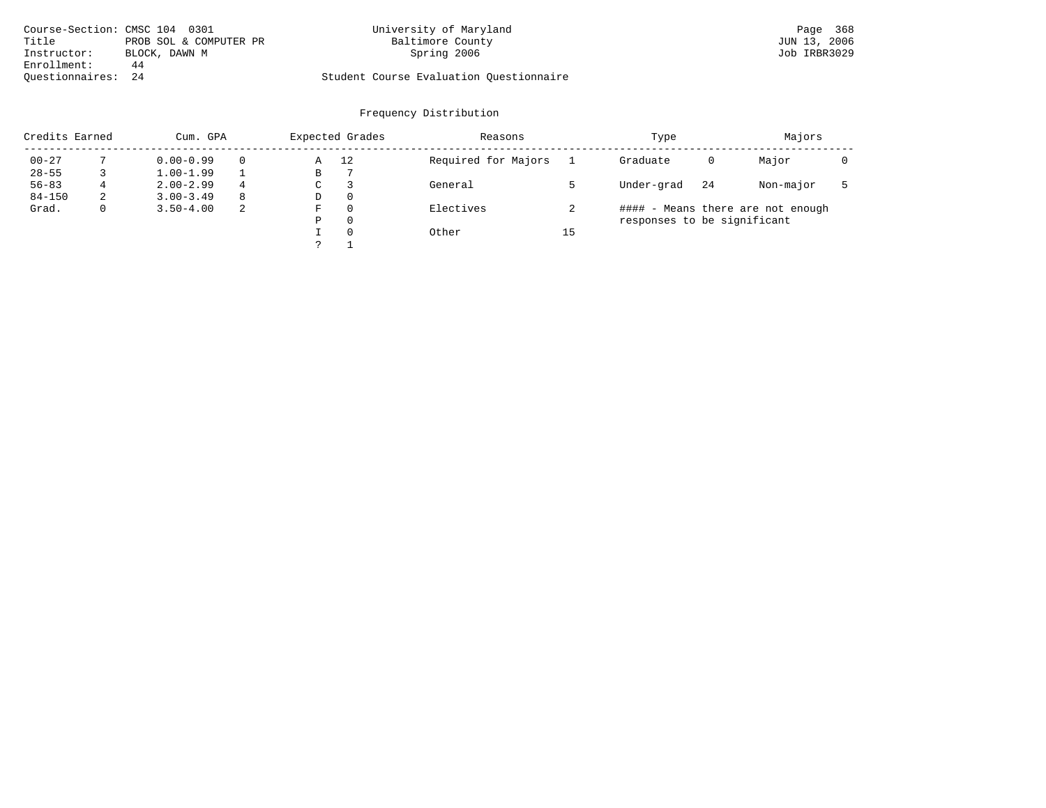Course-Section: CMSC 104 0301
Title: PROB SOL & COMPUTER PR
Instructor: BLOCK, DAWN M
Enrollment: 44
Questionnaires: 24

University of Maryland
Baltimore County
Spring 2006

Student Course Evaluation Questionnaire

## Frequency Distribution

| Credits Earned | | Cum. GPA | | Expected Grades | | Reasons | | Type | | Majors | |
|---|---|---|---|---|---|---|---|---|---|---|---|
| 00-27 | 7 | 0.00-0.99 | 0 | A | 12 | Required for Majors | 1 | Graduate | 0 | Major | 0 |
| 28-55 | 3 | 1.00-1.99 | 1 | B | 7 | | | | | | |
| 56-83 | 4 | 2.00-2.99 | 4 | C | 3 | General | 5 | Under-grad | 24 | Non-major | 5 |
| 84-150 | 2 | 3.00-3.49 | 8 | D | 0 | | | | | | |
| Grad. | 0 | 3.50-4.00 | 2 | F | 0 | Electives | 2 | | | | |
| | | | | P | 0 | | | | | | |
| | | | | I | 0 | Other | 15 | | | | |
| | | | | ? | 1 | | | | | | |

#### - Means there are not enough responses to be significant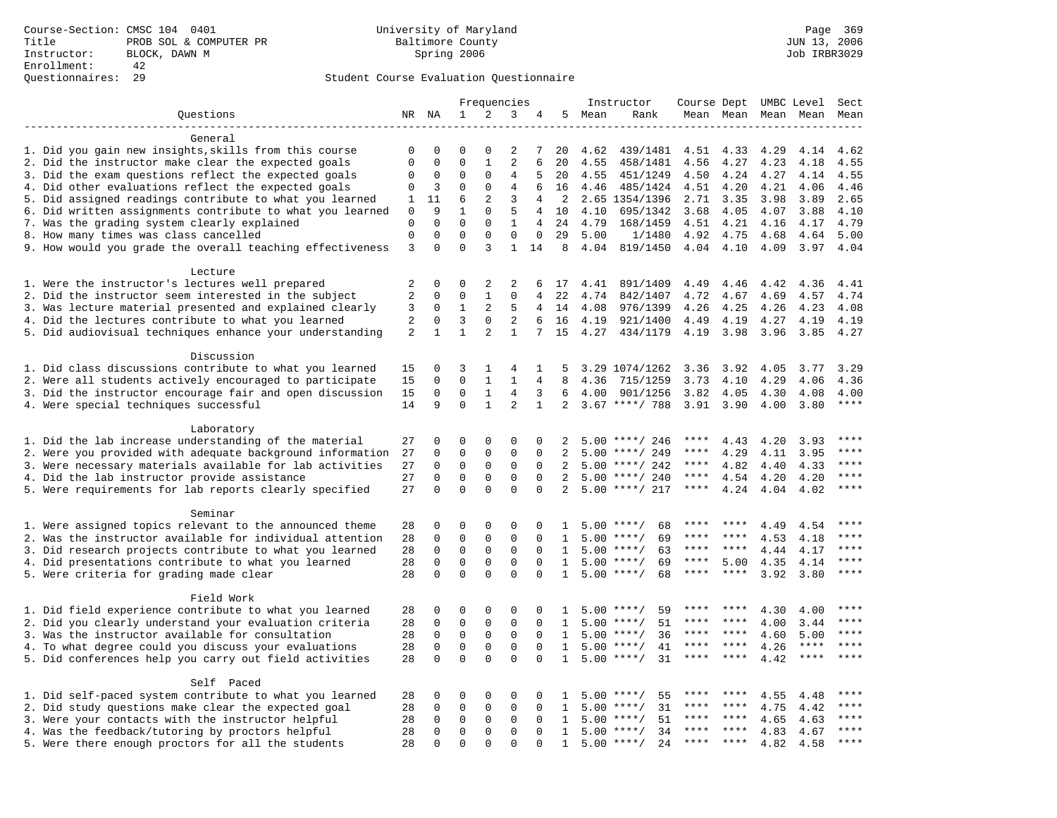Course-Section: CMSC 104 0401
Title: PROB SOL & COMPUTER PR
Instructor: BLOCK, DAWN M
Enrollment: 42
Questionnaires: 29

University of Maryland
Baltimore County
Spring 2006

JUN 13, 2006
Job IRBR3029

Student Course Evaluation Questionnaire

| Questions | NR | NA | 1 | 2 | 3 | 4 | 5 | Instructor Mean | Instructor Rank | Course Mean | Dept Mean | UMBC Level Mean | Level Mean | Sect Mean |
|---|---|---|---|---|---|---|---|---|---|---|---|---|---|---|
| **General** | | | | | | | | | | | | | | |
| 1. Did you gain new insights,skills from this course | 0 | 0 | 0 | 0 | 2 | 7 | 20 | 4.62 | 439/1481 | 4.51 | 4.33 | 4.29 | 4.14 | 4.62 |
| 2. Did the instructor make clear the expected goals | 0 | 0 | 0 | 1 | 2 | 6 | 20 | 4.55 | 458/1481 | 4.56 | 4.27 | 4.23 | 4.18 | 4.55 |
| 3. Did the exam questions reflect the expected goals | 0 | 0 | 0 | 0 | 4 | 5 | 20 | 4.55 | 451/1249 | 4.50 | 4.24 | 4.27 | 4.14 | 4.55 |
| 4. Did other evaluations reflect the expected goals | 0 | 3 | 0 | 0 | 4 | 6 | 16 | 4.46 | 485/1424 | 4.51 | 4.20 | 4.21 | 4.06 | 4.46 |
| 5. Did assigned readings contribute to what you learned | 1 | 11 | 6 | 2 | 3 | 4 | 2 | 2.65 | 1354/1396 | 2.71 | 3.35 | 3.98 | 3.89 | 2.65 |
| 6. Did written assignments contribute to what you learned | 0 | 9 | 1 | 0 | 5 | 4 | 10 | 4.10 | 695/1342 | 3.68 | 4.05 | 4.07 | 3.88 | 4.10 |
| 7. Was the grading system clearly explained | 0 | 0 | 0 | 0 | 1 | 4 | 24 | 4.79 | 168/1459 | 4.51 | 4.21 | 4.16 | 4.17 | 4.79 |
| 8. How many times was class cancelled | 0 | 0 | 0 | 0 | 0 | 0 | 29 | 5.00 | 1/1480 | 4.92 | 4.75 | 4.68 | 4.64 | 5.00 |
| 9. How would you grade the overall teaching effectiveness | 3 | 0 | 0 | 3 | 1 | 14 | 8 | 4.04 | 819/1450 | 4.04 | 4.10 | 4.09 | 3.97 | 4.04 |
| **Lecture** | | | | | | | | | | | | | | |
| 1. Were the instructor's lectures well prepared | 2 | 0 | 0 | 2 | 2 | 6 | 17 | 4.41 | 891/1409 | 4.49 | 4.46 | 4.42 | 4.36 | 4.41 |
| 2. Did the instructor seem interested in the subject | 2 | 0 | 0 | 1 | 0 | 4 | 22 | 4.74 | 842/1407 | 4.72 | 4.67 | 4.69 | 4.57 | 4.74 |
| 3. Was lecture material presented and explained clearly | 3 | 0 | 1 | 2 | 5 | 4 | 14 | 4.08 | 976/1399 | 4.26 | 4.25 | 4.26 | 4.23 | 4.08 |
| 4. Did the lectures contribute to what you learned | 2 | 0 | 3 | 0 | 2 | 6 | 16 | 4.19 | 921/1400 | 4.49 | 4.19 | 4.27 | 4.19 | 4.19 |
| 5. Did audiovisual techniques enhance your understanding | 2 | 1 | 1 | 2 | 1 | 7 | 15 | 4.27 | 434/1179 | 4.19 | 3.98 | 3.96 | 3.85 | 4.27 |
| **Discussion** | | | | | | | | | | | | | | |
| 1. Did class discussions contribute to what you learned | 15 | 0 | 3 | 1 | 4 | 1 | 5 | 3.29 | 1074/1262 | 3.36 | 3.92 | 4.05 | 3.77 | 3.29 |
| 2. Were all students actively encouraged to participate | 15 | 0 | 0 | 1 | 1 | 4 | 8 | 4.36 | 715/1259 | 3.73 | 4.10 | 4.29 | 4.06 | 4.36 |
| 3. Did the instructor encourage fair and open discussion | 15 | 0 | 0 | 1 | 4 | 3 | 6 | 4.00 | 901/1256 | 3.82 | 4.05 | 4.30 | 4.08 | 4.00 |
| 4. Were special techniques successful | 14 | 9 | 0 | 1 | 2 | 1 | 2 | 3.67 | ****/ 788 | 3.91 | 3.90 | 4.00 | 3.80 | **** |
| **Laboratory** | | | | | | | | | | | | | | |
| 1. Did the lab increase understanding of the material | 27 | 0 | 0 | 0 | 0 | 0 | 2 | 5.00 | ****/ 246 | **** | 4.43 | 4.20 | 3.93 | **** |
| 2. Were you provided with adequate background information | 27 | 0 | 0 | 0 | 0 | 0 | 2 | 5.00 | ****/ 249 | **** | 4.29 | 4.11 | 3.95 | **** |
| 3. Were necessary materials available for lab activities | 27 | 0 | 0 | 0 | 0 | 0 | 2 | 5.00 | ****/ 242 | **** | 4.82 | 4.40 | 4.33 | **** |
| 4. Did the lab instructor provide assistance | 27 | 0 | 0 | 0 | 0 | 0 | 2 | 5.00 | ****/ 240 | **** | 4.54 | 4.20 | 4.20 | **** |
| 5. Were requirements for lab reports clearly specified | 27 | 0 | 0 | 0 | 0 | 0 | 2 | 5.00 | ****/ 217 | **** | 4.24 | 4.04 | 4.02 | **** |
| **Seminar** | | | | | | | | | | | | | | |
| 1. Were assigned topics relevant to the announced theme | 28 | 0 | 0 | 0 | 0 | 0 | 1 | 5.00 | ****/ 68 | **** | **** | 4.49 | 4.54 | **** |
| 2. Was the instructor available for individual attention | 28 | 0 | 0 | 0 | 0 | 0 | 1 | 5.00 | ****/ 69 | **** | **** | 4.53 | 4.18 | **** |
| 3. Did research projects contribute to what you learned | 28 | 0 | 0 | 0 | 0 | 0 | 1 | 5.00 | ****/ 63 | **** | **** | 4.44 | 4.17 | **** |
| 4. Did presentations contribute to what you learned | 28 | 0 | 0 | 0 | 0 | 0 | 1 | 5.00 | ****/ 69 | **** | 5.00 | 4.35 | 4.14 | **** |
| 5. Were criteria for grading made clear | 28 | 0 | 0 | 0 | 0 | 0 | 1 | 5.00 | ****/ 68 | **** | **** | 3.92 | 3.80 | **** |
| **Field Work** | | | | | | | | | | | | | | |
| 1. Did field experience contribute to what you learned | 28 | 0 | 0 | 0 | 0 | 0 | 1 | 5.00 | ****/ 59 | **** | **** | 4.30 | 4.00 | **** |
| 2. Did you clearly understand your evaluation criteria | 28 | 0 | 0 | 0 | 0 | 0 | 1 | 5.00 | ****/ 51 | **** | **** | 4.00 | 3.44 | **** |
| 3. Was the instructor available for consultation | 28 | 0 | 0 | 0 | 0 | 0 | 1 | 5.00 | ****/ 36 | **** | **** | 4.60 | 5.00 | **** |
| 4. To what degree could you discuss your evaluations | 28 | 0 | 0 | 0 | 0 | 0 | 1 | 5.00 | ****/ 41 | **** | **** | 4.26 | **** | **** |
| 5. Did conferences help you carry out field activities | 28 | 0 | 0 | 0 | 0 | 0 | 1 | 5.00 | ****/ 31 | **** | **** | 4.42 | **** | **** |
| **Self Paced** | | | | | | | | | | | | | | |
| 1. Did self-paced system contribute to what you learned | 28 | 0 | 0 | 0 | 0 | 0 | 1 | 5.00 | ****/ 55 | **** | **** | 4.55 | 4.48 | **** |
| 2. Did study questions make clear the expected goal | 28 | 0 | 0 | 0 | 0 | 0 | 1 | 5.00 | ****/ 31 | **** | **** | 4.75 | 4.42 | **** |
| 3. Were your contacts with the instructor helpful | 28 | 0 | 0 | 0 | 0 | 0 | 1 | 5.00 | ****/ 51 | **** | **** | 4.65 | 4.63 | **** |
| 4. Was the feedback/tutoring by proctors helpful | 28 | 0 | 0 | 0 | 0 | 0 | 1 | 5.00 | ****/ 34 | **** | **** | 4.83 | 4.67 | **** |
| 5. Were there enough proctors for all the students | 28 | 0 | 0 | 0 | 0 | 0 | 1 | 5.00 | ****/ 24 | **** | **** | 4.82 | 4.58 | **** |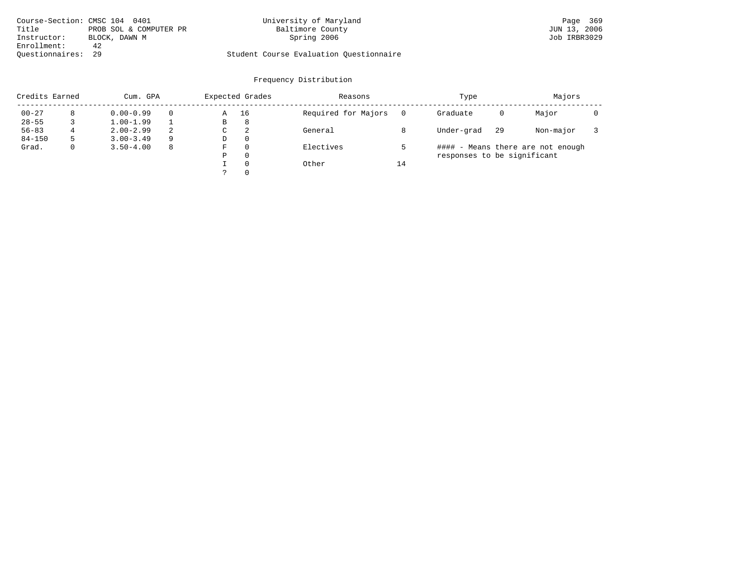Course-Section: CMSC 104 0401
Title: PROB SOL & COMPUTER PR
Instructor: BLOCK, DAWN M
Enrollment: 42
Questionnaires: 29

University of Maryland
Baltimore County
Spring 2006

Student Course Evaluation Questionnaire

JUN 13, 2006
Job IRBR3029

## Frequency Distribution

| Credits Earned | | Cum. GPA | | Expected Grades | | Reasons | | Type | | Majors | |
|---|---|---|---|---|---|---|---|---|---|---|---|
| 00-27 | 8 | 0.00-0.99 | 0 | A | 16 | Required for Majors | 0 | Graduate | 0 | Major | 0 |
| 28-55 | 3 | 1.00-1.99 | 1 | B | 8 | | | | | | |
| 56-83 | 4 | 2.00-2.99 | 2 | C | 2 | General | 8 | Under-grad | 29 | Non-major | 3 |
| 84-150 | 5 | 3.00-3.49 | 9 | D | 0 | | | | | | |
| Grad. | 0 | 3.50-4.00 | 8 | F | 0 | Electives | 5 | | | | |
| | | | | P | 0 | | | | | | |
| | | | | I | 0 | Other | 14 | | | | |
| | | | | ? | 0 | | | | | | |

#### - Means there are not enough responses to be significant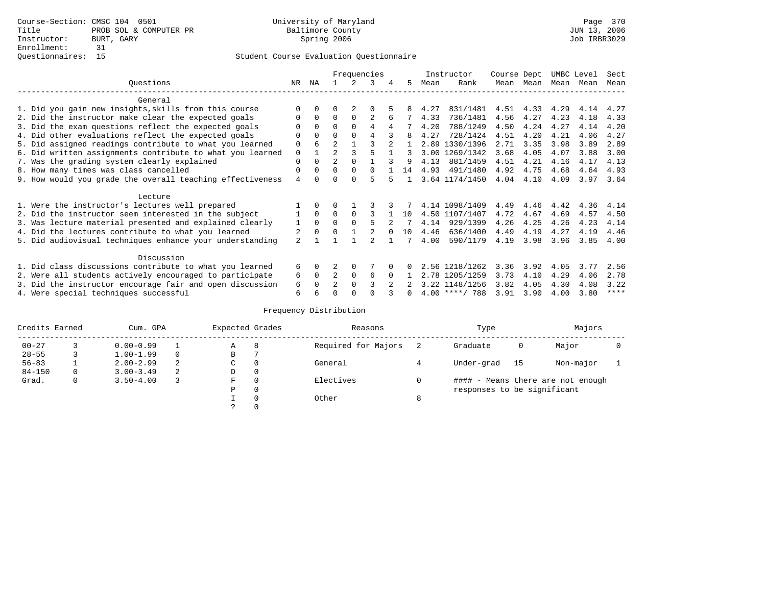Course-Section: CMSC 104 0501
Title: PROB SOL & COMPUTER PR
Instructor: BURT, GARY
Enrollment: 31
Questionnaires: 15

University of Maryland
Baltimore County
Spring 2006

Page 370
JUN 13, 2006
Job IRBR3029

## Student Course Evaluation Questionnaire

| Questions | NR | NA | 1 | 2 | 3 | 4 | 5 | Instructor Mean | Instructor Rank | Course Mean | Dept Mean | UMBC Mean | Level Mean | Sect Mean |
|---|---|---|---|---|---|---|---|---|---|---|---|---|---|---|
| **General** | | | | | | | | | | | | | | |
| 1. Did you gain new insights,skills from this course | 0 | 0 | 0 | 2 | 0 | 5 | 8 | 4.27 | 831/1481 | 4.51 | 4.33 | 4.29 | 4.14 | 4.27 |
| 2. Did the instructor make clear the expected goals | 0 | 0 | 0 | 0 | 2 | 6 | 7 | 4.33 | 736/1481 | 4.56 | 4.27 | 4.23 | 4.18 | 4.33 |
| 3. Did the exam questions reflect the expected goals | 0 | 0 | 0 | 0 | 4 | 4 | 7 | 4.20 | 788/1249 | 4.50 | 4.24 | 4.27 | 4.14 | 4.20 |
| 4. Did other evaluations reflect the expected goals | 0 | 0 | 0 | 0 | 4 | 3 | 8 | 4.27 | 728/1424 | 4.51 | 4.20 | 4.21 | 4.06 | 4.27 |
| 5. Did assigned readings contribute to what you learned | 0 | 6 | 2 | 1 | 3 | 2 | 1 | 2.89 | 1330/1396 | 2.71 | 3.35 | 3.98 | 3.89 | 2.89 |
| 6. Did written assignments contribute to what you learned | 0 | 1 | 2 | 3 | 5 | 1 | 3 | 3.00 | 1269/1342 | 3.68 | 4.05 | 4.07 | 3.88 | 3.00 |
| 7. Was the grading system clearly explained | 0 | 0 | 2 | 0 | 1 | 3 | 9 | 4.13 | 881/1459 | 4.51 | 4.21 | 4.16 | 4.17 | 4.13 |
| 8. How many times was class cancelled | 0 | 0 | 0 | 0 | 0 | 1 | 14 | 4.93 | 491/1480 | 4.92 | 4.75 | 4.68 | 4.64 | 4.93 |
| 9. How would you grade the overall teaching effectiveness | 4 | 0 | 0 | 0 | 5 | 5 | 1 | 3.64 | 1174/1450 | 4.04 | 4.10 | 4.09 | 3.97 | 3.64 |
| **Lecture** | | | | | | | | | | | | | | |
| 1. Were the instructor's lectures well prepared | 1 | 0 | 0 | 1 | 3 | 3 | 7 | 4.14 | 1098/1409 | 4.49 | 4.46 | 4.42 | 4.36 | 4.14 |
| 2. Did the instructor seem interested in the subject | 1 | 0 | 0 | 0 | 3 | 1 | 10 | 4.50 | 1107/1407 | 4.72 | 4.67 | 4.69 | 4.57 | 4.50 |
| 3. Was lecture material presented and explained clearly | 1 | 0 | 0 | 0 | 5 | 2 | 7 | 4.14 | 929/1399 | 4.26 | 4.25 | 4.26 | 4.23 | 4.14 |
| 4. Did the lectures contribute to what you learned | 2 | 0 | 0 | 1 | 2 | 0 | 10 | 4.46 | 636/1400 | 4.49 | 4.19 | 4.27 | 4.19 | 4.46 |
| 5. Did audiovisual techniques enhance your understanding | 2 | 1 | 1 | 1 | 2 | 1 | 7 | 4.00 | 590/1179 | 4.19 | 3.98 | 3.96 | 3.85 | 4.00 |
| **Discussion** | | | | | | | | | | | | | | |
| 1. Did class discussions contribute to what you learned | 6 | 0 | 2 | 0 | 7 | 0 | 0 | 2.56 | 1218/1262 | 3.36 | 3.92 | 4.05 | 3.77 | 2.56 |
| 2. Were all students actively encouraged to participate | 6 | 0 | 2 | 0 | 6 | 0 | 1 | 2.78 | 1205/1259 | 3.73 | 4.10 | 4.29 | 4.06 | 2.78 |
| 3. Did the instructor encourage fair and open discussion | 6 | 0 | 2 | 0 | 3 | 2 | 2 | 3.22 | 1148/1256 | 3.82 | 4.05 | 4.30 | 4.08 | 3.22 |
| 4. Were special techniques successful | 6 | 6 | 0 | 0 | 0 | 3 | 0 | 4.00 | ****/ 788 | 3.91 | 3.90 | 4.00 | 3.80 | **** |

## Frequency Distribution

| Credits Earned | | Cum. GPA | | Expected Grades | | Reasons | | Type | | Majors | |
|---|---|---|---|---|---|---|---|---|---|---|---|
| 00-27 | 3 | 0.00-0.99 | 1 | A | 8 | Required for Majors | 2 | Graduate | 0 | Major | 0 |
| 28-55 | 3 | 1.00-1.99 | 0 | B | 7 | | | | | | |
| 56-83 | 1 | 2.00-2.99 | 2 | C | 0 | General | 4 | Under-grad | 15 | Non-major | 1 |
| 84-150 | 0 | 3.00-3.49 | 2 | D | 0 | | | | | | |
| Grad. | 0 | 3.50-4.00 | 3 | F | 0 | Electives | 0 | #### - Means there are not enough responses to be significant | | | |
| | | | | P | 0 | | | | | | |
| | | | | I | 0 | Other | 8 | | | | |
| | | | | ? | 0 | | | | | | |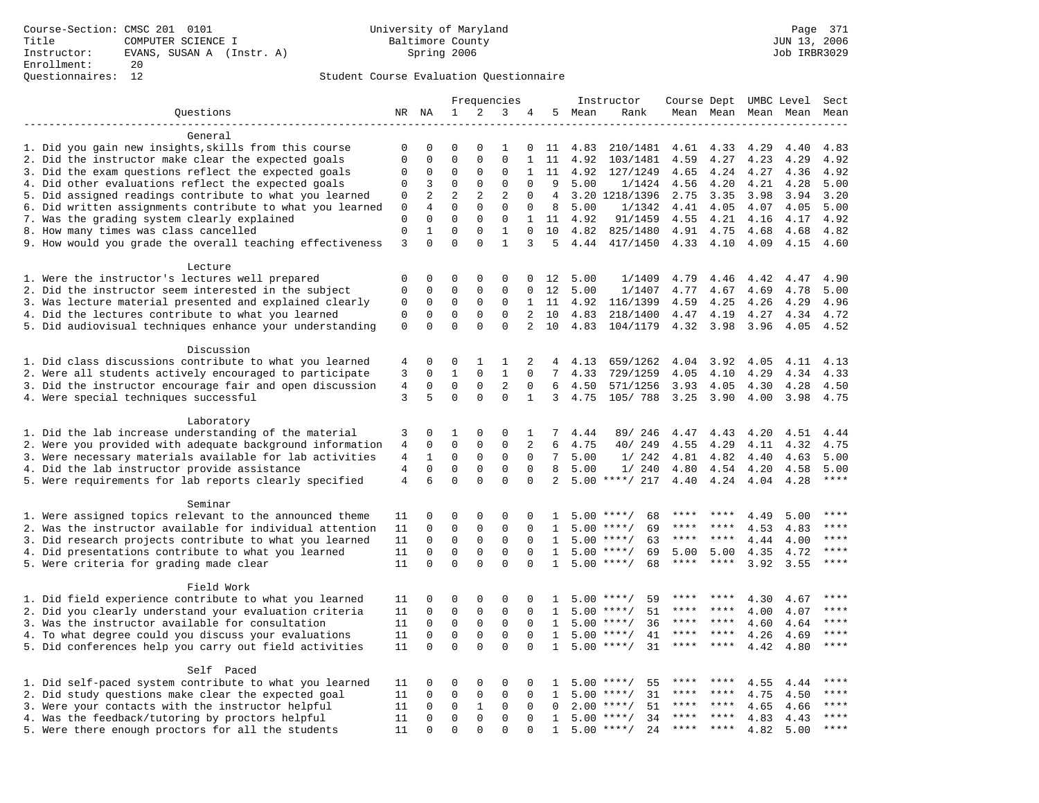Course-Section: CMSC 201 0101
Title: COMPUTER SCIENCE I
Instructor: EVANS, SUSAN A (Instr. A)
Enrollment: 20
Questionnaires: 12

University of Maryland
Baltimore County
Spring 2006

JUN 13, 2006
Job IRBR3029

Student Course Evaluation Questionnaire

| Questions | NR | NA | 1 | 2 | 3 | 4 | 5 | Instructor Mean | Instructor Rank | Course Mean | Dept Mean | UMBC Mean | Level Mean | Sect Mean |
|---|---|---|---|---|---|---|---|---|---|---|---|---|---|---|
| **General** | | | | | | | | | | | | | | |
| 1. Did you gain new insights,skills from this course | 0 | 0 | 0 | 0 | 1 | 0 | 11 | 4.83 | 210/1481 | 4.61 | 4.33 | 4.29 | 4.40 | 4.83 |
| 2. Did the instructor make clear the expected goals | 0 | 0 | 0 | 0 | 0 | 1 | 11 | 4.92 | 103/1481 | 4.59 | 4.27 | 4.23 | 4.29 | 4.92 |
| 3. Did the exam questions reflect the expected goals | 0 | 0 | 0 | 0 | 0 | 1 | 11 | 4.92 | 127/1249 | 4.65 | 4.24 | 4.27 | 4.36 | 4.92 |
| 4. Did other evaluations reflect the expected goals | 0 | 3 | 0 | 0 | 0 | 0 | 9 | 5.00 | 1/1424 | 4.56 | 4.20 | 4.21 | 4.28 | 5.00 |
| 5. Did assigned readings contribute to what you learned | 0 | 2 | 2 | 2 | 2 | 0 | 4 | 3.20 | 1218/1396 | 2.75 | 3.35 | 3.98 | 3.94 | 3.20 |
| 6. Did written assignments contribute to what you learned | 0 | 4 | 0 | 0 | 0 | 0 | 8 | 5.00 | 1/1342 | 4.41 | 4.05 | 4.07 | 4.05 | 5.00 |
| 7. Was the grading system clearly explained | 0 | 0 | 0 | 0 | 0 | 1 | 11 | 4.92 | 91/1459 | 4.55 | 4.21 | 4.16 | 4.17 | 4.92 |
| 8. How many times was class cancelled | 0 | 1 | 0 | 0 | 1 | 0 | 10 | 4.82 | 825/1480 | 4.91 | 4.75 | 4.68 | 4.68 | 4.82 |
| 9. How would you grade the overall teaching effectiveness | 3 | 0 | 0 | 0 | 1 | 3 | 5 | 4.44 | 417/1450 | 4.33 | 4.10 | 4.09 | 4.15 | 4.60 |
| **Lecture** | | | | | | | | | | | | | | |
| 1. Were the instructor's lectures well prepared | 0 | 0 | 0 | 0 | 0 | 0 | 12 | 5.00 | 1/1409 | 4.79 | 4.46 | 4.42 | 4.47 | 4.90 |
| 2. Did the instructor seem interested in the subject | 0 | 0 | 0 | 0 | 0 | 0 | 12 | 5.00 | 1/1407 | 4.77 | 4.67 | 4.69 | 4.78 | 5.00 |
| 3. Was lecture material presented and explained clearly | 0 | 0 | 0 | 0 | 0 | 1 | 11 | 4.92 | 116/1399 | 4.59 | 4.25 | 4.26 | 4.29 | 4.96 |
| 4. Did the lectures contribute to what you learned | 0 | 0 | 0 | 0 | 0 | 2 | 10 | 4.83 | 218/1400 | 4.47 | 4.19 | 4.27 | 4.34 | 4.72 |
| 5. Did audiovisual techniques enhance your understanding | 0 | 0 | 0 | 0 | 0 | 2 | 10 | 4.83 | 104/1179 | 4.32 | 3.98 | 3.96 | 4.05 | 4.52 |
| **Discussion** | | | | | | | | | | | | | | |
| 1. Did class discussions contribute to what you learned | 4 | 0 | 0 | 1 | 1 | 2 | 4 | 4.13 | 659/1262 | 4.04 | 3.92 | 4.05 | 4.11 | 4.13 |
| 2. Were all students actively encouraged to participate | 3 | 0 | 1 | 0 | 1 | 0 | 7 | 4.33 | 729/1259 | 4.05 | 4.10 | 4.29 | 4.34 | 4.33 |
| 3. Did the instructor encourage fair and open discussion | 4 | 0 | 0 | 0 | 2 | 0 | 6 | 4.50 | 571/1256 | 3.93 | 4.05 | 4.30 | 4.28 | 4.50 |
| 4. Were special techniques successful | 3 | 5 | 0 | 0 | 0 | 1 | 3 | 4.75 | 105/ 788 | 3.25 | 3.90 | 4.00 | 3.98 | 4.75 |
| **Laboratory** | | | | | | | | | | | | | | |
| 1. Did the lab increase understanding of the material | 3 | 0 | 1 | 0 | 0 | 1 | 7 | 4.44 | 89/ 246 | 4.47 | 4.43 | 4.20 | 4.51 | 4.44 |
| 2. Were you provided with adequate background information | 4 | 0 | 0 | 0 | 0 | 2 | 6 | 4.75 | 40/ 249 | 4.55 | 4.29 | 4.11 | 4.32 | 4.75 |
| 3. Were necessary materials available for lab activities | 4 | 1 | 0 | 0 | 0 | 0 | 7 | 5.00 | 1/ 242 | 4.81 | 4.82 | 4.40 | 4.63 | 5.00 |
| 4. Did the lab instructor provide assistance | 4 | 0 | 0 | 0 | 0 | 0 | 8 | 5.00 | 1/ 240 | 4.80 | 4.54 | 4.20 | 4.58 | 5.00 |
| 5. Were requirements for lab reports clearly specified | 4 | 6 | 0 | 0 | 0 | 0 | 2 | 5.00 | ****/ 217 | 4.40 | 4.24 | 4.04 | 4.28 | **** |
| **Seminar** | | | | | | | | | | | | | | |
| 1. Were assigned topics relevant to the announced theme | 11 | 0 | 0 | 0 | 0 | 0 | 1 | 5.00 | ****/ 68 | **** | **** | 4.49 | 5.00 | **** |
| 2. Was the instructor available for individual attention | 11 | 0 | 0 | 0 | 0 | 0 | 1 | 5.00 | ****/ 69 | **** | **** | 4.53 | 4.83 | **** |
| 3. Did research projects contribute to what you learned | 11 | 0 | 0 | 0 | 0 | 0 | 1 | 5.00 | ****/ 63 | **** | **** | 4.44 | 4.00 | **** |
| 4. Did presentations contribute to what you learned | 11 | 0 | 0 | 0 | 0 | 0 | 1 | 5.00 | ****/ 69 | 5.00 | 5.00 | 4.35 | 4.72 | **** |
| 5. Were criteria for grading made clear | 11 | 0 | 0 | 0 | 0 | 0 | 1 | 5.00 | ****/ 68 | **** | **** | 3.92 | 3.55 | **** |
| **Field Work** | | | | | | | | | | | | | | |
| 1. Did field experience contribute to what you learned | 11 | 0 | 0 | 0 | 0 | 0 | 1 | 5.00 | ****/ 59 | **** | **** | 4.30 | 4.67 | **** |
| 2. Did you clearly understand your evaluation criteria | 11 | 0 | 0 | 0 | 0 | 0 | 1 | 5.00 | ****/ 51 | **** | **** | 4.00 | 4.07 | **** |
| 3. Was the instructor available for consultation | 11 | 0 | 0 | 0 | 0 | 0 | 1 | 5.00 | ****/ 36 | **** | **** | 4.60 | 4.64 | **** |
| 4. To what degree could you discuss your evaluations | 11 | 0 | 0 | 0 | 0 | 0 | 1 | 5.00 | ****/ 41 | **** | **** | 4.26 | 4.69 | **** |
| 5. Did conferences help you carry out field activities | 11 | 0 | 0 | 0 | 0 | 0 | 1 | 5.00 | ****/ 31 | **** | **** | 4.42 | 4.80 | **** |
| **Self Paced** | | | | | | | | | | | | | | |
| 1. Did self-paced system contribute to what you learned | 11 | 0 | 0 | 0 | 0 | 0 | 1 | 5.00 | ****/ 55 | **** | **** | 4.55 | 4.44 | **** |
| 2. Did study questions make clear the expected goal | 11 | 0 | 0 | 0 | 0 | 0 | 1 | 5.00 | ****/ 31 | **** | **** | 4.75 | 4.50 | **** |
| 3. Were your contacts with the instructor helpful | 11 | 0 | 0 | 1 | 0 | 0 | 0 | 2.00 | ****/ 51 | **** | **** | 4.65 | 4.66 | **** |
| 4. Was the feedback/tutoring by proctors helpful | 11 | 0 | 0 | 0 | 0 | 0 | 1 | 5.00 | ****/ 34 | **** | **** | 4.83 | 4.43 | **** |
| 5. Were there enough proctors for all the students | 11 | 0 | 0 | 0 | 0 | 0 | 1 | 5.00 | ****/ 24 | **** | **** | 4.82 | 5.00 | **** |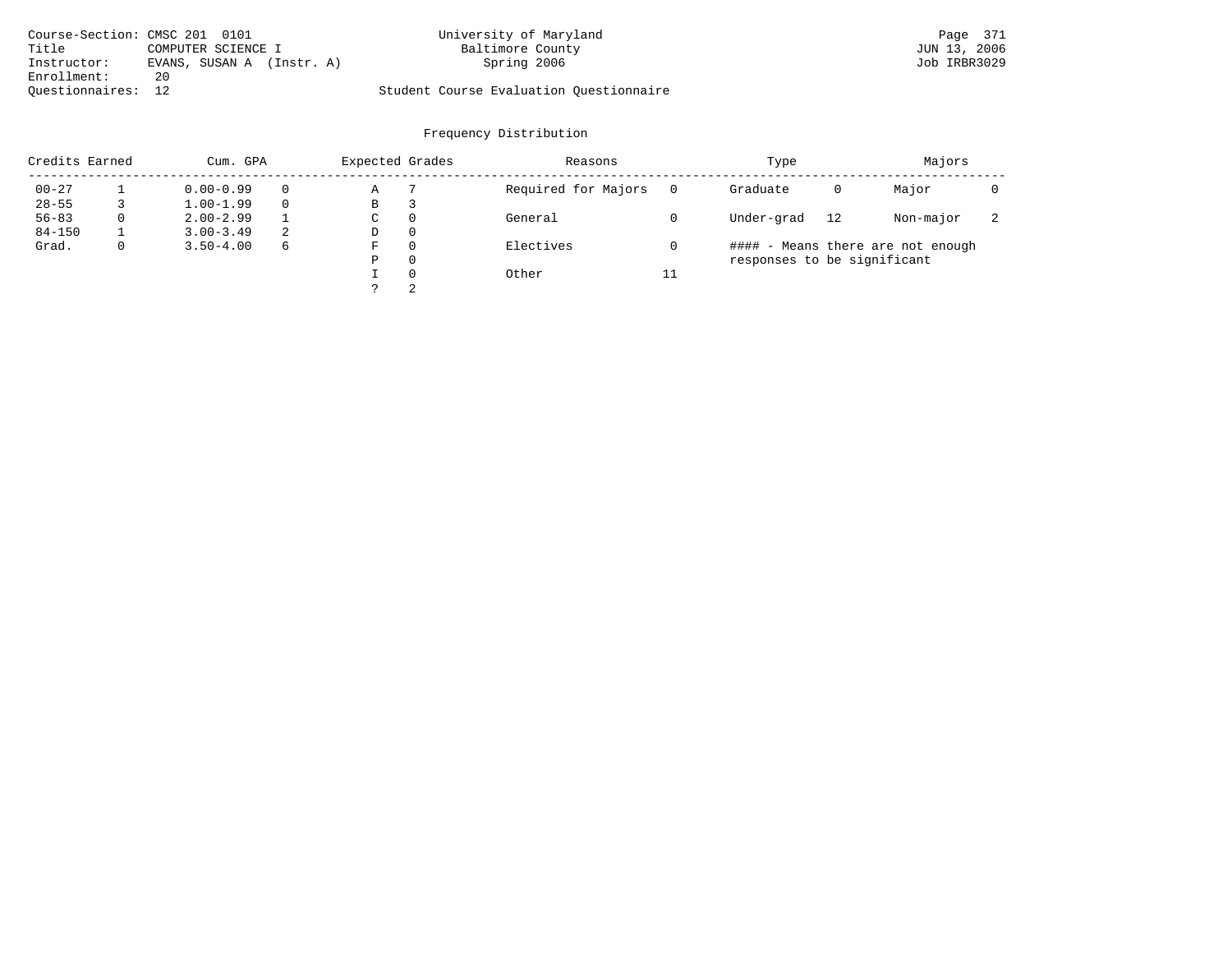Course-Section: CMSC 201 0101
Title: COMPUTER SCIENCE I
Instructor: EVANS, SUSAN A (Instr. A)
Enrollment: 20
Questionnaires: 12

University of Maryland
Baltimore County
Spring 2006

Student Course Evaluation Questionnaire

JUN 13, 2006
Job IRBR3029

## Frequency Distribution

| Credits Earned | | Cum. GPA | | Expected Grades | | Reasons | | Type | | Majors | |
|---|---|---|---|---|---|---|---|---|---|---|---|
| 00-27 | 1 | 0.00-0.99 | 0 | A | 7 | Required for Majors | 0 | Graduate | 0 | Major | 0 |
| 28-55 | 3 | 1.00-1.99 | 0 | B | 3 | | | | | | |
| 56-83 | 0 | 2.00-2.99 | 1 | C | 0 | General | 0 | Under-grad | 12 | Non-major | 2 |
| 84-150 | 1 | 3.00-3.49 | 2 | D | 0 | | | | | | |
| Grad. | 0 | 3.50-4.00 | 6 | F | 0 | Electives | 0 | | | | |
| | | | | P | 0 | | | | | | |
| | | | | I | 0 | Other | 11 | | | | |
| | | | | ? | 2 | | | | | | |

#### - Means there are not enough responses to be significant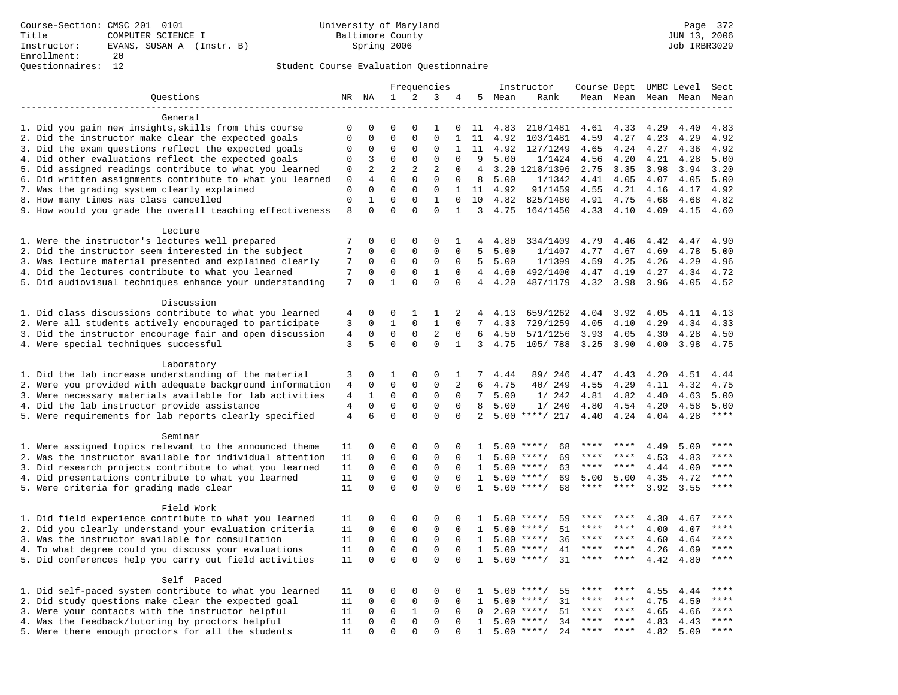Course-Section: CMSC 201 0101
Title: COMPUTER SCIENCE I
Instructor: EVANS, SUSAN A (Instr. B)
Enrollment: 20
Questionnaires: 12

University of Maryland
Baltimore County
Spring 2006

JUN 13, 2006
Job IRBR3029

Student Course Evaluation Questionnaire

| Questions | NR | NA | 1 | 2 | 3 | 4 | 5 | Instructor Mean | Instructor Rank | Course Mean | Dept Mean | UMBC Mean | Level Mean | Sect Mean |
|---|---|---|---|---|---|---|---|---|---|---|---|---|---|---|
| **General** | | | | | | | | | | | | | | |
| 1. Did you gain new insights,skills from this course | 0 | 0 | 0 | 0 | 1 | 0 | 11 | 4.83 | 210/1481 | 4.61 | 4.33 | 4.29 | 4.40 | 4.83 |
| 2. Did the instructor make clear the expected goals | 0 | 0 | 0 | 0 | 0 | 1 | 11 | 4.92 | 103/1481 | 4.59 | 4.27 | 4.23 | 4.29 | 4.92 |
| 3. Did the exam questions reflect the expected goals | 0 | 0 | 0 | 0 | 0 | 1 | 11 | 4.92 | 127/1249 | 4.65 | 4.24 | 4.27 | 4.36 | 4.92 |
| 4. Did other evaluations reflect the expected goals | 0 | 3 | 0 | 0 | 0 | 0 | 9 | 5.00 | 1/1424 | 4.56 | 4.20 | 4.21 | 4.28 | 5.00 |
| 5. Did assigned readings contribute to what you learned | 0 | 2 | 2 | 2 | 2 | 0 | 4 | 3.20 | 1218/1396 | 2.75 | 3.35 | 3.98 | 3.94 | 3.20 |
| 6. Did written assignments contribute to what you learned | 0 | 4 | 0 | 0 | 0 | 0 | 8 | 5.00 | 1/1342 | 4.41 | 4.05 | 4.07 | 4.05 | 5.00 |
| 7. Was the grading system clearly explained | 0 | 0 | 0 | 0 | 0 | 1 | 11 | 4.92 | 91/1459 | 4.55 | 4.21 | 4.16 | 4.17 | 4.92 |
| 8. How many times was class cancelled | 0 | 1 | 0 | 0 | 1 | 0 | 10 | 4.82 | 825/1480 | 4.91 | 4.75 | 4.68 | 4.68 | 4.82 |
| 9. How would you grade the overall teaching effectiveness | 8 | 0 | 0 | 0 | 0 | 1 | 3 | 4.75 | 164/1450 | 4.33 | 4.10 | 4.09 | 4.15 | 4.60 |
| **Lecture** | | | | | | | | | | | | | | |
| 1. Were the instructor's lectures well prepared | 7 | 0 | 0 | 0 | 0 | 1 | 4 | 4.80 | 334/1409 | 4.79 | 4.46 | 4.42 | 4.47 | 4.90 |
| 2. Did the instructor seem interested in the subject | 7 | 0 | 0 | 0 | 0 | 0 | 5 | 5.00 | 1/1407 | 4.77 | 4.67 | 4.69 | 4.78 | 5.00 |
| 3. Was lecture material presented and explained clearly | 7 | 0 | 0 | 0 | 0 | 0 | 5 | 5.00 | 1/1399 | 4.59 | 4.25 | 4.26 | 4.29 | 4.96 |
| 4. Did the lectures contribute to what you learned | 7 | 0 | 0 | 0 | 1 | 0 | 4 | 4.60 | 492/1400 | 4.47 | 4.19 | 4.27 | 4.34 | 4.72 |
| 5. Did audiovisual techniques enhance your understanding | 7 | 0 | 1 | 0 | 0 | 0 | 4 | 4.20 | 487/1179 | 4.32 | 3.98 | 3.96 | 4.05 | 4.52 |
| **Discussion** | | | | | | | | | | | | | | |
| 1. Did class discussions contribute to what you learned | 4 | 0 | 0 | 1 | 1 | 2 | 4 | 4.13 | 659/1262 | 4.04 | 3.92 | 4.05 | 4.11 | 4.13 |
| 2. Were all students actively encouraged to participate | 3 | 0 | 1 | 0 | 1 | 0 | 7 | 4.33 | 729/1259 | 4.05 | 4.10 | 4.29 | 4.34 | 4.33 |
| 3. Did the instructor encourage fair and open discussion | 4 | 0 | 0 | 0 | 2 | 0 | 6 | 4.50 | 571/1256 | 3.93 | 4.05 | 4.30 | 4.28 | 4.50 |
| 4. Were special techniques successful | 3 | 5 | 0 | 0 | 0 | 1 | 3 | 4.75 | 105/ 788 | 3.25 | 3.90 | 4.00 | 3.98 | 4.75 |
| **Laboratory** | | | | | | | | | | | | | | |
| 1. Did the lab increase understanding of the material | 3 | 0 | 1 | 0 | 0 | 1 | 7 | 4.44 | 89/ 246 | 4.47 | 4.43 | 4.20 | 4.51 | 4.44 |
| 2. Were you provided with adequate background information | 4 | 0 | 0 | 0 | 0 | 2 | 6 | 4.75 | 40/ 249 | 4.55 | 4.29 | 4.11 | 4.32 | 4.75 |
| 3. Were necessary materials available for lab activities | 4 | 1 | 0 | 0 | 0 | 0 | 7 | 5.00 | 1/ 242 | 4.81 | 4.82 | 4.40 | 4.63 | 5.00 |
| 4. Did the lab instructor provide assistance | 4 | 0 | 0 | 0 | 0 | 0 | 8 | 5.00 | 1/ 240 | 4.80 | 4.54 | 4.20 | 4.58 | 5.00 |
| 5. Were requirements for lab reports clearly specified | 4 | 6 | 0 | 0 | 0 | 0 | 2 | 5.00 | ****/ 217 | 4.40 | 4.24 | 4.04 | 4.28 | **** |
| **Seminar** | | | | | | | | | | | | | | |
| 1. Were assigned topics relevant to the announced theme | 11 | 0 | 0 | 0 | 0 | 0 | 1 | 5.00 | ****/ 68 | **** | **** | 4.49 | 5.00 | **** |
| 2. Was the instructor available for individual attention | 11 | 0 | 0 | 0 | 0 | 0 | 1 | 5.00 | ****/ 69 | **** | **** | 4.53 | 4.83 | **** |
| 3. Did research projects contribute to what you learned | 11 | 0 | 0 | 0 | 0 | 0 | 1 | 5.00 | ****/ 63 | **** | **** | 4.44 | 4.00 | **** |
| 4. Did presentations contribute to what you learned | 11 | 0 | 0 | 0 | 0 | 0 | 1 | 5.00 | ****/ 69 | 5.00 | 5.00 | 4.35 | 4.72 | **** |
| 5. Were criteria for grading made clear | 11 | 0 | 0 | 0 | 0 | 0 | 1 | 5.00 | ****/ 68 | **** | **** | 3.92 | 3.55 | **** |
| **Field Work** | | | | | | | | | | | | | | |
| 1. Did field experience contribute to what you learned | 11 | 0 | 0 | 0 | 0 | 0 | 1 | 5.00 | ****/ 59 | **** | **** | 4.30 | 4.67 | **** |
| 2. Did you clearly understand your evaluation criteria | 11 | 0 | 0 | 0 | 0 | 0 | 1 | 5.00 | ****/ 51 | **** | **** | 4.00 | 4.07 | **** |
| 3. Was the instructor available for consultation | 11 | 0 | 0 | 0 | 0 | 0 | 1 | 5.00 | ****/ 36 | **** | **** | 4.60 | 4.64 | **** |
| 4. To what degree could you discuss your evaluations | 11 | 0 | 0 | 0 | 0 | 0 | 1 | 5.00 | ****/ 41 | **** | **** | 4.26 | 4.69 | **** |
| 5. Did conferences help you carry out field activities | 11 | 0 | 0 | 0 | 0 | 0 | 1 | 5.00 | ****/ 31 | **** | **** | 4.42 | 4.80 | **** |
| **Self Paced** | | | | | | | | | | | | | | |
| 1. Did self-paced system contribute to what you learned | 11 | 0 | 0 | 0 | 0 | 0 | 1 | 5.00 | ****/ 55 | **** | **** | 4.55 | 4.44 | **** |
| 2. Did study questions make clear the expected goal | 11 | 0 | 0 | 0 | 0 | 0 | 1 | 5.00 | ****/ 31 | **** | **** | 4.75 | 4.50 | **** |
| 3. Were your contacts with the instructor helpful | 11 | 0 | 0 | 1 | 0 | 0 | 0 | 2.00 | ****/ 51 | **** | **** | 4.65 | 4.66 | **** |
| 4. Was the feedback/tutoring by proctors helpful | 11 | 0 | 0 | 0 | 0 | 0 | 1 | 5.00 | ****/ 34 | **** | **** | 4.83 | 4.43 | **** |
| 5. Were there enough proctors for all the students | 11 | 0 | 0 | 0 | 0 | 0 | 1 | 5.00 | ****/ 24 | **** | **** | 4.82 | 5.00 | **** |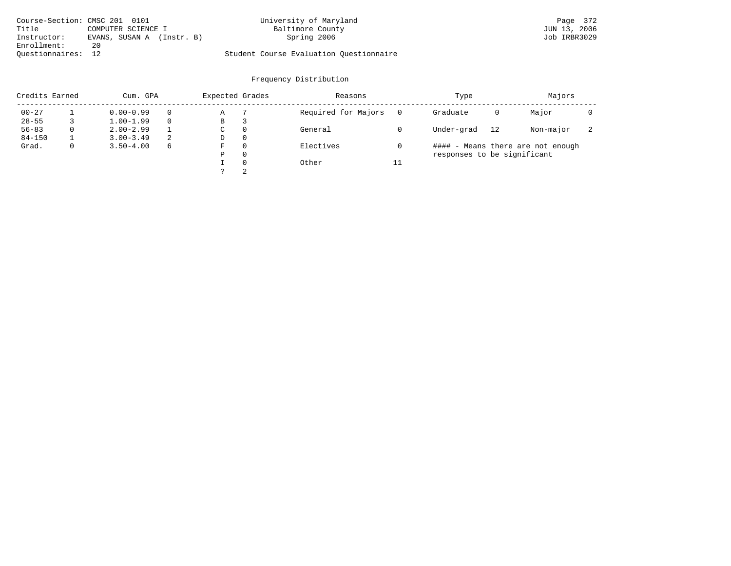Course-Section: CMSC 201 0101
Title: COMPUTER SCIENCE I
Instructor: EVANS, SUSAN A (Instr. B)
Enrollment: 20
Questionnaires: 12

University of Maryland
Baltimore County
Spring 2006

Student Course Evaluation Questionnaire

JUN 13, 2006
Job IRBR3029

## Frequency Distribution

| Credits Earned | | Cum. GPA | | Expected Grades | | Reasons | | Type | | Majors | |
|---|---|---|---|---|---|---|---|---|---|---|---|
| 00-27 | 1 | 0.00-0.99 | 0 | A | 7 | Required for Majors | 0 | Graduate | 0 | Major | 0 |
| 28-55 | 3 | 1.00-1.99 | 0 | B | 3 | | | | | | |
| 56-83 | 0 | 2.00-2.99 | 1 | C | 0 | General | 0 | Under-grad | 12 | Non-major | 2 |
| 84-150 | 1 | 3.00-3.49 | 2 | D | 0 | | | | | | |
| Grad. | 0 | 3.50-4.00 | 6 | F | 0 | Electives | 0 | | | | |
| | | | | P | 0 | | | | | | |
| | | | | I | 0 | Other | 11 | | | | |
| | | | | ? | 2 | | | | | | |

#### - Means there are not enough responses to be significant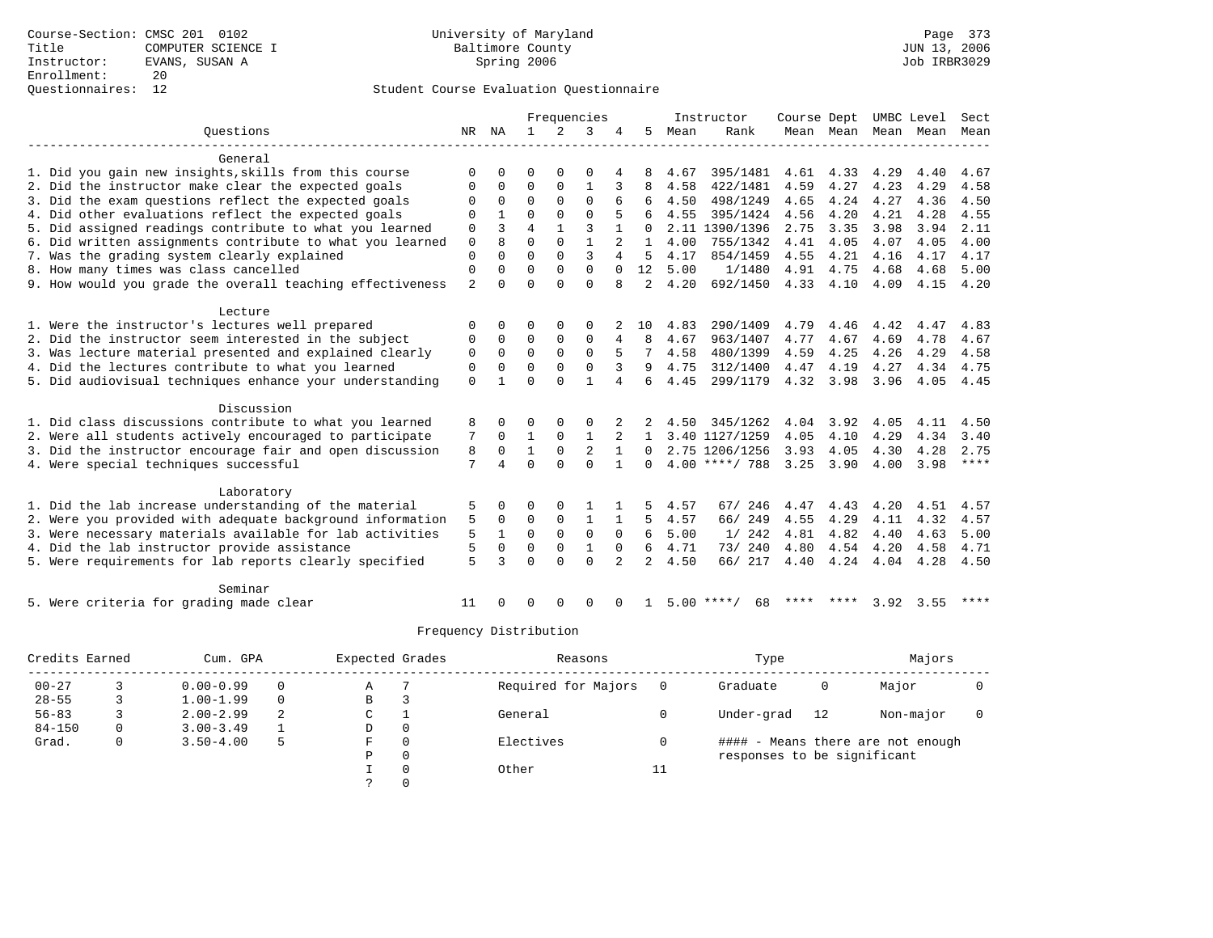Course-Section: CMSC 201 0102
Title: COMPUTER SCIENCE I
Instructor: EVANS, SUSAN A
Enrollment: 20
Questionnaires: 12

University of Maryland
Baltimore County
Spring 2006

Page 373
JUN 13, 2006
Job IRBR3029

## Student Course Evaluation Questionnaire

| Questions | NR | NA | 1 | 2 | 3 | 4 | 5 | Instructor Mean | Rank | Course Mean | Dept Mean | UMBC Mean | Level Mean | Sect Mean |
|---|---|---|---|---|---|---|---|---|---|---|---|---|---|---|
| **General** | | | | | | | | | | | | | | |
| 1. Did you gain new insights,skills from this course | 0 | 0 | 0 | 0 | 0 | 4 | 8 | 4.67 | 395/1481 | 4.61 | 4.33 | 4.29 | 4.40 | 4.67 |
| 2. Did the instructor make clear the expected goals | 0 | 0 | 0 | 0 | 1 | 3 | 8 | 4.58 | 422/1481 | 4.59 | 4.27 | 4.23 | 4.29 | 4.58 |
| 3. Did the exam questions reflect the expected goals | 0 | 0 | 0 | 0 | 0 | 6 | 6 | 4.50 | 498/1249 | 4.65 | 4.24 | 4.27 | 4.36 | 4.50 |
| 4. Did other evaluations reflect the expected goals | 0 | 1 | 0 | 0 | 0 | 5 | 6 | 4.55 | 395/1424 | 4.56 | 4.20 | 4.21 | 4.28 | 4.55 |
| 5. Did assigned readings contribute to what you learned | 0 | 3 | 4 | 1 | 3 | 1 | 0 | 2.11 | 1390/1396 | 2.75 | 3.35 | 3.98 | 3.94 | 2.11 |
| 6. Did written assignments contribute to what you learned | 0 | 8 | 0 | 0 | 1 | 2 | 1 | 4.00 | 755/1342 | 4.41 | 4.05 | 4.07 | 4.05 | 4.00 |
| 7. Was the grading system clearly explained | 0 | 0 | 0 | 0 | 3 | 4 | 5 | 4.17 | 854/1459 | 4.55 | 4.21 | 4.16 | 4.17 | 4.17 |
| 8. How many times was class cancelled | 0 | 0 | 0 | 0 | 0 | 0 | 12 | 5.00 | 1/1480 | 4.91 | 4.75 | 4.68 | 4.68 | 5.00 |
| 9. How would you grade the overall teaching effectiveness | 2 | 0 | 0 | 0 | 0 | 8 | 2 | 4.20 | 692/1450 | 4.33 | 4.10 | 4.09 | 4.15 | 4.20 |
| **Lecture** | | | | | | | | | | | | | | |
| 1. Were the instructor's lectures well prepared | 0 | 0 | 0 | 0 | 0 | 2 | 10 | 4.83 | 290/1409 | 4.79 | 4.46 | 4.42 | 4.47 | 4.83 |
| 2. Did the instructor seem interested in the subject | 0 | 0 | 0 | 0 | 0 | 4 | 8 | 4.67 | 963/1407 | 4.77 | 4.67 | 4.69 | 4.78 | 4.67 |
| 3. Was lecture material presented and explained clearly | 0 | 0 | 0 | 0 | 0 | 5 | 7 | 4.58 | 480/1399 | 4.59 | 4.25 | 4.26 | 4.29 | 4.58 |
| 4. Did the lectures contribute to what you learned | 0 | 0 | 0 | 0 | 0 | 3 | 9 | 4.75 | 312/1400 | 4.47 | 4.19 | 4.27 | 4.34 | 4.75 |
| 5. Did audiovisual techniques enhance your understanding | 0 | 1 | 0 | 0 | 1 | 4 | 6 | 4.45 | 299/1179 | 4.32 | 3.98 | 3.96 | 4.05 | 4.45 |
| **Discussion** | | | | | | | | | | | | | | |
| 1. Did class discussions contribute to what you learned | 8 | 0 | 0 | 0 | 0 | 2 | 2 | 4.50 | 345/1262 | 4.04 | 3.92 | 4.05 | 4.11 | 4.50 |
| 2. Were all students actively encouraged to participate | 7 | 0 | 1 | 0 | 1 | 2 | 1 | 3.40 | 1127/1259 | 4.05 | 4.10 | 4.29 | 4.34 | 3.40 |
| 3. Did the instructor encourage fair and open discussion | 8 | 0 | 1 | 0 | 2 | 1 | 0 | 2.75 | 1206/1256 | 3.93 | 4.05 | 4.30 | 4.28 | 2.75 |
| 4. Were special techniques successful | 7 | 4 | 0 | 0 | 0 | 1 | 0 | 4.00 | ****/ 788 | 3.25 | 3.90 | 4.00 | 3.98 | **** |
| **Laboratory** | | | | | | | | | | | | | | |
| 1. Did the lab increase understanding of the material | 5 | 0 | 0 | 0 | 1 | 1 | 5 | 4.57 | 67/ 246 | 4.47 | 4.43 | 4.20 | 4.51 | 4.57 |
| 2. Were you provided with adequate background information | 5 | 0 | 0 | 0 | 1 | 1 | 5 | 4.57 | 66/ 249 | 4.55 | 4.29 | 4.11 | 4.32 | 4.57 |
| 3. Were necessary materials available for lab activities | 5 | 1 | 0 | 0 | 0 | 0 | 6 | 5.00 | 1/ 242 | 4.81 | 4.82 | 4.40 | 4.63 | 5.00 |
| 4. Did the lab instructor provide assistance | 5 | 0 | 0 | 0 | 1 | 0 | 6 | 4.71 | 73/ 240 | 4.80 | 4.54 | 4.20 | 4.58 | 4.71 |
| 5. Were requirements for lab reports clearly specified | 5 | 3 | 0 | 0 | 0 | 2 | 2 | 4.50 | 66/ 217 | 4.40 | 4.24 | 4.04 | 4.28 | 4.50 |
| **Seminar** | | | | | | | | | | | | | | |
| 5. Were criteria for grading made clear | 11 | 0 | 0 | 0 | 0 | 0 | 1 | 5.00 | ****/ 68 | **** | **** | 3.92 | 3.55 | **** |

## Frequency Distribution

| Credits Earned | | Cum. GPA | | Expected Grades | | Reasons | | Type | | Majors | |
|---|---|---|---|---|---|---|---|---|---|---|---|
| 00-27 | 3 | 0.00-0.99 | 0 | A | 7 | Required for Majors | 0 | Graduate | 0 | Major | 0 |
| 28-55 | 3 | 1.00-1.99 | 0 | B | 3 | | | | | | |
| 56-83 | 3 | 2.00-2.99 | 2 | C | 1 | General | 0 | Under-grad | 12 | Non-major | 0 |
| 84-150 | 0 | 3.00-3.49 | 1 | D | 0 | | | | | | |
| Grad. | 0 | 3.50-4.00 | 5 | F | 0 | Electives | 0 | #### - Means there are not enough responses to be significant | | | |
| | | | | P | 0 | | | | | | |
| | | | | I | 0 | Other | 11 | | | | |
| | | | | ? | 0 | | | | | | |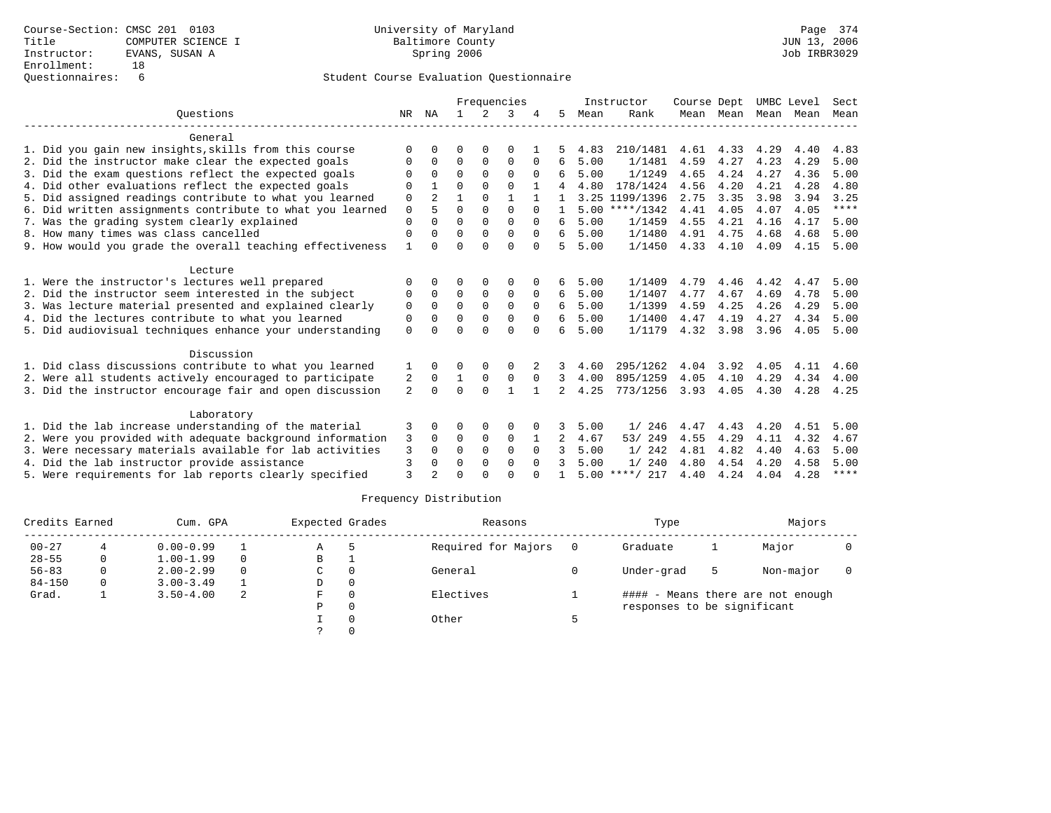Course-Section: CMSC 201 0103
Title: COMPUTER SCIENCE I
Instructor: EVANS, SUSAN A
Enrollment: 18
Questionnaires: 6

University of Maryland
Baltimore County
Spring 2006

JUN 13, 2006
Job IRBR3029

## Student Course Evaluation Questionnaire

| Questions | NR | NA | 1 | 2 | 3 | 4 | 5 | Instructor Mean | Instructor Rank | Course Mean | Dept Mean | UMBC Mean | Level Mean | Sect Mean |
|---|---|---|---|---|---|---|---|---|---|---|---|---|---|---|
| **General** | | | | | | | | | | | | | | |
| 1. Did you gain new insights,skills from this course | 0 | 0 | 0 | 0 | 0 | 1 | 5 | 4.83 | 210/1481 | 4.61 | 4.33 | 4.29 | 4.40 | 4.83 |
| 2. Did the instructor make clear the expected goals | 0 | 0 | 0 | 0 | 0 | 0 | 6 | 5.00 | 1/1481 | 4.59 | 4.27 | 4.23 | 4.29 | 5.00 |
| 3. Did the exam questions reflect the expected goals | 0 | 0 | 0 | 0 | 0 | 0 | 6 | 5.00 | 1/1249 | 4.65 | 4.24 | 4.27 | 4.36 | 5.00 |
| 4. Did other evaluations reflect the expected goals | 0 | 1 | 0 | 0 | 0 | 1 | 4 | 4.80 | 178/1424 | 4.56 | 4.20 | 4.21 | 4.28 | 4.80 |
| 5. Did assigned readings contribute to what you learned | 0 | 2 | 1 | 0 | 1 | 1 | 1 | 3.25 | 1199/1396 | 2.75 | 3.35 | 3.98 | 3.94 | 3.25 |
| 6. Did written assignments contribute to what you learned | 0 | 5 | 0 | 0 | 0 | 0 | 1 | 5.00 | ****/1342 | 4.41 | 4.05 | 4.07 | 4.05 | **** |
| 7. Was the grading system clearly explained | 0 | 0 | 0 | 0 | 0 | 0 | 6 | 5.00 | 1/1459 | 4.55 | 4.21 | 4.16 | 4.17 | 5.00 |
| 8. How many times was class cancelled | 0 | 0 | 0 | 0 | 0 | 0 | 6 | 5.00 | 1/1480 | 4.91 | 4.75 | 4.68 | 4.68 | 5.00 |
| 9. How would you grade the overall teaching effectiveness | 1 | 0 | 0 | 0 | 0 | 0 | 5 | 5.00 | 1/1450 | 4.33 | 4.10 | 4.09 | 4.15 | 5.00 |
| **Lecture** | | | | | | | | | | | | | | |
| 1. Were the instructor's lectures well prepared | 0 | 0 | 0 | 0 | 0 | 0 | 6 | 5.00 | 1/1409 | 4.79 | 4.46 | 4.42 | 4.47 | 5.00 |
| 2. Did the instructor seem interested in the subject | 0 | 0 | 0 | 0 | 0 | 0 | 6 | 5.00 | 1/1407 | 4.77 | 4.67 | 4.69 | 4.78 | 5.00 |
| 3. Was lecture material presented and explained clearly | 0 | 0 | 0 | 0 | 0 | 0 | 6 | 5.00 | 1/1399 | 4.59 | 4.25 | 4.26 | 4.29 | 5.00 |
| 4. Did the lectures contribute to what you learned | 0 | 0 | 0 | 0 | 0 | 0 | 6 | 5.00 | 1/1400 | 4.47 | 4.19 | 4.27 | 4.34 | 5.00 |
| 5. Did audiovisual techniques enhance your understanding | 0 | 0 | 0 | 0 | 0 | 0 | 6 | 5.00 | 1/1179 | 4.32 | 3.98 | 3.96 | 4.05 | 5.00 |
| **Discussion** | | | | | | | | | | | | | | |
| 1. Did class discussions contribute to what you learned | 1 | 0 | 0 | 0 | 0 | 2 | 3 | 4.60 | 295/1262 | 4.04 | 3.92 | 4.05 | 4.11 | 4.60 |
| 2. Were all students actively encouraged to participate | 2 | 0 | 1 | 0 | 0 | 0 | 3 | 4.00 | 895/1259 | 4.05 | 4.10 | 4.29 | 4.34 | 4.00 |
| 3. Did the instructor encourage fair and open discussion | 2 | 0 | 0 | 0 | 1 | 1 | 2 | 4.25 | 773/1256 | 3.93 | 4.05 | 4.30 | 4.28 | 4.25 |
| **Laboratory** | | | | | | | | | | | | | | |
| 1. Did the lab increase understanding of the material | 3 | 0 | 0 | 0 | 0 | 0 | 3 | 5.00 | 1/ 246 | 4.47 | 4.43 | 4.20 | 4.51 | 5.00 |
| 2. Were you provided with adequate background information | 3 | 0 | 0 | 0 | 0 | 1 | 2 | 4.67 | 53/ 249 | 4.55 | 4.29 | 4.11 | 4.32 | 4.67 |
| 3. Were necessary materials available for lab activities | 3 | 0 | 0 | 0 | 0 | 0 | 3 | 5.00 | 1/ 242 | 4.81 | 4.82 | 4.40 | 4.63 | 5.00 |
| 4. Did the lab instructor provide assistance | 3 | 0 | 0 | 0 | 0 | 0 | 3 | 5.00 | 1/ 240 | 4.80 | 4.54 | 4.20 | 4.58 | 5.00 |
| 5. Were requirements for lab reports clearly specified | 3 | 2 | 0 | 0 | 0 | 0 | 1 | 5.00 | ****/ 217 | 4.40 | 4.24 | 4.04 | 4.28 | **** |

### Frequency Distribution

| Credits Earned | | Cum. GPA | | Expected Grades | | Reasons | | Type | | Majors | |
|---|---|---|---|---|---|---|---|---|---|---|---|
| 00-27 | 4 | 0.00-0.99 | 1 | A | 5 | Required for Majors | 0 | Graduate | 1 | Major | 0 |
| 28-55 | 0 | 1.00-1.99 | 0 | B | 1 | | | | | | |
| 56-83 | 0 | 2.00-2.99 | 0 | C | 0 | General | 0 | Under-grad | 5 | Non-major | 0 |
| 84-150 | 0 | 3.00-3.49 | 1 | D | 0 | | | | | | |
| Grad. | 1 | 3.50-4.00 | 2 | F | 0 | Electives | 1 | #### - Means there are not enough responses to be significant | | | |
| | | | | P | 0 | | | | | | |
| | | | | I | 0 | Other | 5 | | | | |
| | | | | ? | 0 | | | | | | |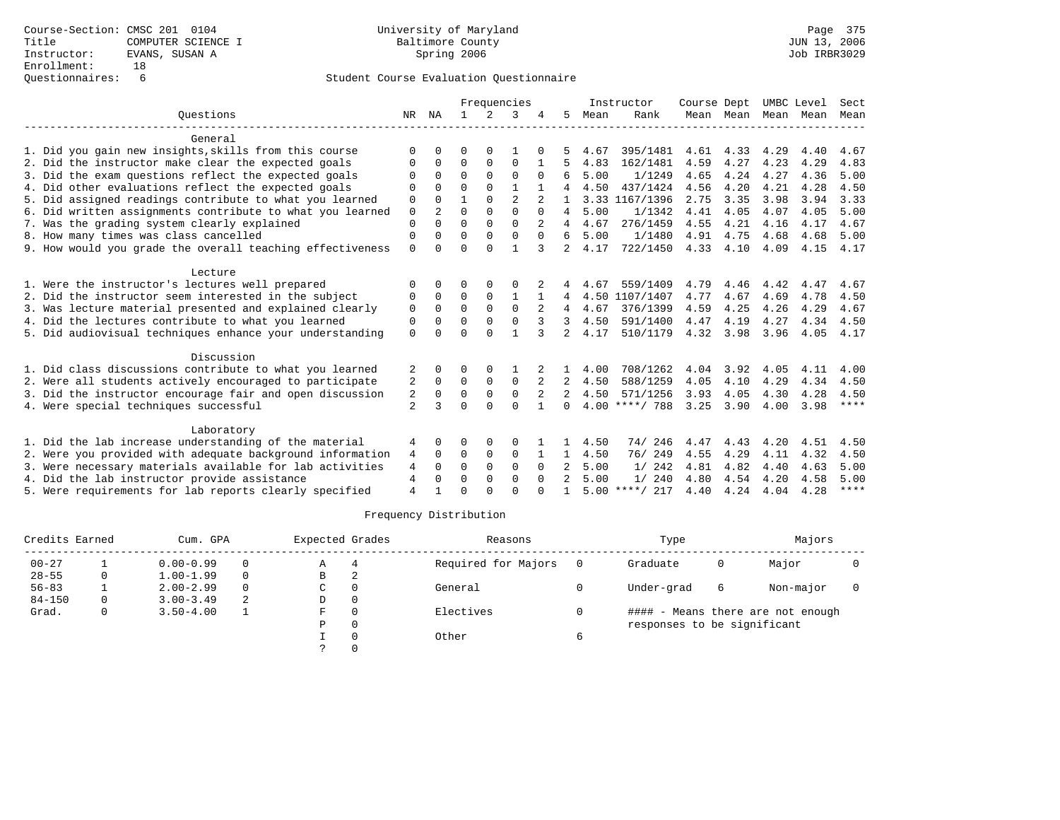Course-Section: CMSC 201 0104
Title: COMPUTER SCIENCE I
Instructor: EVANS, SUSAN A
Enrollment: 18
Questionnaires: 6

University of Maryland
Baltimore County
Spring 2006

JUN 13, 2006
Job IRBR3029

## Student Course Evaluation Questionnaire

| Questions | NR | NA | 1 | 2 | 3 | 4 | 5 | Instructor Mean | Instructor Rank | Course Mean | Dept Mean | UMBC Mean | Level Mean | Sect Mean |
|---|---|---|---|---|---|---|---|---|---|---|---|---|---|---|
| **General** | | | | | | | | | | | | | | |
| 1. Did you gain new insights,skills from this course | 0 | 0 | 0 | 0 | 1 | 0 | 5 | 4.67 | 395/1481 | 4.61 | 4.33 | 4.29 | 4.40 | 4.67 |
| 2. Did the instructor make clear the expected goals | 0 | 0 | 0 | 0 | 0 | 1 | 5 | 4.83 | 162/1481 | 4.59 | 4.27 | 4.23 | 4.29 | 4.83 |
| 3. Did the exam questions reflect the expected goals | 0 | 0 | 0 | 0 | 0 | 0 | 6 | 5.00 | 1/1249 | 4.65 | 4.24 | 4.27 | 4.36 | 5.00 |
| 4. Did other evaluations reflect the expected goals | 0 | 0 | 0 | 0 | 1 | 1 | 4 | 4.50 | 437/1424 | 4.56 | 4.20 | 4.21 | 4.28 | 4.50 |
| 5. Did assigned readings contribute to what you learned | 0 | 0 | 1 | 0 | 2 | 2 | 1 | 3.33 | 1167/1396 | 2.75 | 3.35 | 3.98 | 3.94 | 3.33 |
| 6. Did written assignments contribute to what you learned | 0 | 2 | 0 | 0 | 0 | 0 | 4 | 5.00 | 1/1342 | 4.41 | 4.05 | 4.07 | 4.05 | 5.00 |
| 7. Was the grading system clearly explained | 0 | 0 | 0 | 0 | 0 | 2 | 4 | 4.67 | 276/1459 | 4.55 | 4.21 | 4.16 | 4.17 | 4.67 |
| 8. How many times was class cancelled | 0 | 0 | 0 | 0 | 0 | 0 | 6 | 5.00 | 1/1480 | 4.91 | 4.75 | 4.68 | 4.68 | 5.00 |
| 9. How would you grade the overall teaching effectiveness | 0 | 0 | 0 | 0 | 1 | 3 | 2 | 4.17 | 722/1450 | 4.33 | 4.10 | 4.09 | 4.15 | 4.17 |
| **Lecture** | | | | | | | | | | | | | | |
| 1. Were the instructor's lectures well prepared | 0 | 0 | 0 | 0 | 0 | 2 | 4 | 4.67 | 559/1409 | 4.79 | 4.46 | 4.42 | 4.47 | 4.67 |
| 2. Did the instructor seem interested in the subject | 0 | 0 | 0 | 0 | 1 | 1 | 4 | 4.50 | 1107/1407 | 4.77 | 4.67 | 4.69 | 4.78 | 4.50 |
| 3. Was lecture material presented and explained clearly | 0 | 0 | 0 | 0 | 0 | 2 | 4 | 4.67 | 376/1399 | 4.59 | 4.25 | 4.26 | 4.29 | 4.67 |
| 4. Did the lectures contribute to what you learned | 0 | 0 | 0 | 0 | 0 | 3 | 3 | 4.50 | 591/1400 | 4.47 | 4.19 | 4.27 | 4.34 | 4.50 |
| 5. Did audiovisual techniques enhance your understanding | 0 | 0 | 0 | 0 | 1 | 3 | 2 | 4.17 | 510/1179 | 4.32 | 3.98 | 3.96 | 4.05 | 4.17 |
| **Discussion** | | | | | | | | | | | | | | |
| 1. Did class discussions contribute to what you learned | 2 | 0 | 0 | 0 | 1 | 2 | 1 | 4.00 | 708/1262 | 4.04 | 3.92 | 4.05 | 4.11 | 4.00 |
| 2. Were all students actively encouraged to participate | 2 | 0 | 0 | 0 | 0 | 2 | 2 | 4.50 | 588/1259 | 4.05 | 4.10 | 4.29 | 4.34 | 4.50 |
| 3. Did the instructor encourage fair and open discussion | 2 | 0 | 0 | 0 | 0 | 2 | 2 | 4.50 | 571/1256 | 3.93 | 4.05 | 4.30 | 4.28 | 4.50 |
| 4. Were special techniques successful | 2 | 3 | 0 | 0 | 0 | 1 | 0 | 4.00 | ****/ 788 | 3.25 | 3.90 | 4.00 | 3.98 | **** |
| **Laboratory** | | | | | | | | | | | | | | |
| 1. Did the lab increase understanding of the material | 4 | 0 | 0 | 0 | 0 | 1 | 1 | 4.50 | 74/ 246 | 4.47 | 4.43 | 4.20 | 4.51 | 4.50 |
| 2. Were you provided with adequate background information | 4 | 0 | 0 | 0 | 0 | 1 | 1 | 4.50 | 76/ 249 | 4.55 | 4.29 | 4.11 | 4.32 | 4.50 |
| 3. Were necessary materials available for lab activities | 4 | 0 | 0 | 0 | 0 | 0 | 2 | 5.00 | 1/ 242 | 4.81 | 4.82 | 4.40 | 4.63 | 5.00 |
| 4. Did the lab instructor provide assistance | 4 | 0 | 0 | 0 | 0 | 0 | 2 | 5.00 | 1/ 240 | 4.80 | 4.54 | 4.20 | 4.58 | 5.00 |
| 5. Were requirements for lab reports clearly specified | 4 | 1 | 0 | 0 | 0 | 0 | 1 | 5.00 | ****/ 217 | 4.40 | 4.24 | 4.04 | 4.28 | **** |

## Frequency Distribution

| Credits Earned | | Cum. GPA | | Expected Grades | | Reasons | | Type | | Majors | |
|---|---|---|---|---|---|---|---|---|---|---|---|
| 00-27 | 1 | 0.00-0.99 | 0 | A | 4 | Required for Majors | 0 | Graduate | 0 | Major | 0 |
| 28-55 | 0 | 1.00-1.99 | 0 | B | 2 | | | | | | |
| 56-83 | 1 | 2.00-2.99 | 0 | C | 0 | General | 0 | Under-grad | 6 | Non-major | 0 |
| 84-150 | 0 | 3.00-3.49 | 2 | D | 0 | | | | | | |
| Grad. | 0 | 3.50-4.00 | 1 | F | 0 | Electives | 0 | #### - Means there are not enough responses to be significant | | | |
| | | | | P | 0 | | | | | | |
| | | | | I | 0 | Other | 6 | | | | |
| | | | | ? | 0 | | | | | | |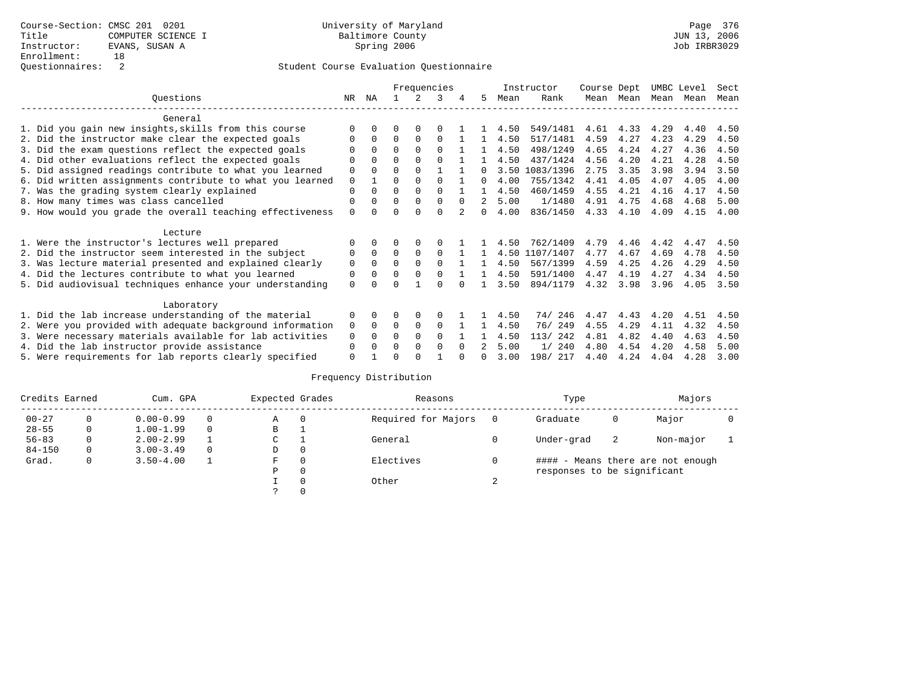Course-Section: CMSC 201 0201
Title: COMPUTER SCIENCE I
Instructor: EVANS, SUSAN A
Enrollment: 18
Questionnaires: 2

University of Maryland
Baltimore County
Spring 2006

JUN 13, 2006
Job IRBR3029

## Student Course Evaluation Questionnaire

| Questions | NR | NA | 1 | 2 | 3 | 4 | 5 | Instructor Mean | Instructor Rank | Course Mean | Dept Mean | UMBC Mean | Level Mean | Sect Mean |
|---|---|---|---|---|---|---|---|---|---|---|---|---|---|---|
| **General** | | | | | | | | | | | | | | |
| 1. Did you gain new insights,skills from this course | 0 | 0 | 0 | 0 | 0 | 1 | 1 | 4.50 | 549/1481 | 4.61 | 4.33 | 4.29 | 4.40 | 4.50 |
| 2. Did the instructor make clear the expected goals | 0 | 0 | 0 | 0 | 0 | 1 | 1 | 4.50 | 517/1481 | 4.59 | 4.27 | 4.23 | 4.29 | 4.50 |
| 3. Did the exam questions reflect the expected goals | 0 | 0 | 0 | 0 | 0 | 1 | 1 | 4.50 | 498/1249 | 4.65 | 4.24 | 4.27 | 4.36 | 4.50 |
| 4. Did other evaluations reflect the expected goals | 0 | 0 | 0 | 0 | 0 | 1 | 1 | 4.50 | 437/1424 | 4.56 | 4.20 | 4.21 | 4.28 | 4.50 |
| 5. Did assigned readings contribute to what you learned | 0 | 0 | 0 | 0 | 1 | 1 | 0 | 3.50 | 1083/1396 | 2.75 | 3.35 | 3.98 | 3.94 | 3.50 |
| 6. Did written assignments contribute to what you learned | 0 | 1 | 0 | 0 | 0 | 1 | 0 | 4.00 | 755/1342 | 4.41 | 4.05 | 4.07 | 4.05 | 4.00 |
| 7. Was the grading system clearly explained | 0 | 0 | 0 | 0 | 0 | 1 | 1 | 4.50 | 460/1459 | 4.55 | 4.21 | 4.16 | 4.17 | 4.50 |
| 8. How many times was class cancelled | 0 | 0 | 0 | 0 | 0 | 0 | 2 | 5.00 | 1/1480 | 4.91 | 4.75 | 4.68 | 4.68 | 5.00 |
| 9. How would you grade the overall teaching effectiveness | 0 | 0 | 0 | 0 | 0 | 2 | 0 | 4.00 | 836/1450 | 4.33 | 4.10 | 4.09 | 4.15 | 4.00 |
| **Lecture** | | | | | | | | | | | | | | |
| 1. Were the instructor's lectures well prepared | 0 | 0 | 0 | 0 | 0 | 1 | 1 | 4.50 | 762/1409 | 4.79 | 4.46 | 4.42 | 4.47 | 4.50 |
| 2. Did the instructor seem interested in the subject | 0 | 0 | 0 | 0 | 0 | 1 | 1 | 4.50 | 1107/1407 | 4.77 | 4.67 | 4.69 | 4.78 | 4.50 |
| 3. Was lecture material presented and explained clearly | 0 | 0 | 0 | 0 | 0 | 1 | 1 | 4.50 | 567/1399 | 4.59 | 4.25 | 4.26 | 4.29 | 4.50 |
| 4. Did the lectures contribute to what you learned | 0 | 0 | 0 | 0 | 0 | 1 | 1 | 4.50 | 591/1400 | 4.47 | 4.19 | 4.27 | 4.34 | 4.50 |
| 5. Did audiovisual techniques enhance your understanding | 0 | 0 | 0 | 1 | 0 | 0 | 1 | 3.50 | 894/1179 | 4.32 | 3.98 | 3.96 | 4.05 | 3.50 |
| **Laboratory** | | | | | | | | | | | | | | |
| 1. Did the lab increase understanding of the material | 0 | 0 | 0 | 0 | 0 | 1 | 1 | 4.50 | 74/ 246 | 4.47 | 4.43 | 4.20 | 4.51 | 4.50 |
| 2. Were you provided with adequate background information | 0 | 0 | 0 | 0 | 0 | 1 | 1 | 4.50 | 76/ 249 | 4.55 | 4.29 | 4.11 | 4.32 | 4.50 |
| 3. Were necessary materials available for lab activities | 0 | 0 | 0 | 0 | 0 | 1 | 1 | 4.50 | 113/ 242 | 4.81 | 4.82 | 4.40 | 4.63 | 4.50 |
| 4. Did the lab instructor provide assistance | 0 | 0 | 0 | 0 | 0 | 0 | 2 | 5.00 | 1/ 240 | 4.80 | 4.54 | 4.20 | 4.58 | 5.00 |
| 5. Were requirements for lab reports clearly specified | 0 | 1 | 0 | 0 | 1 | 0 | 0 | 3.00 | 198/ 217 | 4.40 | 4.24 | 4.04 | 4.28 | 3.00 |

## Frequency Distribution

| Credits Earned | | Cum. GPA | | Expected Grades | | Reasons | | Type | | Majors | |
|---|---|---|---|---|---|---|---|---|---|---|---|
| 00-27 | 0 | 0.00-0.99 | 0 | A | 0 | Required for Majors | 0 | Graduate | 0 | Major | 0 |
| 28-55 | 0 | 1.00-1.99 | 0 | B | 1 | | | | | | |
| 56-83 | 0 | 2.00-2.99 | 1 | C | 1 | General | 0 | Under-grad | 2 | Non-major | 1 |
| 84-150 | 0 | 3.00-3.49 | 0 | D | 0 | | | | | | |
| Grad. | 0 | 3.50-4.00 | 1 | F | 0 | Electives | 0 | | | | |
| | | | | P | 0 | | | | | | |
| | | | | I | 0 | Other | 2 | | | | |
| | | | | ? | 0 | | | | | | |

#### - Means there are not enough responses to be significant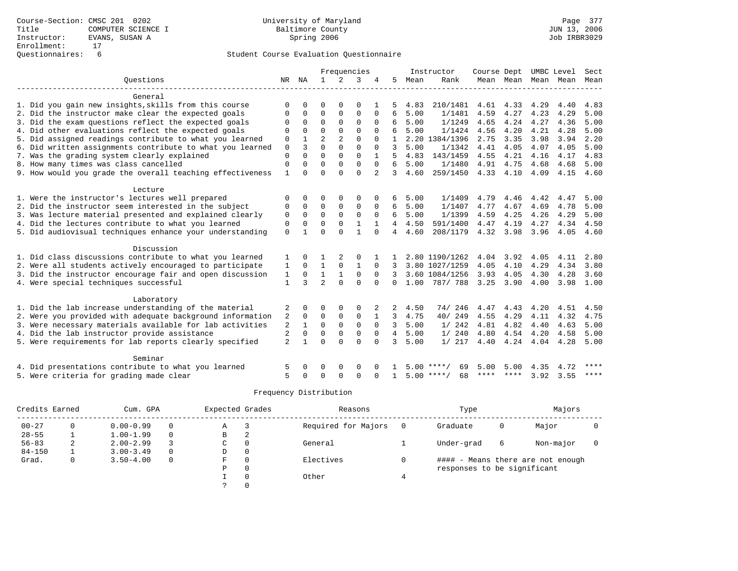Course-Section: CMSC 201 0202
Title: COMPUTER SCIENCE I
Instructor: EVANS, SUSAN A
Enrollment: 17
Questionnaires: 6

University of Maryland
Baltimore County
Spring 2006

JUN 13, 2006
Job IRBR3029

## Student Course Evaluation Questionnaire

| Questions | NR | NA | 1 | 2 | 3 | 4 | 5 | Instructor Mean | Instructor Rank | Course Mean | Dept Mean | UMBC Mean | Level Mean | Sect Mean |
|---|---|---|---|---|---|---|---|---|---|---|---|---|---|---|
| **General** | | | | | | | | | | | | | | |
| 1. Did you gain new insights,skills from this course | 0 | 0 | 0 | 0 | 0 | 1 | 5 | 4.83 | 210/1481 | 4.61 | 4.33 | 4.29 | 4.40 | 4.83 |
| 2. Did the instructor make clear the expected goals | 0 | 0 | 0 | 0 | 0 | 0 | 6 | 5.00 | 1/1481 | 4.59 | 4.27 | 4.23 | 4.29 | 5.00 |
| 3. Did the exam questions reflect the expected goals | 0 | 0 | 0 | 0 | 0 | 0 | 6 | 5.00 | 1/1249 | 4.65 | 4.24 | 4.27 | 4.36 | 5.00 |
| 4. Did other evaluations reflect the expected goals | 0 | 0 | 0 | 0 | 0 | 0 | 6 | 5.00 | 1/1424 | 4.56 | 4.20 | 4.21 | 4.28 | 5.00 |
| 5. Did assigned readings contribute to what you learned | 0 | 1 | 2 | 2 | 0 | 0 | 1 | 2.20 | 1384/1396 | 2.75 | 3.35 | 3.98 | 3.94 | 2.20 |
| 6. Did written assignments contribute to what you learned | 0 | 3 | 0 | 0 | 0 | 0 | 3 | 5.00 | 1/1342 | 4.41 | 4.05 | 4.07 | 4.05 | 5.00 |
| 7. Was the grading system clearly explained | 0 | 0 | 0 | 0 | 0 | 1 | 5 | 4.83 | 143/1459 | 4.55 | 4.21 | 4.16 | 4.17 | 4.83 |
| 8. How many times was class cancelled | 0 | 0 | 0 | 0 | 0 | 0 | 6 | 5.00 | 1/1480 | 4.91 | 4.75 | 4.68 | 4.68 | 5.00 |
| 9. How would you grade the overall teaching effectiveness | 1 | 0 | 0 | 0 | 0 | 2 | 3 | 4.60 | 259/1450 | 4.33 | 4.10 | 4.09 | 4.15 | 4.60 |
| **Lecture** | | | | | | | | | | | | | | |
| 1. Were the instructor's lectures well prepared | 0 | 0 | 0 | 0 | 0 | 0 | 6 | 5.00 | 1/1409 | 4.79 | 4.46 | 4.42 | 4.47 | 5.00 |
| 2. Did the instructor seem interested in the subject | 0 | 0 | 0 | 0 | 0 | 0 | 6 | 5.00 | 1/1407 | 4.77 | 4.67 | 4.69 | 4.78 | 5.00 |
| 3. Was lecture material presented and explained clearly | 0 | 0 | 0 | 0 | 0 | 0 | 6 | 5.00 | 1/1399 | 4.59 | 4.25 | 4.26 | 4.29 | 5.00 |
| 4. Did the lectures contribute to what you learned | 0 | 0 | 0 | 0 | 1 | 1 | 4 | 4.50 | 591/1400 | 4.47 | 4.19 | 4.27 | 4.34 | 4.50 |
| 5. Did audiovisual techniques enhance your understanding | 0 | 1 | 0 | 0 | 1 | 0 | 4 | 4.60 | 208/1179 | 4.32 | 3.98 | 3.96 | 4.05 | 4.60 |
| **Discussion** | | | | | | | | | | | | | | |
| 1. Did class discussions contribute to what you learned | 1 | 0 | 1 | 2 | 0 | 1 | 1 | 2.80 | 1190/1262 | 4.04 | 3.92 | 4.05 | 4.11 | 2.80 |
| 2. Were all students actively encouraged to participate | 1 | 0 | 1 | 0 | 1 | 0 | 3 | 3.80 | 1027/1259 | 4.05 | 4.10 | 4.29 | 4.34 | 3.80 |
| 3. Did the instructor encourage fair and open discussion | 1 | 0 | 1 | 1 | 0 | 0 | 3 | 3.60 | 1084/1256 | 3.93 | 4.05 | 4.30 | 4.28 | 3.60 |
| 4. Were special techniques successful | 1 | 3 | 2 | 0 | 0 | 0 | 0 | 1.00 | 787/ 788 | 3.25 | 3.90 | 4.00 | 3.98 | 1.00 |
| **Laboratory** | | | | | | | | | | | | | | |
| 1. Did the lab increase understanding of the material | 2 | 0 | 0 | 0 | 0 | 2 | 2 | 4.50 | 74/ 246 | 4.47 | 4.43 | 4.20 | 4.51 | 4.50 |
| 2. Were you provided with adequate background information | 2 | 0 | 0 | 0 | 0 | 1 | 3 | 4.75 | 40/ 249 | 4.55 | 4.29 | 4.11 | 4.32 | 4.75 |
| 3. Were necessary materials available for lab activities | 2 | 1 | 0 | 0 | 0 | 0 | 3 | 5.00 | 1/ 242 | 4.81 | 4.82 | 4.40 | 4.63 | 5.00 |
| 4. Did the lab instructor provide assistance | 2 | 0 | 0 | 0 | 0 | 0 | 4 | 5.00 | 1/ 240 | 4.80 | 4.54 | 4.20 | 4.58 | 5.00 |
| 5. Were requirements for lab reports clearly specified | 2 | 1 | 0 | 0 | 0 | 0 | 3 | 5.00 | 1/ 217 | 4.40 | 4.24 | 4.04 | 4.28 | 5.00 |
| **Seminar** | | | | | | | | | | | | | | |
| 4. Did presentations contribute to what you learned | 5 | 0 | 0 | 0 | 0 | 0 | 1 | 5.00 | ****/ 69 | 5.00 | 5.00 | 4.35 | 4.72 | **** |
| 5. Were criteria for grading made clear | 5 | 0 | 0 | 0 | 0 | 0 | 1 | 5.00 | ****/ 68 | **** | **** | 3.92 | 3.55 | **** |

## Frequency Distribution

| Credits Earned | | Cum. GPA | | Expected Grades | | Reasons | | Type | | Majors | |
|---|---|---|---|---|---|---|---|---|---|---|---|
| 00-27 | 0 | 0.00-0.99 | 0 | A | 3 | Required for Majors | 0 | Graduate | 0 | Major | 0 |
| 28-55 | 1 | 1.00-1.99 | 0 | B | 2 | | | | | | |
| 56-83 | 2 | 2.00-2.99 | 3 | C | 0 | General | 1 | Under-grad | 6 | Non-major | 0 |
| 84-150 | 1 | 3.00-3.49 | 0 | D | 0 | | | | | | |
| Grad. | 0 | 3.50-4.00 | 0 | F | 0 | Electives | 0 | #### - Means there are not enough responses to be significant | | | |
| | | | | P | 0 | | | | | | |
| | | | | I | 0 | Other | 4 | | | | |
| | | | | ? | 0 | | | | | | |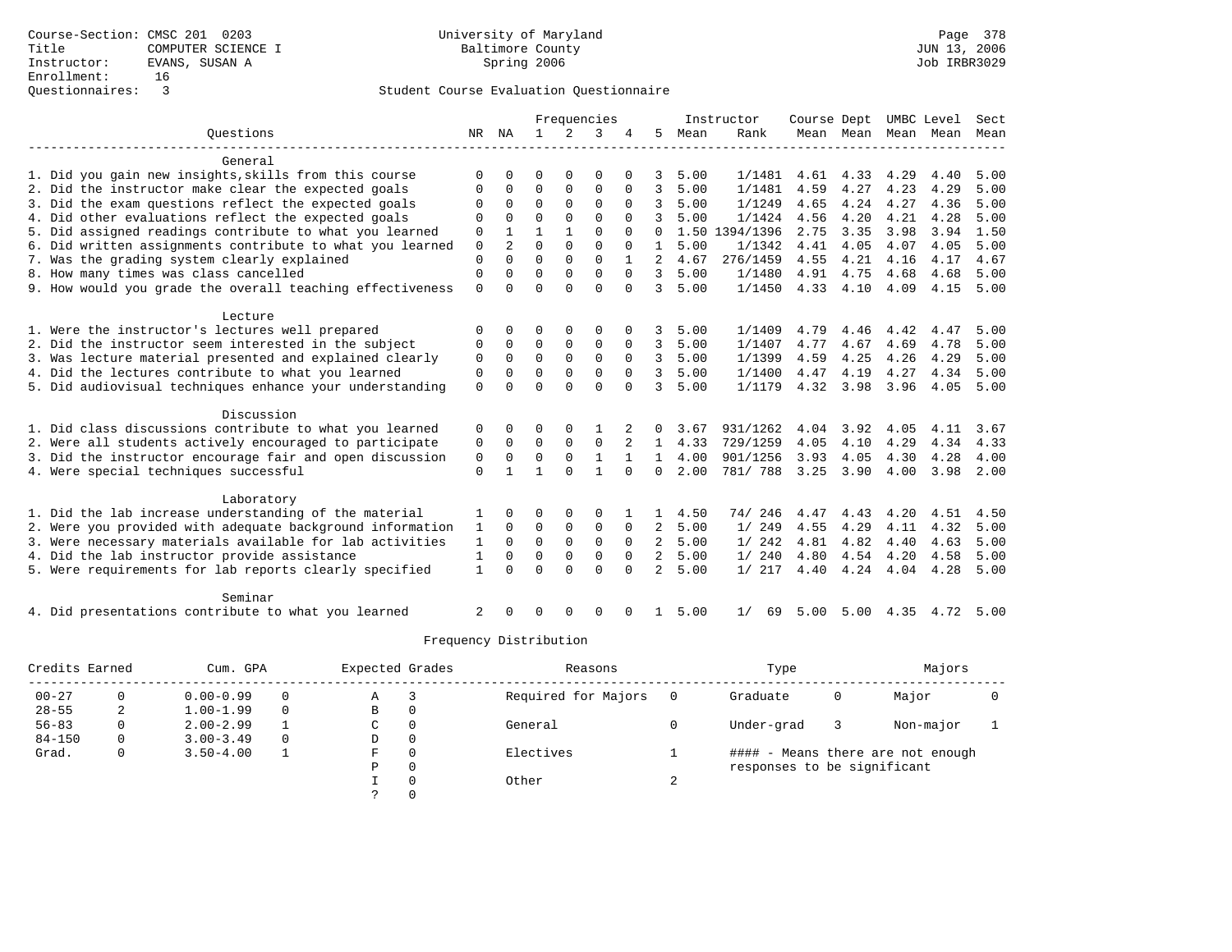Course-Section: CMSC 201 0203
Title: COMPUTER SCIENCE I
Instructor: EVANS, SUSAN A
Enrollment: 16
Questionnaires: 3

University of Maryland
Baltimore County
Spring 2006

Page 378
JUN 13, 2006
Job IRBR3029

## Student Course Evaluation Questionnaire

| Questions | NR | NA | 1 | 2 | 3 | 4 | 5 | Instructor Mean | Instructor Rank | Course Mean | Dept Mean | UMBC Mean | Level Mean | Sect Mean |
|---|---|---|---|---|---|---|---|---|---|---|---|---|---|---|
| **General** | | | | | | | | | | | | | | |
| 1. Did you gain new insights,skills from this course | 0 | 0 | 0 | 0 | 0 | 0 | 3 | 5.00 | 1/1481 | 4.61 | 4.33 | 4.29 | 4.40 | 5.00 |
| 2. Did the instructor make clear the expected goals | 0 | 0 | 0 | 0 | 0 | 0 | 3 | 5.00 | 1/1481 | 4.59 | 4.27 | 4.23 | 4.29 | 5.00 |
| 3. Did the exam questions reflect the expected goals | 0 | 0 | 0 | 0 | 0 | 0 | 3 | 5.00 | 1/1249 | 4.65 | 4.24 | 4.27 | 4.36 | 5.00 |
| 4. Did other evaluations reflect the expected goals | 0 | 0 | 0 | 0 | 0 | 0 | 3 | 5.00 | 1/1424 | 4.56 | 4.20 | 4.21 | 4.28 | 5.00 |
| 5. Did assigned readings contribute to what you learned | 0 | 1 | 1 | 1 | 0 | 0 | 0 | 1.50 | 1394/1396 | 2.75 | 3.35 | 3.98 | 3.94 | 1.50 |
| 6. Did written assignments contribute to what you learned | 0 | 2 | 0 | 0 | 0 | 0 | 1 | 5.00 | 1/1342 | 4.41 | 4.05 | 4.07 | 4.05 | 5.00 |
| 7. Was the grading system clearly explained | 0 | 0 | 0 | 0 | 0 | 1 | 2 | 4.67 | 276/1459 | 4.55 | 4.21 | 4.16 | 4.17 | 4.67 |
| 8. How many times was class cancelled | 0 | 0 | 0 | 0 | 0 | 0 | 3 | 5.00 | 1/1480 | 4.91 | 4.75 | 4.68 | 4.68 | 5.00 |
| 9. How would you grade the overall teaching effectiveness | 0 | 0 | 0 | 0 | 0 | 0 | 3 | 5.00 | 1/1450 | 4.33 | 4.10 | 4.09 | 4.15 | 5.00 |
| **Lecture** | | | | | | | | | | | | | | |
| 1. Were the instructor's lectures well prepared | 0 | 0 | 0 | 0 | 0 | 0 | 3 | 5.00 | 1/1409 | 4.79 | 4.46 | 4.42 | 4.47 | 5.00 |
| 2. Did the instructor seem interested in the subject | 0 | 0 | 0 | 0 | 0 | 0 | 3 | 5.00 | 1/1407 | 4.77 | 4.67 | 4.69 | 4.78 | 5.00 |
| 3. Was lecture material presented and explained clearly | 0 | 0 | 0 | 0 | 0 | 0 | 3 | 5.00 | 1/1399 | 4.59 | 4.25 | 4.26 | 4.29 | 5.00 |
| 4. Did the lectures contribute to what you learned | 0 | 0 | 0 | 0 | 0 | 0 | 3 | 5.00 | 1/1400 | 4.47 | 4.19 | 4.27 | 4.34 | 5.00 |
| 5. Did audiovisual techniques enhance your understanding | 0 | 0 | 0 | 0 | 0 | 0 | 3 | 5.00 | 1/1179 | 4.32 | 3.98 | 3.96 | 4.05 | 5.00 |
| **Discussion** | | | | | | | | | | | | | | |
| 1. Did class discussions contribute to what you learned | 0 | 0 | 0 | 0 | 1 | 2 | 0 | 3.67 | 931/1262 | 4.04 | 3.92 | 4.05 | 4.11 | 3.67 |
| 2. Were all students actively encouraged to participate | 0 | 0 | 0 | 0 | 0 | 2 | 1 | 4.33 | 729/1259 | 4.05 | 4.10 | 4.29 | 4.34 | 4.33 |
| 3. Did the instructor encourage fair and open discussion | 0 | 0 | 0 | 0 | 1 | 1 | 1 | 4.00 | 901/1256 | 3.93 | 4.05 | 4.30 | 4.28 | 4.00 |
| 4. Were special techniques successful | 0 | 1 | 1 | 0 | 1 | 0 | 0 | 2.00 | 781/ 788 | 3.25 | 3.90 | 4.00 | 3.98 | 2.00 |
| **Laboratory** | | | | | | | | | | | | | | |
| 1. Did the lab increase understanding of the material | 1 | 0 | 0 | 0 | 0 | 1 | 1 | 4.50 | 74/ 246 | 4.47 | 4.43 | 4.20 | 4.51 | 4.50 |
| 2. Were you provided with adequate background information | 1 | 0 | 0 | 0 | 0 | 0 | 2 | 5.00 | 1/ 249 | 4.55 | 4.29 | 4.11 | 4.32 | 5.00 |
| 3. Were necessary materials available for lab activities | 1 | 0 | 0 | 0 | 0 | 0 | 2 | 5.00 | 1/ 242 | 4.81 | 4.82 | 4.40 | 4.63 | 5.00 |
| 4. Did the lab instructor provide assistance | 1 | 0 | 0 | 0 | 0 | 0 | 2 | 5.00 | 1/ 240 | 4.80 | 4.54 | 4.20 | 4.58 | 5.00 |
| 5. Were requirements for lab reports clearly specified | 1 | 0 | 0 | 0 | 0 | 0 | 2 | 5.00 | 1/ 217 | 4.40 | 4.24 | 4.04 | 4.28 | 5.00 |
| **Seminar** | | | | | | | | | | | | | | |
| 4. Did presentations contribute to what you learned | 2 | 0 | 0 | 0 | 0 | 0 | 1 | 5.00 | 1/ 69 | 5.00 | 5.00 | 4.35 | 4.72 | 5.00 |

## Frequency Distribution

| Credits Earned | | Cum. GPA | | Expected Grades | | Reasons | | Type | | Majors | |
|---|---|---|---|---|---|---|---|---|---|---|---|
| 00-27 | 0 | 0.00-0.99 | 0 | A | 3 | Required for Majors | 0 | Graduate | 0 | Major | 0 |
| 28-55 | 2 | 1.00-1.99 | 0 | B | 0 | | | | | | |
| 56-83 | 0 | 2.00-2.99 | 1 | C | 0 | General | 0 | Under-grad | 3 | Non-major | 1 |
| 84-150 | 0 | 3.00-3.49 | 0 | D | 0 | | | | | | |
| Grad. | 0 | 3.50-4.00 | 1 | F | 0 | Electives | 1 | #### - Means there are not enough responses to be significant | | | |
| | | | | P | 0 | | | | | | |
| | | | | I | 0 | Other | 2 | | | | |
| | | | | ? | 0 | | | | | | |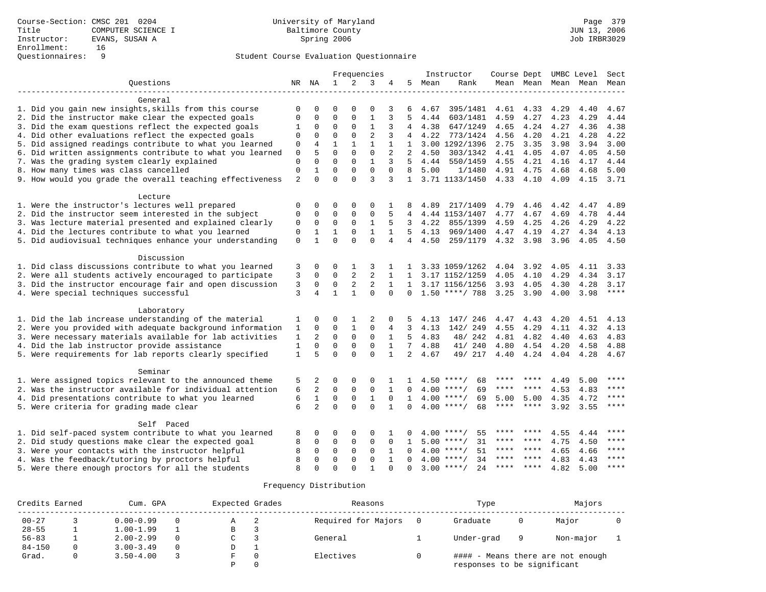Course-Section: CMSC 201 0204
Title: COMPUTER SCIENCE I
Instructor: EVANS, SUSAN A
Enrollment: 16
Questionnaires: 9

University of Maryland
Baltimore County
Spring 2006

JUN 13, 2006
Job IRBR3029

## Student Course Evaluation Questionnaire

| Questions | NR | NA | 1 | 2 | 3 | 4 | 5 | Instructor Mean | Instructor Rank | Course Mean | Dept Mean | UMBC Mean | Level Mean | Sect Mean |
|---|---|---|---|---|---|---|---|---|---|---|---|---|---|---|
| **General** | | | | | | | | | | | | | | |
| 1. Did you gain new insights,skills from this course | 0 | 0 | 0 | 0 | 0 | 3 | 6 | 4.67 | 395/1481 | 4.61 | 4.33 | 4.29 | 4.40 | 4.67 |
| 2. Did the instructor make clear the expected goals | 0 | 0 | 0 | 0 | 1 | 3 | 5 | 4.44 | 603/1481 | 4.59 | 4.27 | 4.23 | 4.29 | 4.44 |
| 3. Did the exam questions reflect the expected goals | 1 | 0 | 0 | 0 | 1 | 3 | 4 | 4.38 | 647/1249 | 4.65 | 4.24 | 4.27 | 4.36 | 4.38 |
| 4. Did other evaluations reflect the expected goals | 0 | 0 | 0 | 0 | 2 | 3 | 4 | 4.22 | 773/1424 | 4.56 | 4.20 | 4.21 | 4.28 | 4.22 |
| 5. Did assigned readings contribute to what you learned | 0 | 4 | 1 | 1 | 1 | 1 | 1 | 3.00 | 1292/1396 | 2.75 | 3.35 | 3.98 | 3.94 | 3.00 |
| 6. Did written assignments contribute to what you learned | 0 | 5 | 0 | 0 | 0 | 2 | 2 | 4.50 | 303/1342 | 4.41 | 4.05 | 4.07 | 4.05 | 4.50 |
| 7. Was the grading system clearly explained | 0 | 0 | 0 | 0 | 1 | 3 | 5 | 4.44 | 550/1459 | 4.55 | 4.21 | 4.16 | 4.17 | 4.44 |
| 8. How many times was class cancelled | 0 | 1 | 0 | 0 | 0 | 0 | 8 | 5.00 | 1/1480 | 4.91 | 4.75 | 4.68 | 4.68 | 5.00 |
| 9. How would you grade the overall teaching effectiveness | 2 | 0 | 0 | 0 | 3 | 3 | 1 | 3.71 | 1133/1450 | 4.33 | 4.10 | 4.09 | 4.15 | 3.71 |
| **Lecture** | | | | | | | | | | | | | | |
| 1. Were the instructor's lectures well prepared | 0 | 0 | 0 | 0 | 0 | 1 | 8 | 4.89 | 217/1409 | 4.79 | 4.46 | 4.42 | 4.47 | 4.89 |
| 2. Did the instructor seem interested in the subject | 0 | 0 | 0 | 0 | 0 | 5 | 4 | 4.44 | 1153/1407 | 4.77 | 4.67 | 4.69 | 4.78 | 4.44 |
| 3. Was lecture material presented and explained clearly | 0 | 0 | 0 | 0 | 1 | 5 | 3 | 4.22 | 855/1399 | 4.59 | 4.25 | 4.26 | 4.29 | 4.22 |
| 4. Did the lectures contribute to what you learned | 0 | 1 | 1 | 0 | 1 | 1 | 5 | 4.13 | 969/1400 | 4.47 | 4.19 | 4.27 | 4.34 | 4.13 |
| 5. Did audiovisual techniques enhance your understanding | 0 | 1 | 0 | 0 | 0 | 4 | 4 | 4.50 | 259/1179 | 4.32 | 3.98 | 3.96 | 4.05 | 4.50 |
| **Discussion** | | | | | | | | | | | | | | |
| 1. Did class discussions contribute to what you learned | 3 | 0 | 0 | 1 | 3 | 1 | 1 | 3.33 | 1059/1262 | 4.04 | 3.92 | 4.05 | 4.11 | 3.33 |
| 2. Were all students actively encouraged to participate | 3 | 0 | 0 | 2 | 2 | 1 | 1 | 3.17 | 1152/1259 | 4.05 | 4.10 | 4.29 | 4.34 | 3.17 |
| 3. Did the instructor encourage fair and open discussion | 3 | 0 | 0 | 2 | 2 | 1 | 1 | 3.17 | 1156/1256 | 3.93 | 4.05 | 4.30 | 4.28 | 3.17 |
| 4. Were special techniques successful | 3 | 4 | 1 | 1 | 0 | 0 | 0 | 1.50 | ****/ 788 | 3.25 | 3.90 | 4.00 | 3.98 | **** |
| **Laboratory** | | | | | | | | | | | | | | |
| 1. Did the lab increase understanding of the material | 1 | 0 | 0 | 1 | 2 | 0 | 5 | 4.13 | 147/ 246 | 4.47 | 4.43 | 4.20 | 4.51 | 4.13 |
| 2. Were you provided with adequate background information | 1 | 0 | 0 | 1 | 0 | 4 | 3 | 4.13 | 142/ 249 | 4.55 | 4.29 | 4.11 | 4.32 | 4.13 |
| 3. Were necessary materials available for lab activities | 1 | 2 | 0 | 0 | 0 | 1 | 5 | 4.83 | 48/ 242 | 4.81 | 4.82 | 4.40 | 4.63 | 4.83 |
| 4. Did the lab instructor provide assistance | 1 | 0 | 0 | 0 | 0 | 1 | 7 | 4.88 | 41/ 240 | 4.80 | 4.54 | 4.20 | 4.58 | 4.88 |
| 5. Were requirements for lab reports clearly specified | 1 | 5 | 0 | 0 | 0 | 1 | 2 | 4.67 | 49/ 217 | 4.40 | 4.24 | 4.04 | 4.28 | 4.67 |
| **Seminar** | | | | | | | | | | | | | | |
| 1. Were assigned topics relevant to the announced theme | 5 | 2 | 0 | 0 | 0 | 1 | 1 | 4.50 | ****/ 68 | **** | **** | 4.49 | 5.00 | **** |
| 2. Was the instructor available for individual attention | 6 | 2 | 0 | 0 | 0 | 1 | 0 | 4.00 | ****/ 69 | **** | **** | 4.53 | 4.83 | **** |
| 4. Did presentations contribute to what you learned | 6 | 1 | 0 | 0 | 1 | 0 | 1 | 4.00 | ****/ 69 | 5.00 | 5.00 | 4.35 | 4.72 | **** |
| 5. Were criteria for grading made clear | 6 | 2 | 0 | 0 | 0 | 1 | 0 | 4.00 | ****/ 68 | **** | **** | 3.92 | 3.55 | **** |
| **Self Paced** | | | | | | | | | | | | | | |
| 1. Did self-paced system contribute to what you learned | 8 | 0 | 0 | 0 | 0 | 1 | 0 | 4.00 | ****/ 55 | **** | **** | 4.55 | 4.44 | **** |
| 2. Did study questions make clear the expected goal | 8 | 0 | 0 | 0 | 0 | 0 | 1 | 5.00 | ****/ 31 | **** | **** | 4.75 | 4.50 | **** |
| 3. Were your contacts with the instructor helpful | 8 | 0 | 0 | 0 | 0 | 1 | 0 | 4.00 | ****/ 51 | **** | **** | 4.65 | 4.66 | **** |
| 4. Was the feedback/tutoring by proctors helpful | 8 | 0 | 0 | 0 | 0 | 1 | 0 | 4.00 | ****/ 34 | **** | **** | 4.83 | 4.43 | **** |
| 5. Were there enough proctors for all the students | 8 | 0 | 0 | 0 | 1 | 0 | 0 | 3.00 | ****/ 24 | **** | **** | 4.82 | 5.00 | **** |

### Frequency Distribution

| Credits Earned | | Cum. GPA | | Expected Grades | | Reasons | | Type | | Majors | |
|---|---|---|---|---|---|---|---|---|---|---|---|
| 00-27 | 3 | 0.00-0.99 | 0 | A | 2 | Required for Majors | 0 | Graduate | 0 | Major | 0 |
| 28-55 | 1 | 1.00-1.99 | 1 | B | 3 | | | | | | |
| 56-83 | 1 | 2.00-2.99 | 0 | C | 3 | General | 1 | Under-grad | 9 | Non-major | 1 |
| 84-150 | 0 | 3.00-3.49 | 0 | D | 1 | | | | | | |
| Grad. | 0 | 3.50-4.00 | 3 | F | 0 | Electives | 0 | #### - Means there are not enough responses to be significant | | | |
| | | | | P | 0 | | | | | | |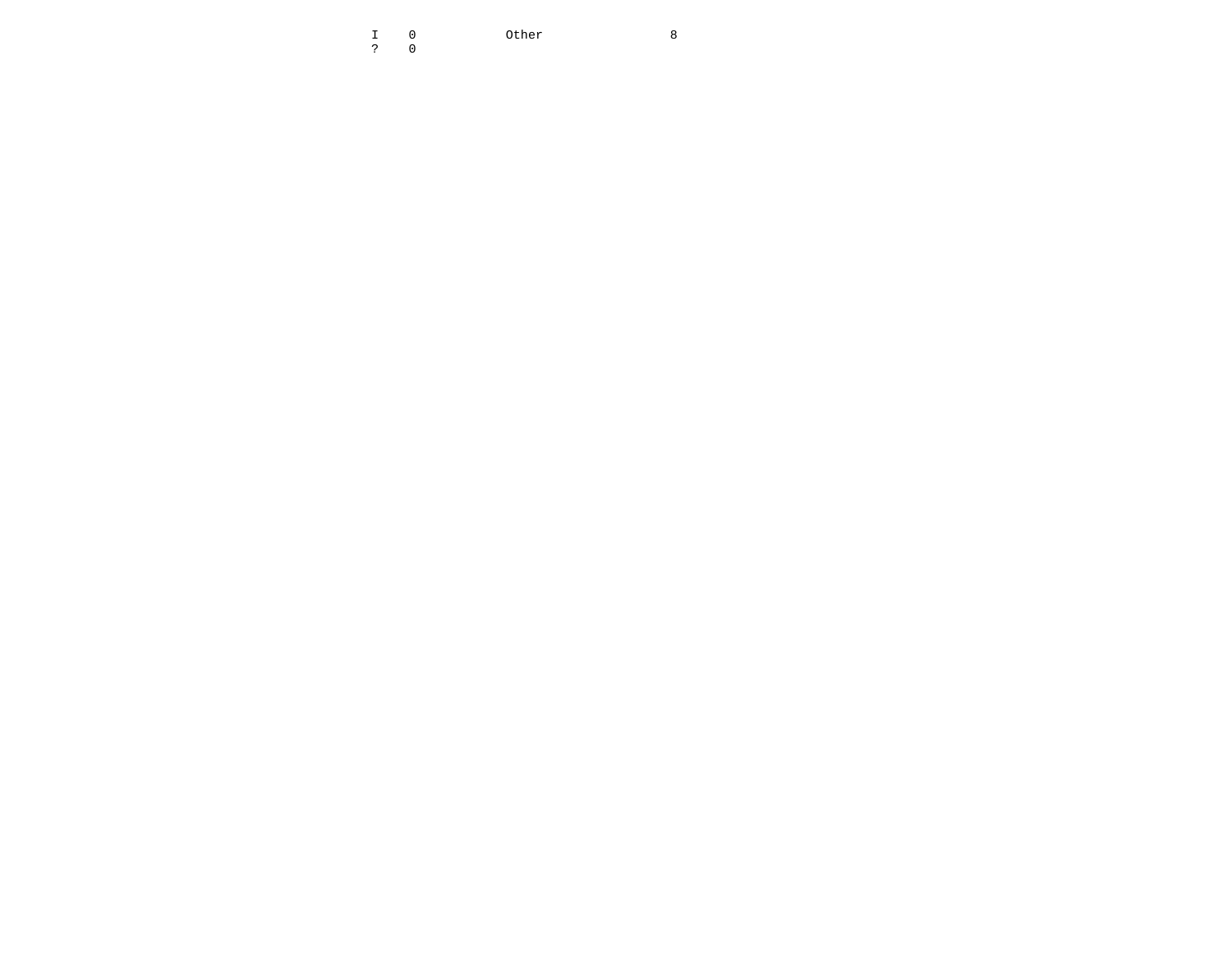| | | | |
|---|---|---|---|
| I | 0 | Other | 8 |
| ? | 0 | | |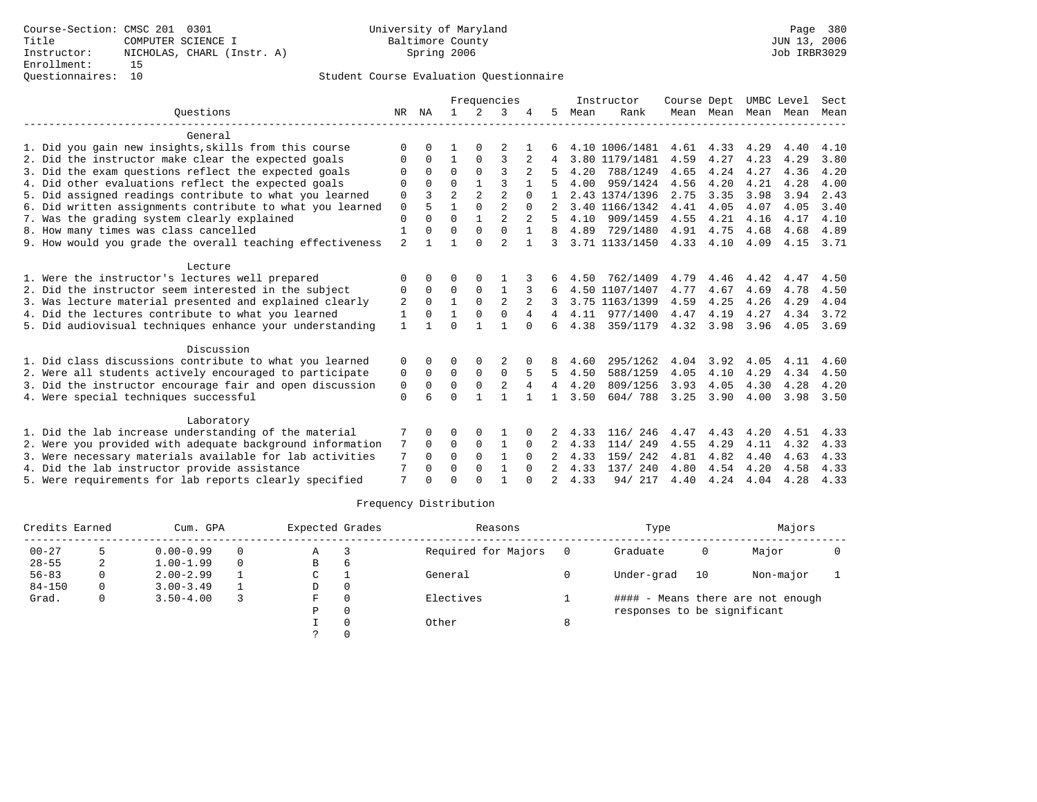Course-Section: CMSC 201 0301
Title: COMPUTER SCIENCE I
Instructor: NICHOLAS, CHARL (Instr. A)
Enrollment: 15
Questionnaires: 10

University of Maryland
Baltimore County
Spring 2006

Page 380
JUN 13, 2006
Job IRBR3029

## Student Course Evaluation Questionnaire

| Questions | NR | NA | 1 | 2 | 3 | 4 | 5 | Instructor Mean | Instructor Rank | Course Mean | Dept Mean | UMBC Mean | Level Mean | Sect Mean |
|---|---|---|---|---|---|---|---|---|---|---|---|---|---|---|
| **General** | | | | | | | | | | | | | | |
| 1. Did you gain new insights,skills from this course | 0 | 0 | 1 | 0 | 2 | 1 | 6 | 4.10 | 1006/1481 | 4.61 | 4.33 | 4.29 | 4.40 | 4.10 |
| 2. Did the instructor make clear the expected goals | 0 | 0 | 1 | 0 | 3 | 2 | 4 | 3.80 | 1179/1481 | 4.59 | 4.27 | 4.23 | 4.29 | 3.80 |
| 3. Did the exam questions reflect the expected goals | 0 | 0 | 0 | 0 | 3 | 2 | 5 | 4.20 | 788/1249 | 4.65 | 4.24 | 4.27 | 4.36 | 4.20 |
| 4. Did other evaluations reflect the expected goals | 0 | 0 | 0 | 1 | 3 | 1 | 5 | 4.00 | 959/1424 | 4.56 | 4.20 | 4.21 | 4.28 | 4.00 |
| 5. Did assigned readings contribute to what you learned | 0 | 3 | 2 | 2 | 2 | 0 | 1 | 2.43 | 1374/1396 | 2.75 | 3.35 | 3.98 | 3.94 | 2.43 |
| 6. Did written assignments contribute to what you learned | 0 | 5 | 1 | 0 | 2 | 0 | 2 | 3.40 | 1166/1342 | 4.41 | 4.05 | 4.07 | 4.05 | 3.40 |
| 7. Was the grading system clearly explained | 0 | 0 | 0 | 1 | 2 | 2 | 5 | 4.10 | 909/1459 | 4.55 | 4.21 | 4.16 | 4.17 | 4.10 |
| 8. How many times was class cancelled | 1 | 0 | 0 | 0 | 0 | 1 | 8 | 4.89 | 729/1480 | 4.91 | 4.75 | 4.68 | 4.68 | 4.89 |
| 9. How would you grade the overall teaching effectiveness | 2 | 1 | 1 | 0 | 2 | 1 | 3 | 3.71 | 1133/1450 | 4.33 | 4.10 | 4.09 | 4.15 | 3.71 |
| **Lecture** | | | | | | | | | | | | | | |
| 1. Were the instructor's lectures well prepared | 0 | 0 | 0 | 0 | 1 | 3 | 6 | 4.50 | 762/1409 | 4.79 | 4.46 | 4.42 | 4.47 | 4.50 |
| 2. Did the instructor seem interested in the subject | 0 | 0 | 0 | 0 | 1 | 3 | 6 | 4.50 | 1107/1407 | 4.77 | 4.67 | 4.69 | 4.78 | 4.50 |
| 3. Was lecture material presented and explained clearly | 2 | 0 | 1 | 0 | 2 | 2 | 3 | 3.75 | 1163/1399 | 4.59 | 4.25 | 4.26 | 4.29 | 4.04 |
| 4. Did the lectures contribute to what you learned | 1 | 0 | 1 | 0 | 0 | 4 | 4 | 4.11 | 977/1400 | 4.47 | 4.19 | 4.27 | 4.34 | 3.72 |
| 5. Did audiovisual techniques enhance your understanding | 1 | 1 | 0 | 1 | 1 | 0 | 6 | 4.38 | 359/1179 | 4.32 | 3.98 | 3.96 | 4.05 | 3.69 |
| **Discussion** | | | | | | | | | | | | | | |
| 1. Did class discussions contribute to what you learned | 0 | 0 | 0 | 0 | 2 | 0 | 8 | 4.60 | 295/1262 | 4.04 | 3.92 | 4.05 | 4.11 | 4.60 |
| 2. Were all students actively encouraged to participate | 0 | 0 | 0 | 0 | 0 | 5 | 5 | 4.50 | 588/1259 | 4.05 | 4.10 | 4.29 | 4.34 | 4.50 |
| 3. Did the instructor encourage fair and open discussion | 0 | 0 | 0 | 0 | 2 | 4 | 4 | 4.20 | 809/1256 | 3.93 | 4.05 | 4.30 | 4.28 | 4.20 |
| 4. Were special techniques successful | 0 | 6 | 0 | 1 | 1 | 1 | 1 | 3.50 | 604/ 788 | 3.25 | 3.90 | 4.00 | 3.98 | 3.50 |
| **Laboratory** | | | | | | | | | | | | | | |
| 1. Did the lab increase understanding of the material | 7 | 0 | 0 | 0 | 1 | 0 | 2 | 4.33 | 116/ 246 | 4.47 | 4.43 | 4.20 | 4.51 | 4.33 |
| 2. Were you provided with adequate background information | 7 | 0 | 0 | 0 | 1 | 0 | 2 | 4.33 | 114/ 249 | 4.55 | 4.29 | 4.11 | 4.32 | 4.33 |
| 3. Were necessary materials available for lab activities | 7 | 0 | 0 | 0 | 1 | 0 | 2 | 4.33 | 159/ 242 | 4.81 | 4.82 | 4.40 | 4.63 | 4.33 |
| 4. Did the lab instructor provide assistance | 7 | 0 | 0 | 0 | 1 | 0 | 2 | 4.33 | 137/ 240 | 4.80 | 4.54 | 4.20 | 4.58 | 4.33 |
| 5. Were requirements for lab reports clearly specified | 7 | 0 | 0 | 0 | 1 | 0 | 2 | 4.33 | 94/ 217 | 4.40 | 4.24 | 4.04 | 4.28 | 4.33 |

### Frequency Distribution

| Credits Earned | | Cum. GPA | | Expected Grades | | Reasons | | Type | | Majors | |
|---|---|---|---|---|---|---|---|---|---|---|---|
| 00-27 | 5 | 0.00-0.99 | 0 | A | 3 | Required for Majors | 0 | Graduate | 0 | Major | 0 |
| 28-55 | 2 | 1.00-1.99 | 0 | B | 6 | | | | | | |
| 56-83 | 0 | 2.00-2.99 | 1 | C | 1 | General | 0 | Under-grad | 10 | Non-major | 1 |
| 84-150 | 0 | 3.00-3.49 | 1 | D | 0 | | | | | | |
| Grad. | 0 | 3.50-4.00 | 3 | F | 0 | Electives | 1 | #### - Means there are not enough responses to be significant | | | |
| | | | | P | 0 | | | | | | |
| | | | | I | 0 | Other | 8 | | | | |
| | | | | ? | 0 | | | | | | |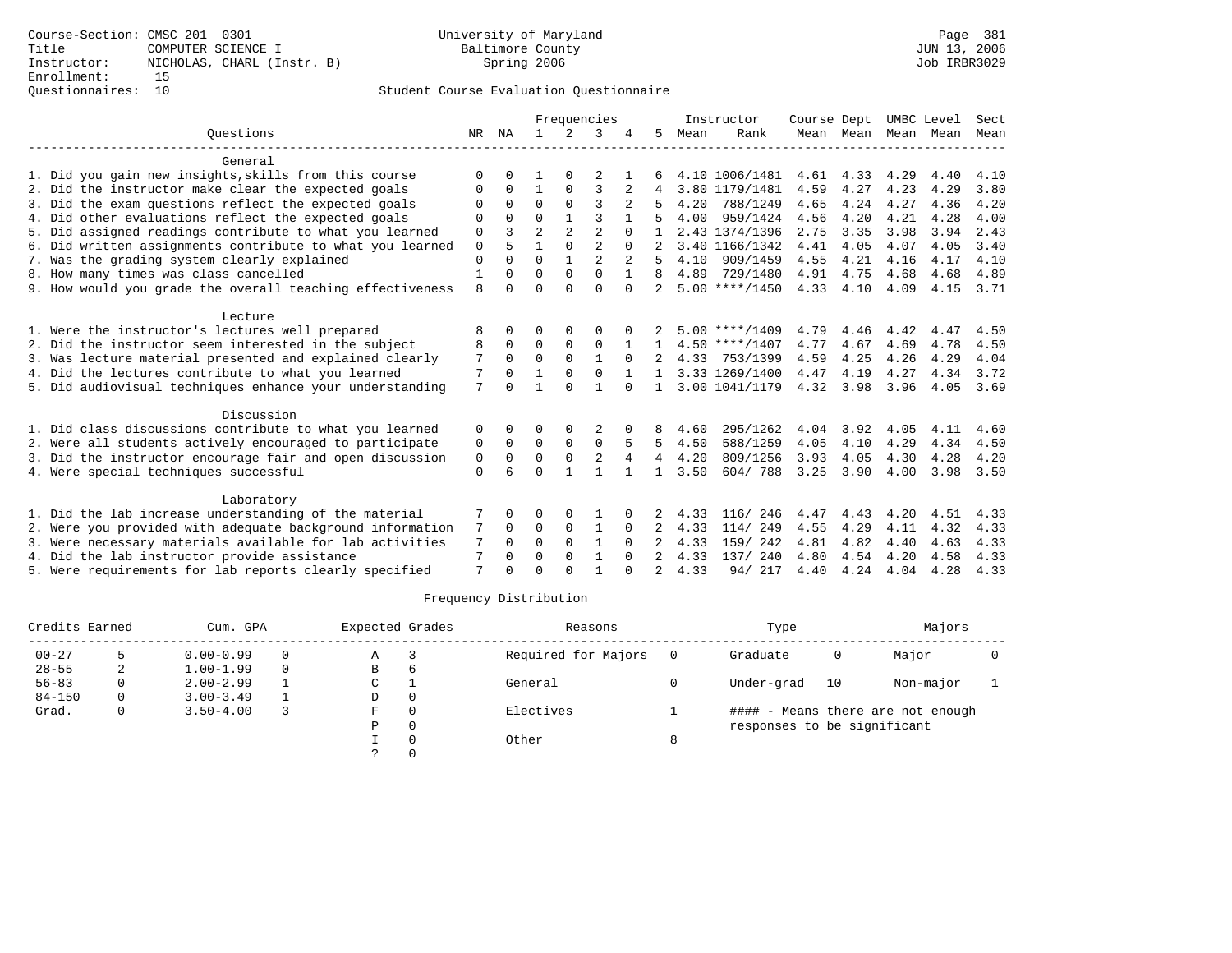Course-Section: CMSC 201 0301
Title: COMPUTER SCIENCE I
Instructor: NICHOLAS, CHARL (Instr. B)
Enrollment: 15
Questionnaires: 10

University of Maryland
Baltimore County
Spring 2006

Student Course Evaluation Questionnaire

| Questions | NR | NA | 1 | 2 | 3 | 4 | 5 | Instructor Mean | Instructor Rank | Course Mean | Dept Mean | UMBC Mean | Level Mean | Sect Mean |
|---|---|---|---|---|---|---|---|---|---|---|---|---|---|---|
| **General** | | | | | | | | | | | | | | |
| 1. Did you gain new insights,skills from this course | 0 | 0 | 1 | 0 | 2 | 1 | 6 | 4.10 | 1006/1481 | 4.61 | 4.33 | 4.29 | 4.40 | 4.10 |
| 2. Did the instructor make clear the expected goals | 0 | 0 | 1 | 0 | 3 | 2 | 4 | 3.80 | 1179/1481 | 4.59 | 4.27 | 4.23 | 4.29 | 3.80 |
| 3. Did the exam questions reflect the expected goals | 0 | 0 | 0 | 0 | 3 | 2 | 5 | 4.20 | 788/1249 | 4.65 | 4.24 | 4.27 | 4.36 | 4.20 |
| 4. Did other evaluations reflect the expected goals | 0 | 0 | 0 | 1 | 3 | 1 | 5 | 4.00 | 959/1424 | 4.56 | 4.20 | 4.21 | 4.28 | 4.00 |
| 5. Did assigned readings contribute to what you learned | 0 | 3 | 2 | 2 | 2 | 0 | 1 | 2.43 | 1374/1396 | 2.75 | 3.35 | 3.98 | 3.94 | 2.43 |
| 6. Did written assignments contribute to what you learned | 0 | 5 | 1 | 0 | 2 | 0 | 2 | 3.40 | 1166/1342 | 4.41 | 4.05 | 4.07 | 4.05 | 3.40 |
| 7. Was the grading system clearly explained | 0 | 0 | 0 | 1 | 2 | 2 | 5 | 4.10 | 909/1459 | 4.55 | 4.21 | 4.16 | 4.17 | 4.10 |
| 8. How many times was class cancelled | 1 | 0 | 0 | 0 | 0 | 1 | 8 | 4.89 | 729/1480 | 4.91 | 4.75 | 4.68 | 4.68 | 4.89 |
| 9. How would you grade the overall teaching effectiveness | 8 | 0 | 0 | 0 | 0 | 0 | 2 | 5.00 | ****/1450 | 4.33 | 4.10 | 4.09 | 4.15 | 3.71 |
| **Lecture** | | | | | | | | | | | | | | |
| 1. Were the instructor's lectures well prepared | 8 | 0 | 0 | 0 | 0 | 0 | 2 | 5.00 | ****/1409 | 4.79 | 4.46 | 4.42 | 4.47 | 4.50 |
| 2. Did the instructor seem interested in the subject | 8 | 0 | 0 | 0 | 0 | 1 | 1 | 4.50 | ****/1407 | 4.77 | 4.67 | 4.69 | 4.78 | 4.50 |
| 3. Was lecture material presented and explained clearly | 7 | 0 | 0 | 0 | 1 | 0 | 2 | 4.33 | 753/1399 | 4.59 | 4.25 | 4.26 | 4.29 | 4.04 |
| 4. Did the lectures contribute to what you learned | 7 | 0 | 1 | 0 | 0 | 1 | 1 | 3.33 | 1269/1400 | 4.47 | 4.19 | 4.27 | 4.34 | 3.72 |
| 5. Did audiovisual techniques enhance your understanding | 7 | 0 | 1 | 0 | 1 | 0 | 1 | 3.00 | 1041/1179 | 4.32 | 3.98 | 3.96 | 4.05 | 3.69 |
| **Discussion** | | | | | | | | | | | | | | |
| 1. Did class discussions contribute to what you learned | 0 | 0 | 0 | 0 | 2 | 0 | 8 | 4.60 | 295/1262 | 4.04 | 3.92 | 4.05 | 4.11 | 4.60 |
| 2. Were all students actively encouraged to participate | 0 | 0 | 0 | 0 | 0 | 5 | 5 | 4.50 | 588/1259 | 4.05 | 4.10 | 4.29 | 4.34 | 4.50 |
| 3. Did the instructor encourage fair and open discussion | 0 | 0 | 0 | 0 | 2 | 4 | 4 | 4.20 | 809/1256 | 3.93 | 4.05 | 4.30 | 4.28 | 4.20 |
| 4. Were special techniques successful | 0 | 6 | 0 | 1 | 1 | 1 | 1 | 3.50 | 604/ 788 | 3.25 | 3.90 | 4.00 | 3.98 | 3.50 |
| **Laboratory** | | | | | | | | | | | | | | |
| 1. Did the lab increase understanding of the material | 7 | 0 | 0 | 0 | 1 | 0 | 2 | 4.33 | 116/ 246 | 4.47 | 4.43 | 4.20 | 4.51 | 4.33 |
| 2. Were you provided with adequate background information | 7 | 0 | 0 | 0 | 1 | 0 | 2 | 4.33 | 114/ 249 | 4.55 | 4.29 | 4.11 | 4.32 | 4.33 |
| 3. Were necessary materials available for lab activities | 7 | 0 | 0 | 0 | 1 | 0 | 2 | 4.33 | 159/ 242 | 4.81 | 4.82 | 4.40 | 4.63 | 4.33 |
| 4. Did the lab instructor provide assistance | 7 | 0 | 0 | 0 | 1 | 0 | 2 | 4.33 | 137/ 240 | 4.80 | 4.54 | 4.20 | 4.58 | 4.33 |
| 5. Were requirements for lab reports clearly specified | 7 | 0 | 0 | 0 | 1 | 0 | 2 | 4.33 | 94/ 217 | 4.40 | 4.24 | 4.04 | 4.28 | 4.33 |

## Frequency Distribution

| Credits Earned | | Cum. GPA | | Expected Grades | | Reasons | | Type | | Majors | |
|---|---|---|---|---|---|---|---|---|---|---|---|
| 00-27 | 5 | 0.00-0.99 | 0 | A | 3 | Required for Majors | 0 | Graduate | 0 | Major | 0 |
| 28-55 | 2 | 1.00-1.99 | 0 | B | 6 | | | | | | |
| 56-83 | 0 | 2.00-2.99 | 1 | C | 1 | General | 0 | Under-grad | 10 | Non-major | 1 |
| 84-150 | 0 | 3.00-3.49 | 1 | D | 0 | | | | | | |
| Grad. | 0 | 3.50-4.00 | 3 | F | 0 | Electives | 1 | #### - Means there are not enough responses to be significant | | | |
| | | | | P | 0 | | | | | | |
| | | | | I | 0 | Other | 8 | | | | |
| | | | | ? | 0 | | | | | | |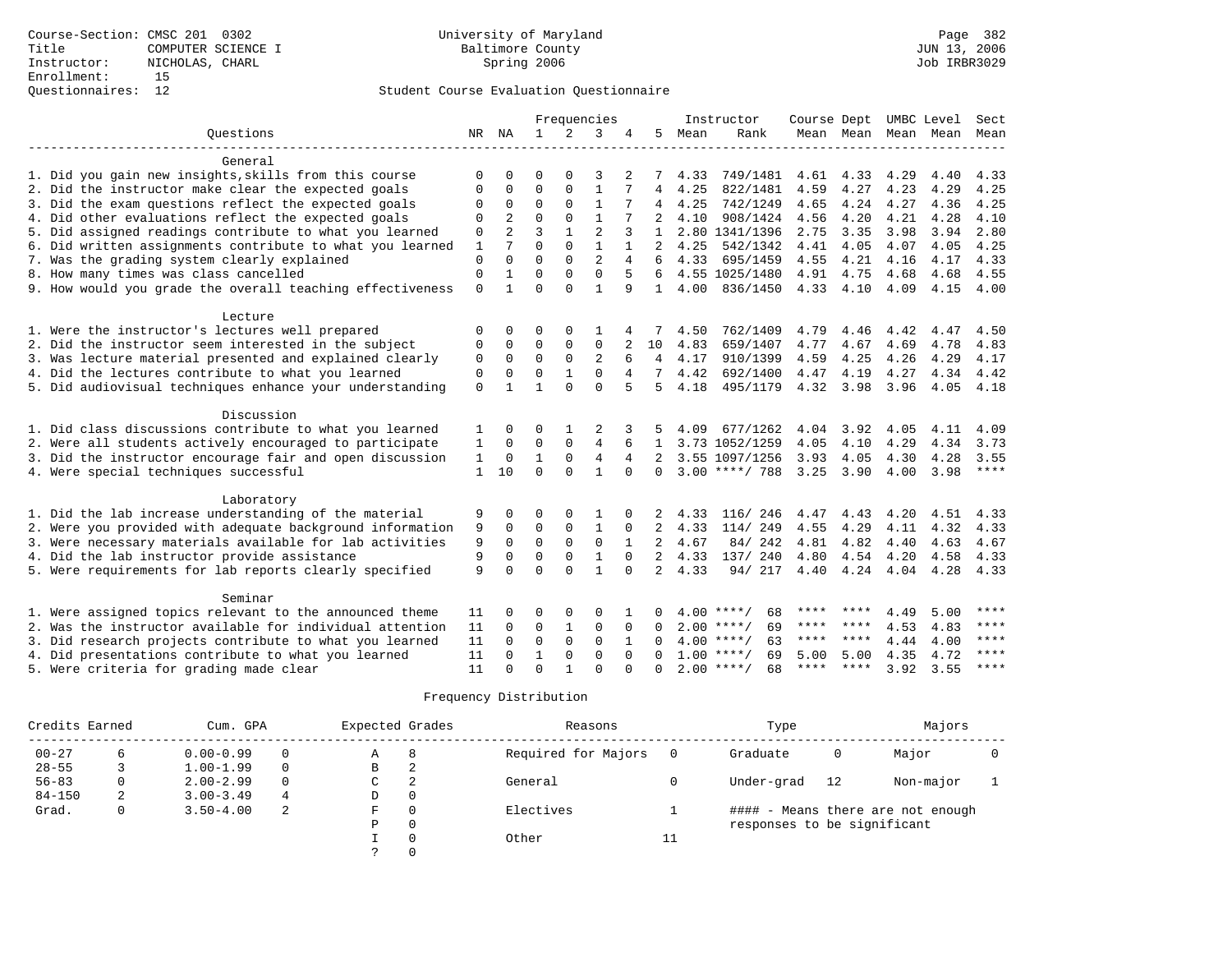Course-Section: CMSC 201 0302
Title: COMPUTER SCIENCE I
Instructor: NICHOLAS, CHARL
Enrollment: 15
Questionnaires: 12

University of Maryland
Baltimore County
Spring 2006

JUN 13, 2006
Job IRBR3029

Student Course Evaluation Questionnaire

| Questions | NR | NA | 1 | 2 | 3 | 4 | 5 | Instructor Mean | Instructor Rank | Course Mean | Dept Mean | UMBC Mean | Level Mean | Sect Mean |
|---|---|---|---|---|---|---|---|---|---|---|---|---|---|---|
| **General** | | | | | | | | | | | | | | |
| 1. Did you gain new insights,skills from this course | 0 | 0 | 0 | 0 | 3 | 2 | 7 | 4.33 | 749/1481 | 4.61 | 4.33 | 4.29 | 4.40 | 4.33 |
| 2. Did the instructor make clear the expected goals | 0 | 0 | 0 | 0 | 1 | 7 | 4 | 4.25 | 822/1481 | 4.59 | 4.27 | 4.23 | 4.29 | 4.25 |
| 3. Did the exam questions reflect the expected goals | 0 | 0 | 0 | 0 | 1 | 7 | 4 | 4.25 | 742/1249 | 4.65 | 4.24 | 4.27 | 4.36 | 4.25 |
| 4. Did other evaluations reflect the expected goals | 0 | 2 | 0 | 0 | 1 | 7 | 2 | 4.10 | 908/1424 | 4.56 | 4.20 | 4.21 | 4.28 | 4.10 |
| 5. Did assigned readings contribute to what you learned | 0 | 2 | 3 | 1 | 2 | 3 | 1 | 2.80 | 1341/1396 | 2.75 | 3.35 | 3.98 | 3.94 | 2.80 |
| 6. Did written assignments contribute to what you learned | 1 | 7 | 0 | 0 | 1 | 1 | 2 | 4.25 | 542/1342 | 4.41 | 4.05 | 4.07 | 4.05 | 4.25 |
| 7. Was the grading system clearly explained | 0 | 0 | 0 | 0 | 2 | 4 | 6 | 4.33 | 695/1459 | 4.55 | 4.21 | 4.16 | 4.17 | 4.33 |
| 8. How many times was class cancelled | 0 | 1 | 0 | 0 | 0 | 5 | 6 | 4.55 | 1025/1480 | 4.91 | 4.75 | 4.68 | 4.68 | 4.55 |
| 9. How would you grade the overall teaching effectiveness | 0 | 1 | 0 | 0 | 1 | 9 | 1 | 4.00 | 836/1450 | 4.33 | 4.10 | 4.09 | 4.15 | 4.00 |
| **Lecture** | | | | | | | | | | | | | | |
| 1. Were the instructor's lectures well prepared | 0 | 0 | 0 | 0 | 1 | 4 | 7 | 4.50 | 762/1409 | 4.79 | 4.46 | 4.42 | 4.47 | 4.50 |
| 2. Did the instructor seem interested in the subject | 0 | 0 | 0 | 0 | 0 | 2 | 10 | 4.83 | 659/1407 | 4.77 | 4.67 | 4.69 | 4.78 | 4.83 |
| 3. Was lecture material presented and explained clearly | 0 | 0 | 0 | 0 | 2 | 6 | 4 | 4.17 | 910/1399 | 4.59 | 4.25 | 4.26 | 4.29 | 4.17 |
| 4. Did the lectures contribute to what you learned | 0 | 0 | 0 | 1 | 0 | 4 | 7 | 4.42 | 692/1400 | 4.47 | 4.19 | 4.27 | 4.34 | 4.42 |
| 5. Did audiovisual techniques enhance your understanding | 0 | 1 | 1 | 0 | 0 | 5 | 5 | 4.18 | 495/1179 | 4.32 | 3.98 | 3.96 | 4.05 | 4.18 |
| **Discussion** | | | | | | | | | | | | | | |
| 1. Did class discussions contribute to what you learned | 1 | 0 | 0 | 1 | 2 | 3 | 5 | 4.09 | 677/1262 | 4.04 | 3.92 | 4.05 | 4.11 | 4.09 |
| 2. Were all students actively encouraged to participate | 1 | 0 | 0 | 0 | 4 | 6 | 1 | 3.73 | 1052/1259 | 4.05 | 4.10 | 4.29 | 4.34 | 3.73 |
| 3. Did the instructor encourage fair and open discussion | 1 | 0 | 1 | 0 | 4 | 4 | 2 | 3.55 | 1097/1256 | 3.93 | 4.05 | 4.30 | 4.28 | 3.55 |
| 4. Were special techniques successful | 1 | 10 | 0 | 0 | 1 | 0 | 0 | 3.00 | ****/ 788 | 3.25 | 3.90 | 4.00 | 3.98 | **** |
| **Laboratory** | | | | | | | | | | | | | | |
| 1. Did the lab increase understanding of the material | 9 | 0 | 0 | 0 | 1 | 0 | 2 | 4.33 | 116/ 246 | 4.47 | 4.43 | 4.20 | 4.51 | 4.33 |
| 2. Were you provided with adequate background information | 9 | 0 | 0 | 0 | 1 | 0 | 2 | 4.33 | 114/ 249 | 4.55 | 4.29 | 4.11 | 4.32 | 4.33 |
| 3. Were necessary materials available for lab activities | 9 | 0 | 0 | 0 | 0 | 1 | 2 | 4.67 | 84/ 242 | 4.81 | 4.82 | 4.40 | 4.63 | 4.67 |
| 4. Did the lab instructor provide assistance | 9 | 0 | 0 | 0 | 1 | 0 | 2 | 4.33 | 137/ 240 | 4.80 | 4.54 | 4.20 | 4.58 | 4.33 |
| 5. Were requirements for lab reports clearly specified | 9 | 0 | 0 | 0 | 1 | 0 | 2 | 4.33 | 94/ 217 | 4.40 | 4.24 | 4.04 | 4.28 | 4.33 |
| **Seminar** | | | | | | | | | | | | | | |
| 1. Were assigned topics relevant to the announced theme | 11 | 0 | 0 | 0 | 0 | 1 | 0 | 4.00 | ****/ 68 | **** | **** | 4.49 | 5.00 | **** |
| 2. Was the instructor available for individual attention | 11 | 0 | 0 | 1 | 0 | 0 | 0 | 2.00 | ****/ 69 | **** | **** | 4.53 | 4.83 | **** |
| 3. Did research projects contribute to what you learned | 11 | 0 | 0 | 0 | 0 | 1 | 0 | 4.00 | ****/ 63 | **** | **** | 4.44 | 4.00 | **** |
| 4. Did presentations contribute to what you learned | 11 | 0 | 1 | 0 | 0 | 0 | 0 | 1.00 | ****/ 69 | 5.00 | 5.00 | 4.35 | 4.72 | **** |
| 5. Were criteria for grading made clear | 11 | 0 | 0 | 1 | 0 | 0 | 0 | 2.00 | ****/ 68 | **** | **** | 3.92 | 3.55 | **** |

Frequency Distribution

| Credits Earned | | Cum. GPA | | Expected Grades | | Reasons | | Type | | Majors | |
|---|---|---|---|---|---|---|---|---|---|---|---|
| 00-27 | 6 | 0.00-0.99 | 0 | A | 8 | Required for Majors | 0 | Graduate | 0 | Major | 0 |
| 28-55 | 3 | 1.00-1.99 | 0 | B | 2 | | | | | | |
| 56-83 | 0 | 2.00-2.99 | 0 | C | 2 | General | 0 | Under-grad | 12 | Non-major | 1 |
| 84-150 | 2 | 3.00-3.49 | 4 | D | 0 | | | | | | |
| Grad. | 0 | 3.50-4.00 | 2 | F | 0 | Electives | 1 | | | | |
| | | | | P | 0 | | | | | | |
| | | | | I | 0 | Other | 11 | | | | |
| | | | | ? | 0 | | | | | | |

#### - Means there are not enough responses to be significant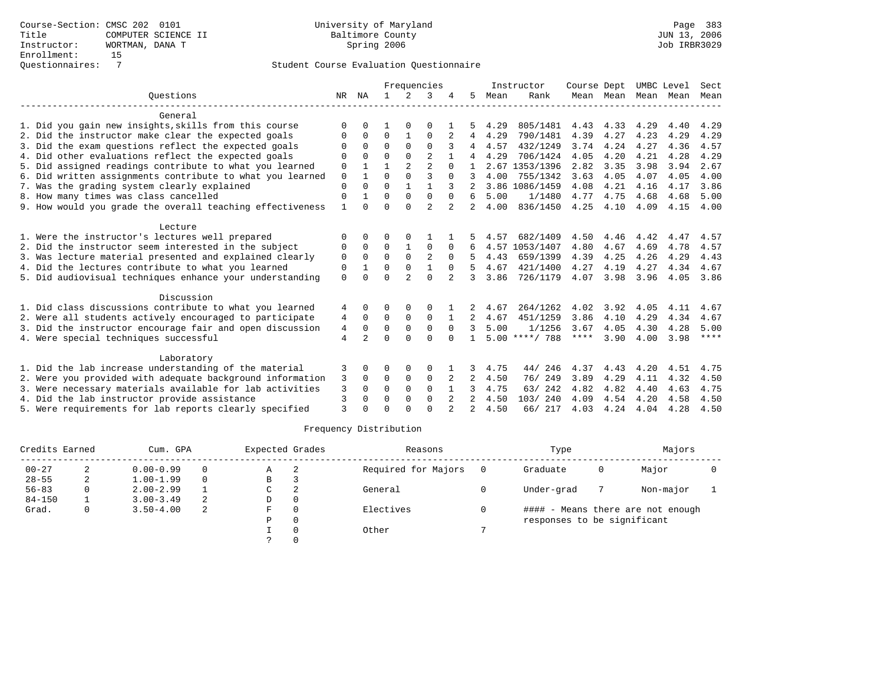Course-Section: CMSC 202 0101
Title: COMPUTER SCIENCE II
Instructor: WORTMAN, DANA T
Enrollment: 15
Questionnaires: 7

University of Maryland
Baltimore County
Spring 2006

Student Course Evaluation Questionnaire

| Questions | NR | NA | 1 | 2 | 3 | 4 | 5 | Instructor Mean | Instructor Rank | Course Mean | Dept Mean | UMBC Mean | Level Mean | Sect Mean |
|---|---|---|---|---|---|---|---|---|---|---|---|---|---|---|
| **General** | | | | | | | | | | | | | | |
| 1. Did you gain new insights,skills from this course | 0 | 0 | 1 | 0 | 0 | 1 | 5 | 4.29 | 805/1481 | 4.43 | 4.33 | 4.29 | 4.40 | 4.29 |
| 2. Did the instructor make clear the expected goals | 0 | 0 | 0 | 1 | 0 | 2 | 4 | 4.29 | 790/1481 | 4.39 | 4.27 | 4.23 | 4.29 | 4.29 |
| 3. Did the exam questions reflect the expected goals | 0 | 0 | 0 | 0 | 0 | 3 | 4 | 4.57 | 432/1249 | 3.74 | 4.24 | 4.27 | 4.36 | 4.57 |
| 4. Did other evaluations reflect the expected goals | 0 | 0 | 0 | 0 | 2 | 1 | 4 | 4.29 | 706/1424 | 4.05 | 4.20 | 4.21 | 4.28 | 4.29 |
| 5. Did assigned readings contribute to what you learned | 0 | 1 | 1 | 2 | 2 | 0 | 1 | 2.67 | 1353/1396 | 2.82 | 3.35 | 3.98 | 3.94 | 2.67 |
| 6. Did written assignments contribute to what you learned | 0 | 1 | 0 | 0 | 3 | 0 | 3 | 4.00 | 755/1342 | 3.63 | 4.05 | 4.07 | 4.05 | 4.00 |
| 7. Was the grading system clearly explained | 0 | 0 | 0 | 1 | 1 | 3 | 2 | 3.86 | 1086/1459 | 4.08 | 4.21 | 4.16 | 4.17 | 3.86 |
| 8. How many times was class cancelled | 0 | 1 | 0 | 0 | 0 | 0 | 6 | 5.00 | 1/1480 | 4.77 | 4.75 | 4.68 | 4.68 | 5.00 |
| 9. How would you grade the overall teaching effectiveness | 1 | 0 | 0 | 0 | 2 | 2 | 2 | 4.00 | 836/1450 | 4.25 | 4.10 | 4.09 | 4.15 | 4.00 |
| **Lecture** | | | | | | | | | | | | | | |
| 1. Were the instructor's lectures well prepared | 0 | 0 | 0 | 0 | 1 | 1 | 5 | 4.57 | 682/1409 | 4.50 | 4.46 | 4.42 | 4.47 | 4.57 |
| 2. Did the instructor seem interested in the subject | 0 | 0 | 0 | 1 | 0 | 0 | 6 | 4.57 | 1053/1407 | 4.80 | 4.67 | 4.69 | 4.78 | 4.57 |
| 3. Was lecture material presented and explained clearly | 0 | 0 | 0 | 0 | 2 | 0 | 5 | 4.43 | 659/1399 | 4.39 | 4.25 | 4.26 | 4.29 | 4.43 |
| 4. Did the lectures contribute to what you learned | 0 | 1 | 0 | 0 | 1 | 0 | 5 | 4.67 | 421/1400 | 4.27 | 4.19 | 4.27 | 4.34 | 4.67 |
| 5. Did audiovisual techniques enhance your understanding | 0 | 0 | 0 | 2 | 0 | 2 | 3 | 3.86 | 726/1179 | 4.07 | 3.98 | 3.96 | 4.05 | 3.86 |
| **Discussion** | | | | | | | | | | | | | | |
| 1. Did class discussions contribute to what you learned | 4 | 0 | 0 | 0 | 0 | 1 | 2 | 4.67 | 264/1262 | 4.02 | 3.92 | 4.05 | 4.11 | 4.67 |
| 2. Were all students actively encouraged to participate | 4 | 0 | 0 | 0 | 0 | 1 | 2 | 4.67 | 451/1259 | 3.86 | 4.10 | 4.29 | 4.34 | 4.67 |
| 3. Did the instructor encourage fair and open discussion | 4 | 0 | 0 | 0 | 0 | 0 | 3 | 5.00 | 1/1256 | 3.67 | 4.05 | 4.30 | 4.28 | 5.00 |
| 4. Were special techniques successful | 4 | 2 | 0 | 0 | 0 | 0 | 1 | 5.00 | ****/ 788 | **** | 3.90 | 4.00 | 3.98 | **** |
| **Laboratory** | | | | | | | | | | | | | | |
| 1. Did the lab increase understanding of the material | 3 | 0 | 0 | 0 | 0 | 1 | 3 | 4.75 | 44/ 246 | 4.37 | 4.43 | 4.20 | 4.51 | 4.75 |
| 2. Were you provided with adequate background information | 3 | 0 | 0 | 0 | 0 | 2 | 2 | 4.50 | 76/ 249 | 3.89 | 4.29 | 4.11 | 4.32 | 4.50 |
| 3. Were necessary materials available for lab activities | 3 | 0 | 0 | 0 | 0 | 1 | 3 | 4.75 | 63/ 242 | 4.82 | 4.82 | 4.40 | 4.63 | 4.75 |
| 4. Did the lab instructor provide assistance | 3 | 0 | 0 | 0 | 0 | 2 | 2 | 4.50 | 103/ 240 | 4.09 | 4.54 | 4.20 | 4.58 | 4.50 |
| 5. Were requirements for lab reports clearly specified | 3 | 0 | 0 | 0 | 0 | 2 | 2 | 4.50 | 66/ 217 | 4.03 | 4.24 | 4.04 | 4.28 | 4.50 |

Frequency Distribution

| Credits Earned | | Cum. GPA | | Expected Grades | | Reasons | | Type | | Majors | |
|---|---|---|---|---|---|---|---|---|---|---|---|
| 00-27 | 2 | 0.00-0.99 | 0 | A | 2 | Required for Majors | 0 | Graduate | 0 | Major | 0 |
| 28-55 | 2 | 1.00-1.99 | 0 | B | 3 | | | | | | |
| 56-83 | 0 | 2.00-2.99 | 1 | C | 2 | General | 0 | Under-grad | 7 | Non-major | 1 |
| 84-150 | 1 | 3.00-3.49 | 2 | D | 0 | | | | | | |
| Grad. | 0 | 3.50-4.00 | 2 | F | 0 | Electives | 0 | #### - Means there are not enough responses to be significant | | | |
| | | | | P | 0 | | | | | | |
| | | | | I | 0 | Other | 7 | | | | |
| | | | | ? | 0 | | | | | | |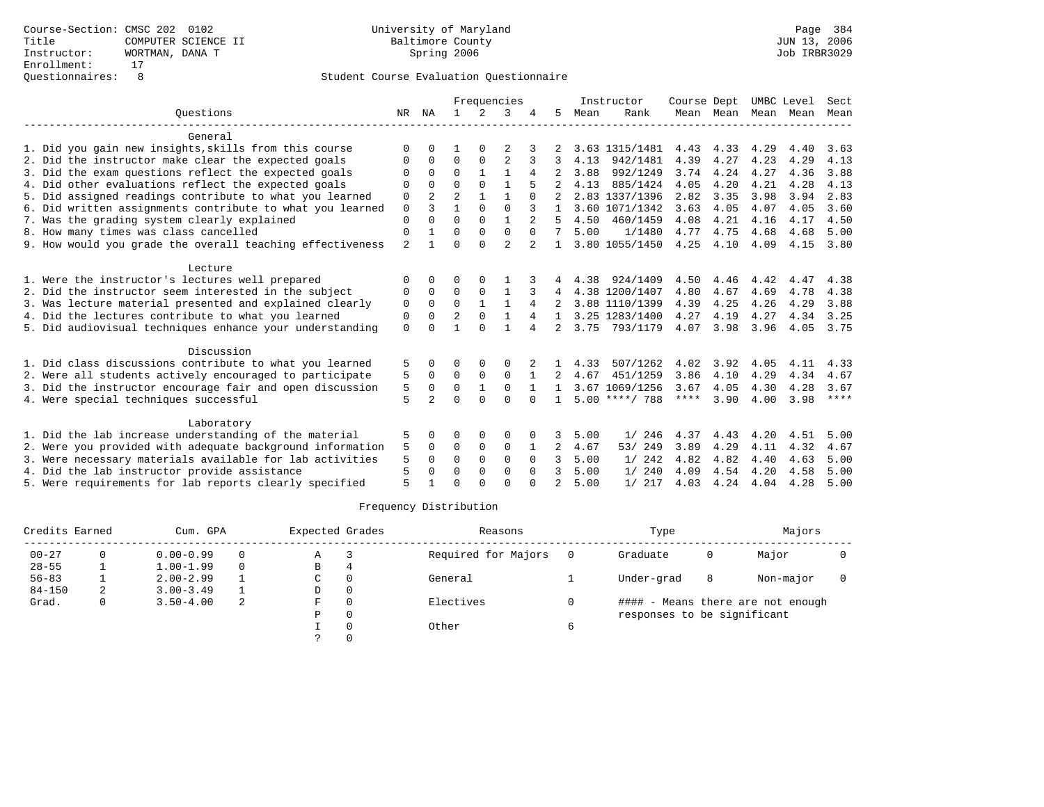Course-Section: CMSC 202 0102
Title: COMPUTER SCIENCE II
Instructor: WORTMAN, DANA T
Enrollment: 17
Questionnaires: 8

University of Maryland
Baltimore County
Spring 2006

Student Course Evaluation Questionnaire

| Questions | NR | NA | 1 | 2 | 3 | 4 | 5 | Instructor Mean | Rank | Course Mean | Dept Mean | UMBC Level Mean | Level Mean | Sect Mean |
|---|---|---|---|---|---|---|---|---|---|---|---|---|---|---|
| **General** | | | | | | | | | | | | | | |
| 1. Did you gain new insights,skills from this course | 0 | 0 | 1 | 0 | 2 | 3 | 2 | 3.63 | 1315/1481 | 4.43 | 4.33 | 4.29 | 4.40 | 3.63 |
| 2. Did the instructor make clear the expected goals | 0 | 0 | 0 | 0 | 2 | 3 | 3 | 4.13 | 942/1481 | 4.39 | 4.27 | 4.23 | 4.29 | 4.13 |
| 3. Did the exam questions reflect the expected goals | 0 | 0 | 0 | 1 | 1 | 4 | 2 | 3.88 | 992/1249 | 3.74 | 4.24 | 4.27 | 4.36 | 3.88 |
| 4. Did other evaluations reflect the expected goals | 0 | 0 | 0 | 0 | 1 | 5 | 2 | 4.13 | 885/1424 | 4.05 | 4.20 | 4.21 | 4.28 | 4.13 |
| 5. Did assigned readings contribute to what you learned | 0 | 2 | 2 | 1 | 1 | 0 | 2 | 2.83 | 1337/1396 | 2.82 | 3.35 | 3.98 | 3.94 | 2.83 |
| 6. Did written assignments contribute to what you learned | 0 | 3 | 1 | 0 | 0 | 3 | 1 | 3.60 | 1071/1342 | 3.63 | 4.05 | 4.07 | 4.05 | 3.60 |
| 7. Was the grading system clearly explained | 0 | 0 | 0 | 0 | 1 | 2 | 5 | 4.50 | 460/1459 | 4.08 | 4.21 | 4.16 | 4.17 | 4.50 |
| 8. How many times was class cancelled | 0 | 1 | 0 | 0 | 0 | 0 | 7 | 5.00 | 1/1480 | 4.77 | 4.75 | 4.68 | 4.68 | 5.00 |
| 9. How would you grade the overall teaching effectiveness | 2 | 1 | 0 | 0 | 2 | 2 | 1 | 3.80 | 1055/1450 | 4.25 | 4.10 | 4.09 | 4.15 | 3.80 |
| **Lecture** | | | | | | | | | | | | | | |
| 1. Were the instructor's lectures well prepared | 0 | 0 | 0 | 0 | 1 | 3 | 4 | 4.38 | 924/1409 | 4.50 | 4.46 | 4.42 | 4.47 | 4.38 |
| 2. Did the instructor seem interested in the subject | 0 | 0 | 0 | 0 | 1 | 3 | 4 | 4.38 | 1200/1407 | 4.80 | 4.67 | 4.69 | 4.78 | 4.38 |
| 3. Was lecture material presented and explained clearly | 0 | 0 | 0 | 1 | 1 | 4 | 2 | 3.88 | 1110/1399 | 4.39 | 4.25 | 4.26 | 4.29 | 3.88 |
| 4. Did the lectures contribute to what you learned | 0 | 0 | 2 | 0 | 1 | 4 | 1 | 3.25 | 1283/1400 | 4.27 | 4.19 | 4.27 | 4.34 | 3.25 |
| 5. Did audiovisual techniques enhance your understanding | 0 | 0 | 1 | 0 | 1 | 4 | 2 | 3.75 | 793/1179 | 4.07 | 3.98 | 3.96 | 4.05 | 3.75 |
| **Discussion** | | | | | | | | | | | | | | |
| 1. Did class discussions contribute to what you learned | 5 | 0 | 0 | 0 | 0 | 2 | 1 | 4.33 | 507/1262 | 4.02 | 3.92 | 4.05 | 4.11 | 4.33 |
| 2. Were all students actively encouraged to participate | 5 | 0 | 0 | 0 | 0 | 1 | 2 | 4.67 | 451/1259 | 3.86 | 4.10 | 4.29 | 4.34 | 4.67 |
| 3. Did the instructor encourage fair and open discussion | 5 | 0 | 0 | 1 | 0 | 1 | 1 | 3.67 | 1069/1256 | 3.67 | 4.05 | 4.30 | 4.28 | 3.67 |
| 4. Were special techniques successful | 5 | 2 | 0 | 0 | 0 | 0 | 1 | 5.00 | ****/ 788 | **** | 3.90 | 4.00 | 3.98 | **** |
| **Laboratory** | | | | | | | | | | | | | | |
| 1. Did the lab increase understanding of the material | 5 | 0 | 0 | 0 | 0 | 0 | 3 | 5.00 | 1/ 246 | 4.37 | 4.43 | 4.20 | 4.51 | 5.00 |
| 2. Were you provided with adequate background information | 5 | 0 | 0 | 0 | 0 | 1 | 2 | 4.67 | 53/ 249 | 3.89 | 4.29 | 4.11 | 4.32 | 4.67 |
| 3. Were necessary materials available for lab activities | 5 | 0 | 0 | 0 | 0 | 0 | 3 | 5.00 | 1/ 242 | 4.82 | 4.82 | 4.40 | 4.63 | 5.00 |
| 4. Did the lab instructor provide assistance | 5 | 0 | 0 | 0 | 0 | 0 | 3 | 5.00 | 1/ 240 | 4.09 | 4.54 | 4.20 | 4.58 | 5.00 |
| 5. Were requirements for lab reports clearly specified | 5 | 1 | 0 | 0 | 0 | 0 | 2 | 5.00 | 1/ 217 | 4.03 | 4.24 | 4.04 | 4.28 | 5.00 |

Frequency Distribution

| Credits Earned | | Cum. GPA | | Expected Grades | | Reasons | | Type | | Majors | |
|---|---|---|---|---|---|---|---|---|---|---|---|
| 00-27 | 0 | 0.00-0.99 | 0 | A | 3 | Required for Majors | 0 | Graduate | 0 | Major | 0 |
| 28-55 | 1 | 1.00-1.99 | 0 | B | 4 | | | | | | |
| 56-83 | 1 | 2.00-2.99 | 1 | C | 0 | General | 1 | Under-grad | 8 | Non-major | 0 |
| 84-150 | 2 | 3.00-3.49 | 1 | D | 0 | | | | | | |
| Grad. | 0 | 3.50-4.00 | 2 | F | 0 | Electives | 0 | #### - Means there are not enough responses to be significant | | | |
| | | | | P | 0 | | | | | | |
| | | | | I | 0 | Other | 6 | | | | |
| | | | | ? | 0 | | | | | | |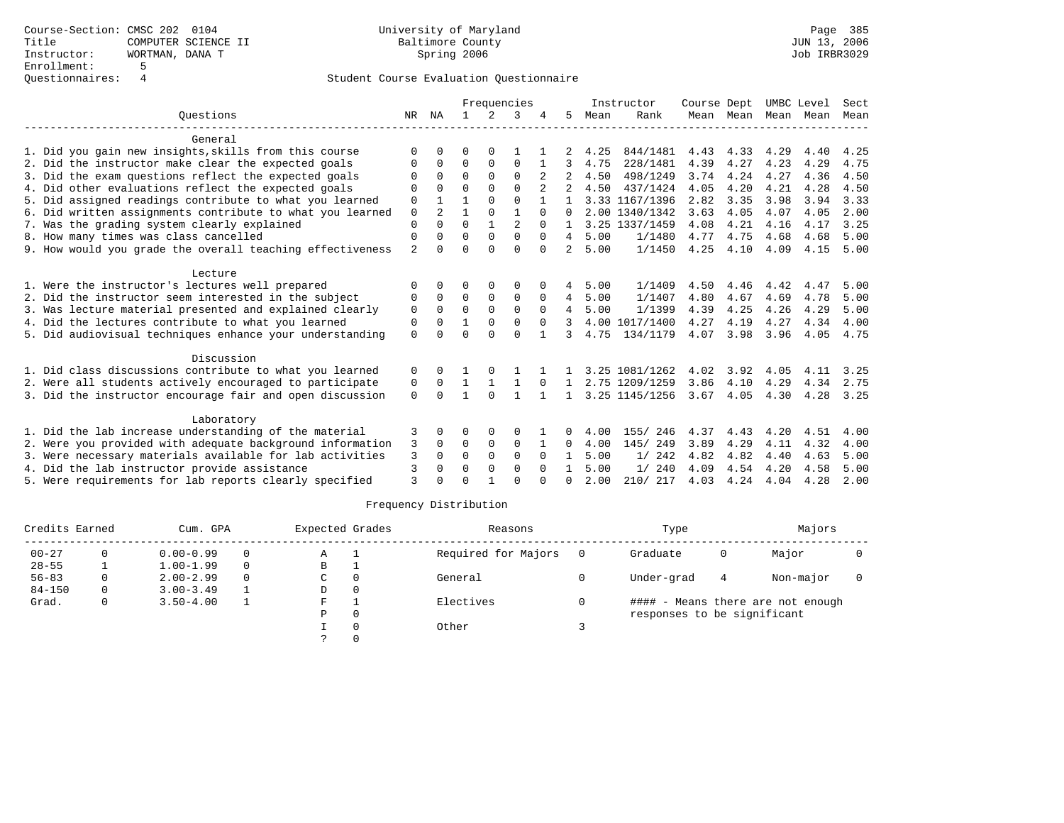Course-Section: CMSC 202 0104
Title: COMPUTER SCIENCE II
Instructor: WORTMAN, DANA T
Enrollment: 5
Questionnaires: 4

University of Maryland
Baltimore County
Spring 2006

Page 385
JUN 13, 2006
Job IRBR3029

## Student Course Evaluation Questionnaire

| Questions | NR | NA | 1 | 2 | 3 | 4 | 5 | Instructor Mean | Instructor Rank | Course Mean | Dept Mean | UMBC Mean | Level Mean | Sect Mean |
|---|---|---|---|---|---|---|---|---|---|---|---|---|---|---|
| **General** | | | | | | | | | | | | | | |
| 1. Did you gain new insights,skills from this course | 0 | 0 | 0 | 0 | 1 | 1 | 2 | 4.25 | 844/1481 | 4.43 | 4.33 | 4.29 | 4.40 | 4.25 |
| 2. Did the instructor make clear the expected goals | 0 | 0 | 0 | 0 | 0 | 1 | 3 | 4.75 | 228/1481 | 4.39 | 4.27 | 4.23 | 4.29 | 4.75 |
| 3. Did the exam questions reflect the expected goals | 0 | 0 | 0 | 0 | 0 | 2 | 2 | 4.50 | 498/1249 | 3.74 | 4.24 | 4.27 | 4.36 | 4.50 |
| 4. Did other evaluations reflect the expected goals | 0 | 0 | 0 | 0 | 0 | 2 | 2 | 4.50 | 437/1424 | 4.05 | 4.20 | 4.21 | 4.28 | 4.50 |
| 5. Did assigned readings contribute to what you learned | 0 | 1 | 1 | 0 | 0 | 1 | 1 | 3.33 | 1167/1396 | 2.82 | 3.35 | 3.98 | 3.94 | 3.33 |
| 6. Did written assignments contribute to what you learned | 0 | 2 | 1 | 0 | 1 | 0 | 0 | 2.00 | 1340/1342 | 3.63 | 4.05 | 4.07 | 4.05 | 2.00 |
| 7. Was the grading system clearly explained | 0 | 0 | 0 | 1 | 2 | 0 | 1 | 3.25 | 1337/1459 | 4.08 | 4.21 | 4.16 | 4.17 | 3.25 |
| 8. How many times was class cancelled | 0 | 0 | 0 | 0 | 0 | 0 | 4 | 5.00 | 1/1480 | 4.77 | 4.75 | 4.68 | 4.68 | 5.00 |
| 9. How would you grade the overall teaching effectiveness | 2 | 0 | 0 | 0 | 0 | 0 | 2 | 5.00 | 1/1450 | 4.25 | 4.10 | 4.09 | 4.15 | 5.00 |
| **Lecture** | | | | | | | | | | | | | | |
| 1. Were the instructor's lectures well prepared | 0 | 0 | 0 | 0 | 0 | 0 | 4 | 5.00 | 1/1409 | 4.50 | 4.46 | 4.42 | 4.47 | 5.00 |
| 2. Did the instructor seem interested in the subject | 0 | 0 | 0 | 0 | 0 | 0 | 4 | 5.00 | 1/1407 | 4.80 | 4.67 | 4.69 | 4.78 | 5.00 |
| 3. Was lecture material presented and explained clearly | 0 | 0 | 0 | 0 | 0 | 0 | 4 | 5.00 | 1/1399 | 4.39 | 4.25 | 4.26 | 4.29 | 5.00 |
| 4. Did the lectures contribute to what you learned | 0 | 0 | 1 | 0 | 0 | 0 | 3 | 4.00 | 1017/1400 | 4.27 | 4.19 | 4.27 | 4.34 | 4.00 |
| 5. Did audiovisual techniques enhance your understanding | 0 | 0 | 0 | 0 | 0 | 1 | 3 | 4.75 | 134/1179 | 4.07 | 3.98 | 3.96 | 4.05 | 4.75 |
| **Discussion** | | | | | | | | | | | | | | |
| 1. Did class discussions contribute to what you learned | 0 | 0 | 1 | 0 | 1 | 1 | 1 | 3.25 | 1081/1262 | 4.02 | 3.92 | 4.05 | 4.11 | 3.25 |
| 2. Were all students actively encouraged to participate | 0 | 0 | 1 | 1 | 1 | 0 | 1 | 2.75 | 1209/1259 | 3.86 | 4.10 | 4.29 | 4.34 | 2.75 |
| 3. Did the instructor encourage fair and open discussion | 0 | 0 | 1 | 0 | 1 | 1 | 1 | 3.25 | 1145/1256 | 3.67 | 4.05 | 4.30 | 4.28 | 3.25 |
| **Laboratory** | | | | | | | | | | | | | | |
| 1. Did the lab increase understanding of the material | 3 | 0 | 0 | 0 | 0 | 1 | 0 | 4.00 | 155/ 246 | 4.37 | 4.43 | 4.20 | 4.51 | 4.00 |
| 2. Were you provided with adequate background information | 3 | 0 | 0 | 0 | 0 | 1 | 0 | 4.00 | 145/ 249 | 3.89 | 4.29 | 4.11 | 4.32 | 4.00 |
| 3. Were necessary materials available for lab activities | 3 | 0 | 0 | 0 | 0 | 0 | 1 | 5.00 | 1/ 242 | 4.82 | 4.82 | 4.40 | 4.63 | 5.00 |
| 4. Did the lab instructor provide assistance | 3 | 0 | 0 | 0 | 0 | 0 | 1 | 5.00 | 1/ 240 | 4.09 | 4.54 | 4.20 | 4.58 | 5.00 |
| 5. Were requirements for lab reports clearly specified | 3 | 0 | 0 | 1 | 0 | 0 | 0 | 2.00 | 210/ 217 | 4.03 | 4.24 | 4.04 | 4.28 | 2.00 |

## Frequency Distribution

| Credits Earned | | Cum. GPA | | Expected Grades | | Reasons | | Type | | Majors | |
|---|---|---|---|---|---|---|---|---|---|---|---|
| 00-27 | 0 | 0.00-0.99 | 0 | A | 1 | Required for Majors | 0 | Graduate | 0 | Major | 0 |
| 28-55 | 1 | 1.00-1.99 | 0 | B | 1 | | | | | | |
| 56-83 | 0 | 2.00-2.99 | 0 | C | 0 | General | 0 | Under-grad | 4 | Non-major | 0 |
| 84-150 | 0 | 3.00-3.49 | 1 | D | 0 | | | | | | |
| Grad. | 0 | 3.50-4.00 | 1 | F | 1 | Electives | 0 | #### - Means there are not enough responses to be significant | | | |
| | | | | P | 0 | | | | | | |
| | | | | I | 0 | Other | 3 | | | | |
| | | | | ? | 0 | | | | | | |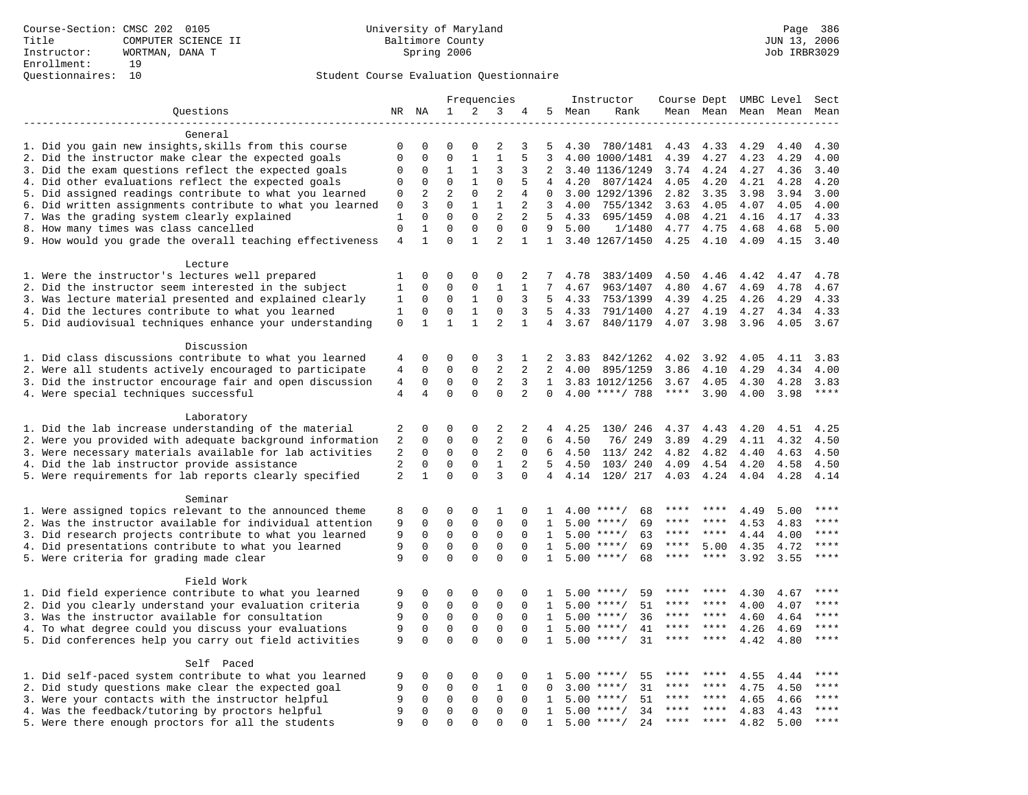Course-Section: CMSC 202 0105
Title: COMPUTER SCIENCE II
Instructor: WORTMAN, DANA T
Enrollment: 19
Questionnaires: 10

University of Maryland
Baltimore County
Spring 2006

JUN 13, 2006
Job IRBR3029

## Student Course Evaluation Questionnaire

| Questions | NR | NA | 1 | 2 | 3 | 4 | 5 | Instructor Mean | Rank | Course Mean | Dept Mean | UMBC Mean | Level Mean | Sect Mean |
|---|---|---|---|---|---|---|---|---|---|---|---|---|---|---|
| **General** | | | | | | | | | | | | | | |
| 1. Did you gain new insights,skills from this course | 0 | 0 | 0 | 0 | 2 | 3 | 5 | 4.30 | 780/1481 | 4.43 | 4.33 | 4.29 | 4.40 | 4.30 |
| 2. Did the instructor make clear the expected goals | 0 | 0 | 0 | 1 | 1 | 5 | 3 | 4.00 | 1000/1481 | 4.39 | 4.27 | 4.23 | 4.29 | 4.00 |
| 3. Did the exam questions reflect the expected goals | 0 | 0 | 1 | 1 | 3 | 3 | 2 | 3.40 | 1136/1249 | 3.74 | 4.24 | 4.27 | 4.36 | 3.40 |
| 4. Did other evaluations reflect the expected goals | 0 | 0 | 0 | 1 | 0 | 5 | 4 | 4.20 | 807/1424 | 4.05 | 4.20 | 4.21 | 4.28 | 4.20 |
| 5. Did assigned readings contribute to what you learned | 0 | 2 | 2 | 0 | 2 | 4 | 0 | 3.00 | 1292/1396 | 2.82 | 3.35 | 3.98 | 3.94 | 3.00 |
| 6. Did written assignments contribute to what you learned | 0 | 3 | 0 | 1 | 1 | 2 | 3 | 4.00 | 755/1342 | 3.63 | 4.05 | 4.07 | 4.05 | 4.00 |
| 7. Was the grading system clearly explained | 1 | 0 | 0 | 0 | 2 | 2 | 5 | 4.33 | 695/1459 | 4.08 | 4.21 | 4.16 | 4.17 | 4.33 |
| 8. How many times was class cancelled | 0 | 1 | 0 | 0 | 0 | 0 | 9 | 5.00 | 1/1480 | 4.77 | 4.75 | 4.68 | 4.68 | 5.00 |
| 9. How would you grade the overall teaching effectiveness | 4 | 1 | 0 | 1 | 2 | 1 | 1 | 3.40 | 1267/1450 | 4.25 | 4.10 | 4.09 | 4.15 | 3.40 |
| **Lecture** | | | | | | | | | | | | | | |
| 1. Were the instructor's lectures well prepared | 1 | 0 | 0 | 0 | 0 | 2 | 7 | 4.78 | 383/1409 | 4.50 | 4.46 | 4.42 | 4.47 | 4.78 |
| 2. Did the instructor seem interested in the subject | 1 | 0 | 0 | 0 | 1 | 1 | 7 | 4.67 | 963/1407 | 4.80 | 4.67 | 4.69 | 4.78 | 4.67 |
| 3. Was lecture material presented and explained clearly | 1 | 0 | 0 | 1 | 0 | 3 | 5 | 4.33 | 753/1399 | 4.39 | 4.25 | 4.26 | 4.29 | 4.33 |
| 4. Did the lectures contribute to what you learned | 1 | 0 | 0 | 1 | 0 | 3 | 5 | 4.33 | 791/1400 | 4.27 | 4.19 | 4.27 | 4.34 | 4.33 |
| 5. Did audiovisual techniques enhance your understanding | 0 | 1 | 1 | 1 | 2 | 1 | 4 | 3.67 | 840/1179 | 4.07 | 3.98 | 3.96 | 4.05 | 3.67 |
| **Discussion** | | | | | | | | | | | | | | |
| 1. Did class discussions contribute to what you learned | 4 | 0 | 0 | 0 | 3 | 1 | 2 | 3.83 | 842/1262 | 4.02 | 3.92 | 4.05 | 4.11 | 3.83 |
| 2. Were all students actively encouraged to participate | 4 | 0 | 0 | 0 | 2 | 2 | 2 | 4.00 | 895/1259 | 3.86 | 4.10 | 4.29 | 4.34 | 4.00 |
| 3. Did the instructor encourage fair and open discussion | 4 | 0 | 0 | 0 | 2 | 3 | 1 | 3.83 | 1012/1256 | 3.67 | 4.05 | 4.30 | 4.28 | 3.83 |
| 4. Were special techniques successful | 4 | 4 | 0 | 0 | 0 | 2 | 0 | 4.00 | ****/ 788 | **** | 3.90 | 4.00 | 3.98 | **** |
| **Laboratory** | | | | | | | | | | | | | | |
| 1. Did the lab increase understanding of the material | 2 | 0 | 0 | 0 | 2 | 2 | 4 | 4.25 | 130/ 246 | 4.37 | 4.43 | 4.20 | 4.51 | 4.25 |
| 2. Were you provided with adequate background information | 2 | 0 | 0 | 0 | 2 | 0 | 6 | 4.50 | 76/ 249 | 3.89 | 4.29 | 4.11 | 4.32 | 4.50 |
| 3. Were necessary materials available for lab activities | 2 | 0 | 0 | 0 | 2 | 0 | 6 | 4.50 | 113/ 242 | 4.82 | 4.82 | 4.40 | 4.63 | 4.50 |
| 4. Did the lab instructor provide assistance | 2 | 0 | 0 | 0 | 1 | 2 | 5 | 4.50 | 103/ 240 | 4.09 | 4.54 | 4.20 | 4.58 | 4.50 |
| 5. Were requirements for lab reports clearly specified | 2 | 1 | 0 | 0 | 3 | 0 | 4 | 4.14 | 120/ 217 | 4.03 | 4.24 | 4.04 | 4.28 | 4.14 |
| **Seminar** | | | | | | | | | | | | | | |
| 1. Were assigned topics relevant to the announced theme | 8 | 0 | 0 | 0 | 1 | 0 | 1 | 4.00 | ****/ 68 | **** | **** | 4.49 | 5.00 | **** |
| 2. Was the instructor available for individual attention | 9 | 0 | 0 | 0 | 0 | 0 | 1 | 5.00 | ****/ 69 | **** | **** | 4.53 | 4.83 | **** |
| 3. Did research projects contribute to what you learned | 9 | 0 | 0 | 0 | 0 | 0 | 1 | 5.00 | ****/ 63 | **** | **** | 4.44 | 4.00 | **** |
| 4. Did presentations contribute to what you learned | 9 | 0 | 0 | 0 | 0 | 0 | 1 | 5.00 | ****/ 69 | **** | 5.00 | 4.35 | 4.72 | **** |
| 5. Were criteria for grading made clear | 9 | 0 | 0 | 0 | 0 | 0 | 1 | 5.00 | ****/ 68 | **** | **** | 3.92 | 3.55 | **** |
| **Field Work** | | | | | | | | | | | | | | |
| 1. Did field experience contribute to what you learned | 9 | 0 | 0 | 0 | 0 | 0 | 1 | 5.00 | ****/ 59 | **** | **** | 4.30 | 4.67 | **** |
| 2. Did you clearly understand your evaluation criteria | 9 | 0 | 0 | 0 | 0 | 0 | 1 | 5.00 | ****/ 51 | **** | **** | 4.00 | 4.07 | **** |
| 3. Was the instructor available for consultation | 9 | 0 | 0 | 0 | 0 | 0 | 1 | 5.00 | ****/ 36 | **** | **** | 4.60 | 4.64 | **** |
| 4. To what degree could you discuss your evaluations | 9 | 0 | 0 | 0 | 0 | 0 | 1 | 5.00 | ****/ 41 | **** | **** | 4.26 | 4.69 | **** |
| 5. Did conferences help you carry out field activities | 9 | 0 | 0 | 0 | 0 | 0 | 1 | 5.00 | ****/ 31 | **** | **** | 4.42 | 4.80 | **** |
| **Self Paced** | | | | | | | | | | | | | | |
| 1. Did self-paced system contribute to what you learned | 9 | 0 | 0 | 0 | 0 | 0 | 1 | 5.00 | ****/ 55 | **** | **** | 4.55 | 4.44 | **** |
| 2. Did study questions make clear the expected goal | 9 | 0 | 0 | 0 | 1 | 0 | 0 | 3.00 | ****/ 31 | **** | **** | 4.75 | 4.50 | **** |
| 3. Were your contacts with the instructor helpful | 9 | 0 | 0 | 0 | 0 | 0 | 1 | 5.00 | ****/ 51 | **** | **** | 4.65 | 4.66 | **** |
| 4. Was the feedback/tutoring by proctors helpful | 9 | 0 | 0 | 0 | 0 | 0 | 1 | 5.00 | ****/ 34 | **** | **** | 4.83 | 4.43 | **** |
| 5. Were there enough proctors for all the students | 9 | 0 | 0 | 0 | 0 | 0 | 1 | 5.00 | ****/ 24 | **** | **** | 4.82 | 5.00 | **** |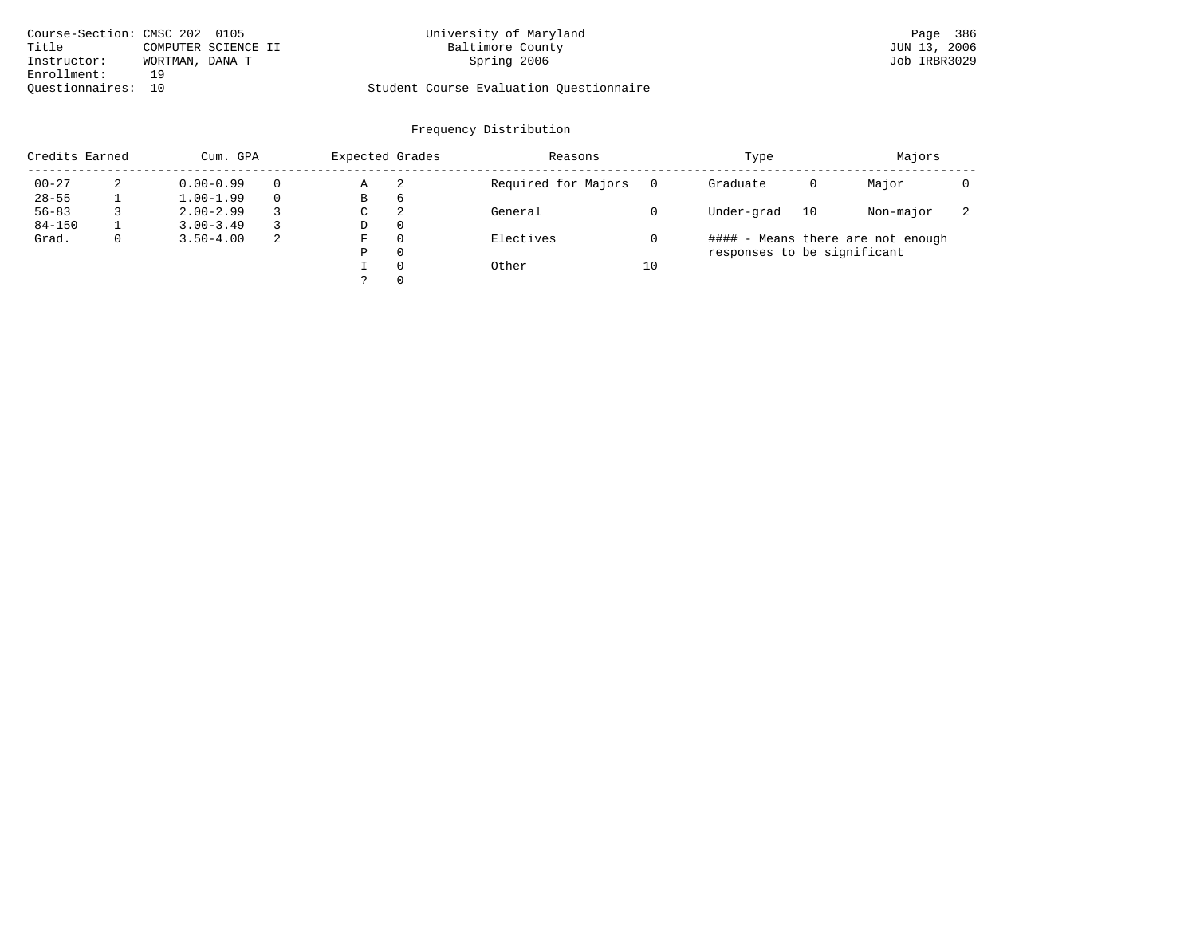Course-Section: CMSC 202 0105
Title: COMPUTER SCIENCE II
Instructor: WORTMAN, DANA T
Enrollment: 19
Questionnaires: 10

University of Maryland
Baltimore County
Spring 2006

Student Course Evaluation Questionnaire

JUN 13, 2006
Job IRBR3029

## Frequency Distribution

| Credits Earned | | Cum. GPA | | Expected Grades | | Reasons | | Type | | Majors | |
|---|---|---|---|---|---|---|---|---|---|---|---|
| 00-27 | 2 | 0.00-0.99 | 0 | A | 2 | Required for Majors | 0 | Graduate | 0 | Major | 0 |
| 28-55 | 1 | 1.00-1.99 | 0 | B | 6 | | | | | | |
| 56-83 | 3 | 2.00-2.99 | 3 | C | 2 | General | 0 | Under-grad | 10 | Non-major | 2 |
| 84-150 | 1 | 3.00-3.49 | 3 | D | 0 | | | | | | |
| Grad. | 0 | 3.50-4.00 | 2 | F | 0 | Electives | 0 | | | | |
| | | | | P | 0 | | | | | | |
| | | | | I | 0 | Other | 10 | | | | |
| | | | | ? | 0 | | | | | | |

#### - Means there are not enough responses to be significant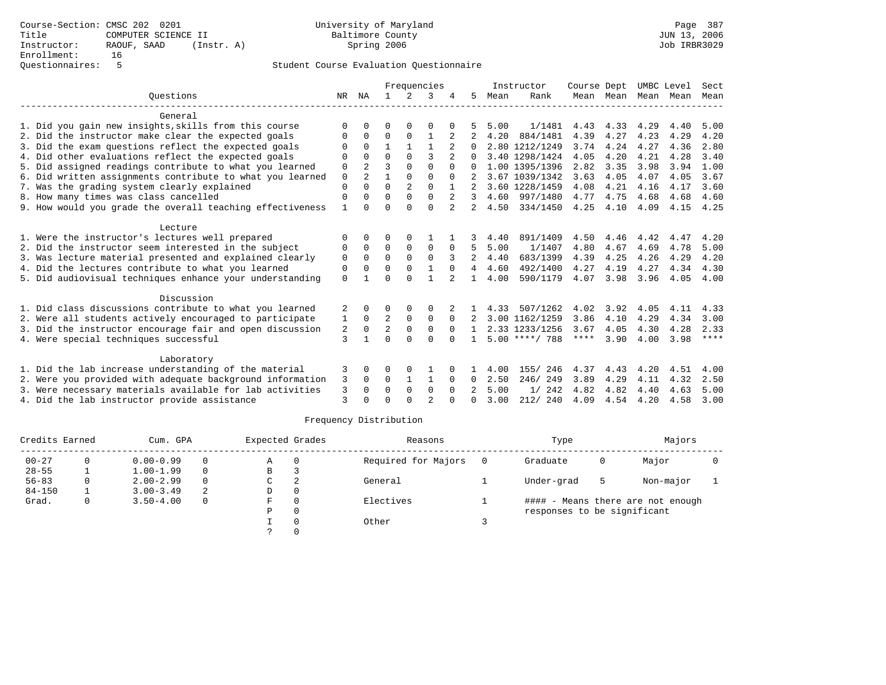Course-Section: CMSC 202 0201
Title: COMPUTER SCIENCE II
Instructor: RAOUF, SAAD (Instr. A)
Enrollment: 16
Questionnaires: 5

University of Maryland
Baltimore County
Spring 2006

Page 387
JUN 13, 2006
Job IRBR3029

Student Course Evaluation Questionnaire

| Questions | NR | NA | 1 | 2 | 3 | 4 | 5 | Instructor Mean | Instructor Rank | Course Mean | Dept Mean | UMBC Mean | Level Mean | Sect Mean |
|---|---|---|---|---|---|---|---|---|---|---|---|---|---|---|
| **General** | | | | | | | | | | | | | | |
| 1. Did you gain new insights,skills from this course | 0 | 0 | 0 | 0 | 0 | 0 | 5 | 5.00 | 1/1481 | 4.43 | 4.33 | 4.29 | 4.40 | 5.00 |
| 2. Did the instructor make clear the expected goals | 0 | 0 | 0 | 0 | 1 | 2 | 2 | 4.20 | 884/1481 | 4.39 | 4.27 | 4.23 | 4.29 | 4.20 |
| 3. Did the exam questions reflect the expected goals | 0 | 0 | 1 | 1 | 1 | 2 | 0 | 2.80 | 1212/1249 | 3.74 | 4.24 | 4.27 | 4.36 | 2.80 |
| 4. Did other evaluations reflect the expected goals | 0 | 0 | 0 | 0 | 3 | 2 | 0 | 3.40 | 1298/1424 | 4.05 | 4.20 | 4.21 | 4.28 | 3.40 |
| 5. Did assigned readings contribute to what you learned | 0 | 2 | 3 | 0 | 0 | 0 | 0 | 1.00 | 1395/1396 | 2.82 | 3.35 | 3.98 | 3.94 | 1.00 |
| 6. Did written assignments contribute to what you learned | 0 | 2 | 1 | 0 | 0 | 0 | 2 | 3.67 | 1039/1342 | 3.63 | 4.05 | 4.07 | 4.05 | 3.67 |
| 7. Was the grading system clearly explained | 0 | 0 | 0 | 2 | 0 | 1 | 2 | 3.60 | 1228/1459 | 4.08 | 4.21 | 4.16 | 4.17 | 3.60 |
| 8. How many times was class cancelled | 0 | 0 | 0 | 0 | 0 | 2 | 3 | 4.60 | 997/1480 | 4.77 | 4.75 | 4.68 | 4.68 | 4.60 |
| 9. How would you grade the overall teaching effectiveness | 1 | 0 | 0 | 0 | 0 | 2 | 2 | 4.50 | 334/1450 | 4.25 | 4.10 | 4.09 | 4.15 | 4.25 |
| **Lecture** | | | | | | | | | | | | | | |
| 1. Were the instructor's lectures well prepared | 0 | 0 | 0 | 0 | 1 | 1 | 3 | 4.40 | 891/1409 | 4.50 | 4.46 | 4.42 | 4.47 | 4.20 |
| 2. Did the instructor seem interested in the subject | 0 | 0 | 0 | 0 | 0 | 0 | 5 | 5.00 | 1/1407 | 4.80 | 4.67 | 4.69 | 4.78 | 5.00 |
| 3. Was lecture material presented and explained clearly | 0 | 0 | 0 | 0 | 0 | 3 | 2 | 4.40 | 683/1399 | 4.39 | 4.25 | 4.26 | 4.29 | 4.20 |
| 4. Did the lectures contribute to what you learned | 0 | 0 | 0 | 0 | 1 | 0 | 4 | 4.60 | 492/1400 | 4.27 | 4.19 | 4.27 | 4.34 | 4.30 |
| 5. Did audiovisual techniques enhance your understanding | 0 | 1 | 0 | 0 | 1 | 2 | 1 | 4.00 | 590/1179 | 4.07 | 3.98 | 3.96 | 4.05 | 4.00 |
| **Discussion** | | | | | | | | | | | | | | |
| 1. Did class discussions contribute to what you learned | 2 | 0 | 0 | 0 | 0 | 2 | 1 | 4.33 | 507/1262 | 4.02 | 3.92 | 4.05 | 4.11 | 4.33 |
| 2. Were all students actively encouraged to participate | 1 | 0 | 2 | 0 | 0 | 0 | 2 | 3.00 | 1162/1259 | 3.86 | 4.10 | 4.29 | 4.34 | 3.00 |
| 3. Did the instructor encourage fair and open discussion | 2 | 0 | 2 | 0 | 0 | 0 | 1 | 2.33 | 1233/1256 | 3.67 | 4.05 | 4.30 | 4.28 | 2.33 |
| 4. Were special techniques successful | 3 | 1 | 0 | 0 | 0 | 0 | 1 | 5.00 | ****/ 788 | **** | 3.90 | 4.00 | 3.98 | **** |
| **Laboratory** | | | | | | | | | | | | | | |
| 1. Did the lab increase understanding of the material | 3 | 0 | 0 | 0 | 1 | 0 | 1 | 4.00 | 155/ 246 | 4.37 | 4.43 | 4.20 | 4.51 | 4.00 |
| 2. Were you provided with adequate background information | 3 | 0 | 0 | 1 | 1 | 0 | 0 | 2.50 | 246/ 249 | 3.89 | 4.29 | 4.11 | 4.32 | 2.50 |
| 3. Were necessary materials available for lab activities | 3 | 0 | 0 | 0 | 0 | 0 | 2 | 5.00 | 1/ 242 | 4.82 | 4.82 | 4.40 | 4.63 | 5.00 |
| 4. Did the lab instructor provide assistance | 3 | 0 | 0 | 0 | 2 | 0 | 0 | 3.00 | 212/ 240 | 4.09 | 4.54 | 4.20 | 4.58 | 3.00 |

## Frequency Distribution

| Credits Earned | | Cum. GPA | | Expected Grades | | Reasons | | Type | | Majors | |
|---|---|---|---|---|---|---|---|---|---|---|---|
| 00-27 | 0 | 0.00-0.99 | 0 | A | 0 | Required for Majors | 0 | Graduate | 0 | Major | 0 |
| 28-55 | 1 | 1.00-1.99 | 0 | B | 3 | | | | | | |
| 56-83 | 0 | 2.00-2.99 | 0 | C | 2 | General | 1 | Under-grad | 5 | Non-major | 1 |
| 84-150 | 1 | 3.00-3.49 | 2 | D | 0 | | | | | | |
| Grad. | 0 | 3.50-4.00 | 0 | F | 0 | Electives | 1 | #### - Means there are not enough responses to be significant | | | |
| | | | | P | 0 | | | | | | |
| | | | | I | 0 | Other | 3 | | | | |
| | | | | ? | 0 | | | | | | |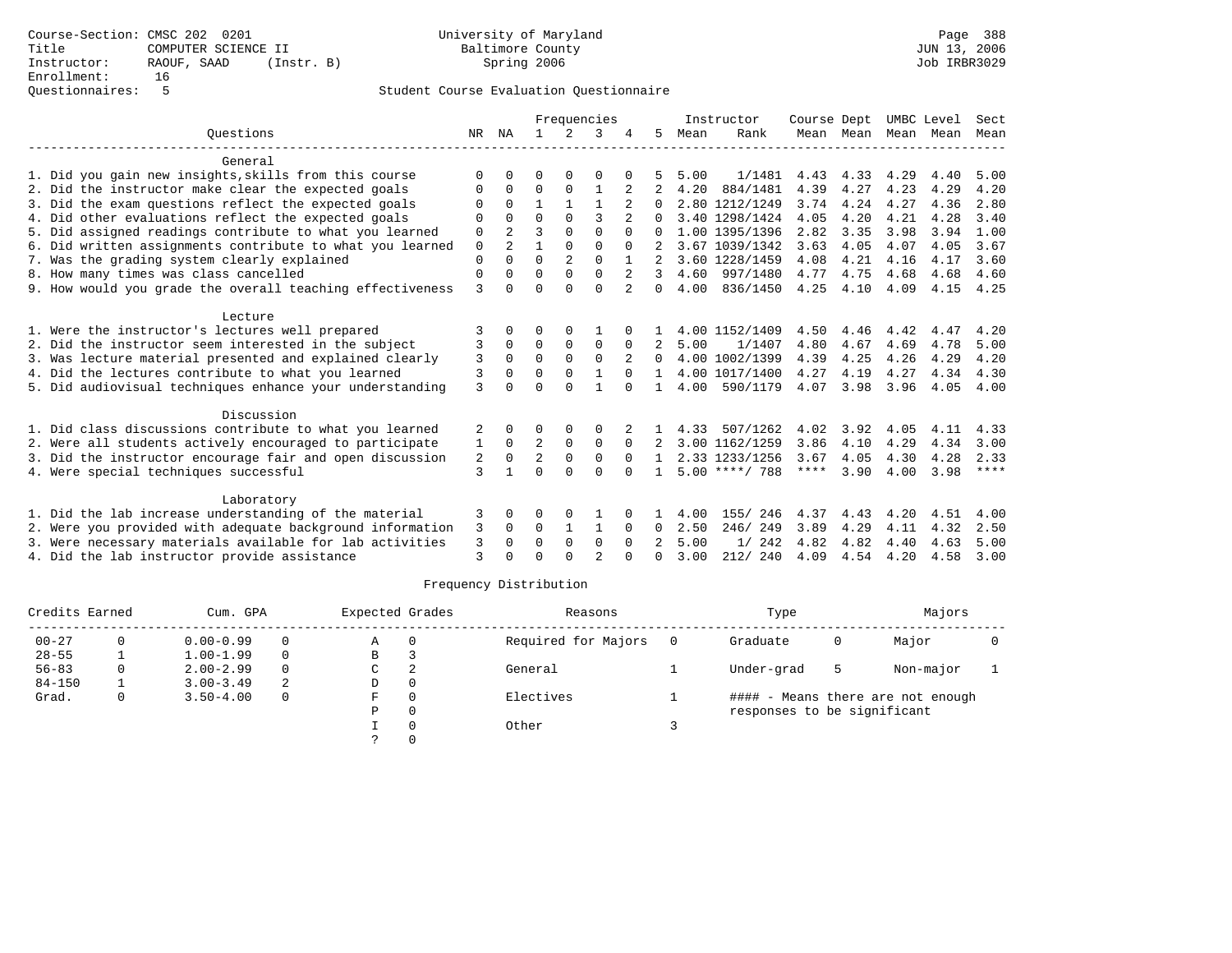Course-Section: CMSC 202 0201
Title: COMPUTER SCIENCE II
Instructor: RAOUF, SAAD (Instr. B)
Enrollment: 16
Questionnaires: 5

University of Maryland
Baltimore County
Spring 2006

JUN 13, 2006
Job IRBR3029

Student Course Evaluation Questionnaire

| Questions | NR | NA | 1 | 2 | 3 | 4 | 5 | Instructor Mean | Instructor Rank | Course Mean | Dept Mean | UMBC Mean | Level Mean | Sect Mean |
|---|---|---|---|---|---|---|---|---|---|---|---|---|---|---|
| **General** | | | | | | | | | | | | | | |
| 1. Did you gain new insights,skills from this course | 0 | 0 | 0 | 0 | 0 | 0 | 5 | 5.00 | 1/1481 | 4.43 | 4.33 | 4.29 | 4.40 | 5.00 |
| 2. Did the instructor make clear the expected goals | 0 | 0 | 0 | 0 | 1 | 2 | 2 | 4.20 | 884/1481 | 4.39 | 4.27 | 4.23 | 4.29 | 4.20 |
| 3. Did the exam questions reflect the expected goals | 0 | 0 | 1 | 1 | 1 | 2 | 0 | 2.80 | 1212/1249 | 3.74 | 4.24 | 4.27 | 4.36 | 2.80 |
| 4. Did other evaluations reflect the expected goals | 0 | 0 | 0 | 0 | 3 | 2 | 0 | 3.40 | 1298/1424 | 4.05 | 4.20 | 4.21 | 4.28 | 3.40 |
| 5. Did assigned readings contribute to what you learned | 0 | 2 | 3 | 0 | 0 | 0 | 0 | 1.00 | 1395/1396 | 2.82 | 3.35 | 3.98 | 3.94 | 1.00 |
| 6. Did written assignments contribute to what you learned | 0 | 2 | 1 | 0 | 0 | 0 | 2 | 3.67 | 1039/1342 | 3.63 | 4.05 | 4.07 | 4.05 | 3.67 |
| 7. Was the grading system clearly explained | 0 | 0 | 0 | 2 | 0 | 1 | 2 | 3.60 | 1228/1459 | 4.08 | 4.21 | 4.16 | 4.17 | 3.60 |
| 8. How many times was class cancelled | 0 | 0 | 0 | 0 | 0 | 2 | 3 | 4.60 | 997/1480 | 4.77 | 4.75 | 4.68 | 4.68 | 4.60 |
| 9. How would you grade the overall teaching effectiveness | 3 | 0 | 0 | 0 | 0 | 2 | 0 | 4.00 | 836/1450 | 4.25 | 4.10 | 4.09 | 4.15 | 4.25 |
| **Lecture** | | | | | | | | | | | | | | |
| 1. Were the instructor's lectures well prepared | 3 | 0 | 0 | 0 | 1 | 0 | 1 | 4.00 | 1152/1409 | 4.50 | 4.46 | 4.42 | 4.47 | 4.20 |
| 2. Did the instructor seem interested in the subject | 3 | 0 | 0 | 0 | 0 | 0 | 2 | 5.00 | 1/1407 | 4.80 | 4.67 | 4.69 | 4.78 | 5.00 |
| 3. Was lecture material presented and explained clearly | 3 | 0 | 0 | 0 | 0 | 2 | 0 | 4.00 | 1002/1399 | 4.39 | 4.25 | 4.26 | 4.29 | 4.20 |
| 4. Did the lectures contribute to what you learned | 3 | 0 | 0 | 0 | 1 | 0 | 1 | 4.00 | 1017/1400 | 4.27 | 4.19 | 4.27 | 4.34 | 4.30 |
| 5. Did audiovisual techniques enhance your understanding | 3 | 0 | 0 | 0 | 1 | 0 | 1 | 4.00 | 590/1179 | 4.07 | 3.98 | 3.96 | 4.05 | 4.00 |
| **Discussion** | | | | | | | | | | | | | | |
| 1. Did class discussions contribute to what you learned | 2 | 0 | 0 | 0 | 0 | 2 | 1 | 4.33 | 507/1262 | 4.02 | 3.92 | 4.05 | 4.11 | 4.33 |
| 2. Were all students actively encouraged to participate | 1 | 0 | 2 | 0 | 0 | 0 | 2 | 3.00 | 1162/1259 | 3.86 | 4.10 | 4.29 | 4.34 | 3.00 |
| 3. Did the instructor encourage fair and open discussion | 2 | 0 | 2 | 0 | 0 | 0 | 1 | 2.33 | 1233/1256 | 3.67 | 4.05 | 4.30 | 4.28 | 2.33 |
| 4. Were special techniques successful | 3 | 1 | 0 | 0 | 0 | 0 | 1 | 5.00 | ****/ 788 | **** | 3.90 | 4.00 | 3.98 | **** |
| **Laboratory** | | | | | | | | | | | | | | |
| 1. Did the lab increase understanding of the material | 3 | 0 | 0 | 0 | 1 | 0 | 1 | 4.00 | 155/ 246 | 4.37 | 4.43 | 4.20 | 4.51 | 4.00 |
| 2. Were you provided with adequate background information | 3 | 0 | 0 | 1 | 1 | 0 | 0 | 2.50 | 246/ 249 | 3.89 | 4.29 | 4.11 | 4.32 | 2.50 |
| 3. Were necessary materials available for lab activities | 3 | 0 | 0 | 0 | 0 | 0 | 2 | 5.00 | 1/ 242 | 4.82 | 4.82 | 4.40 | 4.63 | 5.00 |
| 4. Did the lab instructor provide assistance | 3 | 0 | 0 | 0 | 2 | 0 | 0 | 3.00 | 212/ 240 | 4.09 | 4.54 | 4.20 | 4.58 | 3.00 |

Frequency Distribution

| Credits Earned | | Cum. GPA | | Expected Grades | | Reasons | | Type | | Majors | |
|---|---|---|---|---|---|---|---|---|---|---|---|
| 00-27 | 0 | 0.00-0.99 | 0 | A | 0 | Required for Majors | 0 | Graduate | 0 | Major | 0 |
| 28-55 | 1 | 1.00-1.99 | 0 | B | 3 | | | | | | |
| 56-83 | 0 | 2.00-2.99 | 0 | C | 2 | General | 1 | Under-grad | 5 | Non-major | 1 |
| 84-150 | 1 | 3.00-3.49 | 2 | D | 0 | | | | | | |
| Grad. | 0 | 3.50-4.00 | 0 | F | 0 | Electives | 1 | #### - Means there are not enough responses to be significant | | | |
| | | | | P | 0 | | | | | | |
| | | | | I | 0 | Other | 3 | | | | |
| | | | | ? | 0 | | | | | | |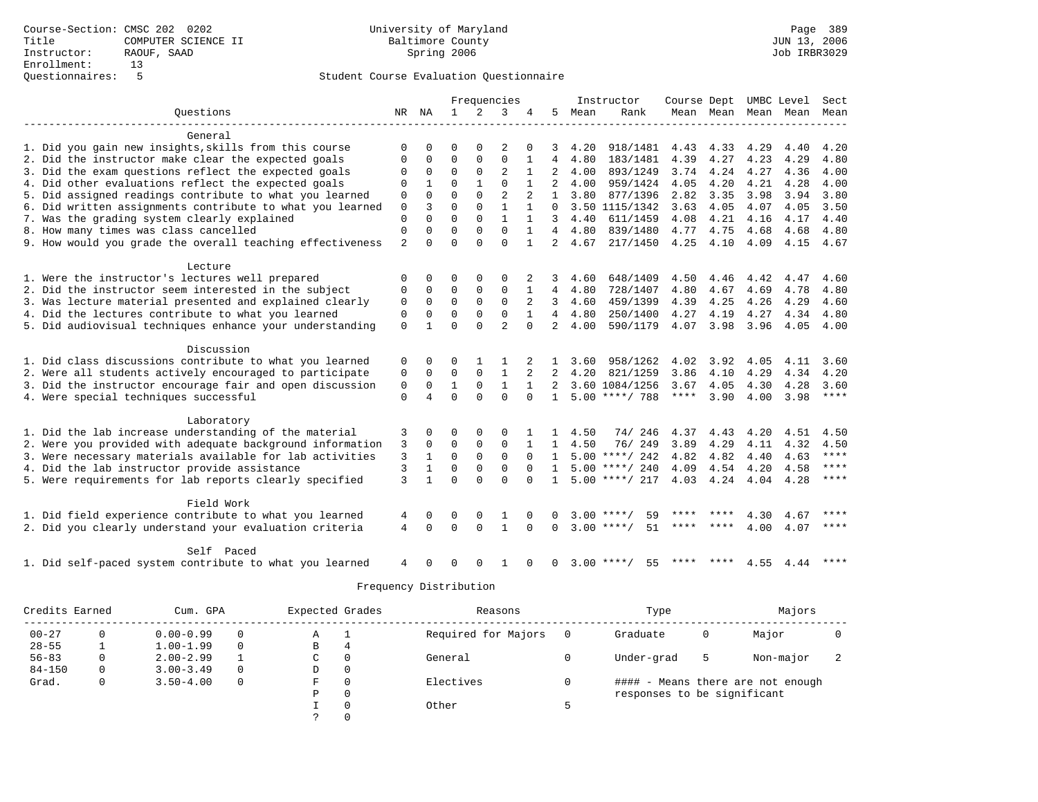Course-Section: CMSC 202 0202
Title: COMPUTER SCIENCE II
Instructor: RAOUF, SAAD
Enrollment: 13
Questionnaires: 5

University of Maryland
Baltimore County
Spring 2006

Page 389
JUN 13, 2006
Job IRBR3029

## Student Course Evaluation Questionnaire

| Questions | NR | NA | 1 | 2 | 3 | 4 | 5 | Instructor Mean | Rank | Course Mean | Dept Mean | UMBC Mean | Level Mean | Sect Mean |
|---|---|---|---|---|---|---|---|---|---|---|---|---|---|---|
| **General** | | | | | | | | | | | | | | |
| 1. Did you gain new insights,skills from this course | 0 | 0 | 0 | 0 | 2 | 0 | 3 | 4.20 | 918/1481 | 4.43 | 4.33 | 4.29 | 4.40 | 4.20 |
| 2. Did the instructor make clear the expected goals | 0 | 0 | 0 | 0 | 0 | 1 | 4 | 4.80 | 183/1481 | 4.39 | 4.27 | 4.23 | 4.29 | 4.80 |
| 3. Did the exam questions reflect the expected goals | 0 | 0 | 0 | 0 | 2 | 1 | 2 | 4.00 | 893/1249 | 3.74 | 4.24 | 4.27 | 4.36 | 4.00 |
| 4. Did other evaluations reflect the expected goals | 0 | 1 | 0 | 1 | 0 | 1 | 2 | 4.00 | 959/1424 | 4.05 | 4.20 | 4.21 | 4.28 | 4.00 |
| 5. Did assigned readings contribute to what you learned | 0 | 0 | 0 | 0 | 2 | 2 | 1 | 3.80 | 877/1396 | 2.82 | 3.35 | 3.98 | 3.94 | 3.80 |
| 6. Did written assignments contribute to what you learned | 0 | 3 | 0 | 0 | 1 | 1 | 0 | 3.50 | 1115/1342 | 3.63 | 4.05 | 4.07 | 4.05 | 3.50 |
| 7. Was the grading system clearly explained | 0 | 0 | 0 | 0 | 1 | 1 | 3 | 4.40 | 611/1459 | 4.08 | 4.21 | 4.16 | 4.17 | 4.40 |
| 8. How many times was class cancelled | 0 | 0 | 0 | 0 | 0 | 1 | 4 | 4.80 | 839/1480 | 4.77 | 4.75 | 4.68 | 4.68 | 4.80 |
| 9. How would you grade the overall teaching effectiveness | 2 | 0 | 0 | 0 | 0 | 1 | 2 | 4.67 | 217/1450 | 4.25 | 4.10 | 4.09 | 4.15 | 4.67 |
| **Lecture** | | | | | | | | | | | | | | |
| 1. Were the instructor's lectures well prepared | 0 | 0 | 0 | 0 | 0 | 2 | 3 | 4.60 | 648/1409 | 4.50 | 4.46 | 4.42 | 4.47 | 4.60 |
| 2. Did the instructor seem interested in the subject | 0 | 0 | 0 | 0 | 0 | 1 | 4 | 4.80 | 728/1407 | 4.80 | 4.67 | 4.69 | 4.78 | 4.80 |
| 3. Was lecture material presented and explained clearly | 0 | 0 | 0 | 0 | 0 | 2 | 3 | 4.60 | 459/1399 | 4.39 | 4.25 | 4.26 | 4.29 | 4.60 |
| 4. Did the lectures contribute to what you learned | 0 | 0 | 0 | 0 | 0 | 1 | 4 | 4.80 | 250/1400 | 4.27 | 4.19 | 4.27 | 4.34 | 4.80 |
| 5. Did audiovisual techniques enhance your understanding | 0 | 1 | 0 | 0 | 2 | 0 | 2 | 4.00 | 590/1179 | 4.07 | 3.98 | 3.96 | 4.05 | 4.00 |
| **Discussion** | | | | | | | | | | | | | | |
| 1. Did class discussions contribute to what you learned | 0 | 0 | 0 | 1 | 1 | 2 | 1 | 3.60 | 958/1262 | 4.02 | 3.92 | 4.05 | 4.11 | 3.60 |
| 2. Were all students actively encouraged to participate | 0 | 0 | 0 | 0 | 1 | 2 | 2 | 4.20 | 821/1259 | 3.86 | 4.10 | 4.29 | 4.34 | 4.20 |
| 3. Did the instructor encourage fair and open discussion | 0 | 0 | 1 | 0 | 1 | 1 | 2 | 3.60 | 1084/1256 | 3.67 | 4.05 | 4.30 | 4.28 | 3.60 |
| 4. Were special techniques successful | 0 | 4 | 0 | 0 | 0 | 0 | 1 | 5.00 | ****/ 788 | **** | 3.90 | 4.00 | 3.98 | **** |
| **Laboratory** | | | | | | | | | | | | | | |
| 1. Did the lab increase understanding of the material | 3 | 0 | 0 | 0 | 0 | 1 | 1 | 4.50 | 74/ 246 | 4.37 | 4.43 | 4.20 | 4.51 | 4.50 |
| 2. Were you provided with adequate background information | 3 | 0 | 0 | 0 | 0 | 1 | 1 | 4.50 | 76/ 249 | 3.89 | 4.29 | 4.11 | 4.32 | 4.50 |
| 3. Were necessary materials available for lab activities | 3 | 1 | 0 | 0 | 0 | 0 | 1 | 5.00 | ****/ 242 | 4.82 | 4.82 | 4.40 | 4.63 | **** |
| 4. Did the lab instructor provide assistance | 3 | 1 | 0 | 0 | 0 | 0 | 1 | 5.00 | ****/ 240 | 4.09 | 4.54 | 4.20 | 4.58 | **** |
| 5. Were requirements for lab reports clearly specified | 3 | 1 | 0 | 0 | 0 | 0 | 1 | 5.00 | ****/ 217 | 4.03 | 4.24 | 4.04 | 4.28 | **** |
| **Field Work** | | | | | | | | | | | | | | |
| 1. Did field experience contribute to what you learned | 4 | 0 | 0 | 0 | 1 | 0 | 0 | 3.00 | ****/ 59 | **** | **** | 4.30 | 4.67 | **** |
| 2. Did you clearly understand your evaluation criteria | 4 | 0 | 0 | 0 | 1 | 0 | 0 | 3.00 | ****/ 51 | **** | **** | 4.00 | 4.07 | **** |
| **Self Paced** | | | | | | | | | | | | | | |
| 1. Did self-paced system contribute to what you learned | 4 | 0 | 0 | 0 | 1 | 0 | 0 | 3.00 | ****/ 55 | **** | **** | 4.55 | 4.44 | **** |

## Frequency Distribution

| Credits Earned | | Cum. GPA | | Expected Grades | | Reasons | | Type | | Majors | |
|---|---|---|---|---|---|---|---|---|---|---|---|
| 00-27 | 0 | 0.00-0.99 | 0 | A | 1 | Required for Majors | 0 | Graduate | 0 | Major | 0 |
| 28-55 | 1 | 1.00-1.99 | 0 | B | 4 | | | | | | |
| 56-83 | 0 | 2.00-2.99 | 1 | C | 0 | General | 0 | Under-grad | 5 | Non-major | 2 |
| 84-150 | 0 | 3.00-3.49 | 0 | D | 0 | | | | | | |
| Grad. | 0 | 3.50-4.00 | 0 | F | 0 | Electives | 0 | | | | |
| | | | | P | 0 | | | | | | |
| | | | | I | 0 | Other | 5 | | | | |
| | | | | ? | 0 | | | | | | |

#### - Means there are not enough responses to be significant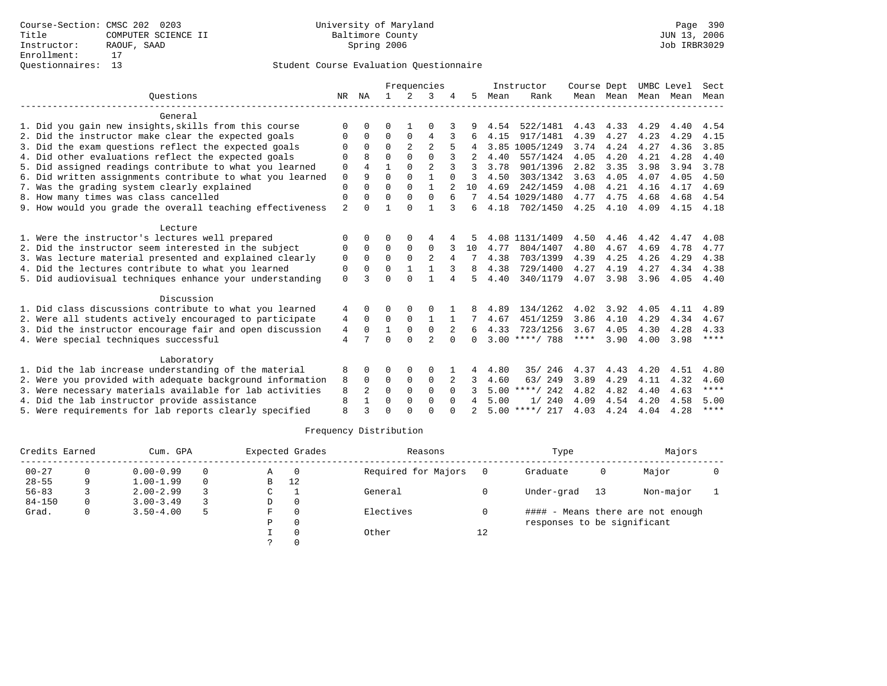Course-Section: CMSC 202 0203
Title: COMPUTER SCIENCE II
Instructor: RAOUF, SAAD
Enrollment: 17
Questionnaires: 13

University of Maryland
Baltimore County
Spring 2006

Page 390
JUN 13, 2006
Job IRBR3029

## Student Course Evaluation Questionnaire

| Questions | NR | NA | 1 | 2 | 3 | 4 | 5 | Instructor Mean | Rank | Course Mean | Dept Mean | UMBC Mean | Level Mean | Sect Mean |
|---|---|---|---|---|---|---|---|---|---|---|---|---|---|---|
| **General** | | | | | | | | | | | | | | |
| 1. Did you gain new insights,skills from this course | 0 | 0 | 0 | 1 | 0 | 3 | 9 | 4.54 | 522/1481 | 4.43 | 4.33 | 4.29 | 4.40 | 4.54 |
| 2. Did the instructor make clear the expected goals | 0 | 0 | 0 | 0 | 4 | 3 | 6 | 4.15 | 917/1481 | 4.39 | 4.27 | 4.23 | 4.29 | 4.15 |
| 3. Did the exam questions reflect the expected goals | 0 | 0 | 0 | 2 | 2 | 5 | 4 | 3.85 | 1005/1249 | 3.74 | 4.24 | 4.27 | 4.36 | 3.85 |
| 4. Did other evaluations reflect the expected goals | 0 | 8 | 0 | 0 | 0 | 3 | 2 | 4.40 | 557/1424 | 4.05 | 4.20 | 4.21 | 4.28 | 4.40 |
| 5. Did assigned readings contribute to what you learned | 0 | 4 | 1 | 0 | 2 | 3 | 3 | 3.78 | 901/1396 | 2.82 | 3.35 | 3.98 | 3.94 | 3.78 |
| 6. Did written assignments contribute to what you learned | 0 | 9 | 0 | 0 | 1 | 0 | 3 | 4.50 | 303/1342 | 3.63 | 4.05 | 4.07 | 4.05 | 4.50 |
| 7. Was the grading system clearly explained | 0 | 0 | 0 | 0 | 1 | 2 | 10 | 4.69 | 242/1459 | 4.08 | 4.21 | 4.16 | 4.17 | 4.69 |
| 8. How many times was class cancelled | 0 | 0 | 0 | 0 | 0 | 6 | 7 | 4.54 | 1029/1480 | 4.77 | 4.75 | 4.68 | 4.68 | 4.54 |
| 9. How would you grade the overall teaching effectiveness | 2 | 0 | 1 | 0 | 1 | 3 | 6 | 4.18 | 702/1450 | 4.25 | 4.10 | 4.09 | 4.15 | 4.18 |
| **Lecture** | | | | | | | | | | | | | | |
| 1. Were the instructor's lectures well prepared | 0 | 0 | 0 | 0 | 4 | 4 | 5 | 4.08 | 1131/1409 | 4.50 | 4.46 | 4.42 | 4.47 | 4.08 |
| 2. Did the instructor seem interested in the subject | 0 | 0 | 0 | 0 | 0 | 3 | 10 | 4.77 | 804/1407 | 4.80 | 4.67 | 4.69 | 4.78 | 4.77 |
| 3. Was lecture material presented and explained clearly | 0 | 0 | 0 | 0 | 2 | 4 | 7 | 4.38 | 703/1399 | 4.39 | 4.25 | 4.26 | 4.29 | 4.38 |
| 4. Did the lectures contribute to what you learned | 0 | 0 | 0 | 1 | 1 | 3 | 8 | 4.38 | 729/1400 | 4.27 | 4.19 | 4.27 | 4.34 | 4.38 |
| 5. Did audiovisual techniques enhance your understanding | 0 | 3 | 0 | 0 | 1 | 4 | 5 | 4.40 | 340/1179 | 4.07 | 3.98 | 3.96 | 4.05 | 4.40 |
| **Discussion** | | | | | | | | | | | | | | |
| 1. Did class discussions contribute to what you learned | 4 | 0 | 0 | 0 | 0 | 1 | 8 | 4.89 | 134/1262 | 4.02 | 3.92 | 4.05 | 4.11 | 4.89 |
| 2. Were all students actively encouraged to participate | 4 | 0 | 0 | 0 | 1 | 1 | 7 | 4.67 | 451/1259 | 3.86 | 4.10 | 4.29 | 4.34 | 4.67 |
| 3. Did the instructor encourage fair and open discussion | 4 | 0 | 1 | 0 | 0 | 2 | 6 | 4.33 | 723/1256 | 3.67 | 4.05 | 4.30 | 4.28 | 4.33 |
| 4. Were special techniques successful | 4 | 7 | 0 | 0 | 2 | 0 | 0 | 3.00 | ****/ 788 | **** | 3.90 | 4.00 | 3.98 | **** |
| **Laboratory** | | | | | | | | | | | | | | |
| 1. Did the lab increase understanding of the material | 8 | 0 | 0 | 0 | 0 | 1 | 4 | 4.80 | 35/ 246 | 4.37 | 4.43 | 4.20 | 4.51 | 4.80 |
| 2. Were you provided with adequate background information | 8 | 0 | 0 | 0 | 0 | 2 | 3 | 4.60 | 63/ 249 | 3.89 | 4.29 | 4.11 | 4.32 | 4.60 |
| 3. Were necessary materials available for lab activities | 8 | 2 | 0 | 0 | 0 | 0 | 3 | 5.00 | ****/ 242 | 4.82 | 4.82 | 4.40 | 4.63 | **** |
| 4. Did the lab instructor provide assistance | 8 | 1 | 0 | 0 | 0 | 0 | 4 | 5.00 | 1/ 240 | 4.09 | 4.54 | 4.20 | 4.58 | 5.00 |
| 5. Were requirements for lab reports clearly specified | 8 | 3 | 0 | 0 | 0 | 0 | 2 | 5.00 | ****/ 217 | 4.03 | 4.24 | 4.04 | 4.28 | **** |

## Frequency Distribution

| Credits Earned | | Cum. GPA | | Expected Grades | | Reasons | | Type | | Majors | |
|---|---|---|---|---|---|---|---|---|---|---|---|
| 00-27 | 0 | 0.00-0.99 | 0 | A | 0 | Required for Majors | 0 | Graduate | 0 | Major | 0 |
| 28-55 | 9 | 1.00-1.99 | 0 | B | 12 | | | | | | |
| 56-83 | 3 | 2.00-2.99 | 3 | C | 1 | General | 0 | Under-grad | 13 | Non-major | 1 |
| 84-150 | 0 | 3.00-3.49 | 3 | D | 0 | | | | | | |
| Grad. | 0 | 3.50-4.00 | 5 | F | 0 | Electives | 0 | #### - Means there are not enough responses to be significant | | | |
| | | | | P | 0 | | | | | | |
| | | | | I | 0 | Other | 12 | | | | |
| | | | | ? | 0 | | | | | | |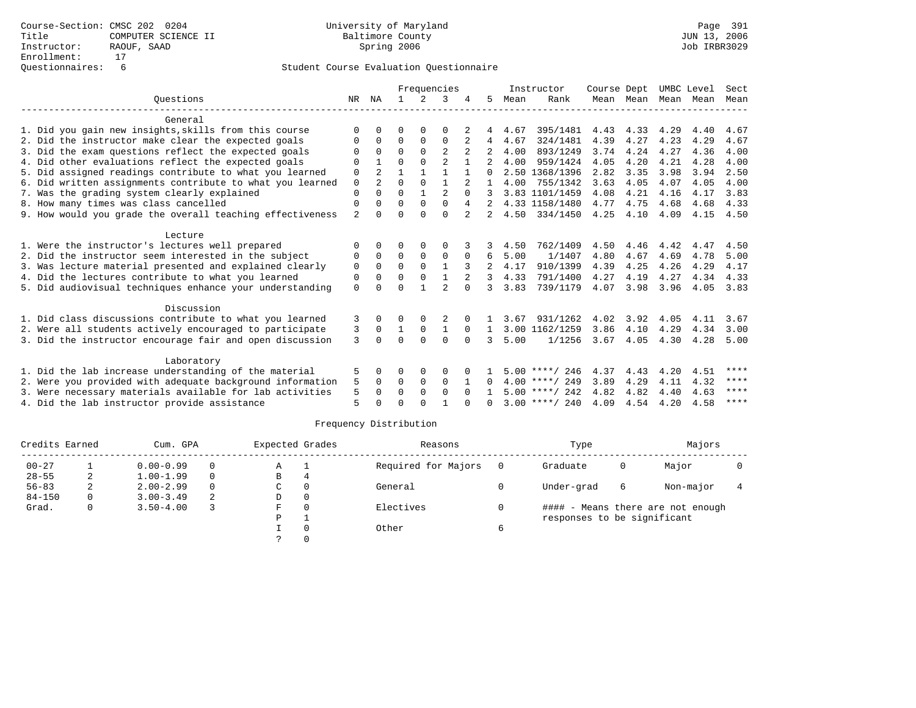Course-Section: CMSC 202 0204
Title: COMPUTER SCIENCE II
Instructor: RAOUF, SAAD
Enrollment: 17
Questionnaires: 6

University of Maryland
Baltimore County
Spring 2006

Student Course Evaluation Questionnaire

| Questions | NR | NA | 1 | 2 | 3 | 4 | 5 | Instructor Mean | Rank | Course Mean | Dept Mean | UMBC Mean | Level Mean | Sect Mean |
|---|---|---|---|---|---|---|---|---|---|---|---|---|---|---|
| **General** | | | | | | | | | | | | | | |
| 1. Did you gain new insights,skills from this course | 0 | 0 | 0 | 0 | 0 | 2 | 4 | 4.67 | 395/1481 | 4.43 | 4.33 | 4.29 | 4.40 | 4.67 |
| 2. Did the instructor make clear the expected goals | 0 | 0 | 0 | 0 | 0 | 2 | 4 | 4.67 | 324/1481 | 4.39 | 4.27 | 4.23 | 4.29 | 4.67 |
| 3. Did the exam questions reflect the expected goals | 0 | 0 | 0 | 0 | 2 | 2 | 2 | 4.00 | 893/1249 | 3.74 | 4.24 | 4.27 | 4.36 | 4.00 |
| 4. Did other evaluations reflect the expected goals | 0 | 1 | 0 | 0 | 2 | 1 | 2 | 4.00 | 959/1424 | 4.05 | 4.20 | 4.21 | 4.28 | 4.00 |
| 5. Did assigned readings contribute to what you learned | 0 | 2 | 1 | 1 | 1 | 1 | 0 | 2.50 | 1368/1396 | 2.82 | 3.35 | 3.98 | 3.94 | 2.50 |
| 6. Did written assignments contribute to what you learned | 0 | 2 | 0 | 0 | 1 | 2 | 1 | 4.00 | 755/1342 | 3.63 | 4.05 | 4.07 | 4.05 | 4.00 |
| 7. Was the grading system clearly explained | 0 | 0 | 0 | 1 | 2 | 0 | 3 | 3.83 | 1101/1459 | 4.08 | 4.21 | 4.16 | 4.17 | 3.83 |
| 8. How many times was class cancelled | 0 | 0 | 0 | 0 | 0 | 4 | 2 | 4.33 | 1158/1480 | 4.77 | 4.75 | 4.68 | 4.68 | 4.33 |
| 9. How would you grade the overall teaching effectiveness | 2 | 0 | 0 | 0 | 0 | 2 | 2 | 4.50 | 334/1450 | 4.25 | 4.10 | 4.09 | 4.15 | 4.50 |
| **Lecture** | | | | | | | | | | | | | | |
| 1. Were the instructor's lectures well prepared | 0 | 0 | 0 | 0 | 0 | 3 | 3 | 4.50 | 762/1409 | 4.50 | 4.46 | 4.42 | 4.47 | 4.50 |
| 2. Did the instructor seem interested in the subject | 0 | 0 | 0 | 0 | 0 | 0 | 6 | 5.00 | 1/1407 | 4.80 | 4.67 | 4.69 | 4.78 | 5.00 |
| 3. Was lecture material presented and explained clearly | 0 | 0 | 0 | 0 | 1 | 3 | 2 | 4.17 | 910/1399 | 4.39 | 4.25 | 4.26 | 4.29 | 4.17 |
| 4. Did the lectures contribute to what you learned | 0 | 0 | 0 | 0 | 1 | 2 | 3 | 4.33 | 791/1400 | 4.27 | 4.19 | 4.27 | 4.34 | 4.33 |
| 5. Did audiovisual techniques enhance your understanding | 0 | 0 | 0 | 1 | 2 | 0 | 3 | 3.83 | 739/1179 | 4.07 | 3.98 | 3.96 | 4.05 | 3.83 |
| **Discussion** | | | | | | | | | | | | | | |
| 1. Did class discussions contribute to what you learned | 3 | 0 | 0 | 0 | 2 | 0 | 1 | 3.67 | 931/1262 | 4.02 | 3.92 | 4.05 | 4.11 | 3.67 |
| 2. Were all students actively encouraged to participate | 3 | 0 | 1 | 0 | 1 | 0 | 1 | 3.00 | 1162/1259 | 3.86 | 4.10 | 4.29 | 4.34 | 3.00 |
| 3. Did the instructor encourage fair and open discussion | 3 | 0 | 0 | 0 | 0 | 0 | 3 | 5.00 | 1/1256 | 3.67 | 4.05 | 4.30 | 4.28 | 5.00 |
| **Laboratory** | | | | | | | | | | | | | | |
| 1. Did the lab increase understanding of the material | 5 | 0 | 0 | 0 | 0 | 0 | 1 | 5.00 | ****/ 246 | 4.37 | 4.43 | 4.20 | 4.51 | **** |
| 2. Were you provided with adequate background information | 5 | 0 | 0 | 0 | 0 | 1 | 0 | 4.00 | ****/ 249 | 3.89 | 4.29 | 4.11 | 4.32 | **** |
| 3. Were necessary materials available for lab activities | 5 | 0 | 0 | 0 | 0 | 0 | 1 | 5.00 | ****/ 242 | 4.82 | 4.82 | 4.40 | 4.63 | **** |
| 4. Did the lab instructor provide assistance | 5 | 0 | 0 | 0 | 1 | 0 | 0 | 3.00 | ****/ 240 | 4.09 | 4.54 | 4.20 | 4.58 | **** |

Frequency Distribution

| Credits Earned | | Cum. GPA | | Expected Grades | | Reasons | | Type | | Majors | |
|---|---|---|---|---|---|---|---|---|---|---|---|
| 00-27 | 1 | 0.00-0.99 | 0 | A | 1 | Required for Majors | 0 | Graduate | 0 | Major | 0 |
| 28-55 | 2 | 1.00-1.99 | 0 | B | 4 | | | | | | |
| 56-83 | 2 | 2.00-2.99 | 0 | C | 0 | General | 0 | Under-grad | 6 | Non-major | 4 |
| 84-150 | 0 | 3.00-3.49 | 2 | D | 0 | | | | | | |
| Grad. | 0 | 3.50-4.00 | 3 | F | 0 | Electives | 0 | #### - Means there are not enough responses to be significant | | | |
| | | | | P | 1 | | | | | | |
| | | | | I | 0 | Other | 6 | | | | |
| | | | | ? | 0 | | | | | | |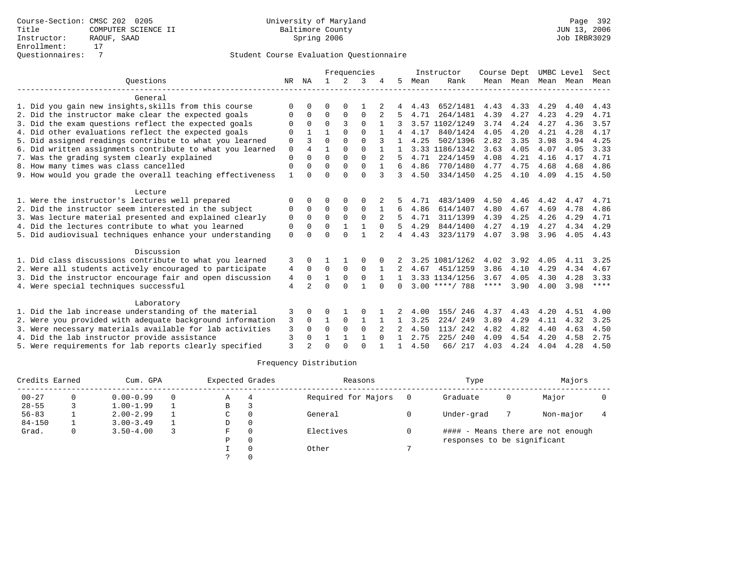Course-Section: CMSC 202 0205
Title: COMPUTER SCIENCE II
Instructor: RAOUF, SAAD
Enrollment: 17
Questionnaires: 7

University of Maryland
Baltimore County
Spring 2006

JUN 13, 2006
Job IRBR3029

Student Course Evaluation Questionnaire

| Questions | NR | NA | 1 | 2 | 3 | 4 | 5 | Instructor Mean | Instructor Rank | Course Mean | Dept Mean | UMBC Mean | Level Mean | Sect Mean |
|---|---|---|---|---|---|---|---|---|---|---|---|---|---|---|
| **General** | | | | | | | | | | | | | | |
| 1. Did you gain new insights,skills from this course | 0 | 0 | 0 | 0 | 1 | 2 | 4 | 4.43 | 652/1481 | 4.43 | 4.33 | 4.29 | 4.40 | 4.43 |
| 2. Did the instructor make clear the expected goals | 0 | 0 | 0 | 0 | 0 | 2 | 5 | 4.71 | 264/1481 | 4.39 | 4.27 | 4.23 | 4.29 | 4.71 |
| 3. Did the exam questions reflect the expected goals | 0 | 0 | 0 | 3 | 0 | 1 | 3 | 3.57 | 1102/1249 | 3.74 | 4.24 | 4.27 | 4.36 | 3.57 |
| 4. Did other evaluations reflect the expected goals | 0 | 1 | 1 | 0 | 0 | 1 | 4 | 4.17 | 840/1424 | 4.05 | 4.20 | 4.21 | 4.28 | 4.17 |
| 5. Did assigned readings contribute to what you learned | 0 | 3 | 0 | 0 | 0 | 3 | 1 | 4.25 | 502/1396 | 2.82 | 3.35 | 3.98 | 3.94 | 4.25 |
| 6. Did written assignments contribute to what you learned | 0 | 4 | 1 | 0 | 0 | 1 | 1 | 3.33 | 1186/1342 | 3.63 | 4.05 | 4.07 | 4.05 | 3.33 |
| 7. Was the grading system clearly explained | 0 | 0 | 0 | 0 | 0 | 2 | 5 | 4.71 | 224/1459 | 4.08 | 4.21 | 4.16 | 4.17 | 4.71 |
| 8. How many times was class cancelled | 0 | 0 | 0 | 0 | 0 | 1 | 6 | 4.86 | 770/1480 | 4.77 | 4.75 | 4.68 | 4.68 | 4.86 |
| 9. How would you grade the overall teaching effectiveness | 1 | 0 | 0 | 0 | 0 | 3 | 3 | 4.50 | 334/1450 | 4.25 | 4.10 | 4.09 | 4.15 | 4.50 |
| **Lecture** | | | | | | | | | | | | | | |
| 1. Were the instructor's lectures well prepared | 0 | 0 | 0 | 0 | 0 | 2 | 5 | 4.71 | 483/1409 | 4.50 | 4.46 | 4.42 | 4.47 | 4.71 |
| 2. Did the instructor seem interested in the subject | 0 | 0 | 0 | 0 | 0 | 1 | 6 | 4.86 | 614/1407 | 4.80 | 4.67 | 4.69 | 4.78 | 4.86 |
| 3. Was lecture material presented and explained clearly | 0 | 0 | 0 | 0 | 0 | 2 | 5 | 4.71 | 311/1399 | 4.39 | 4.25 | 4.26 | 4.29 | 4.71 |
| 4. Did the lectures contribute to what you learned | 0 | 0 | 0 | 1 | 1 | 0 | 5 | 4.29 | 844/1400 | 4.27 | 4.19 | 4.27 | 4.34 | 4.29 |
| 5. Did audiovisual techniques enhance your understanding | 0 | 0 | 0 | 0 | 1 | 2 | 4 | 4.43 | 323/1179 | 4.07 | 3.98 | 3.96 | 4.05 | 4.43 |
| **Discussion** | | | | | | | | | | | | | | |
| 1. Did class discussions contribute to what you learned | 3 | 0 | 1 | 1 | 0 | 0 | 2 | 3.25 | 1081/1262 | 4.02 | 3.92 | 4.05 | 4.11 | 3.25 |
| 2. Were all students actively encouraged to participate | 4 | 0 | 0 | 0 | 0 | 1 | 2 | 4.67 | 451/1259 | 3.86 | 4.10 | 4.29 | 4.34 | 4.67 |
| 3. Did the instructor encourage fair and open discussion | 4 | 0 | 1 | 0 | 0 | 1 | 1 | 3.33 | 1134/1256 | 3.67 | 4.05 | 4.30 | 4.28 | 3.33 |
| 4. Were special techniques successful | 4 | 2 | 0 | 0 | 1 | 0 | 0 | 3.00 | ****/ 788 | **** | 3.90 | 4.00 | 3.98 | **** |
| **Laboratory** | | | | | | | | | | | | | | |
| 1. Did the lab increase understanding of the material | 3 | 0 | 0 | 1 | 0 | 1 | 2 | 4.00 | 155/ 246 | 4.37 | 4.43 | 4.20 | 4.51 | 4.00 |
| 2. Were you provided with adequate background information | 3 | 0 | 1 | 0 | 1 | 1 | 1 | 3.25 | 224/ 249 | 3.89 | 4.29 | 4.11 | 4.32 | 3.25 |
| 3. Were necessary materials available for lab activities | 3 | 0 | 0 | 0 | 0 | 2 | 2 | 4.50 | 113/ 242 | 4.82 | 4.82 | 4.40 | 4.63 | 4.50 |
| 4. Did the lab instructor provide assistance | 3 | 0 | 1 | 1 | 1 | 0 | 1 | 2.75 | 225/ 240 | 4.09 | 4.54 | 4.20 | 4.58 | 2.75 |
| 5. Were requirements for lab reports clearly specified | 3 | 2 | 0 | 0 | 0 | 1 | 1 | 4.50 | 66/ 217 | 4.03 | 4.24 | 4.04 | 4.28 | 4.50 |

Frequency Distribution

| Credits Earned | | Cum. GPA | | Expected Grades | | Reasons | | Type | | Majors | |
|---|---|---|---|---|---|---|---|---|---|---|---|
| 00-27 | 0 | 0.00-0.99 | 0 | A | 4 | Required for Majors | 0 | Graduate | 0 | Major | 0 |
| 28-55 | 3 | 1.00-1.99 | 1 | B | 3 | | | | | | |
| 56-83 | 1 | 2.00-2.99 | 1 | C | 0 | General | 0 | Under-grad | 7 | Non-major | 4 |
| 84-150 | 1 | 3.00-3.49 | 1 | D | 0 | | | | | | |
| Grad. | 0 | 3.50-4.00 | 3 | F | 0 | Electives | 0 | #### - Means there are not enough responses to be significant | | | |
| | | | | P | 0 | | | | | | |
| | | | | I | 0 | Other | 7 | | | | |
| | | | | ? | 0 | | | | | | |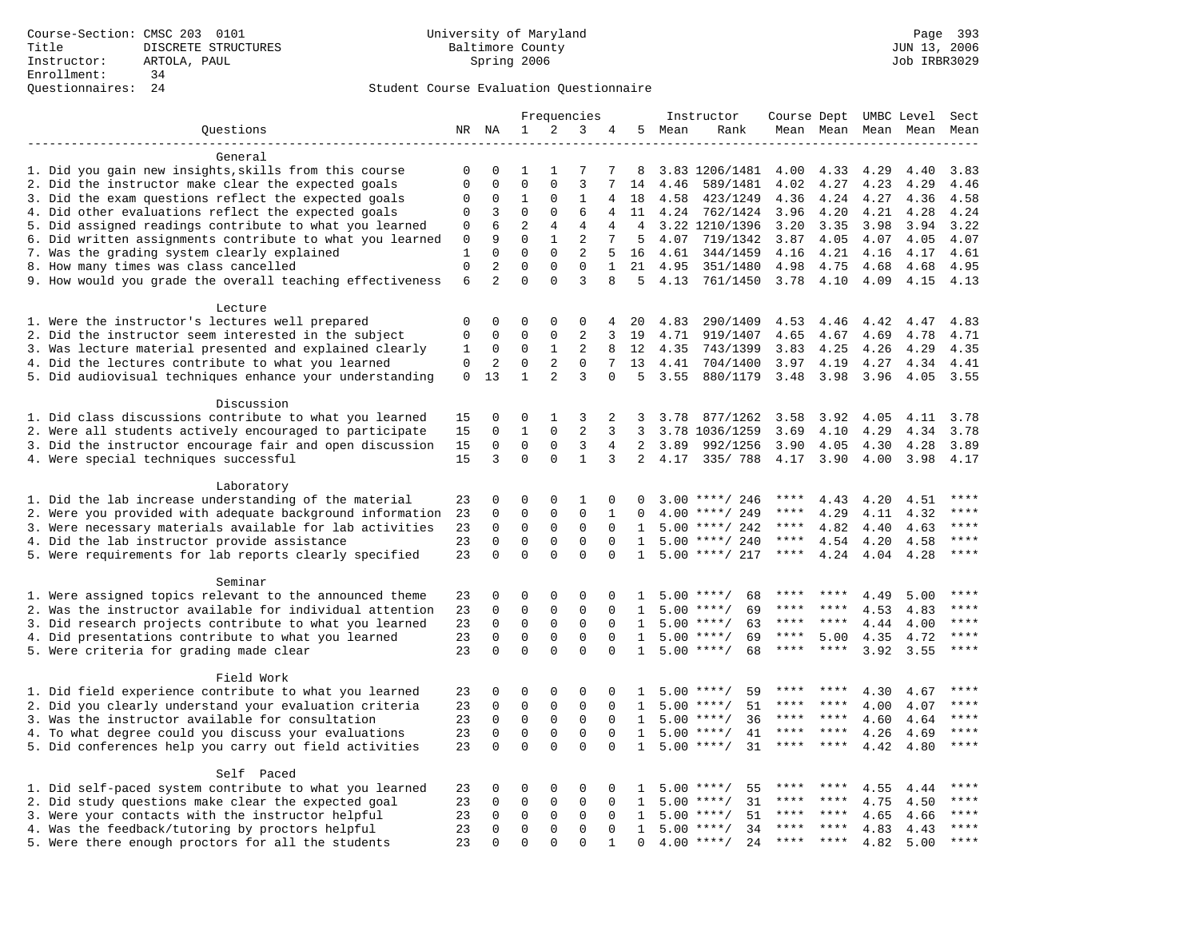Course-Section: CMSC 203 0101
Title: DISCRETE STRUCTURES
Instructor: ARTOLA, PAUL
Enrollment: 34
Questionnaires: 24

University of Maryland
Baltimore County
Spring 2006

JUN 13, 2006
Job IRBR3029

Student Course Evaluation Questionnaire

| Questions | NR | NA | 1 | 2 | 3 | 4 | 5 | Instructor Mean | Instructor Rank | Course Mean | Dept Mean | UMBC Mean | Level Mean | Sect Mean |
|---|---|---|---|---|---|---|---|---|---|---|---|---|---|---|
| **General** | | | | | | | | | | | | | | |
| 1. Did you gain new insights,skills from this course | 0 | 0 | 1 | 1 | 7 | 7 | 8 | 3.83 | 1206/1481 | 4.00 | 4.33 | 4.29 | 4.40 | 3.83 |
| 2. Did the instructor make clear the expected goals | 0 | 0 | 0 | 0 | 3 | 7 | 14 | 4.46 | 589/1481 | 4.02 | 4.27 | 4.23 | 4.29 | 4.46 |
| 3. Did the exam questions reflect the expected goals | 0 | 0 | 1 | 0 | 1 | 4 | 18 | 4.58 | 423/1249 | 4.36 | 4.24 | 4.27 | 4.36 | 4.58 |
| 4. Did other evaluations reflect the expected goals | 0 | 3 | 0 | 0 | 6 | 4 | 11 | 4.24 | 762/1424 | 3.96 | 4.20 | 4.21 | 4.28 | 4.24 |
| 5. Did assigned readings contribute to what you learned | 0 | 6 | 2 | 4 | 4 | 4 | 4 | 3.22 | 1210/1396 | 3.20 | 3.35 | 3.98 | 3.94 | 3.22 |
| 6. Did written assignments contribute to what you learned | 0 | 9 | 0 | 1 | 2 | 7 | 5 | 4.07 | 719/1342 | 3.87 | 4.05 | 4.07 | 4.05 | 4.07 |
| 7. Was the grading system clearly explained | 1 | 0 | 0 | 0 | 2 | 5 | 16 | 4.61 | 344/1459 | 4.16 | 4.21 | 4.16 | 4.17 | 4.61 |
| 8. How many times was class cancelled | 0 | 2 | 0 | 0 | 0 | 1 | 21 | 4.95 | 351/1480 | 4.98 | 4.75 | 4.68 | 4.68 | 4.95 |
| 9. How would you grade the overall teaching effectiveness | 6 | 2 | 0 | 0 | 3 | 8 | 5 | 4.13 | 761/1450 | 3.78 | 4.10 | 4.09 | 4.15 | 4.13 |
| **Lecture** | | | | | | | | | | | | | | |
| 1. Were the instructor's lectures well prepared | 0 | 0 | 0 | 0 | 0 | 4 | 20 | 4.83 | 290/1409 | 4.53 | 4.46 | 4.42 | 4.47 | 4.83 |
| 2. Did the instructor seem interested in the subject | 0 | 0 | 0 | 0 | 2 | 3 | 19 | 4.71 | 919/1407 | 4.65 | 4.67 | 4.69 | 4.78 | 4.71 |
| 3. Was lecture material presented and explained clearly | 1 | 0 | 0 | 1 | 2 | 8 | 12 | 4.35 | 743/1399 | 3.83 | 4.25 | 4.26 | 4.29 | 4.35 |
| 4. Did the lectures contribute to what you learned | 0 | 2 | 0 | 2 | 0 | 7 | 13 | 4.41 | 704/1400 | 3.97 | 4.19 | 4.27 | 4.34 | 4.41 |
| 5. Did audiovisual techniques enhance your understanding | 0 | 13 | 1 | 2 | 3 | 0 | 5 | 3.55 | 880/1179 | 3.48 | 3.98 | 3.96 | 4.05 | 3.55 |
| **Discussion** | | | | | | | | | | | | | | |
| 1. Did class discussions contribute to what you learned | 15 | 0 | 0 | 1 | 3 | 2 | 3 | 3.78 | 877/1262 | 3.58 | 3.92 | 4.05 | 4.11 | 3.78 |
| 2. Were all students actively encouraged to participate | 15 | 0 | 1 | 0 | 2 | 3 | 3 | 3.78 | 1036/1259 | 3.69 | 4.10 | 4.29 | 4.34 | 3.78 |
| 3. Did the instructor encourage fair and open discussion | 15 | 0 | 0 | 0 | 3 | 4 | 2 | 3.89 | 992/1256 | 3.90 | 4.05 | 4.30 | 4.28 | 3.89 |
| 4. Were special techniques successful | 15 | 3 | 0 | 0 | 1 | 3 | 2 | 4.17 | 335/ 788 | 4.17 | 3.90 | 4.00 | 3.98 | 4.17 |
| **Laboratory** | | | | | | | | | | | | | | |
| 1. Did the lab increase understanding of the material | 23 | 0 | 0 | 0 | 1 | 0 | 0 | 3.00 | ****/ 246 | **** | 4.43 | 4.20 | 4.51 | **** |
| 2. Were you provided with adequate background information | 23 | 0 | 0 | 0 | 0 | 1 | 0 | 4.00 | ****/ 249 | **** | 4.29 | 4.11 | 4.32 | **** |
| 3. Were necessary materials available for lab activities | 23 | 0 | 0 | 0 | 0 | 0 | 1 | 5.00 | ****/ 242 | **** | 4.82 | 4.40 | 4.63 | **** |
| 4. Did the lab instructor provide assistance | 23 | 0 | 0 | 0 | 0 | 0 | 1 | 5.00 | ****/ 240 | **** | 4.54 | 4.20 | 4.58 | **** |
| 5. Were requirements for lab reports clearly specified | 23 | 0 | 0 | 0 | 0 | 0 | 1 | 5.00 | ****/ 217 | **** | 4.24 | 4.04 | 4.28 | **** |
| **Seminar** | | | | | | | | | | | | | | |
| 1. Were assigned topics relevant to the announced theme | 23 | 0 | 0 | 0 | 0 | 0 | 1 | 5.00 | ****/ 68 | **** | **** | 4.49 | 5.00 | **** |
| 2. Was the instructor available for individual attention | 23 | 0 | 0 | 0 | 0 | 0 | 1 | 5.00 | ****/ 69 | **** | **** | 4.53 | 4.83 | **** |
| 3. Did research projects contribute to what you learned | 23 | 0 | 0 | 0 | 0 | 0 | 1 | 5.00 | ****/ 63 | **** | **** | 4.44 | 4.00 | **** |
| 4. Did presentations contribute to what you learned | 23 | 0 | 0 | 0 | 0 | 0 | 1 | 5.00 | ****/ 69 | **** | 5.00 | 4.35 | 4.72 | **** |
| 5. Were criteria for grading made clear | 23 | 0 | 0 | 0 | 0 | 0 | 1 | 5.00 | ****/ 68 | **** | **** | 3.92 | 3.55 | **** |
| **Field Work** | | | | | | | | | | | | | | |
| 1. Did field experience contribute to what you learned | 23 | 0 | 0 | 0 | 0 | 0 | 1 | 5.00 | ****/ 59 | **** | **** | 4.30 | 4.67 | **** |
| 2. Did you clearly understand your evaluation criteria | 23 | 0 | 0 | 0 | 0 | 0 | 1 | 5.00 | ****/ 51 | **** | **** | 4.00 | 4.07 | **** |
| 3. Was the instructor available for consultation | 23 | 0 | 0 | 0 | 0 | 0 | 1 | 5.00 | ****/ 36 | **** | **** | 4.60 | 4.64 | **** |
| 4. To what degree could you discuss your evaluations | 23 | 0 | 0 | 0 | 0 | 0 | 1 | 5.00 | ****/ 41 | **** | **** | 4.26 | 4.69 | **** |
| 5. Did conferences help you carry out field activities | 23 | 0 | 0 | 0 | 0 | 0 | 1 | 5.00 | ****/ 31 | **** | **** | 4.42 | 4.80 | **** |
| **Self Paced** | | | | | | | | | | | | | | |
| 1. Did self-paced system contribute to what you learned | 23 | 0 | 0 | 0 | 0 | 0 | 1 | 5.00 | ****/ 55 | **** | **** | 4.55 | 4.44 | **** |
| 2. Did study questions make clear the expected goal | 23 | 0 | 0 | 0 | 0 | 0 | 1 | 5.00 | ****/ 31 | **** | **** | 4.75 | 4.50 | **** |
| 3. Were your contacts with the instructor helpful | 23 | 0 | 0 | 0 | 0 | 0 | 1 | 5.00 | ****/ 51 | **** | **** | 4.65 | 4.66 | **** |
| 4. Was the feedback/tutoring by proctors helpful | 23 | 0 | 0 | 0 | 0 | 0 | 1 | 5.00 | ****/ 34 | **** | **** | 4.83 | 4.43 | **** |
| 5. Were there enough proctors for all the students | 23 | 0 | 0 | 0 | 0 | 1 | 0 | 4.00 | ****/ 24 | **** | **** | 4.82 | 5.00 | **** |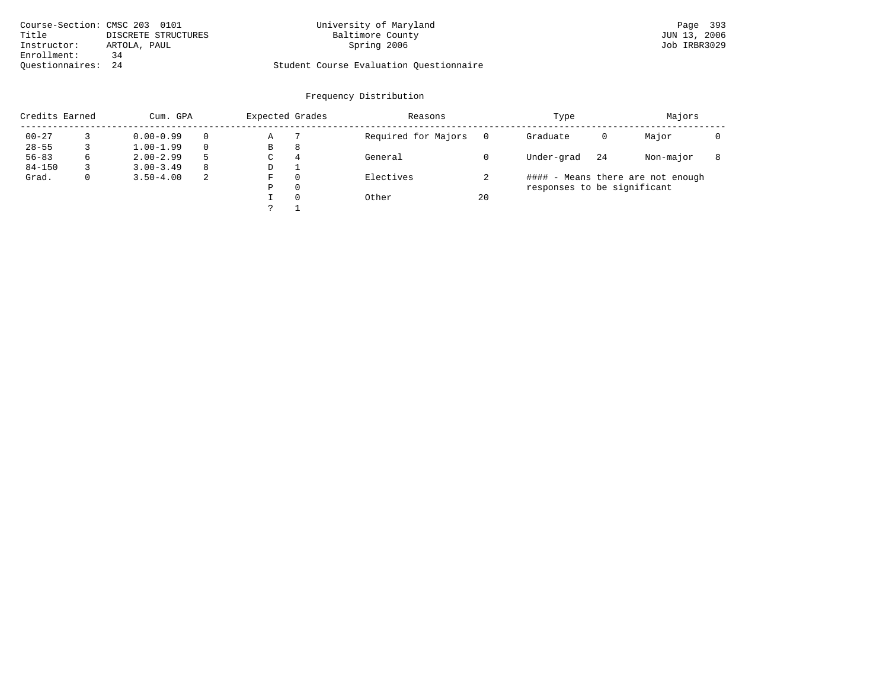Course-Section: CMSC 203 0101
Title: DISCRETE STRUCTURES
Instructor: ARTOLA, PAUL
Enrollment: 34
Questionnaires: 24

University of Maryland
Baltimore County
Spring 2006

Student Course Evaluation Questionnaire

## Frequency Distribution

| Credits Earned | | Cum. GPA | | Expected Grades | | Reasons | | Type | | Majors | |
|---|---|---|---|---|---|---|---|---|---|---|---|
| 00-27 | 3 | 0.00-0.99 | 0 | A | 7 | Required for Majors | 0 | Graduate | 0 | Major | 0 |
| 28-55 | 3 | 1.00-1.99 | 0 | B | 8 | | | | | | |
| 56-83 | 6 | 2.00-2.99 | 5 | C | 4 | General | 0 | Under-grad | 24 | Non-major | 8 |
| 84-150 | 3 | 3.00-3.49 | 8 | D | 1 | | | | | | |
| Grad. | 0 | 3.50-4.00 | 2 | F | 0 | Electives | 2 | | | | |
| | | | | P | 0 | | | | | | |
| | | | | I | 0 | Other | 20 | | | | |
| | | | | ? | 1 | | | | | | |

#### - Means there are not enough responses to be significant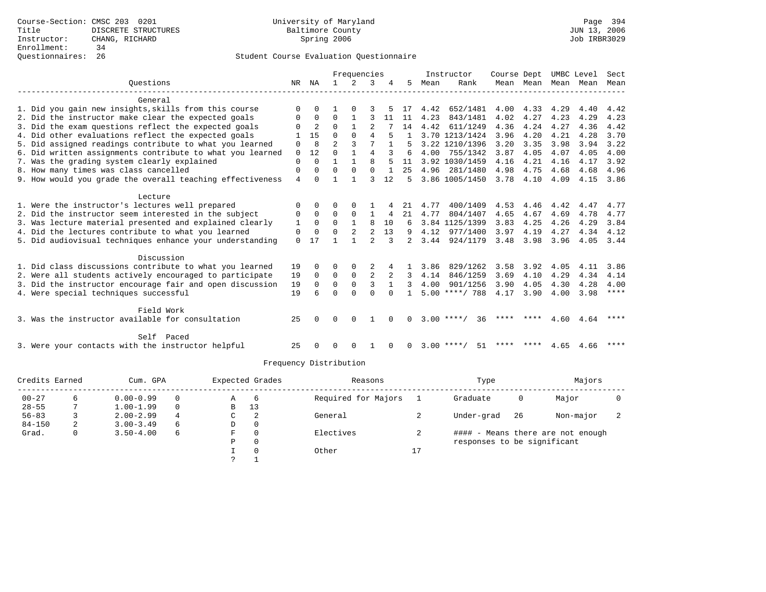Course-Section: CMSC 203 0201
Title: DISCRETE STRUCTURES
Instructor: CHANG, RICHARD
Enrollment: 34
Questionnaires: 26

University of Maryland
Baltimore County
Spring 2006

Student Course Evaluation Questionnaire

| Questions | NR | NA | 1 | 2 | 3 | 4 | 5 | Instructor Mean | Rank | Course Mean | Dept Mean | UMBC Mean | Level Mean | Sect Mean |
|---|---|---|---|---|---|---|---|---|---|---|---|---|---|---|
| **General** | | | | | | | | | | | | | | |
| 1. Did you gain new insights,skills from this course | 0 | 0 | 1 | 0 | 3 | 5 | 17 | 4.42 | 652/1481 | 4.00 | 4.33 | 4.29 | 4.40 | 4.42 |
| 2. Did the instructor make clear the expected goals | 0 | 0 | 0 | 1 | 3 | 11 | 11 | 4.23 | 843/1481 | 4.02 | 4.27 | 4.23 | 4.29 | 4.23 |
| 3. Did the exam questions reflect the expected goals | 0 | 2 | 0 | 1 | 2 | 7 | 14 | 4.42 | 611/1249 | 4.36 | 4.24 | 4.27 | 4.36 | 4.42 |
| 4. Did other evaluations reflect the expected goals | 1 | 15 | 0 | 0 | 4 | 5 | 1 | 3.70 | 1213/1424 | 3.96 | 4.20 | 4.21 | 4.28 | 3.70 |
| 5. Did assigned readings contribute to what you learned | 0 | 8 | 2 | 3 | 7 | 1 | 5 | 3.22 | 1210/1396 | 3.20 | 3.35 | 3.98 | 3.94 | 3.22 |
| 6. Did written assignments contribute to what you learned | 0 | 12 | 0 | 1 | 4 | 3 | 6 | 4.00 | 755/1342 | 3.87 | 4.05 | 4.07 | 4.05 | 4.00 |
| 7. Was the grading system clearly explained | 0 | 0 | 1 | 1 | 8 | 5 | 11 | 3.92 | 1030/1459 | 4.16 | 4.21 | 4.16 | 4.17 | 3.92 |
| 8. How many times was class cancelled | 0 | 0 | 0 | 0 | 0 | 1 | 25 | 4.96 | 281/1480 | 4.98 | 4.75 | 4.68 | 4.68 | 4.96 |
| 9. How would you grade the overall teaching effectiveness | 4 | 0 | 1 | 1 | 3 | 12 | 5 | 3.86 | 1005/1450 | 3.78 | 4.10 | 4.09 | 4.15 | 3.86 |
| **Lecture** | | | | | | | | | | | | | | |
| 1. Were the instructor's lectures well prepared | 0 | 0 | 0 | 0 | 1 | 4 | 21 | 4.77 | 400/1409 | 4.53 | 4.46 | 4.42 | 4.47 | 4.77 |
| 2. Did the instructor seem interested in the subject | 0 | 0 | 0 | 0 | 1 | 4 | 21 | 4.77 | 804/1407 | 4.65 | 4.67 | 4.69 | 4.78 | 4.77 |
| 3. Was lecture material presented and explained clearly | 1 | 0 | 0 | 1 | 8 | 10 | 6 | 3.84 | 1125/1399 | 3.83 | 4.25 | 4.26 | 4.29 | 3.84 |
| 4. Did the lectures contribute to what you learned | 0 | 0 | 0 | 2 | 2 | 13 | 9 | 4.12 | 977/1400 | 3.97 | 4.19 | 4.27 | 4.34 | 4.12 |
| 5. Did audiovisual techniques enhance your understanding | 0 | 17 | 1 | 1 | 2 | 3 | 2 | 3.44 | 924/1179 | 3.48 | 3.98 | 3.96 | 4.05 | 3.44 |
| **Discussion** | | | | | | | | | | | | | | |
| 1. Did class discussions contribute to what you learned | 19 | 0 | 0 | 0 | 2 | 4 | 1 | 3.86 | 829/1262 | 3.58 | 3.92 | 4.05 | 4.11 | 3.86 |
| 2. Were all students actively encouraged to participate | 19 | 0 | 0 | 0 | 2 | 2 | 3 | 4.14 | 846/1259 | 3.69 | 4.10 | 4.29 | 4.34 | 4.14 |
| 3. Did the instructor encourage fair and open discussion | 19 | 0 | 0 | 0 | 3 | 1 | 3 | 4.00 | 901/1256 | 3.90 | 4.05 | 4.30 | 4.28 | 4.00 |
| 4. Were special techniques successful | 19 | 6 | 0 | 0 | 0 | 0 | 1 | 5.00 | ****/ 788 | 4.17 | 3.90 | 4.00 | 3.98 | **** |
| **Field Work** | | | | | | | | | | | | | | |
| 3. Was the instructor available for consultation | 25 | 0 | 0 | 0 | 1 | 0 | 0 | 3.00 | ****/ 36 | **** | **** | 4.60 | 4.64 | **** |
| **Self Paced** | | | | | | | | | | | | | | |
| 3. Were your contacts with the instructor helpful | 25 | 0 | 0 | 0 | 1 | 0 | 0 | 3.00 | ****/ 51 | **** | **** | 4.65 | 4.66 | **** |

## Frequency Distribution

| Credits Earned | | Cum. GPA | | Expected Grades | | Reasons | | Type | | Majors | |
|---|---|---|---|---|---|---|---|---|---|---|---|
| 00-27 | 6 | 0.00-0.99 | 0 | A | 6 | Required for Majors | 1 | Graduate | 0 | Major | 0 |
| 28-55 | 7 | 1.00-1.99 | 0 | B | 13 | | | | | | |
| 56-83 | 3 | 2.00-2.99 | 4 | C | 2 | General | 2 | Under-grad | 26 | Non-major | 2 |
| 84-150 | 2 | 3.00-3.49 | 6 | D | 0 | | | | | | |
| Grad. | 0 | 3.50-4.00 | 6 | F | 0 | Electives | 2 | #### - Means there are not enough responses to be significant | | | |
| | | | | P | 0 | | | | | | |
| | | | | I | 0 | Other | 17 | | | | |
| | | | | ? | 1 | | | | | | |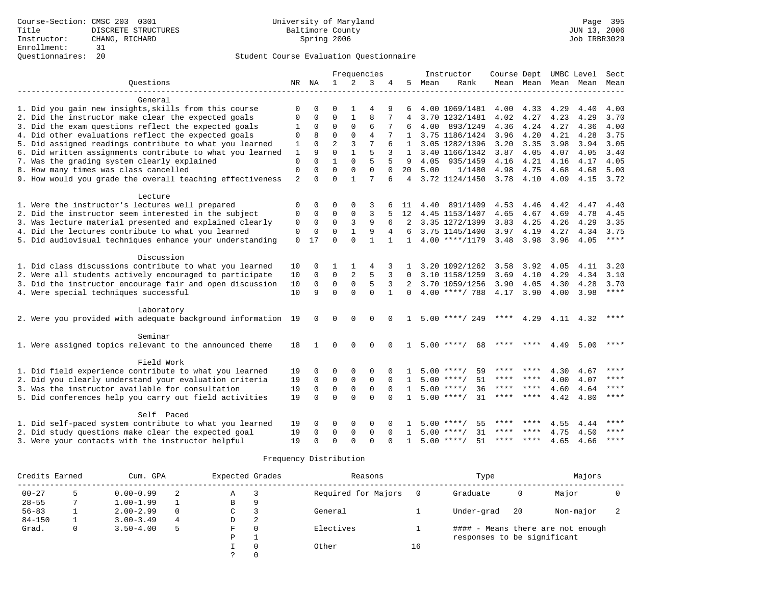Course-Section: CMSC 203 0301
Title: DISCRETE STRUCTURES
Instructor: CHANG, RICHARD
Enrollment: 31
Questionnaires: 20

University of Maryland
Baltimore County
Spring 2006

JUN 13, 2006
Job IRBR3029

## Student Course Evaluation Questionnaire

| Questions | NR | NA | 1 | 2 | 3 | 4 | 5 | Instructor Mean | Instructor Rank | Course Mean | Dept Mean | UMBC Mean | Level Mean | Sect Mean |
|---|---|---|---|---|---|---|---|---|---|---|---|---|---|---|
| **General** | | | | | | | | | | | | | | |
| 1. Did you gain new insights,skills from this course | 0 | 0 | 0 | 1 | 4 | 9 | 6 | 4.00 | 1069/1481 | 4.00 | 4.33 | 4.29 | 4.40 | 4.00 |
| 2. Did the instructor make clear the expected goals | 0 | 0 | 0 | 1 | 8 | 7 | 4 | 3.70 | 1232/1481 | 4.02 | 4.27 | 4.23 | 4.29 | 3.70 |
| 3. Did the exam questions reflect the expected goals | 1 | 0 | 0 | 0 | 6 | 7 | 6 | 4.00 | 893/1249 | 4.36 | 4.24 | 4.27 | 4.36 | 4.00 |
| 4. Did other evaluations reflect the expected goals | 0 | 8 | 0 | 0 | 4 | 7 | 1 | 3.75 | 1186/1424 | 3.96 | 4.20 | 4.21 | 4.28 | 3.75 |
| 5. Did assigned readings contribute to what you learned | 1 | 0 | 2 | 3 | 7 | 6 | 1 | 3.05 | 1282/1396 | 3.20 | 3.35 | 3.98 | 3.94 | 3.05 |
| 6. Did written assignments contribute to what you learned | 1 | 9 | 0 | 1 | 5 | 3 | 1 | 3.40 | 1166/1342 | 3.87 | 4.05 | 4.07 | 4.05 | 3.40 |
| 7. Was the grading system clearly explained | 0 | 0 | 1 | 0 | 5 | 5 | 9 | 4.05 | 935/1459 | 4.16 | 4.21 | 4.16 | 4.17 | 4.05 |
| 8. How many times was class cancelled | 0 | 0 | 0 | 0 | 0 | 0 | 20 | 5.00 | 1/1480 | 4.98 | 4.75 | 4.68 | 4.68 | 5.00 |
| 9. How would you grade the overall teaching effectiveness | 2 | 0 | 0 | 1 | 7 | 6 | 4 | 3.72 | 1124/1450 | 3.78 | 4.10 | 4.09 | 4.15 | 3.72 |
| **Lecture** | | | | | | | | | | | | | | |
| 1. Were the instructor's lectures well prepared | 0 | 0 | 0 | 0 | 3 | 6 | 11 | 4.40 | 891/1409 | 4.53 | 4.46 | 4.42 | 4.47 | 4.40 |
| 2. Did the instructor seem interested in the subject | 0 | 0 | 0 | 0 | 3 | 5 | 12 | 4.45 | 1153/1407 | 4.65 | 4.67 | 4.69 | 4.78 | 4.45 |
| 3. Was lecture material presented and explained clearly | 0 | 0 | 0 | 3 | 9 | 6 | 2 | 3.35 | 1272/1399 | 3.83 | 4.25 | 4.26 | 4.29 | 3.35 |
| 4. Did the lectures contribute to what you learned | 0 | 0 | 0 | 1 | 9 | 4 | 6 | 3.75 | 1145/1400 | 3.97 | 4.19 | 4.27 | 4.34 | 3.75 |
| 5. Did audiovisual techniques enhance your understanding | 0 | 17 | 0 | 0 | 1 | 1 | 1 | 4.00 | ****/1179 | 3.48 | 3.98 | 3.96 | 4.05 | **** |
| **Discussion** | | | | | | | | | | | | | | |
| 1. Did class discussions contribute to what you learned | 10 | 0 | 1 | 1 | 4 | 3 | 1 | 3.20 | 1092/1262 | 3.58 | 3.92 | 4.05 | 4.11 | 3.20 |
| 2. Were all students actively encouraged to participate | 10 | 0 | 0 | 2 | 5 | 3 | 0 | 3.10 | 1158/1259 | 3.69 | 4.10 | 4.29 | 4.34 | 3.10 |
| 3. Did the instructor encourage fair and open discussion | 10 | 0 | 0 | 0 | 5 | 3 | 2 | 3.70 | 1059/1256 | 3.90 | 4.05 | 4.30 | 4.28 | 3.70 |
| 4. Were special techniques successful | 10 | 9 | 0 | 0 | 0 | 1 | 0 | 4.00 | ****/ 788 | 4.17 | 3.90 | 4.00 | 3.98 | **** |
| **Laboratory** | | | | | | | | | | | | | | |
| 2. Were you provided with adequate background information | 19 | 0 | 0 | 0 | 0 | 0 | 1 | 5.00 | ****/ 249 | **** | 4.29 | 4.11 | 4.32 | **** |
| **Seminar** | | | | | | | | | | | | | | |
| 1. Were assigned topics relevant to the announced theme | 18 | 1 | 0 | 0 | 0 | 0 | 1 | 5.00 | ****/ 68 | **** | **** | 4.49 | 5.00 | **** |
| **Field Work** | | | | | | | | | | | | | | |
| 1. Did field experience contribute to what you learned | 19 | 0 | 0 | 0 | 0 | 0 | 1 | 5.00 | ****/ 59 | **** | **** | 4.30 | 4.67 | **** |
| 2. Did you clearly understand your evaluation criteria | 19 | 0 | 0 | 0 | 0 | 0 | 1 | 5.00 | ****/ 51 | **** | **** | 4.00 | 4.07 | **** |
| 3. Was the instructor available for consultation | 19 | 0 | 0 | 0 | 0 | 0 | 1 | 5.00 | ****/ 36 | **** | **** | 4.60 | 4.64 | **** |
| 5. Did conferences help you carry out field activities | 19 | 0 | 0 | 0 | 0 | 0 | 1 | 5.00 | ****/ 31 | **** | **** | 4.42 | 4.80 | **** |
| **Self Paced** | | | | | | | | | | | | | | |
| 1. Did self-paced system contribute to what you learned | 19 | 0 | 0 | 0 | 0 | 0 | 1 | 5.00 | ****/ 55 | **** | **** | 4.55 | 4.44 | **** |
| 2. Did study questions make clear the expected goal | 19 | 0 | 0 | 0 | 0 | 0 | 1 | 5.00 | ****/ 31 | **** | **** | 4.75 | 4.50 | **** |
| 3. Were your contacts with the instructor helpful | 19 | 0 | 0 | 0 | 0 | 0 | 1 | 5.00 | ****/ 51 | **** | **** | 4.65 | 4.66 | **** |

## Frequency Distribution

| Credits Earned | | Cum. GPA | | Expected Grades | | Reasons | | Type | | Majors | |
|---|---|---|---|---|---|---|---|---|---|---|---|
| 00-27 | 5 | 0.00-0.99 | 2 | A | 3 | Required for Majors | 0 | Graduate | 0 | Major | 0 |
| 28-55 | 7 | 1.00-1.99 | 1 | B | 9 | | | | | | |
| 56-83 | 1 | 2.00-2.99 | 0 | C | 3 | General | 1 | Under-grad | 20 | Non-major | 2 |
| 84-150 | 1 | 3.00-3.49 | 4 | D | 2 | | | | | | |
| Grad. | 0 | 3.50-4.00 | 5 | F | 0 | Electives | 1 | | | | |
| | | | | P | 1 | | | | | | |
| | | | | I | 0 | Other | 16 | | | | |
| | | | | ? | 0 | | | | | | |

#### - Means there are not enough responses to be significant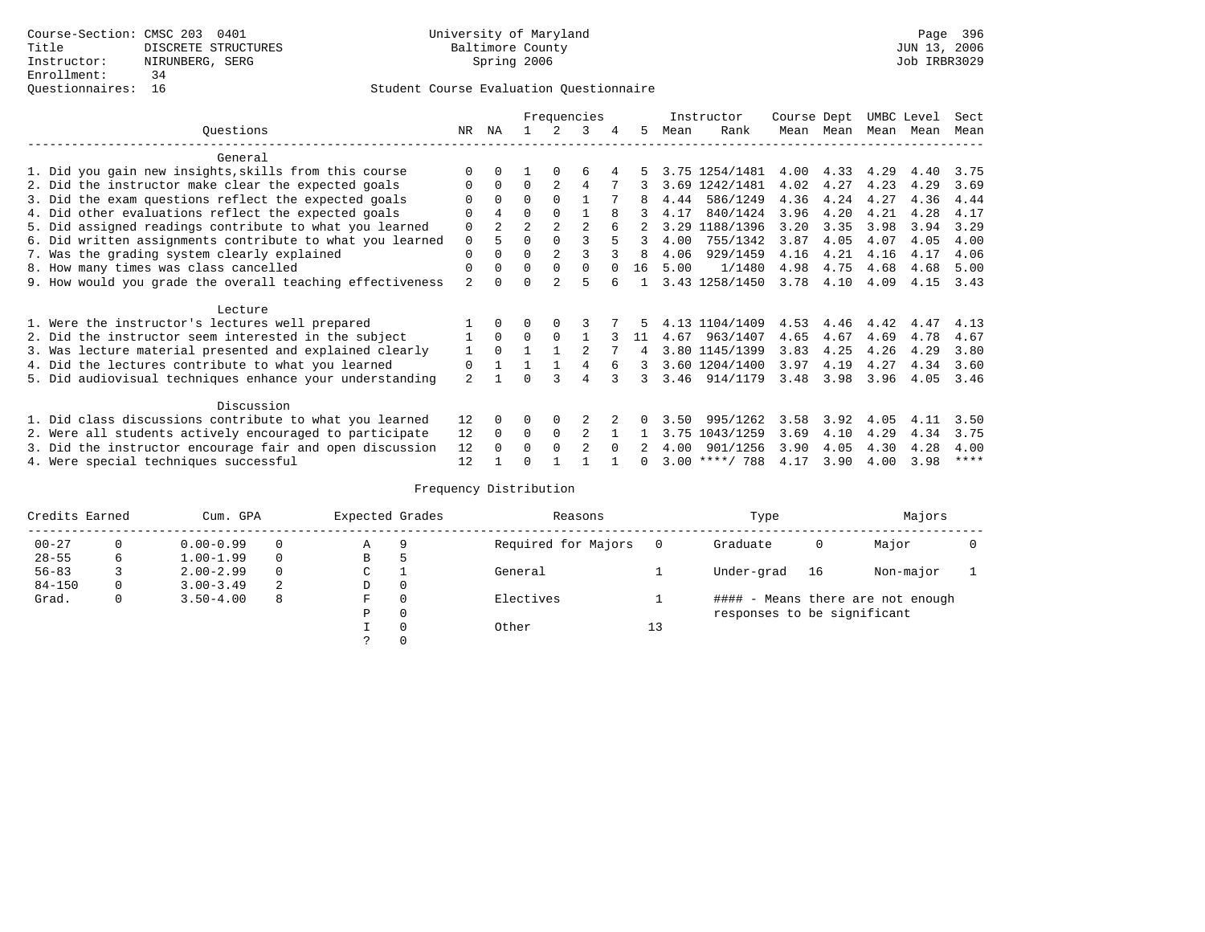Course-Section: CMSC 203 0401
Title: DISCRETE STRUCTURES
Instructor: NIRUNBERG, SERG
Enrollment: 34
Questionnaires: 16

University of Maryland
Baltimore County
Spring 2006

Page 396
JUN 13, 2006
Job IRBR3029

## Student Course Evaluation Questionnaire

| Questions | NR | NA | 1 | 2 | 3 | 4 | 5 | Instructor Mean | Instructor Rank | Course Mean | Dept Mean | UMBC Mean | Level Mean | Sect Mean |
|---|---|---|---|---|---|---|---|---|---|---|---|---|---|---|
| **General** | | | | | | | | | | | | | | |
| 1. Did you gain new insights,skills from this course | 0 | 0 | 1 | 0 | 6 | 4 | 5 | 3.75 | 1254/1481 | 4.00 | 4.33 | 4.29 | 4.40 | 3.75 |
| 2. Did the instructor make clear the expected goals | 0 | 0 | 0 | 2 | 4 | 7 | 3 | 3.69 | 1242/1481 | 4.02 | 4.27 | 4.23 | 4.29 | 3.69 |
| 3. Did the exam questions reflect the expected goals | 0 | 0 | 0 | 0 | 1 | 7 | 8 | 4.44 | 586/1249 | 4.36 | 4.24 | 4.27 | 4.36 | 4.44 |
| 4. Did other evaluations reflect the expected goals | 0 | 4 | 0 | 0 | 1 | 8 | 3 | 4.17 | 840/1424 | 3.96 | 4.20 | 4.21 | 4.28 | 4.17 |
| 5. Did assigned readings contribute to what you learned | 0 | 2 | 2 | 2 | 2 | 6 | 2 | 3.29 | 1188/1396 | 3.20 | 3.35 | 3.98 | 3.94 | 3.29 |
| 6. Did written assignments contribute to what you learned | 0 | 5 | 0 | 0 | 3 | 5 | 3 | 4.00 | 755/1342 | 3.87 | 4.05 | 4.07 | 4.05 | 4.00 |
| 7. Was the grading system clearly explained | 0 | 0 | 0 | 2 | 3 | 3 | 8 | 4.06 | 929/1459 | 4.16 | 4.21 | 4.16 | 4.17 | 4.06 |
| 8. How many times was class cancelled | 0 | 0 | 0 | 0 | 0 | 0 | 16 | 5.00 | 1/1480 | 4.98 | 4.75 | 4.68 | 4.68 | 5.00 |
| 9. How would you grade the overall teaching effectiveness | 2 | 0 | 0 | 2 | 5 | 6 | 1 | 3.43 | 1258/1450 | 3.78 | 4.10 | 4.09 | 4.15 | 3.43 |
| **Lecture** | | | | | | | | | | | | | | |
| 1. Were the instructor's lectures well prepared | 1 | 0 | 0 | 0 | 3 | 7 | 5 | 4.13 | 1104/1409 | 4.53 | 4.46 | 4.42 | 4.47 | 4.13 |
| 2. Did the instructor seem interested in the subject | 1 | 0 | 0 | 0 | 1 | 3 | 11 | 4.67 | 963/1407 | 4.65 | 4.67 | 4.69 | 4.78 | 4.67 |
| 3. Was lecture material presented and explained clearly | 1 | 0 | 1 | 1 | 2 | 7 | 4 | 3.80 | 1145/1399 | 3.83 | 4.25 | 4.26 | 4.29 | 3.80 |
| 4. Did the lectures contribute to what you learned | 0 | 1 | 1 | 1 | 4 | 6 | 3 | 3.60 | 1204/1400 | 3.97 | 4.19 | 4.27 | 4.34 | 3.60 |
| 5. Did audiovisual techniques enhance your understanding | 2 | 1 | 0 | 3 | 4 | 3 | 3 | 3.46 | 914/1179 | 3.48 | 3.98 | 3.96 | 4.05 | 3.46 |
| **Discussion** | | | | | | | | | | | | | | |
| 1. Did class discussions contribute to what you learned | 12 | 0 | 0 | 0 | 2 | 2 | 0 | 3.50 | 995/1262 | 3.58 | 3.92 | 4.05 | 4.11 | 3.50 |
| 2. Were all students actively encouraged to participate | 12 | 0 | 0 | 0 | 2 | 1 | 1 | 3.75 | 1043/1259 | 3.69 | 4.10 | 4.29 | 4.34 | 3.75 |
| 3. Did the instructor encourage fair and open discussion | 12 | 0 | 0 | 0 | 2 | 0 | 2 | 4.00 | 901/1256 | 3.90 | 4.05 | 4.30 | 4.28 | 4.00 |
| 4. Were special techniques successful | 12 | 1 | 0 | 1 | 1 | 1 | 0 | 3.00 | ****/ 788 | 4.17 | 3.90 | 4.00 | 3.98 | **** |

## Frequency Distribution

| Credits Earned | | Cum. GPA | | Expected Grades | | Reasons | | Type | | Majors | |
|---|---|---|---|---|---|---|---|---|---|---|---|
| 00-27 | 0 | 0.00-0.99 | 0 | A | 9 | Required for Majors | 0 | Graduate | 0 | Major | 0 |
| 28-55 | 6 | 1.00-1.99 | 0 | B | 5 | | | | | | |
| 56-83 | 3 | 2.00-2.99 | 0 | C | 1 | General | 1 | Under-grad | 16 | Non-major | 1 |
| 84-150 | 0 | 3.00-3.49 | 2 | D | 0 | | | | | | |
| Grad. | 0 | 3.50-4.00 | 8 | F | 0 | Electives | 1 | #### - Means there are not enough responses to be significant | | | |
| | | | | P | 0 | | | | | | |
| | | | | I | 0 | Other | 13 | | | | |
| | | | | ? | 0 | | | | | | |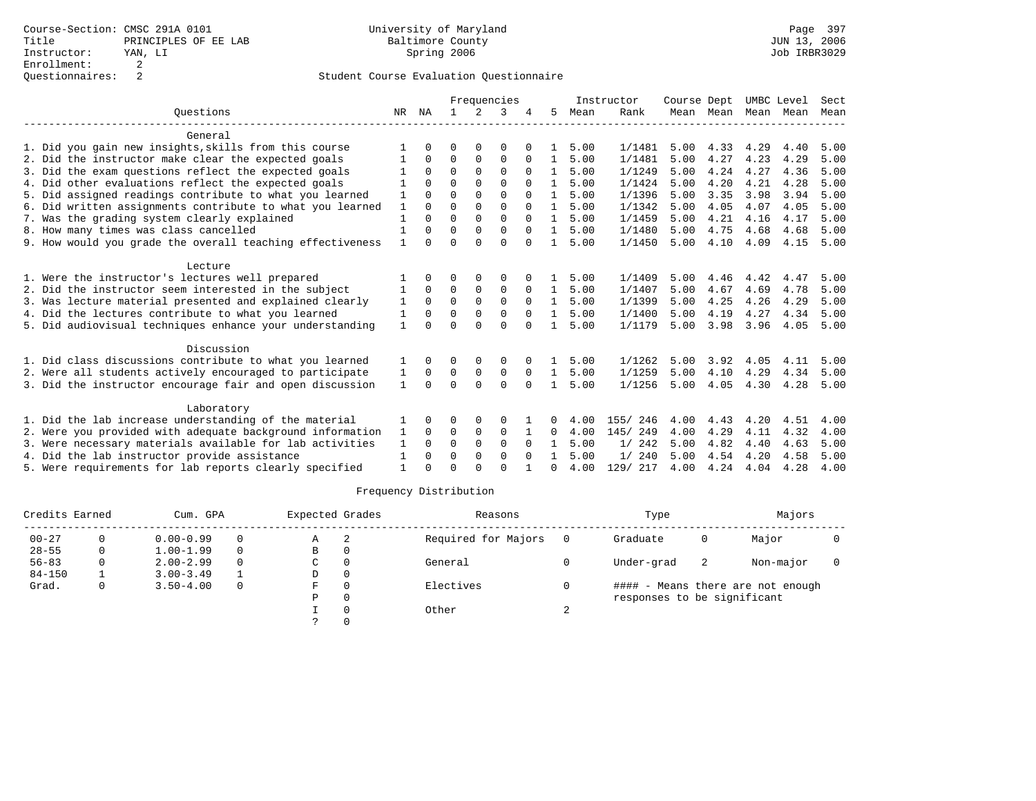Course-Section: CMSC 291A 0101
Title: PRINCIPLES OF EE LAB
Instructor: YAN, LI
Enrollment: 2
Questionnaires: 2

University of Maryland
Baltimore County
Spring 2006

JUN 13, 2006
Job IRBR3029

Student Course Evaluation Questionnaire

| Questions | NR | NA | 1 | 2 | 3 | 4 | 5 | Instructor Mean | Instructor Rank | Course Mean | Dept Mean | UMBC Mean | Level Mean | Sect Mean |
|---|---|---|---|---|---|---|---|---|---|---|---|---|---|---|
| **General** | | | | | | | | | | | | | | |
| 1. Did you gain new insights,skills from this course | 1 | 0 | 0 | 0 | 0 | 0 | 1 | 5.00 | 1/1481 | 5.00 | 4.33 | 4.29 | 4.40 | 5.00 |
| 2. Did the instructor make clear the expected goals | 1 | 0 | 0 | 0 | 0 | 0 | 1 | 5.00 | 1/1481 | 5.00 | 4.27 | 4.23 | 4.29 | 5.00 |
| 3. Did the exam questions reflect the expected goals | 1 | 0 | 0 | 0 | 0 | 0 | 1 | 5.00 | 1/1249 | 5.00 | 4.24 | 4.27 | 4.36 | 5.00 |
| 4. Did other evaluations reflect the expected goals | 1 | 0 | 0 | 0 | 0 | 0 | 1 | 5.00 | 1/1424 | 5.00 | 4.20 | 4.21 | 4.28 | 5.00 |
| 5. Did assigned readings contribute to what you learned | 1 | 0 | 0 | 0 | 0 | 0 | 1 | 5.00 | 1/1396 | 5.00 | 3.35 | 3.98 | 3.94 | 5.00 |
| 6. Did written assignments contribute to what you learned | 1 | 0 | 0 | 0 | 0 | 0 | 1 | 5.00 | 1/1342 | 5.00 | 4.05 | 4.07 | 4.05 | 5.00 |
| 7. Was the grading system clearly explained | 1 | 0 | 0 | 0 | 0 | 0 | 1 | 5.00 | 1/1459 | 5.00 | 4.21 | 4.16 | 4.17 | 5.00 |
| 8. How many times was class cancelled | 1 | 0 | 0 | 0 | 0 | 0 | 1 | 5.00 | 1/1480 | 5.00 | 4.75 | 4.68 | 4.68 | 5.00 |
| 9. How would you grade the overall teaching effectiveness | 1 | 0 | 0 | 0 | 0 | 0 | 1 | 5.00 | 1/1450 | 5.00 | 4.10 | 4.09 | 4.15 | 5.00 |
| **Lecture** | | | | | | | | | | | | | | |
| 1. Were the instructor's lectures well prepared | 1 | 0 | 0 | 0 | 0 | 0 | 1 | 5.00 | 1/1409 | 5.00 | 4.46 | 4.42 | 4.47 | 5.00 |
| 2. Did the instructor seem interested in the subject | 1 | 0 | 0 | 0 | 0 | 0 | 1 | 5.00 | 1/1407 | 5.00 | 4.67 | 4.69 | 4.78 | 5.00 |
| 3. Was lecture material presented and explained clearly | 1 | 0 | 0 | 0 | 0 | 0 | 1 | 5.00 | 1/1399 | 5.00 | 4.25 | 4.26 | 4.29 | 5.00 |
| 4. Did the lectures contribute to what you learned | 1 | 0 | 0 | 0 | 0 | 0 | 1 | 5.00 | 1/1400 | 5.00 | 4.19 | 4.27 | 4.34 | 5.00 |
| 5. Did audiovisual techniques enhance your understanding | 1 | 0 | 0 | 0 | 0 | 0 | 1 | 5.00 | 1/1179 | 5.00 | 3.98 | 3.96 | 4.05 | 5.00 |
| **Discussion** | | | | | | | | | | | | | | |
| 1. Did class discussions contribute to what you learned | 1 | 0 | 0 | 0 | 0 | 0 | 1 | 5.00 | 1/1262 | 5.00 | 3.92 | 4.05 | 4.11 | 5.00 |
| 2. Were all students actively encouraged to participate | 1 | 0 | 0 | 0 | 0 | 0 | 1 | 5.00 | 1/1259 | 5.00 | 4.10 | 4.29 | 4.34 | 5.00 |
| 3. Did the instructor encourage fair and open discussion | 1 | 0 | 0 | 0 | 0 | 0 | 1 | 5.00 | 1/1256 | 5.00 | 4.05 | 4.30 | 4.28 | 5.00 |
| **Laboratory** | | | | | | | | | | | | | | |
| 1. Did the lab increase understanding of the material | 1 | 0 | 0 | 0 | 0 | 1 | 0 | 4.00 | 155/ 246 | 4.00 | 4.43 | 4.20 | 4.51 | 4.00 |
| 2. Were you provided with adequate background information | 1 | 0 | 0 | 0 | 0 | 1 | 0 | 4.00 | 145/ 249 | 4.00 | 4.29 | 4.11 | 4.32 | 4.00 |
| 3. Were necessary materials available for lab activities | 1 | 0 | 0 | 0 | 0 | 0 | 1 | 5.00 | 1/ 242 | 5.00 | 4.82 | 4.40 | 4.63 | 5.00 |
| 4. Did the lab instructor provide assistance | 1 | 0 | 0 | 0 | 0 | 0 | 1 | 5.00 | 1/ 240 | 5.00 | 4.54 | 4.20 | 4.58 | 5.00 |
| 5. Were requirements for lab reports clearly specified | 1 | 0 | 0 | 0 | 0 | 1 | 0 | 4.00 | 129/ 217 | 4.00 | 4.24 | 4.04 | 4.28 | 4.00 |

Frequency Distribution

| Credits Earned | | Cum. GPA | | Expected Grades | | Reasons | | Type | | Majors | |
|---|---|---|---|---|---|---|---|---|---|---|---|
| 00-27 | 0 | 0.00-0.99 | 0 | A | 2 | Required for Majors | 0 | Graduate | 0 | Major | 0 |
| 28-55 | 0 | 1.00-1.99 | 0 | B | 0 | | | | | | |
| 56-83 | 0 | 2.00-2.99 | 0 | C | 0 | General | 0 | Under-grad | 2 | Non-major | 0 |
| 84-150 | 1 | 3.00-3.49 | 1 | D | 0 | | | | | | |
| Grad. | 0 | 3.50-4.00 | 0 | F | 0 | Electives | 0 | #### - Means there are not enough responses to be significant | | | |
| | | | | P | 0 | | | | | | |
| | | | | I | 0 | Other | 2 | | | | |
| | | | | ? | 0 | | | | | | |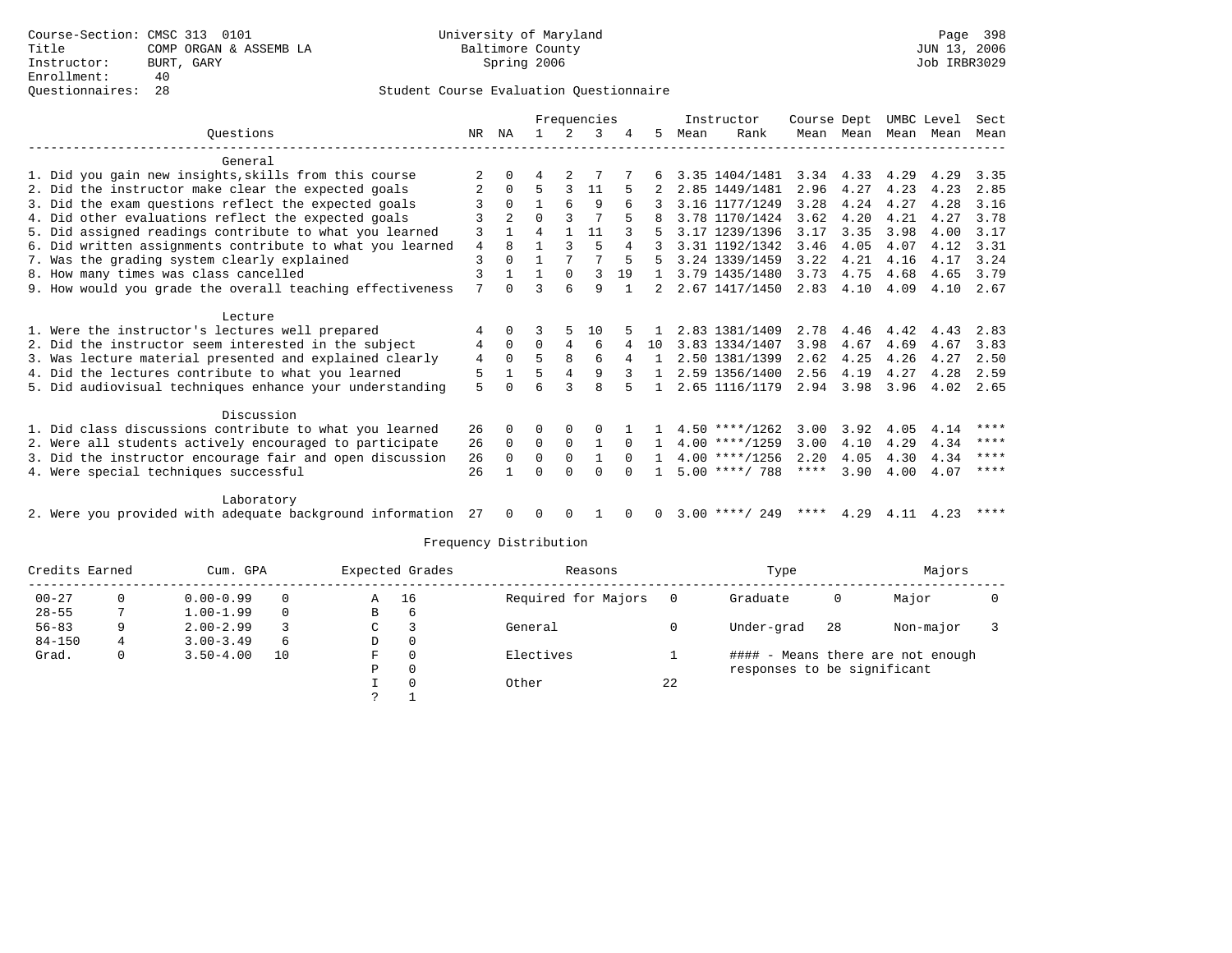Course-Section: CMSC 313 0101
Title: COMP ORGAN & ASSEMB LA
Instructor: BURT, GARY
Enrollment: 40
Questionnaires: 28

University of Maryland
Baltimore County
Spring 2006

JUN 13, 2006
Job IRBR3029

Student Course Evaluation Questionnaire

| Questions | NR | NA | 1 | 2 | 3 | 4 | 5 | Instructor Mean | Rank | Course Mean | Dept Mean | UMBC Mean | Level Mean | Sect Mean |
|---|---|---|---|---|---|---|---|---|---|---|---|---|---|---|
| **General** | | | | | | | | | | | | | | |
| 1. Did you gain new insights,skills from this course | 2 | 0 | 4 | 2 | 7 | 7 | 6 | 3.35 | 1404/1481 | 3.34 | 4.33 | 4.29 | 4.29 | 3.35 |
| 2. Did the instructor make clear the expected goals | 2 | 0 | 5 | 3 | 11 | 5 | 2 | 2.85 | 1449/1481 | 2.96 | 4.27 | 4.23 | 4.23 | 2.85 |
| 3. Did the exam questions reflect the expected goals | 3 | 0 | 1 | 6 | 9 | 6 | 3 | 3.16 | 1177/1249 | 3.28 | 4.24 | 4.27 | 4.28 | 3.16 |
| 4. Did other evaluations reflect the expected goals | 3 | 2 | 0 | 3 | 7 | 5 | 8 | 3.78 | 1170/1424 | 3.62 | 4.20 | 4.21 | 4.27 | 3.78 |
| 5. Did assigned readings contribute to what you learned | 3 | 1 | 4 | 1 | 11 | 3 | 5 | 3.17 | 1239/1396 | 3.17 | 3.35 | 3.98 | 4.00 | 3.17 |
| 6. Did written assignments contribute to what you learned | 4 | 8 | 1 | 3 | 5 | 4 | 3 | 3.31 | 1192/1342 | 3.46 | 4.05 | 4.07 | 4.12 | 3.31 |
| 7. Was the grading system clearly explained | 3 | 0 | 1 | 7 | 7 | 5 | 5 | 3.24 | 1339/1459 | 3.22 | 4.21 | 4.16 | 4.17 | 3.24 |
| 8. How many times was class cancelled | 3 | 1 | 1 | 0 | 3 | 19 | 1 | 3.79 | 1435/1480 | 3.73 | 4.75 | 4.68 | 4.65 | 3.79 |
| 9. How would you grade the overall teaching effectiveness | 7 | 0 | 3 | 6 | 9 | 1 | 2 | 2.67 | 1417/1450 | 2.83 | 4.10 | 4.09 | 4.10 | 2.67 |
| **Lecture** | | | | | | | | | | | | | | |
| 1. Were the instructor's lectures well prepared | 4 | 0 | 3 | 5 | 10 | 5 | 1 | 2.83 | 1381/1409 | 2.78 | 4.46 | 4.42 | 4.43 | 2.83 |
| 2. Did the instructor seem interested in the subject | 4 | 0 | 0 | 4 | 6 | 4 | 10 | 3.83 | 1334/1407 | 3.98 | 4.67 | 4.69 | 4.67 | 3.83 |
| 3. Was lecture material presented and explained clearly | 4 | 0 | 5 | 8 | 6 | 4 | 1 | 2.50 | 1381/1399 | 2.62 | 4.25 | 4.26 | 4.27 | 2.50 |
| 4. Did the lectures contribute to what you learned | 5 | 1 | 5 | 4 | 9 | 3 | 1 | 2.59 | 1356/1400 | 2.56 | 4.19 | 4.27 | 4.28 | 2.59 |
| 5. Did audiovisual techniques enhance your understanding | 5 | 0 | 6 | 3 | 8 | 5 | 1 | 2.65 | 1116/1179 | 2.94 | 3.98 | 3.96 | 4.02 | 2.65 |
| **Discussion** | | | | | | | | | | | | | | |
| 1. Did class discussions contribute to what you learned | 26 | 0 | 0 | 0 | 0 | 1 | 1 | 4.50 | ****/1262 | 3.00 | 3.92 | 4.05 | 4.14 | **** |
| 2. Were all students actively encouraged to participate | 26 | 0 | 0 | 0 | 1 | 0 | 1 | 4.00 | ****/1259 | 3.00 | 4.10 | 4.29 | 4.34 | **** |
| 3. Did the instructor encourage fair and open discussion | 26 | 0 | 0 | 0 | 1 | 0 | 1 | 4.00 | ****/1256 | 2.20 | 4.05 | 4.30 | 4.34 | **** |
| 4. Were special techniques successful | 26 | 1 | 0 | 0 | 0 | 0 | 1 | 5.00 | ****/ 788 | **** | 3.90 | 4.00 | 4.07 | **** |
| **Laboratory** | | | | | | | | | | | | | | |
| 2. Were you provided with adequate background information | 27 | 0 | 0 | 0 | 1 | 0 | 0 | 3.00 | ****/ 249 | **** | 4.29 | 4.11 | 4.23 | **** |

Frequency Distribution

| Credits Earned | | Cum. GPA | | Expected Grades | | Reasons | | Type | | Majors | |
|---|---|---|---|---|---|---|---|---|---|---|---|
| 00-27 | 0 | 0.00-0.99 | 0 | A | 16 | Required for Majors | 0 | Graduate | 0 | Major | 0 |
| 28-55 | 7 | 1.00-1.99 | 0 | B | 6 | | | | | | |
| 56-83 | 9 | 2.00-2.99 | 3 | C | 3 | General | 0 | Under-grad | 28 | Non-major | 3 |
| 84-150 | 4 | 3.00-3.49 | 6 | D | 0 | | | | | | |
| Grad. | 0 | 3.50-4.00 | 10 | F | 0 | Electives | 1 | #### - Means there are not enough responses to be significant | | | |
| | | | | P | 0 | | | | | | |
| | | | | I | 0 | Other | 22 | | | | |
| | | | | ? | 1 | | | | | | |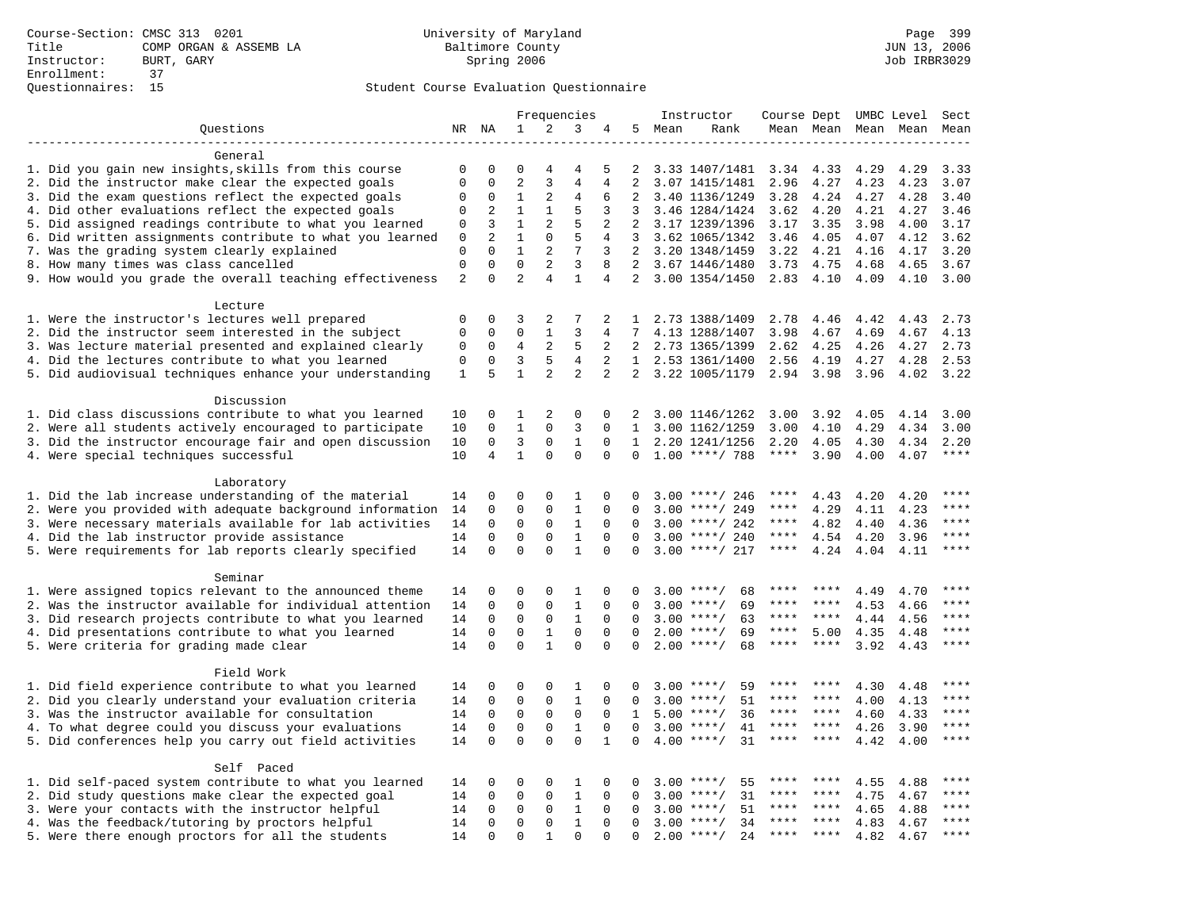Course-Section: CMSC 313 0201
Title: COMP ORGAN & ASSEMB LA
Instructor: BURT, GARY
Enrollment: 37
Questionnaires: 15

University of Maryland
Baltimore County
Spring 2006

Student Course Evaluation Questionnaire

| Questions | NR | NA | 1 | 2 | 3 | 4 | 5 | Instructor Mean | Instructor Rank | Course Dept Mean | Course Dept Mean | UMBC Level Mean | UMBC Level Mean | Sect Mean |
|---|---|---|---|---|---|---|---|---|---|---|---|---|---|---|
| **General** | | | | | | | | | | | | | | |
| 1. Did you gain new insights,skills from this course | 0 | 0 | 0 | 4 | 4 | 5 | 2 | 3.33 | 1407/1481 | 3.34 | 4.33 | 4.29 | 4.29 | 3.33 |
| 2. Did the instructor make clear the expected goals | 0 | 0 | 2 | 3 | 4 | 4 | 2 | 3.07 | 1415/1481 | 2.96 | 4.27 | 4.23 | 4.23 | 3.07 |
| 3. Did the exam questions reflect the expected goals | 0 | 0 | 1 | 2 | 4 | 6 | 2 | 3.40 | 1136/1249 | 3.28 | 4.24 | 4.27 | 4.28 | 3.40 |
| 4. Did other evaluations reflect the expected goals | 0 | 2 | 1 | 1 | 5 | 3 | 3 | 3.46 | 1284/1424 | 3.62 | 4.20 | 4.21 | 4.27 | 3.46 |
| 5. Did assigned readings contribute to what you learned | 0 | 3 | 1 | 2 | 5 | 2 | 2 | 3.17 | 1239/1396 | 3.17 | 3.35 | 3.98 | 4.00 | 3.17 |
| 6. Did written assignments contribute to what you learned | 0 | 2 | 1 | 0 | 5 | 4 | 3 | 3.62 | 1065/1342 | 3.46 | 4.05 | 4.07 | 4.12 | 3.62 |
| 7. Was the grading system clearly explained | 0 | 0 | 1 | 2 | 7 | 3 | 2 | 3.20 | 1348/1459 | 3.22 | 4.21 | 4.16 | 4.17 | 3.20 |
| 8. How many times was class cancelled | 0 | 0 | 0 | 2 | 3 | 8 | 2 | 3.67 | 1446/1480 | 3.73 | 4.75 | 4.68 | 4.65 | 3.67 |
| 9. How would you grade the overall teaching effectiveness | 2 | 0 | 2 | 4 | 1 | 4 | 2 | 3.00 | 1354/1450 | 2.83 | 4.10 | 4.09 | 4.10 | 3.00 |
| **Lecture** | | | | | | | | | | | | | | |
| 1. Were the instructor's lectures well prepared | 0 | 0 | 3 | 2 | 7 | 2 | 1 | 2.73 | 1388/1409 | 2.78 | 4.46 | 4.42 | 4.43 | 2.73 |
| 2. Did the instructor seem interested in the subject | 0 | 0 | 0 | 1 | 3 | 4 | 7 | 4.13 | 1288/1407 | 3.98 | 4.67 | 4.69 | 4.67 | 4.13 |
| 3. Was lecture material presented and explained clearly | 0 | 0 | 4 | 2 | 5 | 2 | 2 | 2.73 | 1365/1399 | 2.62 | 4.25 | 4.26 | 4.27 | 2.73 |
| 4. Did the lectures contribute to what you learned | 0 | 0 | 3 | 5 | 4 | 2 | 1 | 2.53 | 1361/1400 | 2.56 | 4.19 | 4.27 | 4.28 | 2.53 |
| 5. Did audiovisual techniques enhance your understanding | 1 | 5 | 1 | 2 | 2 | 2 | 2 | 3.22 | 1005/1179 | 2.94 | 3.98 | 3.96 | 4.02 | 3.22 |
| **Discussion** | | | | | | | | | | | | | | |
| 1. Did class discussions contribute to what you learned | 10 | 0 | 1 | 2 | 0 | 0 | 2 | 3.00 | 1146/1262 | 3.00 | 3.92 | 4.05 | 4.14 | 3.00 |
| 2. Were all students actively encouraged to participate | 10 | 0 | 1 | 0 | 3 | 0 | 1 | 3.00 | 1162/1259 | 3.00 | 4.10 | 4.29 | 4.34 | 3.00 |
| 3. Did the instructor encourage fair and open discussion | 10 | 0 | 3 | 0 | 1 | 0 | 1 | 2.20 | 1241/1256 | 2.20 | 4.05 | 4.30 | 4.34 | 2.20 |
| 4. Were special techniques successful | 10 | 4 | 1 | 0 | 0 | 0 | 0 | 1.00 | ****/ 788 | **** | 3.90 | 4.00 | 4.07 | **** |
| **Laboratory** | | | | | | | | | | | | | | |
| 1. Did the lab increase understanding of the material | 14 | 0 | 0 | 0 | 1 | 0 | 0 | 3.00 | ****/ 246 | **** | 4.43 | 4.20 | 4.20 | **** |
| 2. Were you provided with adequate background information | 14 | 0 | 0 | 0 | 1 | 0 | 0 | 3.00 | ****/ 249 | **** | 4.29 | 4.11 | 4.23 | **** |
| 3. Were necessary materials available for lab activities | 14 | 0 | 0 | 0 | 1 | 0 | 0 | 3.00 | ****/ 242 | **** | 4.82 | 4.40 | 4.36 | **** |
| 4. Did the lab instructor provide assistance | 14 | 0 | 0 | 0 | 1 | 0 | 0 | 3.00 | ****/ 240 | **** | 4.54 | 4.20 | 3.96 | **** |
| 5. Were requirements for lab reports clearly specified | 14 | 0 | 0 | 0 | 1 | 0 | 0 | 3.00 | ****/ 217 | **** | 4.24 | 4.04 | 4.11 | **** |
| **Seminar** | | | | | | | | | | | | | | |
| 1. Were assigned topics relevant to the announced theme | 14 | 0 | 0 | 0 | 1 | 0 | 0 | 3.00 | ****/ 68 | **** | **** | 4.49 | 4.70 | **** |
| 2. Was the instructor available for individual attention | 14 | 0 | 0 | 0 | 1 | 0 | 0 | 3.00 | ****/ 69 | **** | **** | 4.53 | 4.66 | **** |
| 3. Did research projects contribute to what you learned | 14 | 0 | 0 | 0 | 1 | 0 | 0 | 3.00 | ****/ 63 | **** | **** | 4.44 | 4.56 | **** |
| 4. Did presentations contribute to what you learned | 14 | 0 | 0 | 1 | 0 | 0 | 0 | 2.00 | ****/ 69 | **** | 5.00 | 4.35 | 4.48 | **** |
| 5. Were criteria for grading made clear | 14 | 0 | 0 | 1 | 0 | 0 | 0 | 2.00 | ****/ 68 | **** | **** | 3.92 | 4.43 | **** |
| **Field Work** | | | | | | | | | | | | | | |
| 1. Did field experience contribute to what you learned | 14 | 0 | 0 | 0 | 1 | 0 | 0 | 3.00 | ****/ 59 | **** | **** | 4.30 | 4.48 | **** |
| 2. Did you clearly understand your evaluation criteria | 14 | 0 | 0 | 0 | 1 | 0 | 0 | 3.00 | ****/ 51 | **** | **** | 4.00 | 4.13 | **** |
| 3. Was the instructor available for consultation | 14 | 0 | 0 | 0 | 0 | 0 | 1 | 5.00 | ****/ 36 | **** | **** | 4.60 | 4.33 | **** |
| 4. To what degree could you discuss your evaluations | 14 | 0 | 0 | 0 | 1 | 0 | 0 | 3.00 | ****/ 41 | **** | **** | 4.26 | 3.90 | **** |
| 5. Did conferences help you carry out field activities | 14 | 0 | 0 | 0 | 0 | 1 | 0 | 4.00 | ****/ 31 | **** | **** | 4.42 | 4.00 | **** |
| **Self Paced** | | | | | | | | | | | | | | |
| 1. Did self-paced system contribute to what you learned | 14 | 0 | 0 | 0 | 1 | 0 | 0 | 3.00 | ****/ 55 | **** | **** | 4.55 | 4.88 | **** |
| 2. Did study questions make clear the expected goal | 14 | 0 | 0 | 0 | 1 | 0 | 0 | 3.00 | ****/ 31 | **** | **** | 4.75 | 4.67 | **** |
| 3. Were your contacts with the instructor helpful | 14 | 0 | 0 | 0 | 1 | 0 | 0 | 3.00 | ****/ 51 | **** | **** | 4.65 | 4.88 | **** |
| 4. Was the feedback/tutoring by proctors helpful | 14 | 0 | 0 | 0 | 1 | 0 | 0 | 3.00 | ****/ 34 | **** | **** | 4.83 | 4.67 | **** |
| 5. Were there enough proctors for all the students | 14 | 0 | 0 | 1 | 0 | 0 | 0 | 2.00 | ****/ 24 | **** | **** | 4.82 | 4.67 | **** |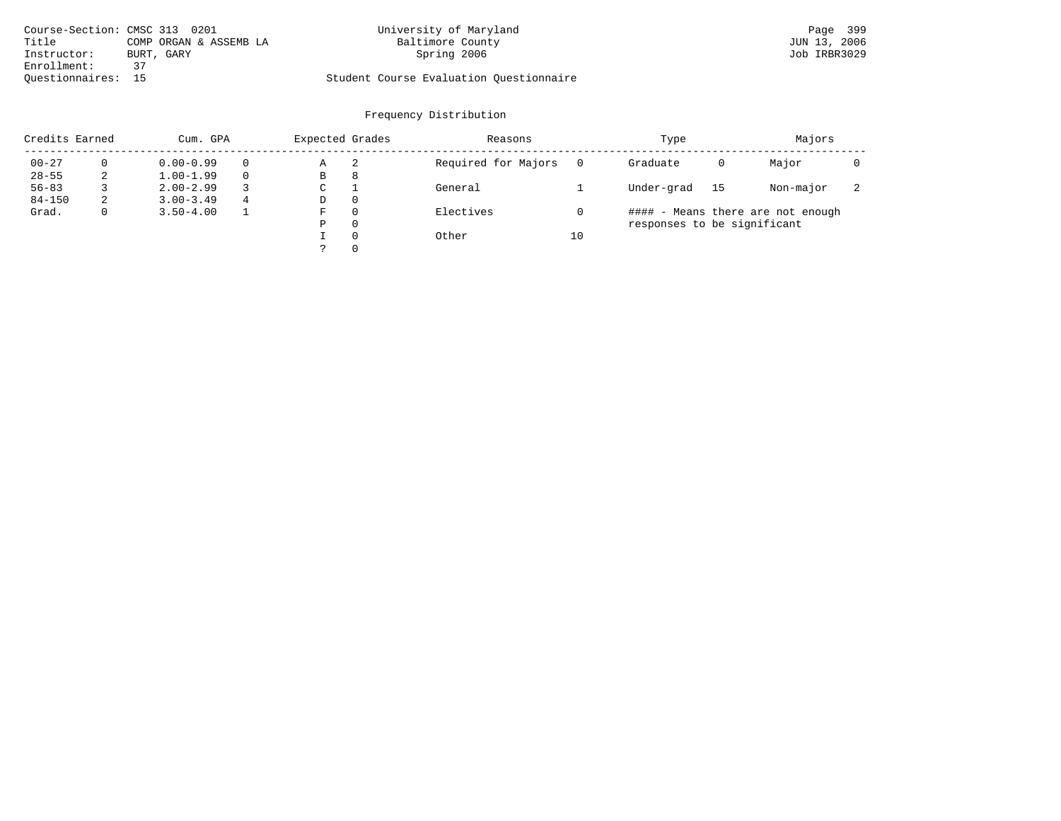Course-Section: CMSC 313 0201
Title: COMP ORGAN & ASSEMB LA
Instructor: BURT, GARY
Enrollment: 37
Questionnaires: 15

University of Maryland
Baltimore County
Spring 2006

Student Course Evaluation Questionnaire

Page 399
JUN 13, 2006
Job IRBR3029

## Frequency Distribution

| Credits Earned | | Cum. GPA | | Expected Grades | | Reasons | | Type | | Majors | |
|---|---|---|---|---|---|---|---|---|---|---|---|
| 00-27 | 0 | 0.00-0.99 | 0 | A | 2 | Required for Majors | 0 | Graduate | 0 | Major | 0 |
| 28-55 | 2 | 1.00-1.99 | 0 | B | 8 | | | | | | |
| 56-83 | 3 | 2.00-2.99 | 3 | C | 1 | General | 1 | Under-grad | 15 | Non-major | 2 |
| 84-150 | 2 | 3.00-3.49 | 4 | D | 0 | | | | | | |
| Grad. | 0 | 3.50-4.00 | 1 | F | 0 | Electives | 0 | | | | |
| | | | | P | 0 | | | | | | |
| | | | | I | 0 | Other | 10 | | | | |
| | | | | ? | 0 | | | | | | |

#### - Means there are not enough responses to be significant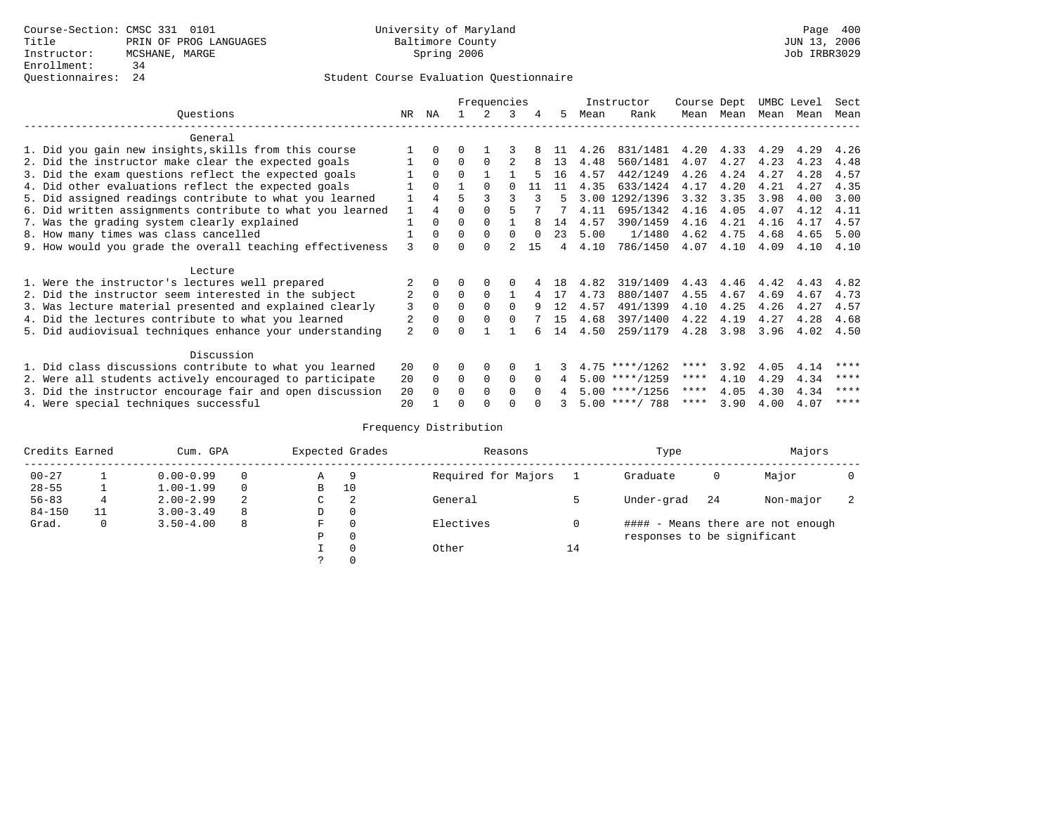Course-Section: CMSC 331 0101
Title: PRIN OF PROG LANGUAGES
Instructor: MCSHANE, MARGE
Enrollment: 34
Questionnaires: 24

University of Maryland
Baltimore County
Spring 2006

JUN 13, 2006
Job IRBR3029

Student Course Evaluation Questionnaire

| Questions | NR | NA | 1 | 2 | 3 | 4 | 5 | Instructor Mean | Instructor Rank | Course Mean | Dept Mean | UMBC Level Mean | Level Mean | Sect Mean |
|---|---|---|---|---|---|---|---|---|---|---|---|---|---|---|
| **General** | | | | | | | | | | | | | | |
| 1. Did you gain new insights,skills from this course | 1 | 0 | 0 | 1 | 3 | 8 | 11 | 4.26 | 831/1481 | 4.20 | 4.33 | 4.29 | 4.29 | 4.26 |
| 2. Did the instructor make clear the expected goals | 1 | 0 | 0 | 0 | 2 | 8 | 13 | 4.48 | 560/1481 | 4.07 | 4.27 | 4.23 | 4.23 | 4.48 |
| 3. Did the exam questions reflect the expected goals | 1 | 0 | 0 | 1 | 1 | 5 | 16 | 4.57 | 442/1249 | 4.26 | 4.24 | 4.27 | 4.28 | 4.57 |
| 4. Did other evaluations reflect the expected goals | 1 | 0 | 1 | 0 | 0 | 11 | 11 | 4.35 | 633/1424 | 4.17 | 4.20 | 4.21 | 4.27 | 4.35 |
| 5. Did assigned readings contribute to what you learned | 1 | 4 | 5 | 3 | 3 | 3 | 5 | 3.00 | 1292/1396 | 3.32 | 3.35 | 3.98 | 4.00 | 3.00 |
| 6. Did written assignments contribute to what you learned | 1 | 4 | 0 | 0 | 5 | 7 | 7 | 4.11 | 695/1342 | 4.16 | 4.05 | 4.07 | 4.12 | 4.11 |
| 7. Was the grading system clearly explained | 1 | 0 | 0 | 0 | 1 | 8 | 14 | 4.57 | 390/1459 | 4.16 | 4.21 | 4.16 | 4.17 | 4.57 |
| 8. How many times was class cancelled | 1 | 0 | 0 | 0 | 0 | 0 | 23 | 5.00 | 1/1480 | 4.62 | 4.75 | 4.68 | 4.65 | 5.00 |
| 9. How would you grade the overall teaching effectiveness | 3 | 0 | 0 | 0 | 2 | 15 | 4 | 4.10 | 786/1450 | 4.07 | 4.10 | 4.09 | 4.10 | 4.10 |
| **Lecture** | | | | | | | | | | | | | | |
| 1. Were the instructor's lectures well prepared | 2 | 0 | 0 | 0 | 0 | 4 | 18 | 4.82 | 319/1409 | 4.43 | 4.46 | 4.42 | 4.43 | 4.82 |
| 2. Did the instructor seem interested in the subject | 2 | 0 | 0 | 0 | 1 | 4 | 17 | 4.73 | 880/1407 | 4.55 | 4.67 | 4.69 | 4.67 | 4.73 |
| 3. Was lecture material presented and explained clearly | 3 | 0 | 0 | 0 | 0 | 9 | 12 | 4.57 | 491/1399 | 4.10 | 4.25 | 4.26 | 4.27 | 4.57 |
| 4. Did the lectures contribute to what you learned | 2 | 0 | 0 | 0 | 0 | 7 | 15 | 4.68 | 397/1400 | 4.22 | 4.19 | 4.27 | 4.28 | 4.68 |
| 5. Did audiovisual techniques enhance your understanding | 2 | 0 | 0 | 1 | 1 | 6 | 14 | 4.50 | 259/1179 | 4.28 | 3.98 | 3.96 | 4.02 | 4.50 |
| **Discussion** | | | | | | | | | | | | | | |
| 1. Did class discussions contribute to what you learned | 20 | 0 | 0 | 0 | 0 | 1 | 3 | 4.75 | ****/1262 | **** | 3.92 | 4.05 | 4.14 | **** |
| 2. Were all students actively encouraged to participate | 20 | 0 | 0 | 0 | 0 | 0 | 4 | 5.00 | ****/1259 | **** | 4.10 | 4.29 | 4.34 | **** |
| 3. Did the instructor encourage fair and open discussion | 20 | 0 | 0 | 0 | 0 | 0 | 4 | 5.00 | ****/1256 | **** | 4.05 | 4.30 | 4.34 | **** |
| 4. Were special techniques successful | 20 | 1 | 0 | 0 | 0 | 0 | 3 | 5.00 | ****/ 788 | **** | 3.90 | 4.00 | 4.07 | **** |

Frequency Distribution

| Credits Earned | | Cum. GPA | | Expected Grades | | Reasons | | Type | | Majors | |
|---|---|---|---|---|---|---|---|---|---|---|---|
| 00-27 | 1 | 0.00-0.99 | 0 | A | 9 | Required for Majors | 1 | Graduate | 0 | Major | 0 |
| 28-55 | 1 | 1.00-1.99 | 0 | B | 10 | | | | | | |
| 56-83 | 4 | 2.00-2.99 | 2 | C | 2 | General | 5 | Under-grad | 24 | Non-major | 2 |
| 84-150 | 11 | 3.00-3.49 | 8 | D | 0 | | | | | | |
| Grad. | 0 | 3.50-4.00 | 8 | F | 0 | Electives | 0 | #### - Means there are not enough responses to be significant | | | |
| | | | | P | 0 | | | | | | |
| | | | | I | 0 | Other | 14 | | | | |
| | | | | ? | 0 | | | | | | |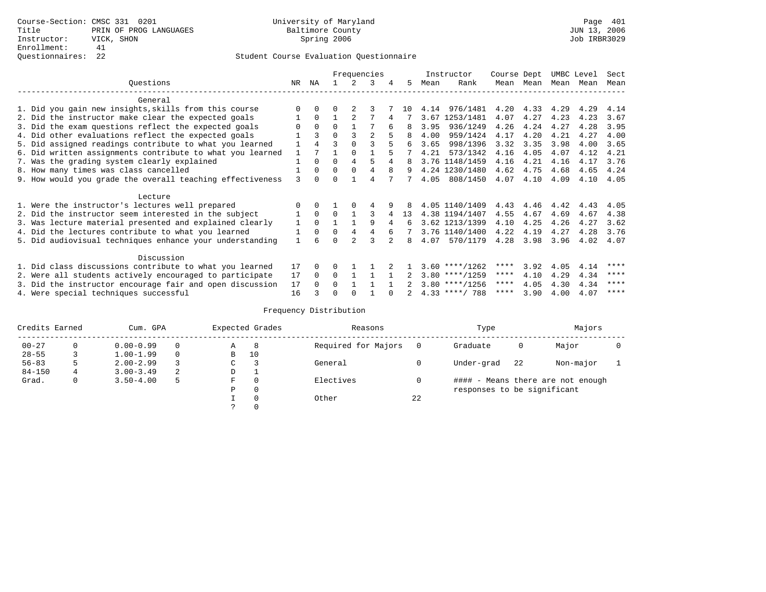Course-Section: CMSC 331 0201
Title: PRIN OF PROG LANGUAGES
Instructor: VICK, SHON
Enrollment: 41
Questionnaires: 22

University of Maryland
Baltimore County
Spring 2006

Page 401
JUN 13, 2006
Job IRBR3029

## Student Course Evaluation Questionnaire

| Questions | NR | NA | 1 | 2 | 3 | 4 | 5 | Instructor Mean | Instructor Rank | Course Mean | Dept Mean | UMBC Mean | Level Mean | Sect Mean |
|---|---|---|---|---|---|---|---|---|---|---|---|---|---|---|
| **General** | | | | | | | | | | | | | | |
| 1. Did you gain new insights,skills from this course | 0 | 0 | 0 | 2 | 3 | 7 | 10 | 4.14 | 976/1481 | 4.20 | 4.33 | 4.29 | 4.29 | 4.14 |
| 2. Did the instructor make clear the expected goals | 1 | 0 | 1 | 2 | 7 | 4 | 7 | 3.67 | 1253/1481 | 4.07 | 4.27 | 4.23 | 4.23 | 3.67 |
| 3. Did the exam questions reflect the expected goals | 0 | 0 | 0 | 1 | 7 | 6 | 8 | 3.95 | 936/1249 | 4.26 | 4.24 | 4.27 | 4.28 | 3.95 |
| 4. Did other evaluations reflect the expected goals | 1 | 3 | 0 | 3 | 2 | 5 | 8 | 4.00 | 959/1424 | 4.17 | 4.20 | 4.21 | 4.27 | 4.00 |
| 5. Did assigned readings contribute to what you learned | 1 | 4 | 3 | 0 | 3 | 5 | 6 | 3.65 | 998/1396 | 3.32 | 3.35 | 3.98 | 4.00 | 3.65 |
| 6. Did written assignments contribute to what you learned | 1 | 7 | 1 | 0 | 1 | 5 | 7 | 4.21 | 573/1342 | 4.16 | 4.05 | 4.07 | 4.12 | 4.21 |
| 7. Was the grading system clearly explained | 1 | 0 | 0 | 4 | 5 | 4 | 8 | 3.76 | 1148/1459 | 4.16 | 4.21 | 4.16 | 4.17 | 3.76 |
| 8. How many times was class cancelled | 1 | 0 | 0 | 0 | 4 | 8 | 9 | 4.24 | 1230/1480 | 4.62 | 4.75 | 4.68 | 4.65 | 4.24 |
| 9. How would you grade the overall teaching effectiveness | 3 | 0 | 0 | 1 | 4 | 7 | 7 | 4.05 | 808/1450 | 4.07 | 4.10 | 4.09 | 4.10 | 4.05 |
| **Lecture** | | | | | | | | | | | | | | |
| 1. Were the instructor's lectures well prepared | 0 | 0 | 1 | 0 | 4 | 9 | 8 | 4.05 | 1140/1409 | 4.43 | 4.46 | 4.42 | 4.43 | 4.05 |
| 2. Did the instructor seem interested in the subject | 1 | 0 | 0 | 1 | 3 | 4 | 13 | 4.38 | 1194/1407 | 4.55 | 4.67 | 4.69 | 4.67 | 4.38 |
| 3. Was lecture material presented and explained clearly | 1 | 0 | 1 | 1 | 9 | 4 | 6 | 3.62 | 1213/1399 | 4.10 | 4.25 | 4.26 | 4.27 | 3.62 |
| 4. Did the lectures contribute to what you learned | 1 | 0 | 0 | 4 | 4 | 6 | 7 | 3.76 | 1140/1400 | 4.22 | 4.19 | 4.27 | 4.28 | 3.76 |
| 5. Did audiovisual techniques enhance your understanding | 1 | 6 | 0 | 2 | 3 | 2 | 8 | 4.07 | 570/1179 | 4.28 | 3.98 | 3.96 | 4.02 | 4.07 |
| **Discussion** | | | | | | | | | | | | | | |
| 1. Did class discussions contribute to what you learned | 17 | 0 | 0 | 1 | 1 | 2 | 1 | 3.60 | ****/1262 | **** | 3.92 | 4.05 | 4.14 | **** |
| 2. Were all students actively encouraged to participate | 17 | 0 | 0 | 1 | 1 | 1 | 2 | 3.80 | ****/1259 | **** | 4.10 | 4.29 | 4.34 | **** |
| 3. Did the instructor encourage fair and open discussion | 17 | 0 | 0 | 1 | 1 | 1 | 2 | 3.80 | ****/1256 | **** | 4.05 | 4.30 | 4.34 | **** |
| 4. Were special techniques successful | 16 | 3 | 0 | 0 | 1 | 0 | 2 | 4.33 | ****/ 788 | **** | 3.90 | 4.00 | 4.07 | **** |

### Frequency Distribution

| Credits Earned | | Cum. GPA | | Expected Grades | | Reasons | | Type | | Majors | |
|---|---|---|---|---|---|---|---|---|---|---|---|
| 00-27 | 0 | 0.00-0.99 | 0 | A | 8 | Required for Majors | 0 | Graduate | 0 | Major | 0 |
| 28-55 | 3 | 1.00-1.99 | 0 | B | 10 | | | | | | |
| 56-83 | 5 | 2.00-2.99 | 3 | C | 3 | General | 0 | Under-grad | 22 | Non-major | 1 |
| 84-150 | 4 | 3.00-3.49 | 2 | D | 1 | | | | | | |
| Grad. | 0 | 3.50-4.00 | 5 | F | 0 | Electives | 0 | | | | |
| | | | | P | 0 | | | | | | |
| | | | | I | 0 | Other | 22 | | | | |
| | | | | ? | 0 | | | | | | |

#### - Means there are not enough responses to be significant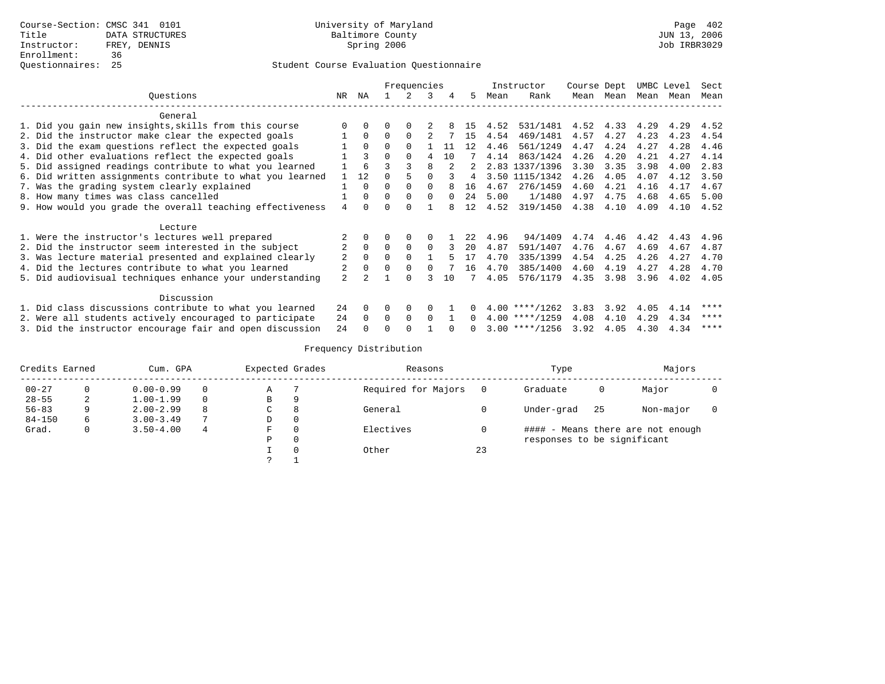Course-Section: CMSC 341 0101
Title: DATA STRUCTURES
Instructor: FREY, DENNIS
Enrollment: 36
Questionnaires: 25

University of Maryland
Baltimore County
Spring 2006

JUN 13, 2006
Job IRBR3029

## Student Course Evaluation Questionnaire

| Questions | NR | NA | 1 | 2 | 3 | 4 | 5 | Instructor Mean | Instructor Rank | Course Mean | Dept Mean | UMBC Mean | Level Mean | Sect Mean |
|---|---|---|---|---|---|---|---|---|---|---|---|---|---|---|
| **General** | | | | | | | | | | | | | | |
| 1. Did you gain new insights,skills from this course | 0 | 0 | 0 | 0 | 2 | 8 | 15 | 4.52 | 531/1481 | 4.52 | 4.33 | 4.29 | 4.29 | 4.52 |
| 2. Did the instructor make clear the expected goals | 1 | 0 | 0 | 0 | 2 | 7 | 15 | 4.54 | 469/1481 | 4.57 | 4.27 | 4.23 | 4.23 | 4.54 |
| 3. Did the exam questions reflect the expected goals | 1 | 0 | 0 | 0 | 1 | 11 | 12 | 4.46 | 561/1249 | 4.47 | 4.24 | 4.27 | 4.28 | 4.46 |
| 4. Did other evaluations reflect the expected goals | 1 | 3 | 0 | 0 | 4 | 10 | 7 | 4.14 | 863/1424 | 4.26 | 4.20 | 4.21 | 4.27 | 4.14 |
| 5. Did assigned readings contribute to what you learned | 1 | 6 | 3 | 3 | 8 | 2 | 2 | 2.83 | 1337/1396 | 3.30 | 3.35 | 3.98 | 4.00 | 2.83 |
| 6. Did written assignments contribute to what you learned | 1 | 12 | 0 | 5 | 0 | 3 | 4 | 3.50 | 1115/1342 | 4.26 | 4.05 | 4.07 | 4.12 | 3.50 |
| 7. Was the grading system clearly explained | 1 | 0 | 0 | 0 | 0 | 8 | 16 | 4.67 | 276/1459 | 4.60 | 4.21 | 4.16 | 4.17 | 4.67 |
| 8. How many times was class cancelled | 1 | 0 | 0 | 0 | 0 | 0 | 24 | 5.00 | 1/1480 | 4.97 | 4.75 | 4.68 | 4.65 | 5.00 |
| 9. How would you grade the overall teaching effectiveness | 4 | 0 | 0 | 0 | 1 | 8 | 12 | 4.52 | 319/1450 | 4.38 | 4.10 | 4.09 | 4.10 | 4.52 |
| **Lecture** | | | | | | | | | | | | | | |
| 1. Were the instructor's lectures well prepared | 2 | 0 | 0 | 0 | 0 | 1 | 22 | 4.96 | 94/1409 | 4.74 | 4.46 | 4.42 | 4.43 | 4.96 |
| 2. Did the instructor seem interested in the subject | 2 | 0 | 0 | 0 | 0 | 3 | 20 | 4.87 | 591/1407 | 4.76 | 4.67 | 4.69 | 4.67 | 4.87 |
| 3. Was lecture material presented and explained clearly | 2 | 0 | 0 | 0 | 1 | 5 | 17 | 4.70 | 335/1399 | 4.54 | 4.25 | 4.26 | 4.27 | 4.70 |
| 4. Did the lectures contribute to what you learned | 2 | 0 | 0 | 0 | 0 | 7 | 16 | 4.70 | 385/1400 | 4.60 | 4.19 | 4.27 | 4.28 | 4.70 |
| 5. Did audiovisual techniques enhance your understanding | 2 | 2 | 1 | 0 | 3 | 10 | 7 | 4.05 | 576/1179 | 4.35 | 3.98 | 3.96 | 4.02 | 4.05 |
| **Discussion** | | | | | | | | | | | | | | |
| 1. Did class discussions contribute to what you learned | 24 | 0 | 0 | 0 | 0 | 1 | 0 | 4.00 | ****/1262 | 3.83 | 3.92 | 4.05 | 4.14 | **** |
| 2. Were all students actively encouraged to participate | 24 | 0 | 0 | 0 | 0 | 1 | 0 | 4.00 | ****/1259 | 4.08 | 4.10 | 4.29 | 4.34 | **** |
| 3. Did the instructor encourage fair and open discussion | 24 | 0 | 0 | 0 | 1 | 0 | 0 | 3.00 | ****/1256 | 3.92 | 4.05 | 4.30 | 4.34 | **** |

## Frequency Distribution

| Credits Earned | | Cum. GPA | | Expected Grades | | Reasons | | Type | | Majors | |
|---|---|---|---|---|---|---|---|---|---|---|---|
| 00-27 | 0 | 0.00-0.99 | 0 | A | 7 | Required for Majors | 0 | Graduate | 0 | Major | 0 |
| 28-55 | 2 | 1.00-1.99 | 0 | B | 9 | | | | | | |
| 56-83 | 9 | 2.00-2.99 | 8 | C | 8 | General | 0 | Under-grad | 25 | Non-major | 0 |
| 84-150 | 6 | 3.00-3.49 | 7 | D | 0 | | | | | | |
| Grad. | 0 | 3.50-4.00 | 4 | F | 0 | Electives | 0 | #### - Means there are not enough responses to be significant | | | |
| | | | | P | 0 | | | | | | |
| | | | | I | 0 | Other | 23 | | | | |
| | | | | ? | 1 | | | | | | |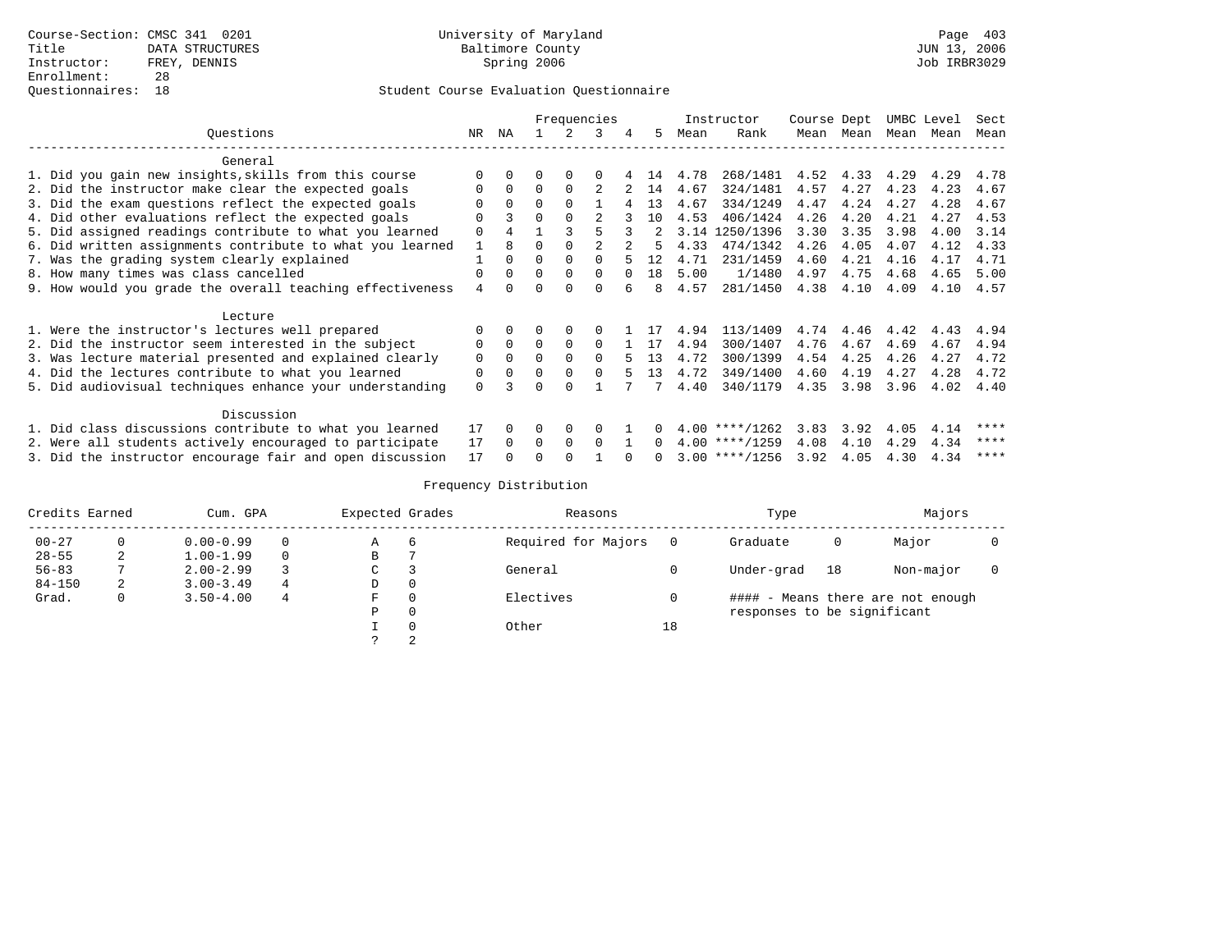Course-Section: CMSC 341 0201
Title: DATA STRUCTURES
Instructor: FREY, DENNIS
Enrollment: 28
Questionnaires: 18

University of Maryland
Baltimore County
Spring 2006

JUN 13, 2006
Job IRBR3029

## Student Course Evaluation Questionnaire

| Questions | NR | NA | 1 | 2 | 3 | 4 | 5 | Instructor Mean | Instructor Rank | Course Mean | Dept Mean | UMBC Mean | Level Mean | Sect Mean |
|---|---|---|---|---|---|---|---|---|---|---|---|---|---|---|
| **General** | | | | | | | | | | | | | | |
| 1. Did you gain new insights,skills from this course | 0 | 0 | 0 | 0 | 0 | 4 | 14 | 4.78 | 268/1481 | 4.52 | 4.33 | 4.29 | 4.29 | 4.78 |
| 2. Did the instructor make clear the expected goals | 0 | 0 | 0 | 0 | 2 | 2 | 14 | 4.67 | 324/1481 | 4.57 | 4.27 | 4.23 | 4.23 | 4.67 |
| 3. Did the exam questions reflect the expected goals | 0 | 0 | 0 | 0 | 1 | 4 | 13 | 4.67 | 334/1249 | 4.47 | 4.24 | 4.27 | 4.28 | 4.67 |
| 4. Did other evaluations reflect the expected goals | 0 | 3 | 0 | 0 | 2 | 3 | 10 | 4.53 | 406/1424 | 4.26 | 4.20 | 4.21 | 4.27 | 4.53 |
| 5. Did assigned readings contribute to what you learned | 0 | 4 | 1 | 3 | 5 | 3 | 2 | 3.14 | 1250/1396 | 3.30 | 3.35 | 3.98 | 4.00 | 3.14 |
| 6. Did written assignments contribute to what you learned | 1 | 8 | 0 | 0 | 2 | 2 | 5 | 4.33 | 474/1342 | 4.26 | 4.05 | 4.07 | 4.12 | 4.33 |
| 7. Was the grading system clearly explained | 1 | 0 | 0 | 0 | 0 | 5 | 12 | 4.71 | 231/1459 | 4.60 | 4.21 | 4.16 | 4.17 | 4.71 |
| 8. How many times was class cancelled | 0 | 0 | 0 | 0 | 0 | 0 | 18 | 5.00 | 1/1480 | 4.97 | 4.75 | 4.68 | 4.65 | 5.00 |
| 9. How would you grade the overall teaching effectiveness | 4 | 0 | 0 | 0 | 0 | 6 | 8 | 4.57 | 281/1450 | 4.38 | 4.10 | 4.09 | 4.10 | 4.57 |
| **Lecture** | | | | | | | | | | | | | | |
| 1. Were the instructor's lectures well prepared | 0 | 0 | 0 | 0 | 0 | 1 | 17 | 4.94 | 113/1409 | 4.74 | 4.46 | 4.42 | 4.43 | 4.94 |
| 2. Did the instructor seem interested in the subject | 0 | 0 | 0 | 0 | 0 | 1 | 17 | 4.94 | 300/1407 | 4.76 | 4.67 | 4.69 | 4.67 | 4.94 |
| 3. Was lecture material presented and explained clearly | 0 | 0 | 0 | 0 | 0 | 5 | 13 | 4.72 | 300/1399 | 4.54 | 4.25 | 4.26 | 4.27 | 4.72 |
| 4. Did the lectures contribute to what you learned | 0 | 0 | 0 | 0 | 0 | 5 | 13 | 4.72 | 349/1400 | 4.60 | 4.19 | 4.27 | 4.28 | 4.72 |
| 5. Did audiovisual techniques enhance your understanding | 0 | 3 | 0 | 0 | 1 | 7 | 7 | 4.40 | 340/1179 | 4.35 | 3.98 | 3.96 | 4.02 | 4.40 |
| **Discussion** | | | | | | | | | | | | | | |
| 1. Did class discussions contribute to what you learned | 17 | 0 | 0 | 0 | 0 | 1 | 0 | 4.00 | ****/1262 | 3.83 | 3.92 | 4.05 | 4.14 | **** |
| 2. Were all students actively encouraged to participate | 17 | 0 | 0 | 0 | 0 | 1 | 0 | 4.00 | ****/1259 | 4.08 | 4.10 | 4.29 | 4.34 | **** |
| 3. Did the instructor encourage fair and open discussion | 17 | 0 | 0 | 0 | 1 | 0 | 0 | 3.00 | ****/1256 | 3.92 | 4.05 | 4.30 | 4.34 | **** |

## Frequency Distribution

| Credits Earned | | Cum. GPA | | Expected Grades | | Reasons | | Type | | Majors | |
|---|---|---|---|---|---|---|---|---|---|---|---|
| 00-27 | 0 | 0.00-0.99 | 0 | A | 6 | Required for Majors | 0 | Graduate | 0 | Major | 0 |
| 28-55 | 2 | 1.00-1.99 | 0 | B | 7 | | | | | | |
| 56-83 | 7 | 2.00-2.99 | 3 | C | 3 | General | 0 | Under-grad | 18 | Non-major | 0 |
| 84-150 | 2 | 3.00-3.49 | 4 | D | 0 | | | | | | |
| Grad. | 0 | 3.50-4.00 | 4 | F | 0 | Electives | 0 | #### - Means there are not enough responses to be significant | | | |
| | | | | P | 0 | | | | | | |
| | | | | I | 0 | Other | 18 | | | | |
| | | | | ? | 2 | | | | | | |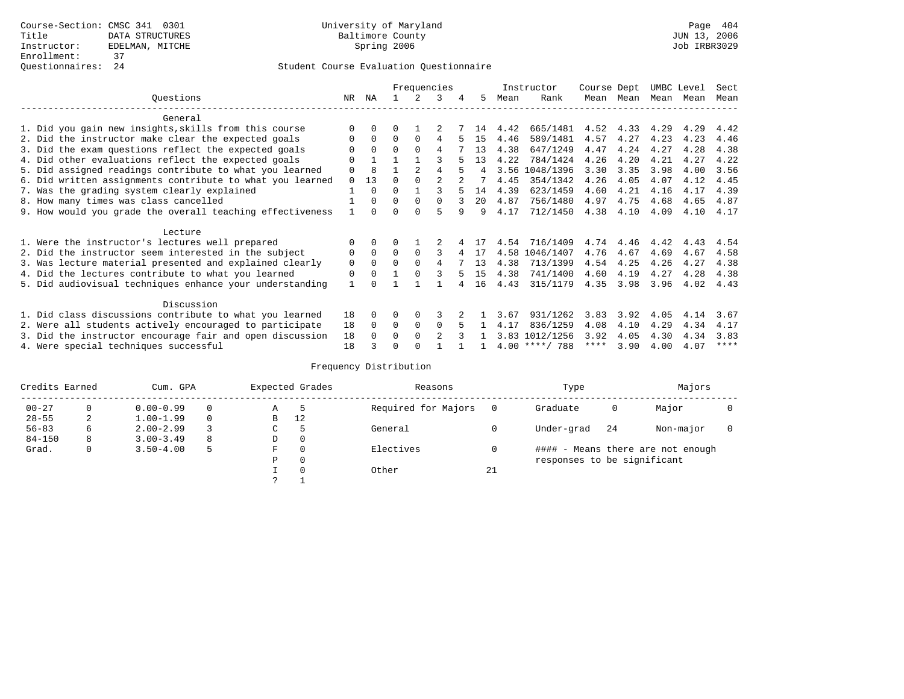Course-Section: CMSC 341 0301
Title: DATA STRUCTURES
Instructor: EDELMAN, MITCHE
Enrollment: 37
Questionnaires: 24

University of Maryland
Baltimore County
Spring 2006

JUN 13, 2006
Job IRBR3029

## Student Course Evaluation Questionnaire

| Questions | NR | NA | 1 | 2 | 3 | 4 | 5 | Instructor Mean | Instructor Rank | Course Mean | Dept Mean | UMBC Mean | Level Mean | Sect Mean |
|---|---|---|---|---|---|---|---|---|---|---|---|---|---|---|
| **General** | | | | | | | | | | | | | | |
| 1. Did you gain new insights,skills from this course | 0 | 0 | 0 | 1 | 2 | 7 | 14 | 4.42 | 665/1481 | 4.52 | 4.33 | 4.29 | 4.29 | 4.42 |
| 2. Did the instructor make clear the expected goals | 0 | 0 | 0 | 0 | 4 | 5 | 15 | 4.46 | 589/1481 | 4.57 | 4.27 | 4.23 | 4.23 | 4.46 |
| 3. Did the exam questions reflect the expected goals | 0 | 0 | 0 | 0 | 4 | 7 | 13 | 4.38 | 647/1249 | 4.47 | 4.24 | 4.27 | 4.28 | 4.38 |
| 4. Did other evaluations reflect the expected goals | 0 | 1 | 1 | 1 | 3 | 5 | 13 | 4.22 | 784/1424 | 4.26 | 4.20 | 4.21 | 4.27 | 4.22 |
| 5. Did assigned readings contribute to what you learned | 0 | 8 | 1 | 2 | 4 | 5 | 4 | 3.56 | 1048/1396 | 3.30 | 3.35 | 3.98 | 4.00 | 3.56 |
| 6. Did written assignments contribute to what you learned | 0 | 13 | 0 | 0 | 2 | 2 | 7 | 4.45 | 354/1342 | 4.26 | 4.05 | 4.07 | 4.12 | 4.45 |
| 7. Was the grading system clearly explained | 1 | 0 | 0 | 1 | 3 | 5 | 14 | 4.39 | 623/1459 | 4.60 | 4.21 | 4.16 | 4.17 | 4.39 |
| 8. How many times was class cancelled | 1 | 0 | 0 | 0 | 0 | 3 | 20 | 4.87 | 756/1480 | 4.97 | 4.75 | 4.68 | 4.65 | 4.87 |
| 9. How would you grade the overall teaching effectiveness | 1 | 0 | 0 | 0 | 5 | 9 | 9 | 4.17 | 712/1450 | 4.38 | 4.10 | 4.09 | 4.10 | 4.17 |
| **Lecture** | | | | | | | | | | | | | | |
| 1. Were the instructor's lectures well prepared | 0 | 0 | 0 | 1 | 2 | 4 | 17 | 4.54 | 716/1409 | 4.74 | 4.46 | 4.42 | 4.43 | 4.54 |
| 2. Did the instructor seem interested in the subject | 0 | 0 | 0 | 0 | 3 | 4 | 17 | 4.58 | 1046/1407 | 4.76 | 4.67 | 4.69 | 4.67 | 4.58 |
| 3. Was lecture material presented and explained clearly | 0 | 0 | 0 | 0 | 4 | 7 | 13 | 4.38 | 713/1399 | 4.54 | 4.25 | 4.26 | 4.27 | 4.38 |
| 4. Did the lectures contribute to what you learned | 0 | 0 | 1 | 0 | 3 | 5 | 15 | 4.38 | 741/1400 | 4.60 | 4.19 | 4.27 | 4.28 | 4.38 |
| 5. Did audiovisual techniques enhance your understanding | 1 | 0 | 1 | 1 | 1 | 4 | 16 | 4.43 | 315/1179 | 4.35 | 3.98 | 3.96 | 4.02 | 4.43 |
| **Discussion** | | | | | | | | | | | | | | |
| 1. Did class discussions contribute to what you learned | 18 | 0 | 0 | 0 | 3 | 2 | 1 | 3.67 | 931/1262 | 3.83 | 3.92 | 4.05 | 4.14 | 3.67 |
| 2. Were all students actively encouraged to participate | 18 | 0 | 0 | 0 | 0 | 5 | 1 | 4.17 | 836/1259 | 4.08 | 4.10 | 4.29 | 4.34 | 4.17 |
| 3. Did the instructor encourage fair and open discussion | 18 | 0 | 0 | 0 | 2 | 3 | 1 | 3.83 | 1012/1256 | 3.92 | 4.05 | 4.30 | 4.34 | 3.83 |
| 4. Were special techniques successful | 18 | 3 | 0 | 0 | 1 | 1 | 1 | 4.00 | ****/ 788 | **** | 3.90 | 4.00 | 4.07 | **** |

## Frequency Distribution

| Credits Earned | | Cum. GPA | | Expected Grades | | Reasons | | Type | | Majors | |
|---|---|---|---|---|---|---|---|---|---|---|---|
| 00-27 | 0 | 0.00-0.99 | 0 | A | 5 | Required for Majors | 0 | Graduate | 0 | Major | 0 |
| 28-55 | 2 | 1.00-1.99 | 0 | B | 12 | | | | | | |
| 56-83 | 6 | 2.00-2.99 | 3 | C | 5 | General | 0 | Under-grad | 24 | Non-major | 0 |
| 84-150 | 8 | 3.00-3.49 | 8 | D | 0 | | | | | | |
| Grad. | 0 | 3.50-4.00 | 5 | F | 0 | Electives | 0 | | | | |
| | | | | P | 0 | | | | | | |
| | | | | I | 0 | Other | 21 | | | | |
| | | | | ? | 1 | | | | | | |

#### - Means there are not enough responses to be significant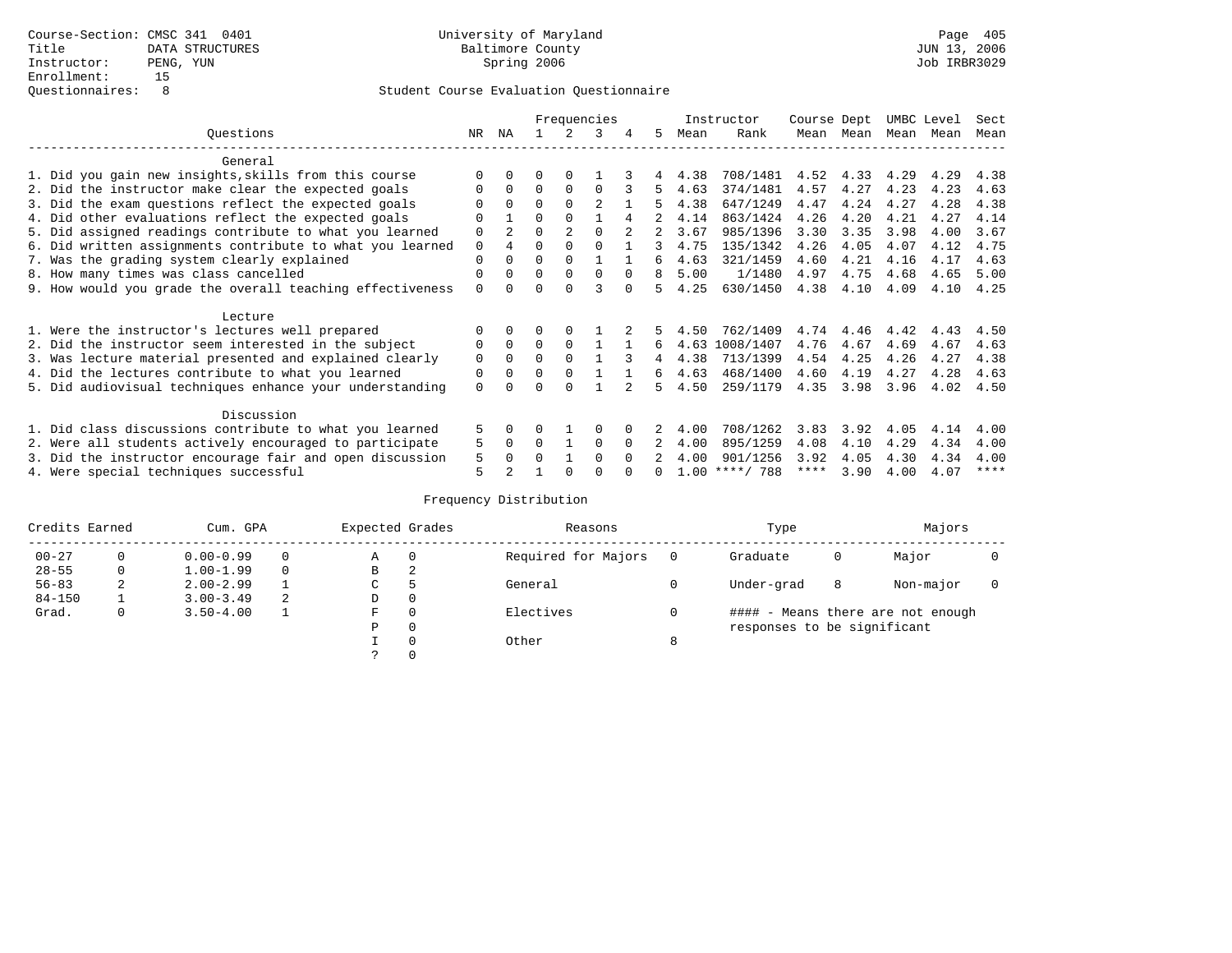Course-Section: CMSC 341 0401
Title: DATA STRUCTURES
Instructor: PENG, YUN
Enrollment: 15
Questionnaires: 8

University of Maryland
Baltimore County
Spring 2006

JUN 13, 2006
Job IRBR3029

Student Course Evaluation Questionnaire

| Questions | NR | NA | 1 | 2 | 3 | 4 | 5 | Instructor Mean | Instructor Rank | Course Mean | Dept Mean | UMBC Mean | Level Mean | Sect Mean |
|---|---|---|---|---|---|---|---|---|---|---|---|---|---|---|
| **General** | | | | | | | | | | | | | | |
| 1. Did you gain new insights,skills from this course | 0 | 0 | 0 | 0 | 1 | 3 | 4 | 4.38 | 708/1481 | 4.52 | 4.33 | 4.29 | 4.29 | 4.38 |
| 2. Did the instructor make clear the expected goals | 0 | 0 | 0 | 0 | 0 | 3 | 5 | 4.63 | 374/1481 | 4.57 | 4.27 | 4.23 | 4.23 | 4.63 |
| 3. Did the exam questions reflect the expected goals | 0 | 0 | 0 | 0 | 2 | 1 | 5 | 4.38 | 647/1249 | 4.47 | 4.24 | 4.27 | 4.28 | 4.38 |
| 4. Did other evaluations reflect the expected goals | 0 | 1 | 0 | 0 | 1 | 4 | 2 | 4.14 | 863/1424 | 4.26 | 4.20 | 4.21 | 4.27 | 4.14 |
| 5. Did assigned readings contribute to what you learned | 0 | 2 | 0 | 2 | 0 | 2 | 2 | 3.67 | 985/1396 | 3.30 | 3.35 | 3.98 | 4.00 | 3.67 |
| 6. Did written assignments contribute to what you learned | 0 | 4 | 0 | 0 | 0 | 1 | 3 | 4.75 | 135/1342 | 4.26 | 4.05 | 4.07 | 4.12 | 4.75 |
| 7. Was the grading system clearly explained | 0 | 0 | 0 | 0 | 1 | 1 | 6 | 4.63 | 321/1459 | 4.60 | 4.21 | 4.16 | 4.17 | 4.63 |
| 8. How many times was class cancelled | 0 | 0 | 0 | 0 | 0 | 0 | 8 | 5.00 | 1/1480 | 4.97 | 4.75 | 4.68 | 4.65 | 5.00 |
| 9. How would you grade the overall teaching effectiveness | 0 | 0 | 0 | 0 | 3 | 0 | 5 | 4.25 | 630/1450 | 4.38 | 4.10 | 4.09 | 4.10 | 4.25 |
| **Lecture** | | | | | | | | | | | | | | |
| 1. Were the instructor's lectures well prepared | 0 | 0 | 0 | 0 | 1 | 2 | 5 | 4.50 | 762/1409 | 4.74 | 4.46 | 4.42 | 4.43 | 4.50 |
| 2. Did the instructor seem interested in the subject | 0 | 0 | 0 | 0 | 1 | 1 | 6 | 4.63 | 1008/1407 | 4.76 | 4.67 | 4.69 | 4.67 | 4.63 |
| 3. Was lecture material presented and explained clearly | 0 | 0 | 0 | 0 | 1 | 3 | 4 | 4.38 | 713/1399 | 4.54 | 4.25 | 4.26 | 4.27 | 4.38 |
| 4. Did the lectures contribute to what you learned | 0 | 0 | 0 | 0 | 1 | 1 | 6 | 4.63 | 468/1400 | 4.60 | 4.19 | 4.27 | 4.28 | 4.63 |
| 5. Did audiovisual techniques enhance your understanding | 0 | 0 | 0 | 0 | 1 | 2 | 5 | 4.50 | 259/1179 | 4.35 | 3.98 | 3.96 | 4.02 | 4.50 |
| **Discussion** | | | | | | | | | | | | | | |
| 1. Did class discussions contribute to what you learned | 5 | 0 | 0 | 1 | 0 | 0 | 2 | 4.00 | 708/1262 | 3.83 | 3.92 | 4.05 | 4.14 | 4.00 |
| 2. Were all students actively encouraged to participate | 5 | 0 | 0 | 1 | 0 | 0 | 2 | 4.00 | 895/1259 | 4.08 | 4.10 | 4.29 | 4.34 | 4.00 |
| 3. Did the instructor encourage fair and open discussion | 5 | 0 | 0 | 1 | 0 | 0 | 2 | 4.00 | 901/1256 | 3.92 | 4.05 | 4.30 | 4.34 | 4.00 |
| 4. Were special techniques successful | 5 | 2 | 1 | 0 | 0 | 0 | 0 | 1.00 | ****/ 788 | **** | 3.90 | 4.00 | 4.07 | **** |

## Frequency Distribution

| Credits Earned | | Cum. GPA | | Expected Grades | | Reasons | | Type | | Majors | |
|---|---|---|---|---|---|---|---|---|---|---|---|
| 00-27 | 0 | 0.00-0.99 | 0 | A | 0 | Required for Majors | 0 | Graduate | 0 | Major | 0 |
| 28-55 | 0 | 1.00-1.99 | 0 | B | 2 | | | | | | |
| 56-83 | 2 | 2.00-2.99 | 1 | C | 5 | General | 0 | Under-grad | 8 | Non-major | 0 |
| 84-150 | 1 | 3.00-3.49 | 2 | D | 0 | | | | | | |
| Grad. | 0 | 3.50-4.00 | 1 | F | 0 | Electives | 0 | #### - Means there are not enough responses to be significant | | | |
| | | | | P | 0 | | | | | | |
| | | | | I | 0 | Other | 8 | | | | |
| | | | | ? | 0 | | | | | | |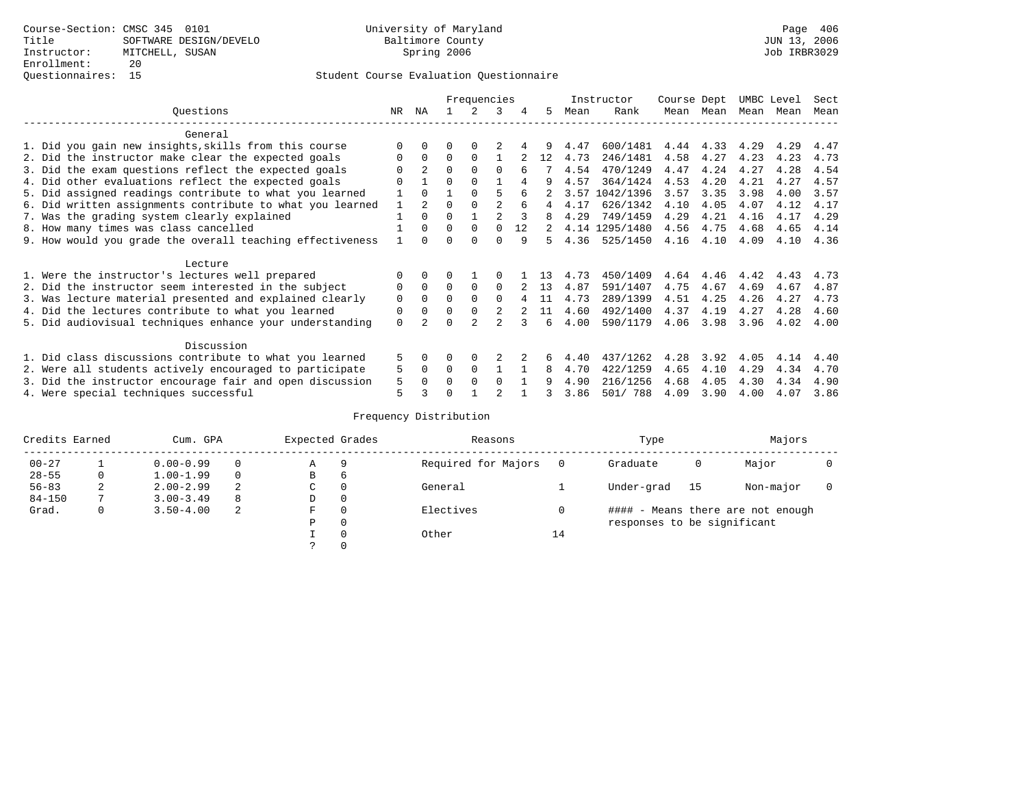Course-Section: CMSC 345 0101
Title: SOFTWARE DESIGN/DEVELO
Instructor: MITCHELL, SUSAN
Enrollment: 20
Questionnaires: 15

University of Maryland
Baltimore County
Spring 2006

Page 406
JUN 13, 2006
Job IRBR3029

Student Course Evaluation Questionnaire

| Questions | NR | NA | 1 | 2 | 3 | 4 | 5 | Instructor Mean | Instructor Rank | Course Mean | Dept Mean | UMBC Mean | Level Mean | Sect Mean |
|---|---|---|---|---|---|---|---|---|---|---|---|---|---|---|
| **General** | | | | | | | | | | | | | | |
| 1. Did you gain new insights,skills from this course | 0 | 0 | 0 | 0 | 2 | 4 | 9 | 4.47 | 600/1481 | 4.44 | 4.33 | 4.29 | 4.29 | 4.47 |
| 2. Did the instructor make clear the expected goals | 0 | 0 | 0 | 0 | 1 | 2 | 12 | 4.73 | 246/1481 | 4.58 | 4.27 | 4.23 | 4.23 | 4.73 |
| 3. Did the exam questions reflect the expected goals | 0 | 2 | 0 | 0 | 0 | 6 | 7 | 4.54 | 470/1249 | 4.47 | 4.24 | 4.27 | 4.28 | 4.54 |
| 4. Did other evaluations reflect the expected goals | 0 | 1 | 0 | 0 | 1 | 4 | 9 | 4.57 | 364/1424 | 4.53 | 4.20 | 4.21 | 4.27 | 4.57 |
| 5. Did assigned readings contribute to what you learned | 1 | 0 | 1 | 0 | 5 | 6 | 2 | 3.57 | 1042/1396 | 3.57 | 3.35 | 3.98 | 4.00 | 3.57 |
| 6. Did written assignments contribute to what you learned | 1 | 2 | 0 | 0 | 2 | 6 | 4 | 4.17 | 626/1342 | 4.10 | 4.05 | 4.07 | 4.12 | 4.17 |
| 7. Was the grading system clearly explained | 1 | 0 | 0 | 1 | 2 | 3 | 8 | 4.29 | 749/1459 | 4.29 | 4.21 | 4.16 | 4.17 | 4.29 |
| 8. How many times was class cancelled | 1 | 0 | 0 | 0 | 0 | 12 | 2 | 4.14 | 1295/1480 | 4.56 | 4.75 | 4.68 | 4.65 | 4.14 |
| 9. How would you grade the overall teaching effectiveness | 1 | 0 | 0 | 0 | 0 | 9 | 5 | 4.36 | 525/1450 | 4.16 | 4.10 | 4.09 | 4.10 | 4.36 |
| **Lecture** | | | | | | | | | | | | | | |
| 1. Were the instructor's lectures well prepared | 0 | 0 | 0 | 1 | 0 | 1 | 13 | 4.73 | 450/1409 | 4.64 | 4.46 | 4.42 | 4.43 | 4.73 |
| 2. Did the instructor seem interested in the subject | 0 | 0 | 0 | 0 | 0 | 2 | 13 | 4.87 | 591/1407 | 4.75 | 4.67 | 4.69 | 4.67 | 4.87 |
| 3. Was lecture material presented and explained clearly | 0 | 0 | 0 | 0 | 0 | 4 | 11 | 4.73 | 289/1399 | 4.51 | 4.25 | 4.26 | 4.27 | 4.73 |
| 4. Did the lectures contribute to what you learned | 0 | 0 | 0 | 0 | 2 | 2 | 11 | 4.60 | 492/1400 | 4.37 | 4.19 | 4.27 | 4.28 | 4.60 |
| 5. Did audiovisual techniques enhance your understanding | 0 | 2 | 0 | 2 | 2 | 3 | 6 | 4.00 | 590/1179 | 4.06 | 3.98 | 3.96 | 4.02 | 4.00 |
| **Discussion** | | | | | | | | | | | | | | |
| 1. Did class discussions contribute to what you learned | 5 | 0 | 0 | 0 | 2 | 2 | 6 | 4.40 | 437/1262 | 4.28 | 3.92 | 4.05 | 4.14 | 4.40 |
| 2. Were all students actively encouraged to participate | 5 | 0 | 0 | 0 | 1 | 1 | 8 | 4.70 | 422/1259 | 4.65 | 4.10 | 4.29 | 4.34 | 4.70 |
| 3. Did the instructor encourage fair and open discussion | 5 | 0 | 0 | 0 | 0 | 1 | 9 | 4.90 | 216/1256 | 4.68 | 4.05 | 4.30 | 4.34 | 4.90 |
| 4. Were special techniques successful | 5 | 3 | 0 | 1 | 2 | 1 | 3 | 3.86 | 501/ 788 | 4.09 | 3.90 | 4.00 | 4.07 | 3.86 |

Frequency Distribution

| Credits Earned | | Cum. GPA | | Expected Grades | | Reasons | | Type | | Majors | |
|---|---|---|---|---|---|---|---|---|---|---|---|
| 00-27 | 1 | 0.00-0.99 | 0 | A | 9 | Required for Majors | 0 | Graduate | 0 | Major | 0 |
| 28-55 | 0 | 1.00-1.99 | 0 | B | 6 | | | | | | |
| 56-83 | 2 | 2.00-2.99 | 2 | C | 0 | General | 1 | Under-grad | 15 | Non-major | 0 |
| 84-150 | 7 | 3.00-3.49 | 8 | D | 0 | | | | | | |
| Grad. | 0 | 3.50-4.00 | 2 | F | 0 | Electives | 0 | #### - Means there are not enough responses to be significant | | | |
| | | | | P | 0 | | | | | | |
| | | | | I | 0 | Other | 14 | | | | |
| | | | | ? | 0 | | | | | | |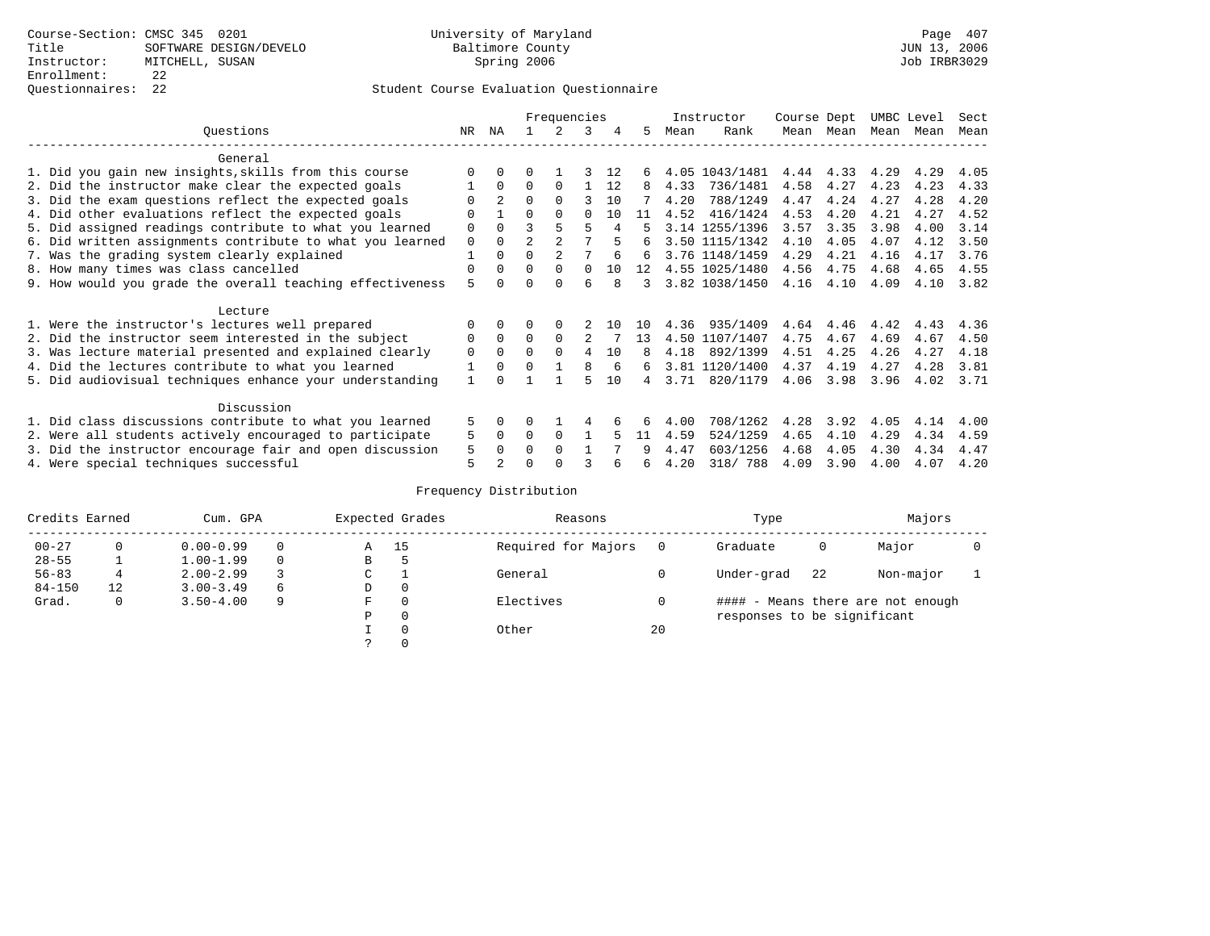Course-Section: CMSC 345 0201
Title: SOFTWARE DESIGN/DEVELO
Instructor: MITCHELL, SUSAN
Enrollment: 22
Questionnaires: 22

University of Maryland
Baltimore County
Spring 2006

JUN 13, 2006
Job IRBR3029

Student Course Evaluation Questionnaire

| Questions | NR | NA | 1 | 2 | 3 | 4 | 5 | Instructor Mean | Instructor Rank | Course Mean | Dept Mean | UMBC Level Mean | Level Mean | Sect Mean |
|---|---|---|---|---|---|---|---|---|---|---|---|---|---|---|
| **General** | | | | | | | | | | | | | | |
| 1. Did you gain new insights,skills from this course | 0 | 0 | 0 | 1 | 3 | 12 | 6 | 4.05 | 1043/1481 | 4.44 | 4.33 | 4.29 | 4.29 | 4.05 |
| 2. Did the instructor make clear the expected goals | 1 | 0 | 0 | 0 | 1 | 12 | 8 | 4.33 | 736/1481 | 4.58 | 4.27 | 4.23 | 4.23 | 4.33 |
| 3. Did the exam questions reflect the expected goals | 0 | 2 | 0 | 0 | 3 | 10 | 7 | 4.20 | 788/1249 | 4.47 | 4.24 | 4.27 | 4.28 | 4.20 |
| 4. Did other evaluations reflect the expected goals | 0 | 1 | 0 | 0 | 0 | 10 | 11 | 4.52 | 416/1424 | 4.53 | 4.20 | 4.21 | 4.27 | 4.52 |
| 5. Did assigned readings contribute to what you learned | 0 | 0 | 3 | 5 | 5 | 4 | 5 | 3.14 | 1255/1396 | 3.57 | 3.35 | 3.98 | 4.00 | 3.14 |
| 6. Did written assignments contribute to what you learned | 0 | 0 | 2 | 2 | 7 | 5 | 6 | 3.50 | 1115/1342 | 4.10 | 4.05 | 4.07 | 4.12 | 3.50 |
| 7. Was the grading system clearly explained | 1 | 0 | 0 | 2 | 7 | 6 | 6 | 3.76 | 1148/1459 | 4.29 | 4.21 | 4.16 | 4.17 | 3.76 |
| 8. How many times was class cancelled | 0 | 0 | 0 | 0 | 0 | 10 | 12 | 4.55 | 1025/1480 | 4.56 | 4.75 | 4.68 | 4.65 | 4.55 |
| 9. How would you grade the overall teaching effectiveness | 5 | 0 | 0 | 0 | 6 | 8 | 3 | 3.82 | 1038/1450 | 4.16 | 4.10 | 4.09 | 4.10 | 3.82 |
| **Lecture** | | | | | | | | | | | | | | |
| 1. Were the instructor's lectures well prepared | 0 | 0 | 0 | 0 | 2 | 10 | 10 | 4.36 | 935/1409 | 4.64 | 4.46 | 4.42 | 4.43 | 4.36 |
| 2. Did the instructor seem interested in the subject | 0 | 0 | 0 | 0 | 2 | 7 | 13 | 4.50 | 1107/1407 | 4.75 | 4.67 | 4.69 | 4.67 | 4.50 |
| 3. Was lecture material presented and explained clearly | 0 | 0 | 0 | 0 | 4 | 10 | 8 | 4.18 | 892/1399 | 4.51 | 4.25 | 4.26 | 4.27 | 4.18 |
| 4. Did the lectures contribute to what you learned | 1 | 0 | 0 | 1 | 8 | 6 | 6 | 3.81 | 1120/1400 | 4.37 | 4.19 | 4.27 | 4.28 | 3.81 |
| 5. Did audiovisual techniques enhance your understanding | 1 | 0 | 1 | 1 | 5 | 10 | 4 | 3.71 | 820/1179 | 4.06 | 3.98 | 3.96 | 4.02 | 3.71 |
| **Discussion** | | | | | | | | | | | | | | |
| 1. Did class discussions contribute to what you learned | 5 | 0 | 0 | 1 | 4 | 6 | 6 | 4.00 | 708/1262 | 4.28 | 3.92 | 4.05 | 4.14 | 4.00 |
| 2. Were all students actively encouraged to participate | 5 | 0 | 0 | 0 | 1 | 5 | 11 | 4.59 | 524/1259 | 4.65 | 4.10 | 4.29 | 4.34 | 4.59 |
| 3. Did the instructor encourage fair and open discussion | 5 | 0 | 0 | 0 | 1 | 7 | 9 | 4.47 | 603/1256 | 4.68 | 4.05 | 4.30 | 4.34 | 4.47 |
| 4. Were special techniques successful | 5 | 2 | 0 | 0 | 3 | 6 | 6 | 4.20 | 318/ 788 | 4.09 | 3.90 | 4.00 | 4.07 | 4.20 |

Frequency Distribution

| Credits Earned | | Cum. GPA | | Expected Grades | | Reasons | | Type | | Majors | |
|---|---|---|---|---|---|---|---|---|---|---|---|
| 00-27 | 0 | 0.00-0.99 | 0 | A | 15 | Required for Majors | 0 | Graduate | 0 | Major | 0 |
| 28-55 | 1 | 1.00-1.99 | 0 | B | 5 | | | | | | |
| 56-83 | 4 | 2.00-2.99 | 3 | C | 1 | General | 0 | Under-grad | 22 | Non-major | 1 |
| 84-150 | 12 | 3.00-3.49 | 6 | D | 0 | | | | | | |
| Grad. | 0 | 3.50-4.00 | 9 | F | 0 | Electives | 0 | #### - Means there are not enough responses to be significant | | | |
| | | | | P | 0 | | | | | | |
| | | | | I | 0 | Other | 20 | | | | |
| | | | | ? | 0 | | | | | | |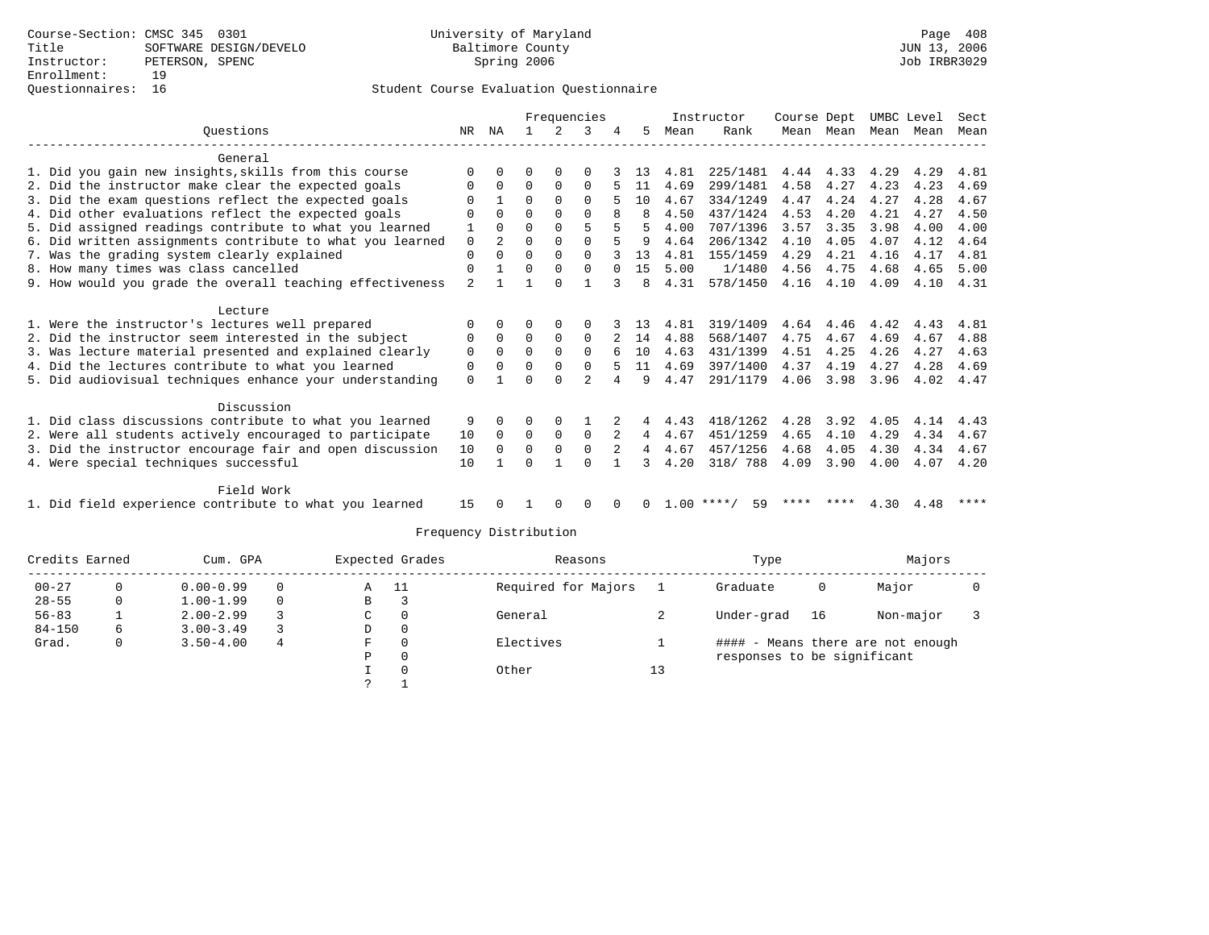Course-Section: CMSC 345 0301
Title: SOFTWARE DESIGN/DEVELO
Instructor: PETERSON, SPENC
Enrollment: 19
Questionnaires: 16

University of Maryland
Baltimore County
Spring 2006

Page 408
JUN 13, 2006
Job IRBR3029

## Student Course Evaluation Questionnaire

| Questions | NR | NA | 1 | 2 | 3 | 4 | 5 | Instructor Mean | Instructor Rank | Course Mean | Dept Mean | UMBC Mean | Level Mean | Sect Mean |
|---|---|---|---|---|---|---|---|---|---|---|---|---|---|---|
| **General** | | | | | | | | | | | | | | |
| 1. Did you gain new insights,skills from this course | 0 | 0 | 0 | 0 | 0 | 3 | 13 | 4.81 | 225/1481 | 4.44 | 4.33 | 4.29 | 4.29 | 4.81 |
| 2. Did the instructor make clear the expected goals | 0 | 0 | 0 | 0 | 0 | 5 | 11 | 4.69 | 299/1481 | 4.58 | 4.27 | 4.23 | 4.23 | 4.69 |
| 3. Did the exam questions reflect the expected goals | 0 | 1 | 0 | 0 | 0 | 5 | 10 | 4.67 | 334/1249 | 4.47 | 4.24 | 4.27 | 4.28 | 4.67 |
| 4. Did other evaluations reflect the expected goals | 0 | 0 | 0 | 0 | 0 | 8 | 8 | 4.50 | 437/1424 | 4.53 | 4.20 | 4.21 | 4.27 | 4.50 |
| 5. Did assigned readings contribute to what you learned | 1 | 0 | 0 | 0 | 5 | 5 | 5 | 4.00 | 707/1396 | 3.57 | 3.35 | 3.98 | 4.00 | 4.00 |
| 6. Did written assignments contribute to what you learned | 0 | 2 | 0 | 0 | 0 | 5 | 9 | 4.64 | 206/1342 | 4.10 | 4.05 | 4.07 | 4.12 | 4.64 |
| 7. Was the grading system clearly explained | 0 | 0 | 0 | 0 | 0 | 3 | 13 | 4.81 | 155/1459 | 4.29 | 4.21 | 4.16 | 4.17 | 4.81 |
| 8. How many times was class cancelled | 0 | 1 | 0 | 0 | 0 | 0 | 15 | 5.00 | 1/1480 | 4.56 | 4.75 | 4.68 | 4.65 | 5.00 |
| 9. How would you grade the overall teaching effectiveness | 2 | 1 | 1 | 0 | 1 | 3 | 8 | 4.31 | 578/1450 | 4.16 | 4.10 | 4.09 | 4.10 | 4.31 |
| **Lecture** | | | | | | | | | | | | | | |
| 1. Were the instructor's lectures well prepared | 0 | 0 | 0 | 0 | 0 | 3 | 13 | 4.81 | 319/1409 | 4.64 | 4.46 | 4.42 | 4.43 | 4.81 |
| 2. Did the instructor seem interested in the subject | 0 | 0 | 0 | 0 | 0 | 2 | 14 | 4.88 | 568/1407 | 4.75 | 4.67 | 4.69 | 4.67 | 4.88 |
| 3. Was lecture material presented and explained clearly | 0 | 0 | 0 | 0 | 0 | 6 | 10 | 4.63 | 431/1399 | 4.51 | 4.25 | 4.26 | 4.27 | 4.63 |
| 4. Did the lectures contribute to what you learned | 0 | 0 | 0 | 0 | 0 | 5 | 11 | 4.69 | 397/1400 | 4.37 | 4.19 | 4.27 | 4.28 | 4.69 |
| 5. Did audiovisual techniques enhance your understanding | 0 | 1 | 0 | 0 | 2 | 4 | 9 | 4.47 | 291/1179 | 4.06 | 3.98 | 3.96 | 4.02 | 4.47 |
| **Discussion** | | | | | | | | | | | | | | |
| 1. Did class discussions contribute to what you learned | 9 | 0 | 0 | 0 | 1 | 2 | 4 | 4.43 | 418/1262 | 4.28 | 3.92 | 4.05 | 4.14 | 4.43 |
| 2. Were all students actively encouraged to participate | 10 | 0 | 0 | 0 | 0 | 2 | 4 | 4.67 | 451/1259 | 4.65 | 4.10 | 4.29 | 4.34 | 4.67 |
| 3. Did the instructor encourage fair and open discussion | 10 | 0 | 0 | 0 | 0 | 2 | 4 | 4.67 | 457/1256 | 4.68 | 4.05 | 4.30 | 4.34 | 4.67 |
| 4. Were special techniques successful | 10 | 1 | 0 | 1 | 0 | 1 | 3 | 4.20 | 318/ 788 | 4.09 | 3.90 | 4.00 | 4.07 | 4.20 |
| **Field Work** | | | | | | | | | | | | | | |
| 1. Did field experience contribute to what you learned | 15 | 0 | 1 | 0 | 0 | 0 | 0 | 1.00 | ****/ 59 | **** | **** | 4.30 | 4.48 | **** |

## Frequency Distribution

| Credits Earned | | Cum. GPA | | Expected Grades | | Reasons | | Type | | Majors | |
|---|---|---|---|---|---|---|---|---|---|---|---|
| 00-27 | 0 | 0.00-0.99 | 0 | A | 11 | Required for Majors | 1 | Graduate | 0 | Major | 0 |
| 28-55 | 0 | 1.00-1.99 | 0 | B | 3 | | | | | | |
| 56-83 | 1 | 2.00-2.99 | 3 | C | 0 | General | 2 | Under-grad | 16 | Non-major | 3 |
| 84-150 | 6 | 3.00-3.49 | 3 | D | 0 | | | | | | |
| Grad. | 0 | 3.50-4.00 | 4 | F | 0 | Electives | 1 | #### - Means there are not enough responses to be significant | | | |
| | | | | P | 0 | | | | | | |
| | | | | I | 0 | Other | 13 | | | | |
| | | | | ? | 1 | | | | | | |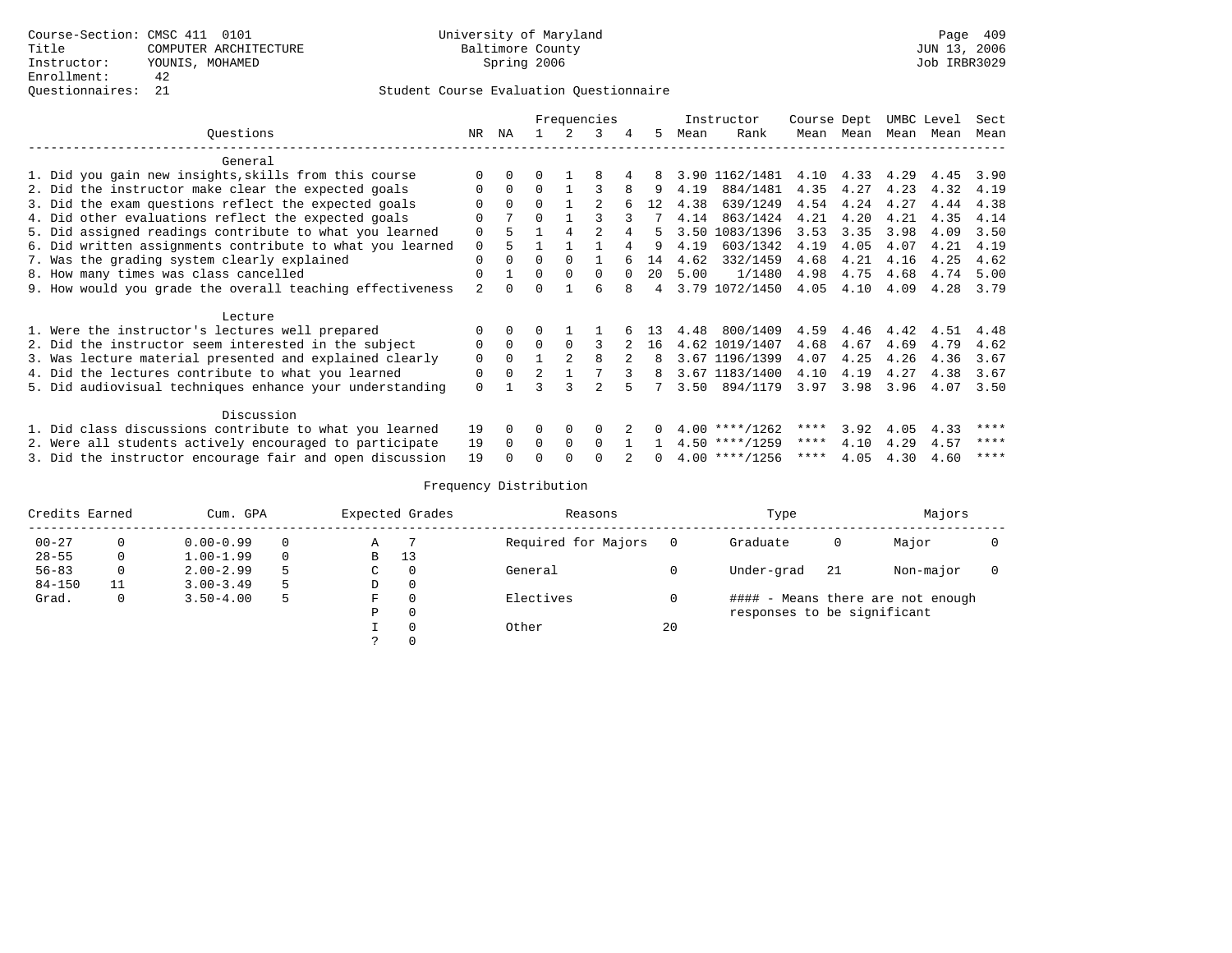Course-Section: CMSC 411 0101
Title: COMPUTER ARCHITECTURE
Instructor: YOUNIS, MOHAMED
Enrollment: 42
Questionnaires: 21

University of Maryland
Baltimore County
Spring 2006

JUN 13, 2006
Job IRBR3029

Student Course Evaluation Questionnaire

| Questions | NR | NA | 1 | 2 | 3 | 4 | 5 | Instructor Mean | Instructor Rank | Course Mean | Dept Mean | UMBC Mean | Level Mean | Sect Mean |
|---|---|---|---|---|---|---|---|---|---|---|---|---|---|---|
| **General** | | | | | | | | | | | | | | |
| 1. Did you gain new insights,skills from this course | 0 | 0 | 0 | 1 | 8 | 4 | 8 | 3.90 | 1162/1481 | 4.10 | 4.33 | 4.29 | 4.45 | 3.90 |
| 2. Did the instructor make clear the expected goals | 0 | 0 | 0 | 1 | 3 | 8 | 9 | 4.19 | 884/1481 | 4.35 | 4.27 | 4.23 | 4.32 | 4.19 |
| 3. Did the exam questions reflect the expected goals | 0 | 0 | 0 | 1 | 2 | 6 | 12 | 4.38 | 639/1249 | 4.54 | 4.24 | 4.27 | 4.44 | 4.38 |
| 4. Did other evaluations reflect the expected goals | 0 | 7 | 0 | 1 | 3 | 3 | 7 | 4.14 | 863/1424 | 4.21 | 4.20 | 4.21 | 4.35 | 4.14 |
| 5. Did assigned readings contribute to what you learned | 0 | 5 | 1 | 4 | 2 | 4 | 5 | 3.50 | 1083/1396 | 3.53 | 3.35 | 3.98 | 4.09 | 3.50 |
| 6. Did written assignments contribute to what you learned | 0 | 5 | 1 | 1 | 1 | 4 | 9 | 4.19 | 603/1342 | 4.19 | 4.05 | 4.07 | 4.21 | 4.19 |
| 7. Was the grading system clearly explained | 0 | 0 | 0 | 0 | 1 | 6 | 14 | 4.62 | 332/1459 | 4.68 | 4.21 | 4.16 | 4.25 | 4.62 |
| 8. How many times was class cancelled | 0 | 1 | 0 | 0 | 0 | 0 | 20 | 5.00 | 1/1480 | 4.98 | 4.75 | 4.68 | 4.74 | 5.00 |
| 9. How would you grade the overall teaching effectiveness | 2 | 0 | 0 | 1 | 6 | 8 | 4 | 3.79 | 1072/1450 | 4.05 | 4.10 | 4.09 | 4.28 | 3.79 |
| **Lecture** | | | | | | | | | | | | | | |
| 1. Were the instructor's lectures well prepared | 0 | 0 | 0 | 1 | 1 | 6 | 13 | 4.48 | 800/1409 | 4.59 | 4.46 | 4.42 | 4.51 | 4.48 |
| 2. Did the instructor seem interested in the subject | 0 | 0 | 0 | 0 | 3 | 2 | 16 | 4.62 | 1019/1407 | 4.68 | 4.67 | 4.69 | 4.79 | 4.62 |
| 3. Was lecture material presented and explained clearly | 0 | 0 | 1 | 2 | 8 | 2 | 8 | 3.67 | 1196/1399 | 4.07 | 4.25 | 4.26 | 4.36 | 3.67 |
| 4. Did the lectures contribute to what you learned | 0 | 0 | 2 | 1 | 7 | 3 | 8 | 3.67 | 1183/1400 | 4.10 | 4.19 | 4.27 | 4.38 | 3.67 |
| 5. Did audiovisual techniques enhance your understanding | 0 | 1 | 3 | 3 | 2 | 5 | 7 | 3.50 | 894/1179 | 3.97 | 3.98 | 3.96 | 4.07 | 3.50 |
| **Discussion** | | | | | | | | | | | | | | |
| 1. Did class discussions contribute to what you learned | 19 | 0 | 0 | 0 | 0 | 2 | 0 | 4.00 | ****/1262 | **** | 3.92 | 4.05 | 4.33 | **** |
| 2. Were all students actively encouraged to participate | 19 | 0 | 0 | 0 | 0 | 1 | 1 | 4.50 | ****/1259 | **** | 4.10 | 4.29 | 4.57 | **** |
| 3. Did the instructor encourage fair and open discussion | 19 | 0 | 0 | 0 | 0 | 2 | 0 | 4.00 | ****/1256 | **** | 4.05 | 4.30 | 4.60 | **** |

Frequency Distribution

| Credits Earned | | Cum. GPA | | Expected Grades | | Reasons | | Type | | Majors | |
|---|---|---|---|---|---|---|---|---|---|---|---|
| 00-27 | 0 | 0.00-0.99 | 0 | A | 7 | Required for Majors | 0 | Graduate | 0 | Major | 0 |
| 28-55 | 0 | 1.00-1.99 | 0 | B | 13 | | | | | | |
| 56-83 | 0 | 2.00-2.99 | 5 | C | 0 | General | 0 | Under-grad | 21 | Non-major | 0 |
| 84-150 | 11 | 3.00-3.49 | 5 | D | 0 | | | | | | |
| Grad. | 0 | 3.50-4.00 | 5 | F | 0 | Electives | 0 | #### - Means there are not enough responses to be significant | | | |
| | | | | P | 0 | | | | | | |
| | | | | I | 0 | Other | 20 | | | | |
| | | | | ? | 0 | | | | | | |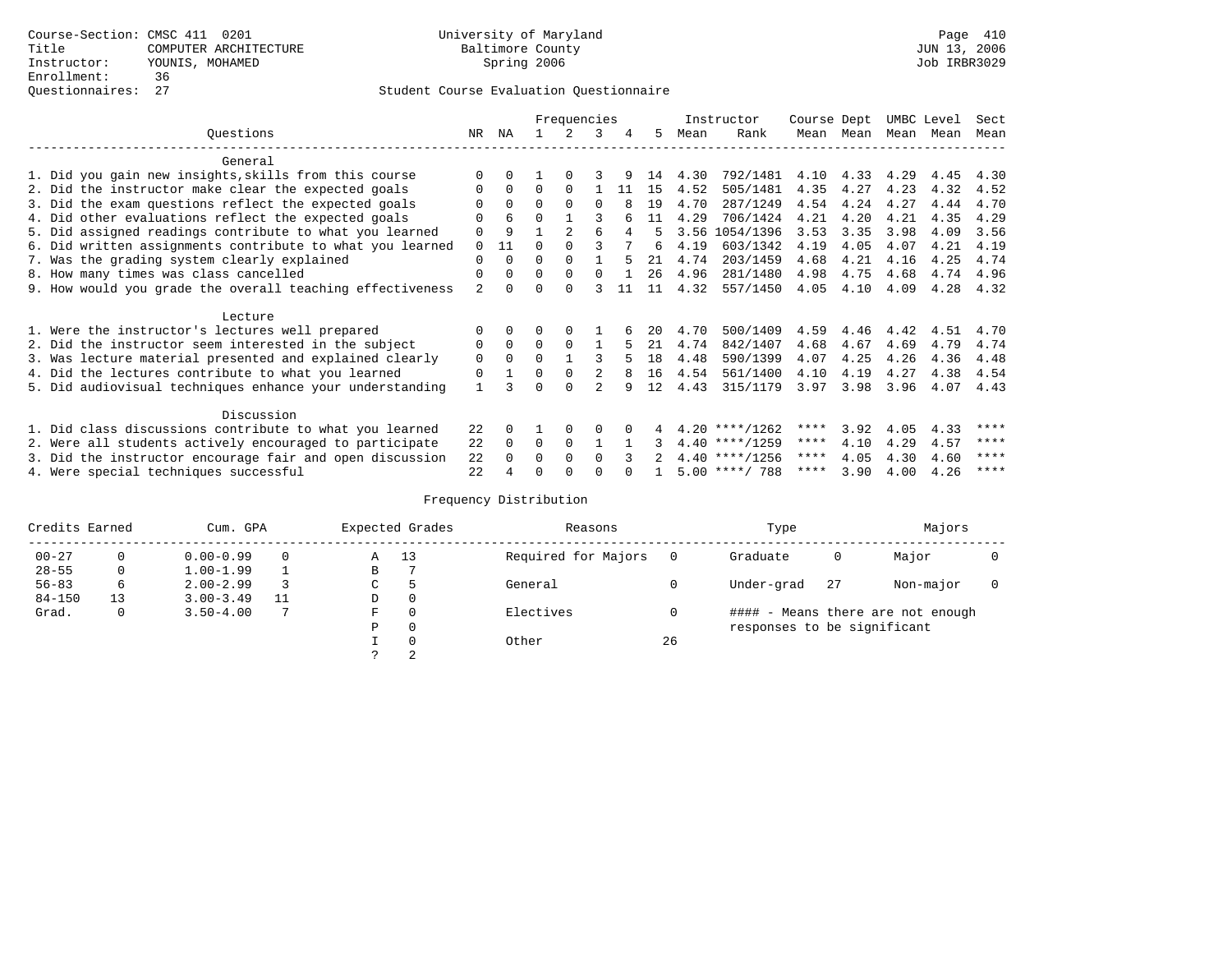Course-Section: CMSC 411 0201
Title: COMPUTER ARCHITECTURE
Instructor: YOUNIS, MOHAMED
Enrollment: 36
Questionnaires: 27

University of Maryland
Baltimore County
Spring 2006

Page 410
JUN 13, 2006
Job IRBR3029

## Student Course Evaluation Questionnaire

| Questions | NR | NA | 1 | 2 | 3 | 4 | 5 | Instructor Mean | Instructor Rank | Course Mean | Dept Mean | UMBC Mean | Level Mean | Sect Mean |
|---|---|---|---|---|---|---|---|---|---|---|---|---|---|---|
| **General** | | | | | | | | | | | | | | |
| 1. Did you gain new insights,skills from this course | 0 | 0 | 1 | 0 | 3 | 9 | 14 | 4.30 | 792/1481 | 4.10 | 4.33 | 4.29 | 4.45 | 4.30 |
| 2. Did the instructor make clear the expected goals | 0 | 0 | 0 | 0 | 1 | 11 | 15 | 4.52 | 505/1481 | 4.35 | 4.27 | 4.23 | 4.32 | 4.52 |
| 3. Did the exam questions reflect the expected goals | 0 | 0 | 0 | 0 | 0 | 8 | 19 | 4.70 | 287/1249 | 4.54 | 4.24 | 4.27 | 4.44 | 4.70 |
| 4. Did other evaluations reflect the expected goals | 0 | 6 | 0 | 1 | 3 | 6 | 11 | 4.29 | 706/1424 | 4.21 | 4.20 | 4.21 | 4.35 | 4.29 |
| 5. Did assigned readings contribute to what you learned | 0 | 9 | 1 | 2 | 6 | 4 | 5 | 3.56 | 1054/1396 | 3.53 | 3.35 | 3.98 | 4.09 | 3.56 |
| 6. Did written assignments contribute to what you learned | 0 | 11 | 0 | 0 | 3 | 7 | 6 | 4.19 | 603/1342 | 4.19 | 4.05 | 4.07 | 4.21 | 4.19 |
| 7. Was the grading system clearly explained | 0 | 0 | 0 | 0 | 1 | 5 | 21 | 4.74 | 203/1459 | 4.68 | 4.21 | 4.16 | 4.25 | 4.74 |
| 8. How many times was class cancelled | 0 | 0 | 0 | 0 | 0 | 1 | 26 | 4.96 | 281/1480 | 4.98 | 4.75 | 4.68 | 4.74 | 4.96 |
| 9. How would you grade the overall teaching effectiveness | 2 | 0 | 0 | 0 | 3 | 11 | 11 | 4.32 | 557/1450 | 4.05 | 4.10 | 4.09 | 4.28 | 4.32 |
| **Lecture** | | | | | | | | | | | | | | |
| 1. Were the instructor's lectures well prepared | 0 | 0 | 0 | 0 | 1 | 6 | 20 | 4.70 | 500/1409 | 4.59 | 4.46 | 4.42 | 4.51 | 4.70 |
| 2. Did the instructor seem interested in the subject | 0 | 0 | 0 | 0 | 1 | 5 | 21 | 4.74 | 842/1407 | 4.68 | 4.67 | 4.69 | 4.79 | 4.74 |
| 3. Was lecture material presented and explained clearly | 0 | 0 | 0 | 1 | 3 | 5 | 18 | 4.48 | 590/1399 | 4.07 | 4.25 | 4.26 | 4.36 | 4.48 |
| 4. Did the lectures contribute to what you learned | 0 | 1 | 0 | 0 | 2 | 8 | 16 | 4.54 | 561/1400 | 4.10 | 4.19 | 4.27 | 4.38 | 4.54 |
| 5. Did audiovisual techniques enhance your understanding | 1 | 3 | 0 | 0 | 2 | 9 | 12 | 4.43 | 315/1179 | 3.97 | 3.98 | 3.96 | 4.07 | 4.43 |
| **Discussion** | | | | | | | | | | | | | | |
| 1. Did class discussions contribute to what you learned | 22 | 0 | 1 | 0 | 0 | 0 | 4 | 4.20 | ****/1262 | **** | 3.92 | 4.05 | 4.33 | **** |
| 2. Were all students actively encouraged to participate | 22 | 0 | 0 | 0 | 1 | 1 | 3 | 4.40 | ****/1259 | **** | 4.10 | 4.29 | 4.57 | **** |
| 3. Did the instructor encourage fair and open discussion | 22 | 0 | 0 | 0 | 0 | 3 | 2 | 4.40 | ****/1256 | **** | 4.05 | 4.30 | 4.60 | **** |
| 4. Were special techniques successful | 22 | 4 | 0 | 0 | 0 | 0 | 1 | 5.00 | ****/ 788 | **** | 3.90 | 4.00 | 4.26 | **** |

### Frequency Distribution

| Credits Earned | | Cum. GPA | | Expected Grades | | Reasons | | Type | | Majors | |
|---|---|---|---|---|---|---|---|---|---|---|---|
| 00-27 | 0 | 0.00-0.99 | 0 | A | 13 | Required for Majors | 0 | Graduate | 0 | Major | 0 |
| 28-55 | 0 | 1.00-1.99 | 1 | B | 7 | | | | | | |
| 56-83 | 6 | 2.00-2.99 | 3 | C | 5 | General | 0 | Under-grad | 27 | Non-major | 0 |
| 84-150 | 13 | 3.00-3.49 | 11 | D | 0 | | | | | | |
| Grad. | 0 | 3.50-4.00 | 7 | F | 0 | Electives | 0 | #### - Means there are not enough responses to be significant | | | |
| | | | | P | 0 | | | | | | |
| | | | | I | 0 | Other | 26 | | | | |
| | | | | ? | 2 | | | | | | |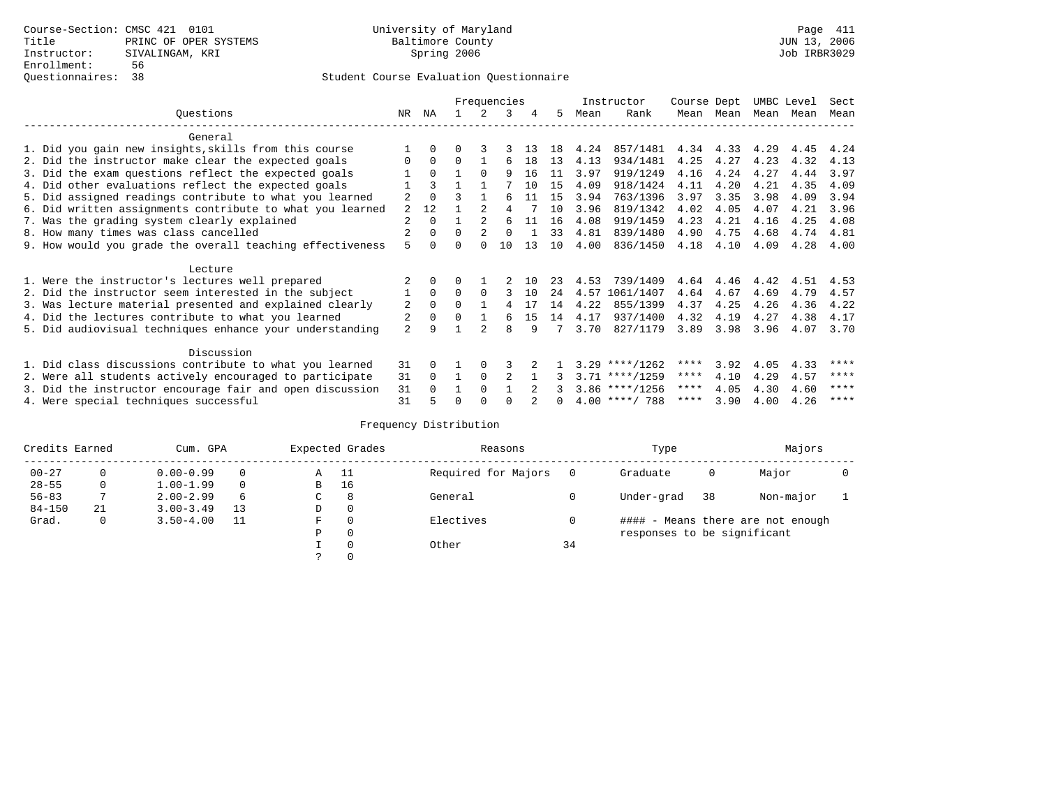Course-Section: CMSC 421 0101
Title: PRINC OF OPER SYSTEMS
Instructor: SIVALINGAM, KRI
Enrollment: 56
Questionnaires: 38

University of Maryland
Baltimore County
Spring 2006

Student Course Evaluation Questionnaire

| Questions | NR | NA | 1 | 2 | 3 | 4 | 5 | Instructor Mean | Rank | Course Mean | Dept Mean | UMBC Mean | Level Mean | Sect Mean |
|---|---|---|---|---|---|---|---|---|---|---|---|---|---|---|
| **General** | | | | | | | | | | | | | | |
| 1. Did you gain new insights,skills from this course | 1 | 0 | 0 | 3 | 3 | 13 | 18 | 4.24 | 857/1481 | 4.34 | 4.33 | 4.29 | 4.45 | 4.24 |
| 2. Did the instructor make clear the expected goals | 0 | 0 | 0 | 1 | 6 | 18 | 13 | 4.13 | 934/1481 | 4.25 | 4.27 | 4.23 | 4.32 | 4.13 |
| 3. Did the exam questions reflect the expected goals | 1 | 0 | 1 | 0 | 9 | 16 | 11 | 3.97 | 919/1249 | 4.16 | 4.24 | 4.27 | 4.44 | 3.97 |
| 4. Did other evaluations reflect the expected goals | 1 | 3 | 1 | 1 | 7 | 10 | 15 | 4.09 | 918/1424 | 4.11 | 4.20 | 4.21 | 4.35 | 4.09 |
| 5. Did assigned readings contribute to what you learned | 2 | 0 | 3 | 1 | 6 | 11 | 15 | 3.94 | 763/1396 | 3.97 | 3.35 | 3.98 | 4.09 | 3.94 |
| 6. Did written assignments contribute to what you learned | 2 | 12 | 1 | 2 | 4 | 7 | 10 | 3.96 | 819/1342 | 4.02 | 4.05 | 4.07 | 4.21 | 3.96 |
| 7. Was the grading system clearly explained | 2 | 0 | 1 | 2 | 6 | 11 | 16 | 4.08 | 919/1459 | 4.23 | 4.21 | 4.16 | 4.25 | 4.08 |
| 8. How many times was class cancelled | 2 | 0 | 0 | 2 | 0 | 1 | 33 | 4.81 | 839/1480 | 4.90 | 4.75 | 4.68 | 4.74 | 4.81 |
| 9. How would you grade the overall teaching effectiveness | 5 | 0 | 0 | 0 | 10 | 13 | 10 | 4.00 | 836/1450 | 4.18 | 4.10 | 4.09 | 4.28 | 4.00 |
| **Lecture** | | | | | | | | | | | | | | |
| 1. Were the instructor's lectures well prepared | 2 | 0 | 0 | 1 | 2 | 10 | 23 | 4.53 | 739/1409 | 4.64 | 4.46 | 4.42 | 4.51 | 4.53 |
| 2. Did the instructor seem interested in the subject | 1 | 0 | 0 | 0 | 3 | 10 | 24 | 4.57 | 1061/1407 | 4.64 | 4.67 | 4.69 | 4.79 | 4.57 |
| 3. Was lecture material presented and explained clearly | 2 | 0 | 0 | 1 | 4 | 17 | 14 | 4.22 | 855/1399 | 4.37 | 4.25 | 4.26 | 4.36 | 4.22 |
| 4. Did the lectures contribute to what you learned | 2 | 0 | 0 | 1 | 6 | 15 | 14 | 4.17 | 937/1400 | 4.32 | 4.19 | 4.27 | 4.38 | 4.17 |
| 5. Did audiovisual techniques enhance your understanding | 2 | 9 | 1 | 2 | 8 | 9 | 7 | 3.70 | 827/1179 | 3.89 | 3.98 | 3.96 | 4.07 | 3.70 |
| **Discussion** | | | | | | | | | | | | | | |
| 1. Did class discussions contribute to what you learned | 31 | 0 | 1 | 0 | 3 | 2 | 1 | 3.29 | ****/1262 | **** | 3.92 | 4.05 | 4.33 | **** |
| 2. Were all students actively encouraged to participate | 31 | 0 | 1 | 0 | 2 | 1 | 3 | 3.71 | ****/1259 | **** | 4.10 | 4.29 | 4.57 | **** |
| 3. Did the instructor encourage fair and open discussion | 31 | 0 | 1 | 0 | 1 | 2 | 3 | 3.86 | ****/1256 | **** | 4.05 | 4.30 | 4.60 | **** |
| 4. Were special techniques successful | 31 | 5 | 0 | 0 | 0 | 2 | 0 | 4.00 | ****/ 788 | **** | 3.90 | 4.00 | 4.26 | **** |

Frequency Distribution

| Credits Earned | | Cum. GPA | | Expected Grades | | Reasons | | Type | | Majors | |
|---|---|---|---|---|---|---|---|---|---|---|---|
| 00-27 | 0 | 0.00-0.99 | 0 | A | 11 | Required for Majors | 0 | Graduate | 0 | Major | 0 |
| 28-55 | 0 | 1.00-1.99 | 0 | B | 16 | | | | | | |
| 56-83 | 7 | 2.00-2.99 | 6 | C | 8 | General | 0 | Under-grad | 38 | Non-major | 1 |
| 84-150 | 21 | 3.00-3.49 | 13 | D | 0 | | | | | | |
| Grad. | 0 | 3.50-4.00 | 11 | F | 0 | Electives | 0 | #### - Means there are not enough responses to be significant | | | |
| | | | | P | 0 | | | | | | |
| | | | | I | 0 | Other | 34 | | | | |
| | | | | ? | 0 | | | | | | |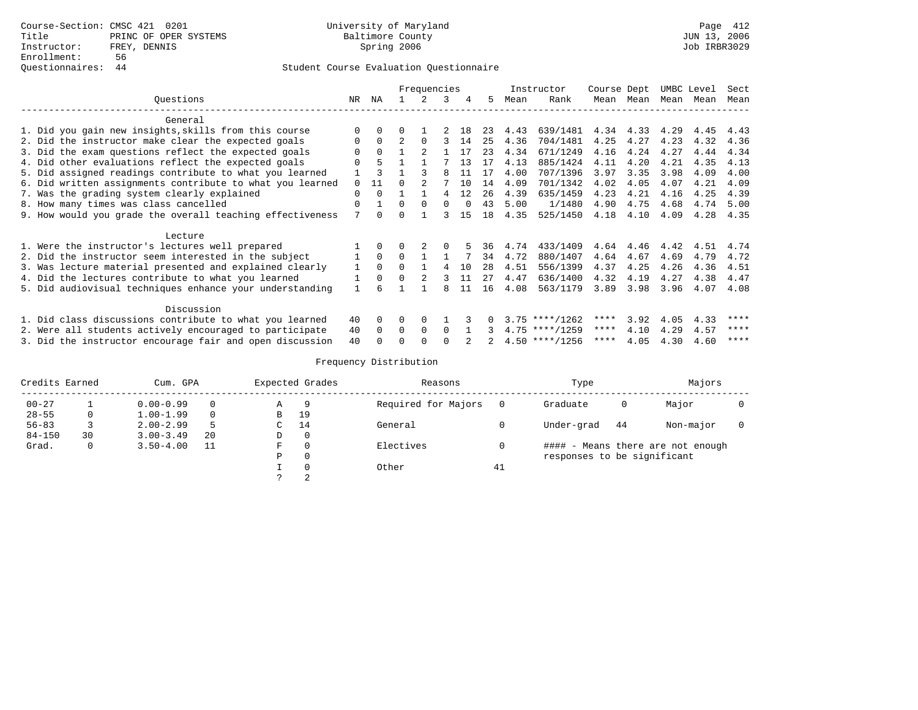Course-Section: CMSC 421 0201
Title: PRINC OF OPER SYSTEMS
Instructor: FREY, DENNIS
Enrollment: 56
Questionnaires: 44

University of Maryland
Baltimore County
Spring 2006

Page 412
JUN 13, 2006
Job IRBR3029

Student Course Evaluation Questionnaire

| Questions | NR | NA | 1 | 2 | 3 | 4 | 5 | Instructor Mean | Instructor Rank | Course Mean | Dept Mean | UMBC Level Mean | Level Mean | Sect Mean |
|---|---|---|---|---|---|---|---|---|---|---|---|---|---|---|
| **General** | | | | | | | | | | | | | | |
| 1. Did you gain new insights,skills from this course | 0 | 0 | 0 | 1 | 2 | 18 | 23 | 4.43 | 639/1481 | 4.34 | 4.33 | 4.29 | 4.45 | 4.43 |
| 2. Did the instructor make clear the expected goals | 0 | 0 | 2 | 0 | 3 | 14 | 25 | 4.36 | 704/1481 | 4.25 | 4.27 | 4.23 | 4.32 | 4.36 |
| 3. Did the exam questions reflect the expected goals | 0 | 0 | 1 | 2 | 1 | 17 | 23 | 4.34 | 671/1249 | 4.16 | 4.24 | 4.27 | 4.44 | 4.34 |
| 4. Did other evaluations reflect the expected goals | 0 | 5 | 1 | 1 | 7 | 13 | 17 | 4.13 | 885/1424 | 4.11 | 4.20 | 4.21 | 4.35 | 4.13 |
| 5. Did assigned readings contribute to what you learned | 1 | 3 | 1 | 3 | 8 | 11 | 17 | 4.00 | 707/1396 | 3.97 | 3.35 | 3.98 | 4.09 | 4.00 |
| 6. Did written assignments contribute to what you learned | 0 | 11 | 0 | 2 | 7 | 10 | 14 | 4.09 | 701/1342 | 4.02 | 4.05 | 4.07 | 4.21 | 4.09 |
| 7. Was the grading system clearly explained | 0 | 0 | 1 | 1 | 4 | 12 | 26 | 4.39 | 635/1459 | 4.23 | 4.21 | 4.16 | 4.25 | 4.39 |
| 8. How many times was class cancelled | 0 | 1 | 0 | 0 | 0 | 0 | 43 | 5.00 | 1/1480 | 4.90 | 4.75 | 4.68 | 4.74 | 5.00 |
| 9. How would you grade the overall teaching effectiveness | 7 | 0 | 0 | 1 | 3 | 15 | 18 | 4.35 | 525/1450 | 4.18 | 4.10 | 4.09 | 4.28 | 4.35 |
| **Lecture** | | | | | | | | | | | | | | |
| 1. Were the instructor's lectures well prepared | 1 | 0 | 0 | 2 | 0 | 5 | 36 | 4.74 | 433/1409 | 4.64 | 4.46 | 4.42 | 4.51 | 4.74 |
| 2. Did the instructor seem interested in the subject | 1 | 0 | 0 | 1 | 1 | 7 | 34 | 4.72 | 880/1407 | 4.64 | 4.67 | 4.69 | 4.79 | 4.72 |
| 3. Was lecture material presented and explained clearly | 1 | 0 | 0 | 1 | 4 | 10 | 28 | 4.51 | 556/1399 | 4.37 | 4.25 | 4.26 | 4.36 | 4.51 |
| 4. Did the lectures contribute to what you learned | 1 | 0 | 0 | 2 | 3 | 11 | 27 | 4.47 | 636/1400 | 4.32 | 4.19 | 4.27 | 4.38 | 4.47 |
| 5. Did audiovisual techniques enhance your understanding | 1 | 6 | 1 | 1 | 8 | 11 | 16 | 4.08 | 563/1179 | 3.89 | 3.98 | 3.96 | 4.07 | 4.08 |
| **Discussion** | | | | | | | | | | | | | | |
| 1. Did class discussions contribute to what you learned | 40 | 0 | 0 | 0 | 1 | 3 | 0 | 3.75 | ****/1262 | **** | 3.92 | 4.05 | 4.33 | **** |
| 2. Were all students actively encouraged to participate | 40 | 0 | 0 | 0 | 0 | 1 | 3 | 4.75 | ****/1259 | **** | 4.10 | 4.29 | 4.57 | **** |
| 3. Did the instructor encourage fair and open discussion | 40 | 0 | 0 | 0 | 0 | 2 | 2 | 4.50 | ****/1256 | **** | 4.05 | 4.30 | 4.60 | **** |

Frequency Distribution

| Credits Earned | | Cum. GPA | | Expected Grades | | Reasons | | Type | | Majors | |
|---|---|---|---|---|---|---|---|---|---|---|---|
| 00-27 | 1 | 0.00-0.99 | 0 | A | 9 | Required for Majors | 0 | Graduate | 0 | Major | 0 |
| 28-55 | 0 | 1.00-1.99 | 0 | B | 19 | | | | | | |
| 56-83 | 3 | 2.00-2.99 | 5 | C | 14 | General | 0 | Under-grad | 44 | Non-major | 0 |
| 84-150 | 30 | 3.00-3.49 | 20 | D | 0 | | | | | | |
| Grad. | 0 | 3.50-4.00 | 11 | F | 0 | Electives | 0 | #### - Means there are not enough responses to be significant | | | |
| | | | | P | 0 | | | | | | |
| | | | | I | 0 | Other | 41 | | | | |
| | | | | ? | 2 | | | | | | |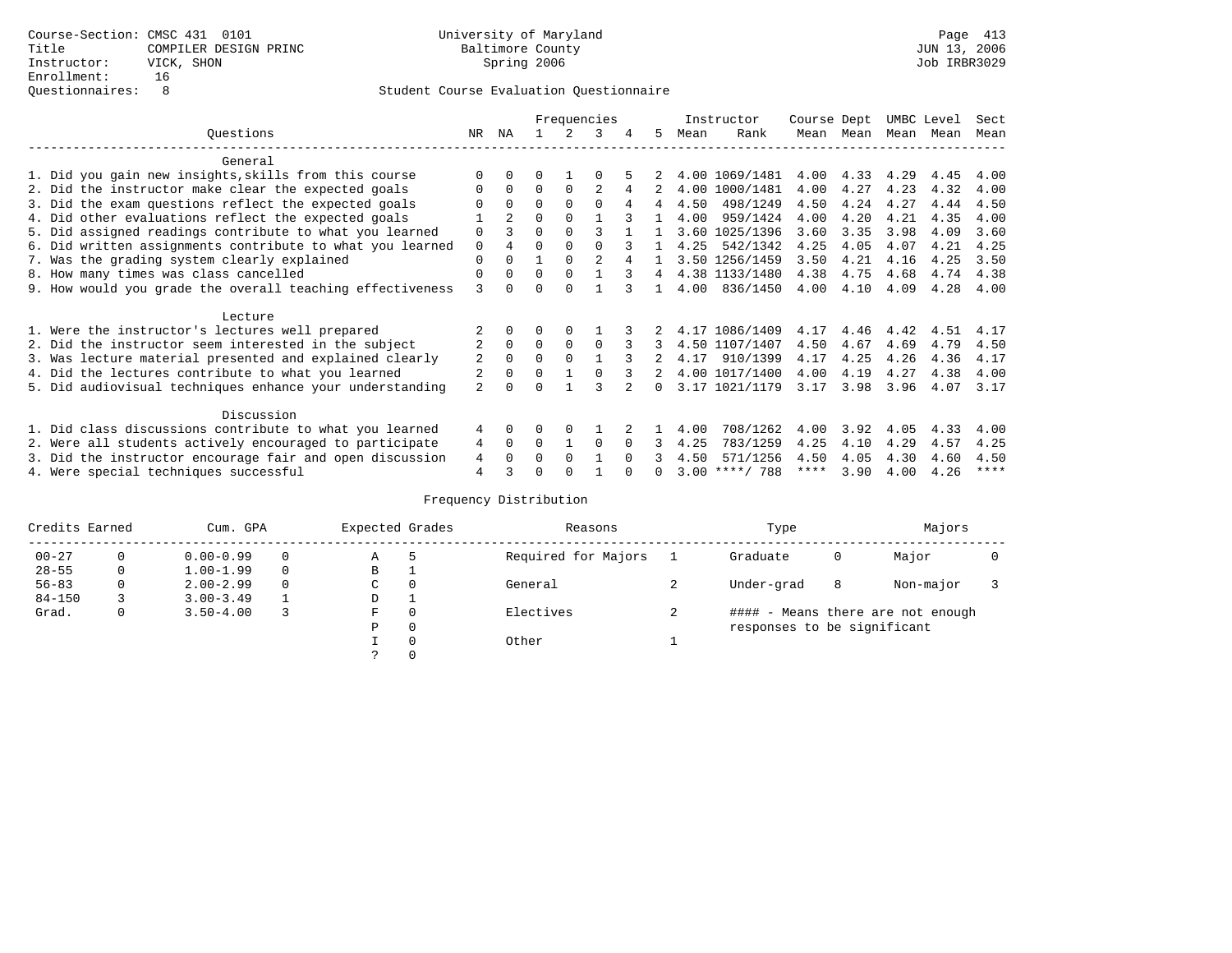Course-Section: CMSC 431 0101
Title: COMPILER DESIGN PRINC
Instructor: VICK, SHON
Enrollment: 16
Questionnaires: 8

University of Maryland
Baltimore County
Spring 2006

Page 413
JUN 13, 2006
Job IRBR3029

## Student Course Evaluation Questionnaire

| Questions | NR | NA | 1 | 2 | 3 | 4 | 5 | Instructor Mean | Instructor Rank | Course Mean | Dept Mean | UMBC Mean | Level Mean | Sect Mean |
|---|---|---|---|---|---|---|---|---|---|---|---|---|---|---|
| **General** | | | | | | | | | | | | | | |
| 1. Did you gain new insights,skills from this course | 0 | 0 | 0 | 1 | 0 | 5 | 2 | 4.00 | 1069/1481 | 4.00 | 4.33 | 4.29 | 4.45 | 4.00 |
| 2. Did the instructor make clear the expected goals | 0 | 0 | 0 | 0 | 2 | 4 | 2 | 4.00 | 1000/1481 | 4.00 | 4.27 | 4.23 | 4.32 | 4.00 |
| 3. Did the exam questions reflect the expected goals | 0 | 0 | 0 | 0 | 0 | 4 | 4 | 4.50 | 498/1249 | 4.50 | 4.24 | 4.27 | 4.44 | 4.50 |
| 4. Did other evaluations reflect the expected goals | 1 | 2 | 0 | 0 | 1 | 3 | 1 | 4.00 | 959/1424 | 4.00 | 4.20 | 4.21 | 4.35 | 4.00 |
| 5. Did assigned readings contribute to what you learned | 0 | 3 | 0 | 0 | 3 | 1 | 1 | 3.60 | 1025/1396 | 3.60 | 3.35 | 3.98 | 4.09 | 3.60 |
| 6. Did written assignments contribute to what you learned | 0 | 4 | 0 | 0 | 0 | 3 | 1 | 4.25 | 542/1342 | 4.25 | 4.05 | 4.07 | 4.21 | 4.25 |
| 7. Was the grading system clearly explained | 0 | 0 | 1 | 0 | 2 | 4 | 1 | 3.50 | 1256/1459 | 3.50 | 4.21 | 4.16 | 4.25 | 3.50 |
| 8. How many times was class cancelled | 0 | 0 | 0 | 0 | 1 | 3 | 4 | 4.38 | 1133/1480 | 4.38 | 4.75 | 4.68 | 4.74 | 4.38 |
| 9. How would you grade the overall teaching effectiveness | 3 | 0 | 0 | 0 | 1 | 3 | 1 | 4.00 | 836/1450 | 4.00 | 4.10 | 4.09 | 4.28 | 4.00 |
| **Lecture** | | | | | | | | | | | | | | |
| 1. Were the instructor's lectures well prepared | 2 | 0 | 0 | 0 | 1 | 3 | 2 | 4.17 | 1086/1409 | 4.17 | 4.46 | 4.42 | 4.51 | 4.17 |
| 2. Did the instructor seem interested in the subject | 2 | 0 | 0 | 0 | 0 | 3 | 3 | 4.50 | 1107/1407 | 4.50 | 4.67 | 4.69 | 4.79 | 4.50 |
| 3. Was lecture material presented and explained clearly | 2 | 0 | 0 | 0 | 1 | 3 | 2 | 4.17 | 910/1399 | 4.17 | 4.25 | 4.26 | 4.36 | 4.17 |
| 4. Did the lectures contribute to what you learned | 2 | 0 | 0 | 1 | 0 | 3 | 2 | 4.00 | 1017/1400 | 4.00 | 4.19 | 4.27 | 4.38 | 4.00 |
| 5. Did audiovisual techniques enhance your understanding | 2 | 0 | 0 | 1 | 3 | 2 | 0 | 3.17 | 1021/1179 | 3.17 | 3.98 | 3.96 | 4.07 | 3.17 |
| **Discussion** | | | | | | | | | | | | | | |
| 1. Did class discussions contribute to what you learned | 4 | 0 | 0 | 0 | 1 | 2 | 1 | 4.00 | 708/1262 | 4.00 | 3.92 | 4.05 | 4.33 | 4.00 |
| 2. Were all students actively encouraged to participate | 4 | 0 | 0 | 1 | 0 | 0 | 3 | 4.25 | 783/1259 | 4.25 | 4.10 | 4.29 | 4.57 | 4.25 |
| 3. Did the instructor encourage fair and open discussion | 4 | 0 | 0 | 0 | 1 | 0 | 3 | 4.50 | 571/1256 | 4.50 | 4.05 | 4.30 | 4.60 | 4.50 |
| 4. Were special techniques successful | 4 | 3 | 0 | 0 | 1 | 0 | 0 | 3.00 | ****/ 788 | **** | 3.90 | 4.00 | 4.26 | **** |

## Frequency Distribution

| Credits Earned | | Cum. GPA | | Expected Grades | | Reasons | | Type | | Majors | |
|---|---|---|---|---|---|---|---|---|---|---|---|
| 00-27 | 0 | 0.00-0.99 | 0 | A | 5 | Required for Majors | 1 | Graduate | 0 | Major | 0 |
| 28-55 | 0 | 1.00-1.99 | 0 | B | 1 | | | | | | |
| 56-83 | 0 | 2.00-2.99 | 0 | C | 0 | General | 2 | Under-grad | 8 | Non-major | 3 |
| 84-150 | 3 | 3.00-3.49 | 1 | D | 1 | | | | | | |
| Grad. | 0 | 3.50-4.00 | 3 | F | 0 | Electives | 2 | #### - Means there are not enough responses to be significant | | | |
| | | | | P | 0 | | | | | | |
| | | | | I | 0 | Other | 1 | | | | |
| | | | | ? | 0 | | | | | | |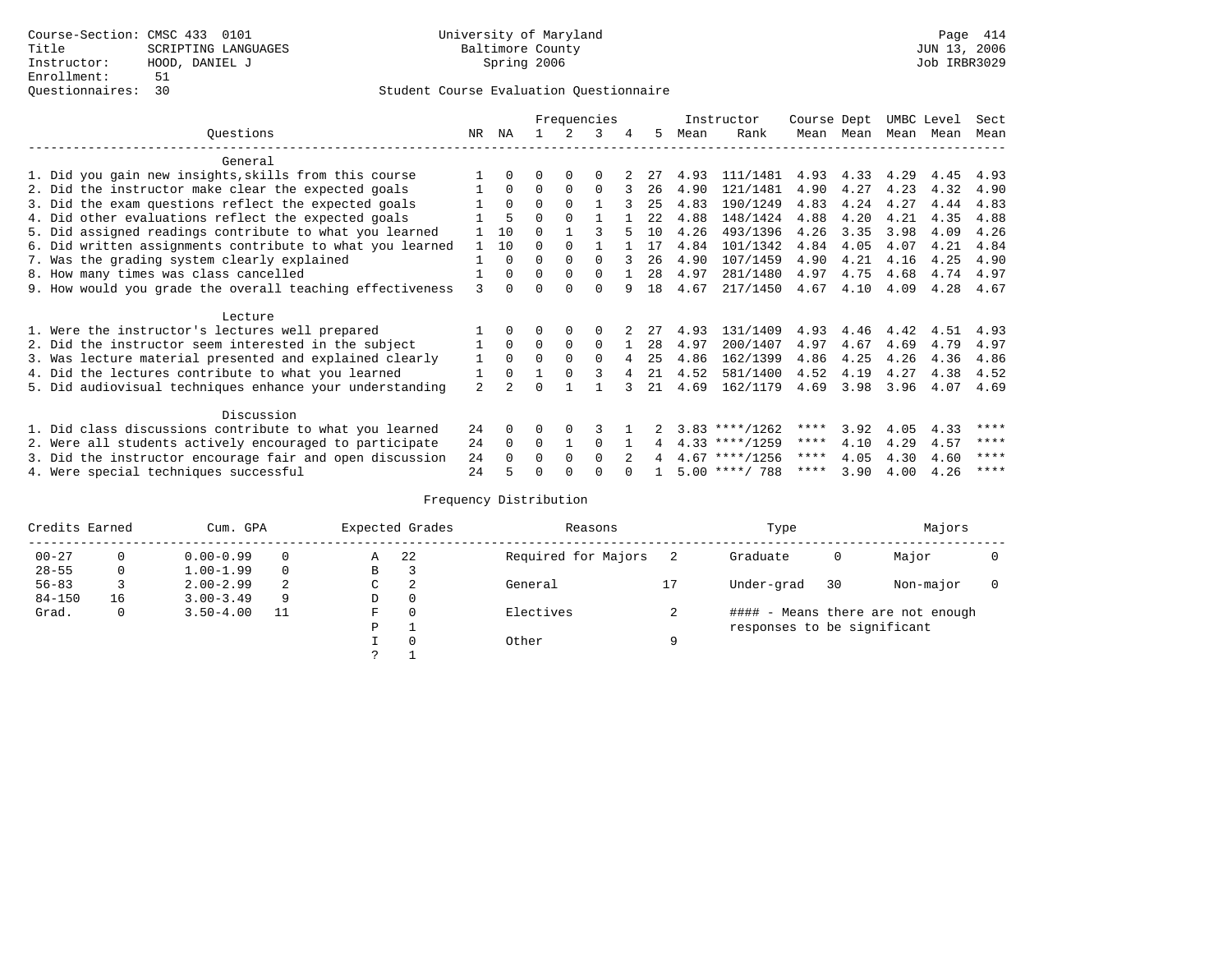Course-Section: CMSC 433 0101
Title: SCRIPTING LANGUAGES
Instructor: HOOD, DANIEL J
Enrollment: 51
Questionnaires: 30

University of Maryland
Baltimore County
Spring 2006

Page 414
JUN 13, 2006
Job IRBR3029

Student Course Evaluation Questionnaire

| Questions | NR | NA | 1 | 2 | 3 | 4 | 5 | Instructor Mean | Instructor Rank | Course Mean | Dept Mean | UMBC Mean | Level Mean | Sect Mean |
|---|---|---|---|---|---|---|---|---|---|---|---|---|---|---|
| **General** | | | | | | | | | | | | | | |
| 1. Did you gain new insights,skills from this course | 1 | 0 | 0 | 0 | 0 | 2 | 27 | 4.93 | 111/1481 | 4.93 | 4.33 | 4.29 | 4.45 | 4.93 |
| 2. Did the instructor make clear the expected goals | 1 | 0 | 0 | 0 | 0 | 3 | 26 | 4.90 | 121/1481 | 4.90 | 4.27 | 4.23 | 4.32 | 4.90 |
| 3. Did the exam questions reflect the expected goals | 1 | 0 | 0 | 0 | 1 | 3 | 25 | 4.83 | 190/1249 | 4.83 | 4.24 | 4.27 | 4.44 | 4.83 |
| 4. Did other evaluations reflect the expected goals | 1 | 5 | 0 | 0 | 1 | 1 | 22 | 4.88 | 148/1424 | 4.88 | 4.20 | 4.21 | 4.35 | 4.88 |
| 5. Did assigned readings contribute to what you learned | 1 | 10 | 0 | 1 | 3 | 5 | 10 | 4.26 | 493/1396 | 4.26 | 3.35 | 3.98 | 4.09 | 4.26 |
| 6. Did written assignments contribute to what you learned | 1 | 10 | 0 | 0 | 1 | 1 | 17 | 4.84 | 101/1342 | 4.84 | 4.05 | 4.07 | 4.21 | 4.84 |
| 7. Was the grading system clearly explained | 1 | 0 | 0 | 0 | 0 | 3 | 26 | 4.90 | 107/1459 | 4.90 | 4.21 | 4.16 | 4.25 | 4.90 |
| 8. How many times was class cancelled | 1 | 0 | 0 | 0 | 0 | 1 | 28 | 4.97 | 281/1480 | 4.97 | 4.75 | 4.68 | 4.74 | 4.97 |
| 9. How would you grade the overall teaching effectiveness | 3 | 0 | 0 | 0 | 0 | 9 | 18 | 4.67 | 217/1450 | 4.67 | 4.10 | 4.09 | 4.28 | 4.67 |
| **Lecture** | | | | | | | | | | | | | | |
| 1. Were the instructor's lectures well prepared | 1 | 0 | 0 | 0 | 0 | 2 | 27 | 4.93 | 131/1409 | 4.93 | 4.46 | 4.42 | 4.51 | 4.93 |
| 2. Did the instructor seem interested in the subject | 1 | 0 | 0 | 0 | 0 | 1 | 28 | 4.97 | 200/1407 | 4.97 | 4.67 | 4.69 | 4.79 | 4.97 |
| 3. Was lecture material presented and explained clearly | 1 | 0 | 0 | 0 | 0 | 4 | 25 | 4.86 | 162/1399 | 4.86 | 4.25 | 4.26 | 4.36 | 4.86 |
| 4. Did the lectures contribute to what you learned | 1 | 0 | 1 | 0 | 3 | 4 | 21 | 4.52 | 581/1400 | 4.52 | 4.19 | 4.27 | 4.38 | 4.52 |
| 5. Did audiovisual techniques enhance your understanding | 2 | 2 | 0 | 1 | 1 | 3 | 21 | 4.69 | 162/1179 | 4.69 | 3.98 | 3.96 | 4.07 | 4.69 |
| **Discussion** | | | | | | | | | | | | | | |
| 1. Did class discussions contribute to what you learned | 24 | 0 | 0 | 0 | 3 | 1 | 2 | 3.83 | ****/1262 | **** | 3.92 | 4.05 | 4.33 | **** |
| 2. Were all students actively encouraged to participate | 24 | 0 | 0 | 1 | 0 | 1 | 4 | 4.33 | ****/1259 | **** | 4.10 | 4.29 | 4.57 | **** |
| 3. Did the instructor encourage fair and open discussion | 24 | 0 | 0 | 0 | 0 | 2 | 4 | 4.67 | ****/1256 | **** | 4.05 | 4.30 | 4.60 | **** |
| 4. Were special techniques successful | 24 | 5 | 0 | 0 | 0 | 0 | 1 | 5.00 | ****/ 788 | **** | 3.90 | 4.00 | 4.26 | **** |

Frequency Distribution

| Credits Earned | | Cum. GPA | | Expected Grades | | Reasons | | Type | | Majors | |
|---|---|---|---|---|---|---|---|---|---|---|---|
| 00-27 | 0 | 0.00-0.99 | 0 | A | 22 | Required for Majors | 2 | Graduate | 0 | Major | 0 |
| 28-55 | 0 | 1.00-1.99 | 0 | B | 3 | | | | | | |
| 56-83 | 3 | 2.00-2.99 | 2 | C | 2 | General | 17 | Under-grad | 30 | Non-major | 0 |
| 84-150 | 16 | 3.00-3.49 | 9 | D | 0 | | | | | | |
| Grad. | 0 | 3.50-4.00 | 11 | F | 0 | Electives | 2 | #### - Means there are not enough responses to be significant | | | |
| | | | | P | 1 | | | | | | |
| | | | | I | 0 | Other | 9 | | | | |
| | | | | ? | 1 | | | | | | |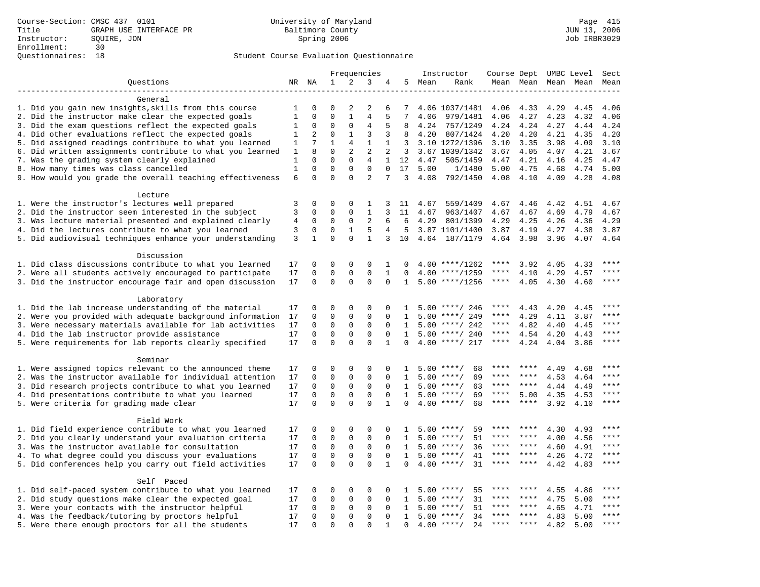Course-Section: CMSC 437 0101
Title: GRAPH USE INTERFACE PR
Instructor: SQUIRE, JON
Enrollment: 30
Questionnaires: 18

University of Maryland
Baltimore County
Spring 2006

Page 415
JUN 13, 2006
Job IRBR3029

## Student Course Evaluation Questionnaire

| Questions | NR | NA | 1 | 2 | 3 | 4 | 5 | Instructor Mean | Instructor Rank | Course Mean | Dept Mean | UMBC Level Mean | Level Mean | Sect Mean |
|---|---|---|---|---|---|---|---|---|---|---|---|---|---|---|
| **General** | | | | | | | | | | | | | | |
| 1. Did you gain new insights,skills from this course | 1 | 0 | 0 | 2 | 2 | 6 | 7 | 4.06 | 1037/1481 | 4.06 | 4.33 | 4.29 | 4.45 | 4.06 |
| 2. Did the instructor make clear the expected goals | 1 | 0 | 0 | 1 | 4 | 5 | 7 | 4.06 | 979/1481 | 4.06 | 4.27 | 4.23 | 4.32 | 4.06 |
| 3. Did the exam questions reflect the expected goals | 1 | 0 | 0 | 0 | 4 | 5 | 8 | 4.24 | 757/1249 | 4.24 | 4.24 | 4.27 | 4.44 | 4.24 |
| 4. Did other evaluations reflect the expected goals | 1 | 2 | 0 | 1 | 3 | 3 | 8 | 4.20 | 807/1424 | 4.20 | 4.20 | 4.21 | 4.35 | 4.20 |
| 5. Did assigned readings contribute to what you learned | 1 | 7 | 1 | 4 | 1 | 1 | 3 | 3.10 | 1272/1396 | 3.10 | 3.35 | 3.98 | 4.09 | 3.10 |
| 6. Did written assignments contribute to what you learned | 1 | 8 | 0 | 2 | 2 | 2 | 3 | 3.67 | 1039/1342 | 3.67 | 4.05 | 4.07 | 4.21 | 3.67 |
| 7. Was the grading system clearly explained | 1 | 0 | 0 | 0 | 4 | 1 | 12 | 4.47 | 505/1459 | 4.47 | 4.21 | 4.16 | 4.25 | 4.47 |
| 8. How many times was class cancelled | 1 | 0 | 0 | 0 | 0 | 0 | 17 | 5.00 | 1/1480 | 5.00 | 4.75 | 4.68 | 4.74 | 5.00 |
| 9. How would you grade the overall teaching effectiveness | 6 | 0 | 0 | 0 | 2 | 7 | 3 | 4.08 | 792/1450 | 4.08 | 4.10 | 4.09 | 4.28 | 4.08 |
| **Lecture** | | | | | | | | | | | | | | |
| 1. Were the instructor's lectures well prepared | 3 | 0 | 0 | 0 | 1 | 3 | 11 | 4.67 | 559/1409 | 4.67 | 4.46 | 4.42 | 4.51 | 4.67 |
| 2. Did the instructor seem interested in the subject | 3 | 0 | 0 | 0 | 1 | 3 | 11 | 4.67 | 963/1407 | 4.67 | 4.67 | 4.69 | 4.79 | 4.67 |
| 3. Was lecture material presented and explained clearly | 4 | 0 | 0 | 0 | 2 | 6 | 6 | 4.29 | 801/1399 | 4.29 | 4.25 | 4.26 | 4.36 | 4.29 |
| 4. Did the lectures contribute to what you learned | 3 | 0 | 0 | 1 | 5 | 4 | 5 | 3.87 | 1101/1400 | 3.87 | 4.19 | 4.27 | 4.38 | 3.87 |
| 5. Did audiovisual techniques enhance your understanding | 3 | 1 | 0 | 0 | 1 | 3 | 10 | 4.64 | 187/1179 | 4.64 | 3.98 | 3.96 | 4.07 | 4.64 |
| **Discussion** | | | | | | | | | | | | | | |
| 1. Did class discussions contribute to what you learned | 17 | 0 | 0 | 0 | 0 | 1 | 0 | 4.00 | ****/1262 | **** | 3.92 | 4.05 | 4.33 | **** |
| 2. Were all students actively encouraged to participate | 17 | 0 | 0 | 0 | 0 | 1 | 0 | 4.00 | ****/1259 | **** | 4.10 | 4.29 | 4.57 | **** |
| 3. Did the instructor encourage fair and open discussion | 17 | 0 | 0 | 0 | 0 | 0 | 1 | 5.00 | ****/1256 | **** | 4.05 | 4.30 | 4.60 | **** |
| **Laboratory** | | | | | | | | | | | | | | |
| 1. Did the lab increase understanding of the material | 17 | 0 | 0 | 0 | 0 | 0 | 1 | 5.00 | ****/ 246 | **** | 4.43 | 4.20 | 4.45 | **** |
| 2. Were you provided with adequate background information | 17 | 0 | 0 | 0 | 0 | 0 | 1 | 5.00 | ****/ 249 | **** | 4.29 | 4.11 | 3.87 | **** |
| 3. Were necessary materials available for lab activities | 17 | 0 | 0 | 0 | 0 | 0 | 1 | 5.00 | ****/ 242 | **** | 4.82 | 4.40 | 4.45 | **** |
| 4. Did the lab instructor provide assistance | 17 | 0 | 0 | 0 | 0 | 0 | 1 | 5.00 | ****/ 240 | **** | 4.54 | 4.20 | 4.43 | **** |
| 5. Were requirements for lab reports clearly specified | 17 | 0 | 0 | 0 | 0 | 1 | 0 | 4.00 | ****/ 217 | **** | 4.24 | 4.04 | 3.86 | **** |
| **Seminar** | | | | | | | | | | | | | | |
| 1. Were assigned topics relevant to the announced theme | 17 | 0 | 0 | 0 | 0 | 0 | 1 | 5.00 | ****/ 68 | **** | **** | 4.49 | 4.68 | **** |
| 2. Was the instructor available for individual attention | 17 | 0 | 0 | 0 | 0 | 0 | 1 | 5.00 | ****/ 69 | **** | **** | 4.53 | 4.64 | **** |
| 3. Did research projects contribute to what you learned | 17 | 0 | 0 | 0 | 0 | 0 | 1 | 5.00 | ****/ 63 | **** | **** | 4.44 | 4.49 | **** |
| 4. Did presentations contribute to what you learned | 17 | 0 | 0 | 0 | 0 | 0 | 1 | 5.00 | ****/ 69 | **** | 5.00 | 4.35 | 4.53 | **** |
| 5. Were criteria for grading made clear | 17 | 0 | 0 | 0 | 0 | 1 | 0 | 4.00 | ****/ 68 | **** | **** | 3.92 | 4.10 | **** |
| **Field Work** | | | | | | | | | | | | | | |
| 1. Did field experience contribute to what you learned | 17 | 0 | 0 | 0 | 0 | 0 | 1 | 5.00 | ****/ 59 | **** | **** | 4.30 | 4.93 | **** |
| 2. Did you clearly understand your evaluation criteria | 17 | 0 | 0 | 0 | 0 | 0 | 1 | 5.00 | ****/ 51 | **** | **** | 4.00 | 4.56 | **** |
| 3. Was the instructor available for consultation | 17 | 0 | 0 | 0 | 0 | 0 | 1 | 5.00 | ****/ 36 | **** | **** | 4.60 | 4.91 | **** |
| 4. To what degree could you discuss your evaluations | 17 | 0 | 0 | 0 | 0 | 0 | 1 | 5.00 | ****/ 41 | **** | **** | 4.26 | 4.72 | **** |
| 5. Did conferences help you carry out field activities | 17 | 0 | 0 | 0 | 0 | 1 | 0 | 4.00 | ****/ 31 | **** | **** | 4.42 | 4.83 | **** |
| **Self Paced** | | | | | | | | | | | | | | |
| 1. Did self-paced system contribute to what you learned | 17 | 0 | 0 | 0 | 0 | 0 | 1 | 5.00 | ****/ 55 | **** | **** | 4.55 | 4.86 | **** |
| 2. Did study questions make clear the expected goal | 17 | 0 | 0 | 0 | 0 | 0 | 1 | 5.00 | ****/ 31 | **** | **** | 4.75 | 5.00 | **** |
| 3. Were your contacts with the instructor helpful | 17 | 0 | 0 | 0 | 0 | 0 | 1 | 5.00 | ****/ 51 | **** | **** | 4.65 | 4.71 | **** |
| 4. Was the feedback/tutoring by proctors helpful | 17 | 0 | 0 | 0 | 0 | 0 | 1 | 5.00 | ****/ 34 | **** | **** | 4.83 | 5.00 | **** |
| 5. Were there enough proctors for all the students | 17 | 0 | 0 | 0 | 0 | 1 | 0 | 4.00 | ****/ 24 | **** | **** | 4.82 | 5.00 | **** |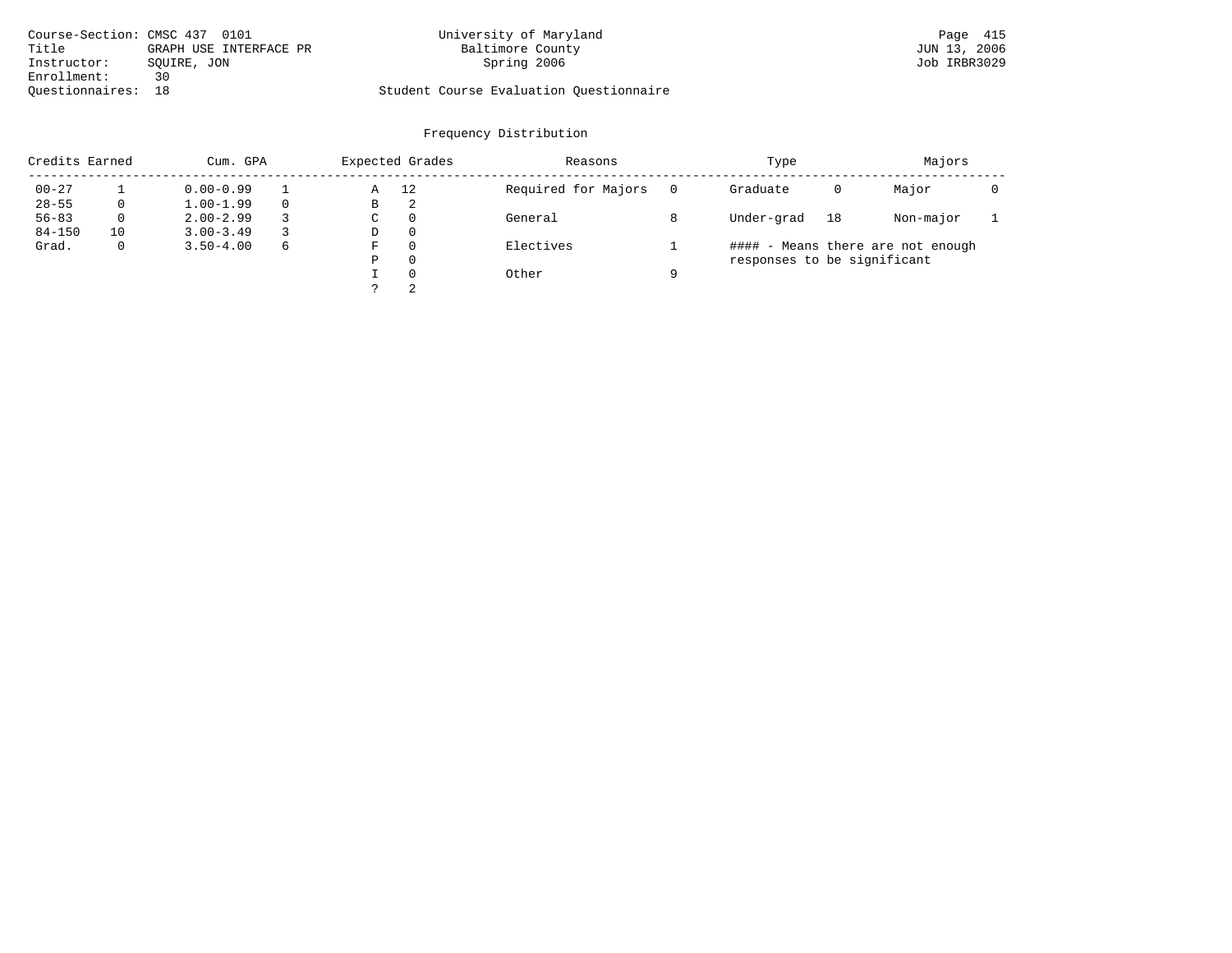Course-Section: CMSC 437 0101
Title: GRAPH USE INTERFACE PR
Instructor: SQUIRE, JON
Enrollment: 30
Questionnaires: 18

University of Maryland
Baltimore County
Spring 2006

Student Course Evaluation Questionnaire

JUN 13, 2006
Job IRBR3029

## Frequency Distribution

| Credits Earned | | Cum. GPA | | Expected Grades | | Reasons | | Type | | Majors | |
|---|---|---|---|---|---|---|---|---|---|---|---|
| 00-27 | 1 | 0.00-0.99 | 1 | A | 12 | Required for Majors | 0 | Graduate | 0 | Major | 0 |
| 28-55 | 0 | 1.00-1.99 | 0 | B | 2 | | | | | | |
| 56-83 | 0 | 2.00-2.99 | 3 | C | 0 | General | 8 | Under-grad | 18 | Non-major | 1 |
| 84-150 | 10 | 3.00-3.49 | 3 | D | 0 | | | | | | |
| Grad. | 0 | 3.50-4.00 | 6 | F | 0 | Electives | 1 | | | | |
| | | | | P | 0 | | | | | | |
| | | | | I | 0 | Other | 9 | | | | |
| | | | | ? | 2 | | | | | | |

#### - Means there are not enough responses to be significant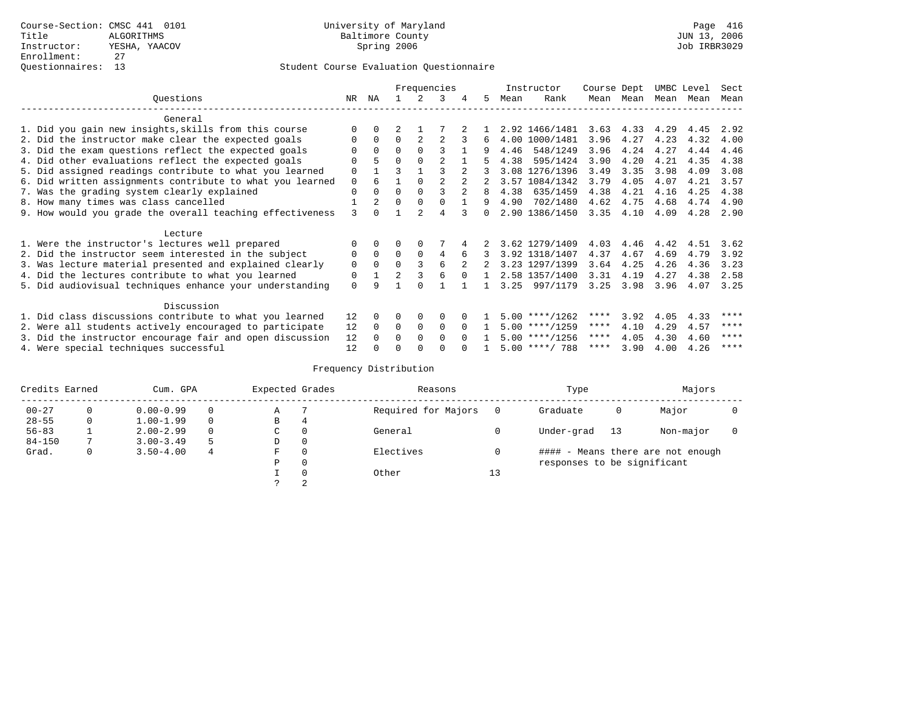Course-Section: CMSC 441 0101
Title: ALGORITHMS
Instructor: YESHA, YAACOV
Enrollment: 27
Questionnaires: 13

University of Maryland
Baltimore County
Spring 2006

JUN 13, 2006
Job IRBR3029

## Student Course Evaluation Questionnaire

| Questions | NR | NA | 1 | 2 | 3 | 4 | 5 | Instructor Mean | Rank | Course Mean | Dept Mean | UMBC Mean | Level Mean | Sect Mean |
|---|---|---|---|---|---|---|---|---|---|---|---|---|---|---|
| **General** | | | | | | | | | | | | | | |
| 1. Did you gain new insights,skills from this course | 0 | 0 | 2 | 1 | 7 | 2 | 1 | 2.92 | 1466/1481 | 3.63 | 4.33 | 4.29 | 4.45 | 2.92 |
| 2. Did the instructor make clear the expected goals | 0 | 0 | 0 | 2 | 2 | 3 | 6 | 4.00 | 1000/1481 | 3.96 | 4.27 | 4.23 | 4.32 | 4.00 |
| 3. Did the exam questions reflect the expected goals | 0 | 0 | 0 | 0 | 3 | 1 | 9 | 4.46 | 548/1249 | 3.96 | 4.24 | 4.27 | 4.44 | 4.46 |
| 4. Did other evaluations reflect the expected goals | 0 | 5 | 0 | 0 | 2 | 1 | 5 | 4.38 | 595/1424 | 3.90 | 4.20 | 4.21 | 4.35 | 4.38 |
| 5. Did assigned readings contribute to what you learned | 0 | 1 | 3 | 1 | 3 | 2 | 3 | 3.08 | 1276/1396 | 3.49 | 3.35 | 3.98 | 4.09 | 3.08 |
| 6. Did written assignments contribute to what you learned | 0 | 6 | 1 | 0 | 2 | 2 | 2 | 3.57 | 1084/1342 | 3.79 | 4.05 | 4.07 | 4.21 | 3.57 |
| 7. Was the grading system clearly explained | 0 | 0 | 0 | 0 | 3 | 2 | 8 | 4.38 | 635/1459 | 4.38 | 4.21 | 4.16 | 4.25 | 4.38 |
| 8. How many times was class cancelled | 1 | 2 | 0 | 0 | 0 | 1 | 9 | 4.90 | 702/1480 | 4.62 | 4.75 | 4.68 | 4.74 | 4.90 |
| 9. How would you grade the overall teaching effectiveness | 3 | 0 | 1 | 2 | 4 | 3 | 0 | 2.90 | 1386/1450 | 3.35 | 4.10 | 4.09 | 4.28 | 2.90 |
| **Lecture** | | | | | | | | | | | | | | |
| 1. Were the instructor's lectures well prepared | 0 | 0 | 0 | 0 | 7 | 4 | 2 | 3.62 | 1279/1409 | 4.03 | 4.46 | 4.42 | 4.51 | 3.62 |
| 2. Did the instructor seem interested in the subject | 0 | 0 | 0 | 0 | 4 | 6 | 3 | 3.92 | 1318/1407 | 4.37 | 4.67 | 4.69 | 4.79 | 3.92 |
| 3. Was lecture material presented and explained clearly | 0 | 0 | 0 | 3 | 6 | 2 | 2 | 3.23 | 1297/1399 | 3.64 | 4.25 | 4.26 | 4.36 | 3.23 |
| 4. Did the lectures contribute to what you learned | 0 | 1 | 2 | 3 | 6 | 0 | 1 | 2.58 | 1357/1400 | 3.31 | 4.19 | 4.27 | 4.38 | 2.58 |
| 5. Did audiovisual techniques enhance your understanding | 0 | 9 | 1 | 0 | 1 | 1 | 1 | 3.25 | 997/1179 | 3.25 | 3.98 | 3.96 | 4.07 | 3.25 |
| **Discussion** | | | | | | | | | | | | | | |
| 1. Did class discussions contribute to what you learned | 12 | 0 | 0 | 0 | 0 | 0 | 1 | 5.00 | ****/1262 | **** | 3.92 | 4.05 | 4.33 | **** |
| 2. Were all students actively encouraged to participate | 12 | 0 | 0 | 0 | 0 | 0 | 1 | 5.00 | ****/1259 | **** | 4.10 | 4.29 | 4.57 | **** |
| 3. Did the instructor encourage fair and open discussion | 12 | 0 | 0 | 0 | 0 | 0 | 1 | 5.00 | ****/1256 | **** | 4.05 | 4.30 | 4.60 | **** |
| 4. Were special techniques successful | 12 | 0 | 0 | 0 | 0 | 0 | 1 | 5.00 | ****/ 788 | **** | 3.90 | 4.00 | 4.26 | **** |

## Frequency Distribution

| Credits Earned | | Cum. GPA | | Expected Grades | | Reasons | | Type | | Majors | |
|---|---|---|---|---|---|---|---|---|---|---|---|
| 00-27 | 0 | 0.00-0.99 | 0 | A | 7 | Required for Majors | 0 | Graduate | 0 | Major | 0 |
| 28-55 | 0 | 1.00-1.99 | 0 | B | 4 | | | | | | |
| 56-83 | 1 | 2.00-2.99 | 0 | C | 0 | General | 0 | Under-grad | 13 | Non-major | 0 |
| 84-150 | 7 | 3.00-3.49 | 5 | D | 0 | | | | | | |
| Grad. | 0 | 3.50-4.00 | 4 | F | 0 | Electives | 0 | | | | |
| | | | | P | 0 | | | | | | |
| | | | | I | 0 | Other | 13 | | | | |
| | | | | ? | 2 | | | | | | |

#### - Means there are not enough responses to be significant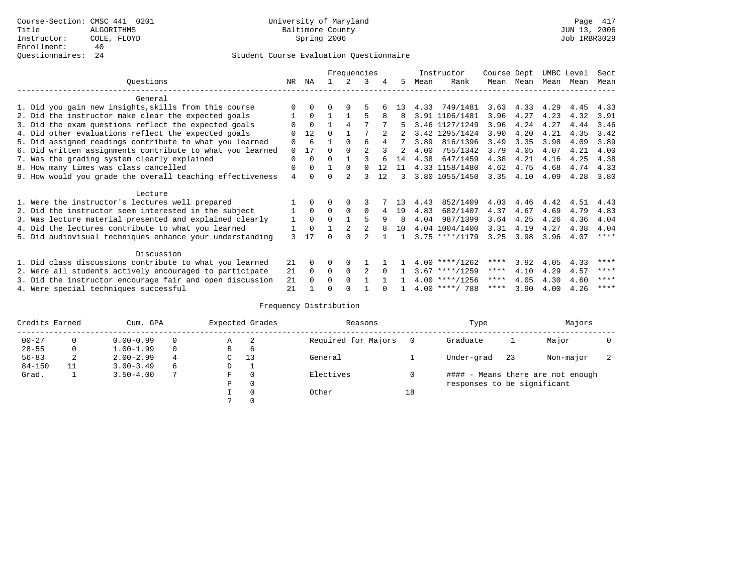Course-Section: CMSC 441 0201
Title: ALGORITHMS
Instructor: COLE, FLOYD
Enrollment: 40
Questionnaires: 24

University of Maryland
Baltimore County
Spring 2006

JUN 13, 2006
Job IRBR3029

## Student Course Evaluation Questionnaire

| Questions | NR | NA | 1 | 2 | 3 | 4 | 5 | Instructor Mean | Instructor Rank | Course Mean | Dept Mean | UMBC Mean | Level Mean | Sect Mean |
|---|---|---|---|---|---|---|---|---|---|---|---|---|---|---|
| **General** | | | | | | | | | | | | | | |
| 1. Did you gain new insights,skills from this course | 0 | 0 | 0 | 0 | 5 | 6 | 13 | 4.33 | 749/1481 | 3.63 | 4.33 | 4.29 | 4.45 | 4.33 |
| 2. Did the instructor make clear the expected goals | 1 | 0 | 1 | 1 | 5 | 8 | 8 | 3.91 | 1106/1481 | 3.96 | 4.27 | 4.23 | 4.32 | 3.91 |
| 3. Did the exam questions reflect the expected goals | 0 | 0 | 1 | 4 | 7 | 7 | 5 | 3.46 | 1127/1249 | 3.96 | 4.24 | 4.27 | 4.44 | 3.46 |
| 4. Did other evaluations reflect the expected goals | 0 | 12 | 0 | 1 | 7 | 2 | 2 | 3.42 | 1295/1424 | 3.90 | 4.20 | 4.21 | 4.35 | 3.42 |
| 5. Did assigned readings contribute to what you learned | 0 | 6 | 1 | 0 | 6 | 4 | 7 | 3.89 | 816/1396 | 3.49 | 3.35 | 3.98 | 4.09 | 3.89 |
| 6. Did written assignments contribute to what you learned | 0 | 17 | 0 | 0 | 2 | 3 | 2 | 4.00 | 755/1342 | 3.79 | 4.05 | 4.07 | 4.21 | 4.00 |
| 7. Was the grading system clearly explained | 0 | 0 | 0 | 1 | 3 | 6 | 14 | 4.38 | 647/1459 | 4.38 | 4.21 | 4.16 | 4.25 | 4.38 |
| 8. How many times was class cancelled | 0 | 0 | 1 | 0 | 0 | 12 | 11 | 4.33 | 1158/1480 | 4.62 | 4.75 | 4.68 | 4.74 | 4.33 |
| 9. How would you grade the overall teaching effectiveness | 4 | 0 | 0 | 2 | 3 | 12 | 3 | 3.80 | 1055/1450 | 3.35 | 4.10 | 4.09 | 4.28 | 3.80 |
| **Lecture** | | | | | | | | | | | | | | |
| 1. Were the instructor's lectures well prepared | 1 | 0 | 0 | 0 | 3 | 7 | 13 | 4.43 | 852/1409 | 4.03 | 4.46 | 4.42 | 4.51 | 4.43 |
| 2. Did the instructor seem interested in the subject | 1 | 0 | 0 | 0 | 0 | 4 | 19 | 4.83 | 682/1407 | 4.37 | 4.67 | 4.69 | 4.79 | 4.83 |
| 3. Was lecture material presented and explained clearly | 1 | 0 | 0 | 1 | 5 | 9 | 8 | 4.04 | 987/1399 | 3.64 | 4.25 | 4.26 | 4.36 | 4.04 |
| 4. Did the lectures contribute to what you learned | 1 | 0 | 1 | 2 | 2 | 8 | 10 | 4.04 | 1004/1400 | 3.31 | 4.19 | 4.27 | 4.38 | 4.04 |
| 5. Did audiovisual techniques enhance your understanding | 3 | 17 | 0 | 0 | 2 | 1 | 1 | 3.75 | ****/1179 | 3.25 | 3.98 | 3.96 | 4.07 | **** |
| **Discussion** | | | | | | | | | | | | | | |
| 1. Did class discussions contribute to what you learned | 21 | 0 | 0 | 0 | 1 | 1 | 1 | 4.00 | ****/1262 | **** | 3.92 | 4.05 | 4.33 | **** |
| 2. Were all students actively encouraged to participate | 21 | 0 | 0 | 0 | 2 | 0 | 1 | 3.67 | ****/1259 | **** | 4.10 | 4.29 | 4.57 | **** |
| 3. Did the instructor encourage fair and open discussion | 21 | 0 | 0 | 0 | 1 | 1 | 1 | 4.00 | ****/1256 | **** | 4.05 | 4.30 | 4.60 | **** |
| 4. Were special techniques successful | 21 | 1 | 0 | 0 | 1 | 0 | 1 | 4.00 | ****/ 788 | **** | 3.90 | 4.00 | 4.26 | **** |

## Frequency Distribution

| Credits Earned | | Cum. GPA | | Expected Grades | | Reasons | | Type | | Majors | |
|---|---|---|---|---|---|---|---|---|---|---|---|
| 00-27 | 0 | 0.00-0.99 | 0 | A | 2 | Required for Majors | 0 | Graduate | 1 | Major | 0 |
| 28-55 | 0 | 1.00-1.99 | 0 | B | 6 | | | | | | |
| 56-83 | 2 | 2.00-2.99 | 4 | C | 13 | General | 1 | Under-grad | 23 | Non-major | 2 |
| 84-150 | 11 | 3.00-3.49 | 6 | D | 1 | | | | | | |
| Grad. | 1 | 3.50-4.00 | 7 | F | 0 | Electives | 0 | | | | |
| | | | | P | 0 | | | | | | |
| | | | | I | 0 | Other | 18 | | | | |
| | | | | ? | 0 | | | | | | |

#### - Means there are not enough responses to be significant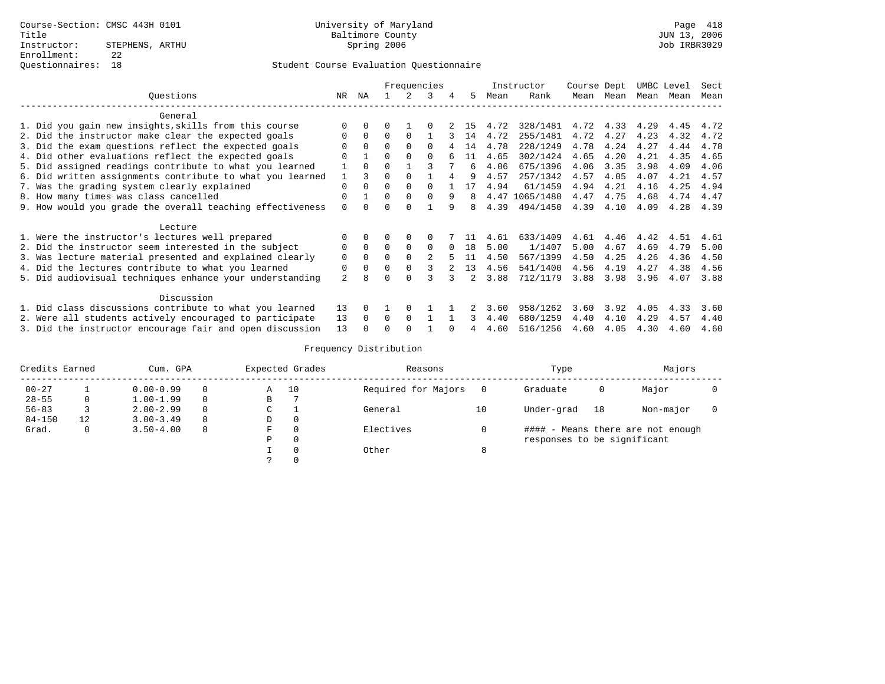Course-Section: CMSC 443H 0101
Title
Instructor: STEPHENS, ARTHU
Enrollment: 22
Questionnaires: 18

University of Maryland
Baltimore County
Spring 2006

Page 418
JUN 13, 2006
Job IRBR3029

## Student Course Evaluation Questionnaire

| Questions | NR | NA | 1 | 2 | 3 | 4 | 5 | Instructor Mean | Instructor Rank | Course Mean | Dept Mean | UMBC Mean | Level Mean | Sect Mean |
|---|---|---|---|---|---|---|---|---|---|---|---|---|---|---|
| **General** | | | | | | | | | | | | | | |
| 1. Did you gain new insights,skills from this course | 0 | 0 | 0 | 1 | 0 | 2 | 15 | 4.72 | 328/1481 | 4.72 | 4.33 | 4.29 | 4.45 | 4.72 |
| 2. Did the instructor make clear the expected goals | 0 | 0 | 0 | 0 | 1 | 3 | 14 | 4.72 | 255/1481 | 4.72 | 4.27 | 4.23 | 4.32 | 4.72 |
| 3. Did the exam questions reflect the expected goals | 0 | 0 | 0 | 0 | 0 | 4 | 14 | 4.78 | 228/1249 | 4.78 | 4.24 | 4.27 | 4.44 | 4.78 |
| 4. Did other evaluations reflect the expected goals | 0 | 1 | 0 | 0 | 0 | 6 | 11 | 4.65 | 302/1424 | 4.65 | 4.20 | 4.21 | 4.35 | 4.65 |
| 5. Did assigned readings contribute to what you learned | 1 | 0 | 0 | 1 | 3 | 7 | 6 | 4.06 | 675/1396 | 4.06 | 3.35 | 3.98 | 4.09 | 4.06 |
| 6. Did written assignments contribute to what you learned | 1 | 3 | 0 | 0 | 1 | 4 | 9 | 4.57 | 257/1342 | 4.57 | 4.05 | 4.07 | 4.21 | 4.57 |
| 7. Was the grading system clearly explained | 0 | 0 | 0 | 0 | 0 | 1 | 17 | 4.94 | 61/1459 | 4.94 | 4.21 | 4.16 | 4.25 | 4.94 |
| 8. How many times was class cancelled | 0 | 1 | 0 | 0 | 0 | 9 | 8 | 4.47 | 1065/1480 | 4.47 | 4.75 | 4.68 | 4.74 | 4.47 |
| 9. How would you grade the overall teaching effectiveness | 0 | 0 | 0 | 0 | 1 | 9 | 8 | 4.39 | 494/1450 | 4.39 | 4.10 | 4.09 | 4.28 | 4.39 |
| **Lecture** | | | | | | | | | | | | | | |
| 1. Were the instructor's lectures well prepared | 0 | 0 | 0 | 0 | 0 | 7 | 11 | 4.61 | 633/1409 | 4.61 | 4.46 | 4.42 | 4.51 | 4.61 |
| 2. Did the instructor seem interested in the subject | 0 | 0 | 0 | 0 | 0 | 0 | 18 | 5.00 | 1/1407 | 5.00 | 4.67 | 4.69 | 4.79 | 5.00 |
| 3. Was lecture material presented and explained clearly | 0 | 0 | 0 | 0 | 2 | 5 | 11 | 4.50 | 567/1399 | 4.50 | 4.25 | 4.26 | 4.36 | 4.50 |
| 4. Did the lectures contribute to what you learned | 0 | 0 | 0 | 0 | 3 | 2 | 13 | 4.56 | 541/1400 | 4.56 | 4.19 | 4.27 | 4.38 | 4.56 |
| 5. Did audiovisual techniques enhance your understanding | 2 | 8 | 0 | 0 | 3 | 3 | 2 | 3.88 | 712/1179 | 3.88 | 3.98 | 3.96 | 4.07 | 3.88 |
| **Discussion** | | | | | | | | | | | | | | |
| 1. Did class discussions contribute to what you learned | 13 | 0 | 1 | 0 | 1 | 1 | 2 | 3.60 | 958/1262 | 3.60 | 3.92 | 4.05 | 4.33 | 3.60 |
| 2. Were all students actively encouraged to participate | 13 | 0 | 0 | 0 | 1 | 1 | 3 | 4.40 | 680/1259 | 4.40 | 4.10 | 4.29 | 4.57 | 4.40 |
| 3. Did the instructor encourage fair and open discussion | 13 | 0 | 0 | 0 | 1 | 0 | 4 | 4.60 | 516/1256 | 4.60 | 4.05 | 4.30 | 4.60 | 4.60 |

## Frequency Distribution

| Credits Earned | | Cum. GPA | | Expected Grades | | Reasons | | Type | | Majors | |
|---|---|---|---|---|---|---|---|---|---|---|---|
| 00-27 | 1 | 0.00-0.99 | 0 | A | 10 | Required for Majors | 0 | Graduate | 0 | Major | 0 |
| 28-55 | 0 | 1.00-1.99 | 0 | B | 7 | | | | | | |
| 56-83 | 3 | 2.00-2.99 | 0 | C | 1 | General | 10 | Under-grad | 18 | Non-major | 0 |
| 84-150 | 12 | 3.00-3.49 | 8 | D | 0 | | | | | | |
| Grad. | 0 | 3.50-4.00 | 8 | F | 0 | Electives | 0 | #### - Means there are not enough responses to be significant | | | |
| | | | | P | 0 | | | | | | |
| | | | | I | 0 | Other | 8 | | | | |
| | | | | ? | 0 | | | | | | |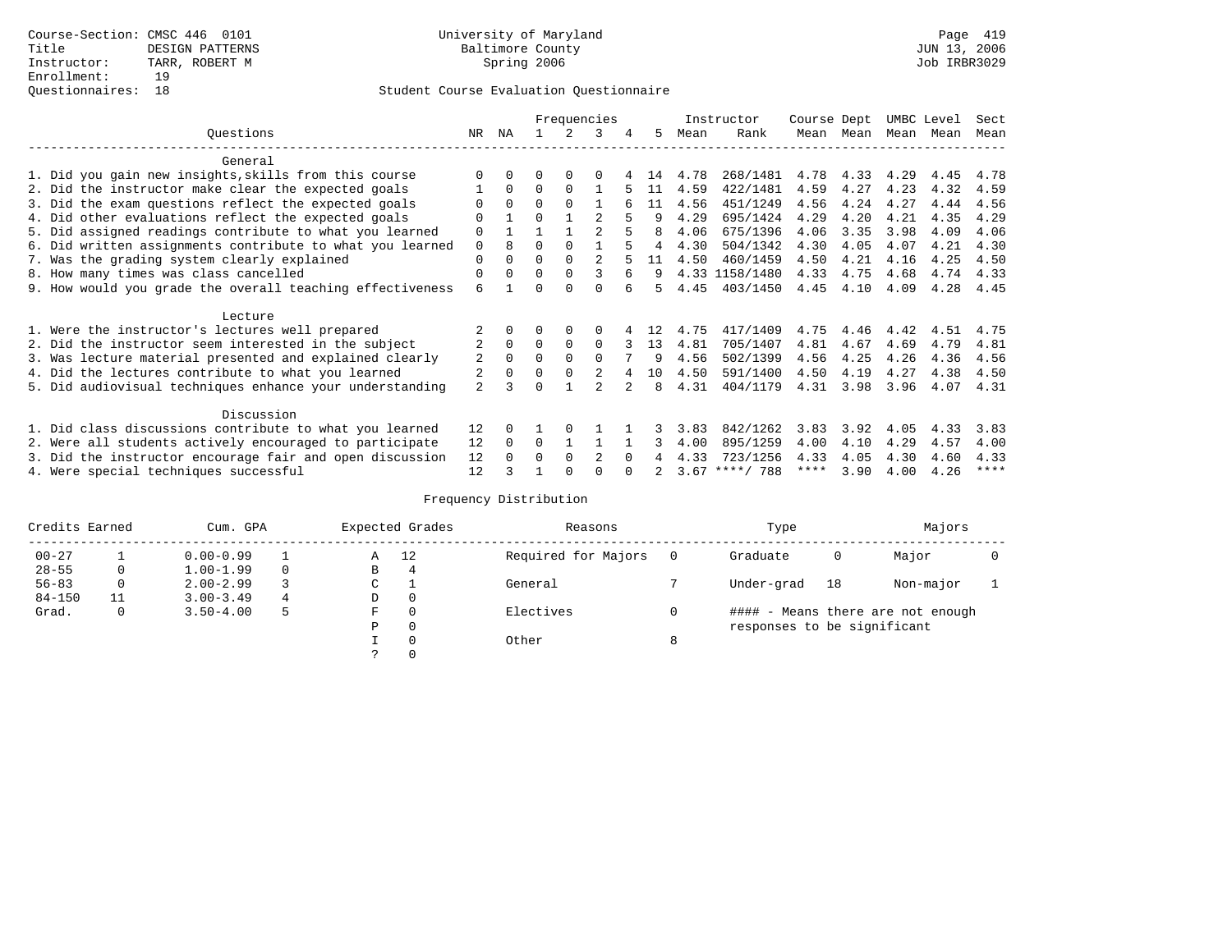Course-Section: CMSC 446 0101
Title: DESIGN PATTERNS
Instructor: TARR, ROBERT M
Enrollment: 19
Questionnaires: 18

University of Maryland
Baltimore County
Spring 2006

JUN 13, 2006
Job IRBR3029

## Student Course Evaluation Questionnaire

| Questions | NR | NA | 1 | 2 | 3 | 4 | 5 | Instructor Mean | Instructor Rank | Course Mean | Dept Mean | UMBC Mean | Level Mean | Sect Mean |
|---|---|---|---|---|---|---|---|---|---|---|---|---|---|---|
| **General** | | | | | | | | | | | | | | |
| 1. Did you gain new insights,skills from this course | 0 | 0 | 0 | 0 | 0 | 4 | 14 | 4.78 | 268/1481 | 4.78 | 4.33 | 4.29 | 4.45 | 4.78 |
| 2. Did the instructor make clear the expected goals | 1 | 0 | 0 | 0 | 1 | 5 | 11 | 4.59 | 422/1481 | 4.59 | 4.27 | 4.23 | 4.32 | 4.59 |
| 3. Did the exam questions reflect the expected goals | 0 | 0 | 0 | 0 | 1 | 6 | 11 | 4.56 | 451/1249 | 4.56 | 4.24 | 4.27 | 4.44 | 4.56 |
| 4. Did other evaluations reflect the expected goals | 0 | 1 | 0 | 1 | 2 | 5 | 9 | 4.29 | 695/1424 | 4.29 | 4.20 | 4.21 | 4.35 | 4.29 |
| 5. Did assigned readings contribute to what you learned | 0 | 1 | 1 | 1 | 2 | 5 | 8 | 4.06 | 675/1396 | 4.06 | 3.35 | 3.98 | 4.09 | 4.06 |
| 6. Did written assignments contribute to what you learned | 0 | 8 | 0 | 0 | 1 | 5 | 4 | 4.30 | 504/1342 | 4.30 | 4.05 | 4.07 | 4.21 | 4.30 |
| 7. Was the grading system clearly explained | 0 | 0 | 0 | 0 | 2 | 5 | 11 | 4.50 | 460/1459 | 4.50 | 4.21 | 4.16 | 4.25 | 4.50 |
| 8. How many times was class cancelled | 0 | 0 | 0 | 0 | 3 | 6 | 9 | 4.33 | 1158/1480 | 4.33 | 4.75 | 4.68 | 4.74 | 4.33 |
| 9. How would you grade the overall teaching effectiveness | 6 | 1 | 0 | 0 | 0 | 6 | 5 | 4.45 | 403/1450 | 4.45 | 4.10 | 4.09 | 4.28 | 4.45 |
| **Lecture** | | | | | | | | | | | | | | |
| 1. Were the instructor's lectures well prepared | 2 | 0 | 0 | 0 | 0 | 4 | 12 | 4.75 | 417/1409 | 4.75 | 4.46 | 4.42 | 4.51 | 4.75 |
| 2. Did the instructor seem interested in the subject | 2 | 0 | 0 | 0 | 0 | 3 | 13 | 4.81 | 705/1407 | 4.81 | 4.67 | 4.69 | 4.79 | 4.81 |
| 3. Was lecture material presented and explained clearly | 2 | 0 | 0 | 0 | 0 | 7 | 9 | 4.56 | 502/1399 | 4.56 | 4.25 | 4.26 | 4.36 | 4.56 |
| 4. Did the lectures contribute to what you learned | 2 | 0 | 0 | 0 | 2 | 4 | 10 | 4.50 | 591/1400 | 4.50 | 4.19 | 4.27 | 4.38 | 4.50 |
| 5. Did audiovisual techniques enhance your understanding | 2 | 3 | 0 | 1 | 2 | 2 | 8 | 4.31 | 404/1179 | 4.31 | 3.98 | 3.96 | 4.07 | 4.31 |
| **Discussion** | | | | | | | | | | | | | | |
| 1. Did class discussions contribute to what you learned | 12 | 0 | 1 | 0 | 1 | 1 | 3 | 3.83 | 842/1262 | 3.83 | 3.92 | 4.05 | 4.33 | 3.83 |
| 2. Were all students actively encouraged to participate | 12 | 0 | 0 | 1 | 1 | 1 | 3 | 4.00 | 895/1259 | 4.00 | 4.10 | 4.29 | 4.57 | 4.00 |
| 3. Did the instructor encourage fair and open discussion | 12 | 0 | 0 | 0 | 2 | 0 | 4 | 4.33 | 723/1256 | 4.33 | 4.05 | 4.30 | 4.60 | 4.33 |
| 4. Were special techniques successful | 12 | 3 | 1 | 0 | 0 | 0 | 2 | 3.67 | ****/ 788 | **** | 3.90 | 4.00 | 4.26 | **** |

## Frequency Distribution

| Credits Earned | | Cum. GPA | | Expected Grades | | Reasons | | Type | | Majors | |
|---|---|---|---|---|---|---|---|---|---|---|---|
| 00-27 | 1 | 0.00-0.99 | 1 | A | 12 | Required for Majors | 0 | Graduate | 0 | Major | 0 |
| 28-55 | 0 | 1.00-1.99 | 0 | B | 4 | | | | | | |
| 56-83 | 0 | 2.00-2.99 | 3 | C | 1 | General | 7 | Under-grad | 18 | Non-major | 1 |
| 84-150 | 11 | 3.00-3.49 | 4 | D | 0 | | | | | | |
| Grad. | 0 | 3.50-4.00 | 5 | F | 0 | Electives | 0 | | | | |
| | | | | P | 0 | | | | | | |
| | | | | I | 0 | Other | 8 | | | | |
| | | | | ? | 0 | | | | | | |

#### - Means there are not enough responses to be significant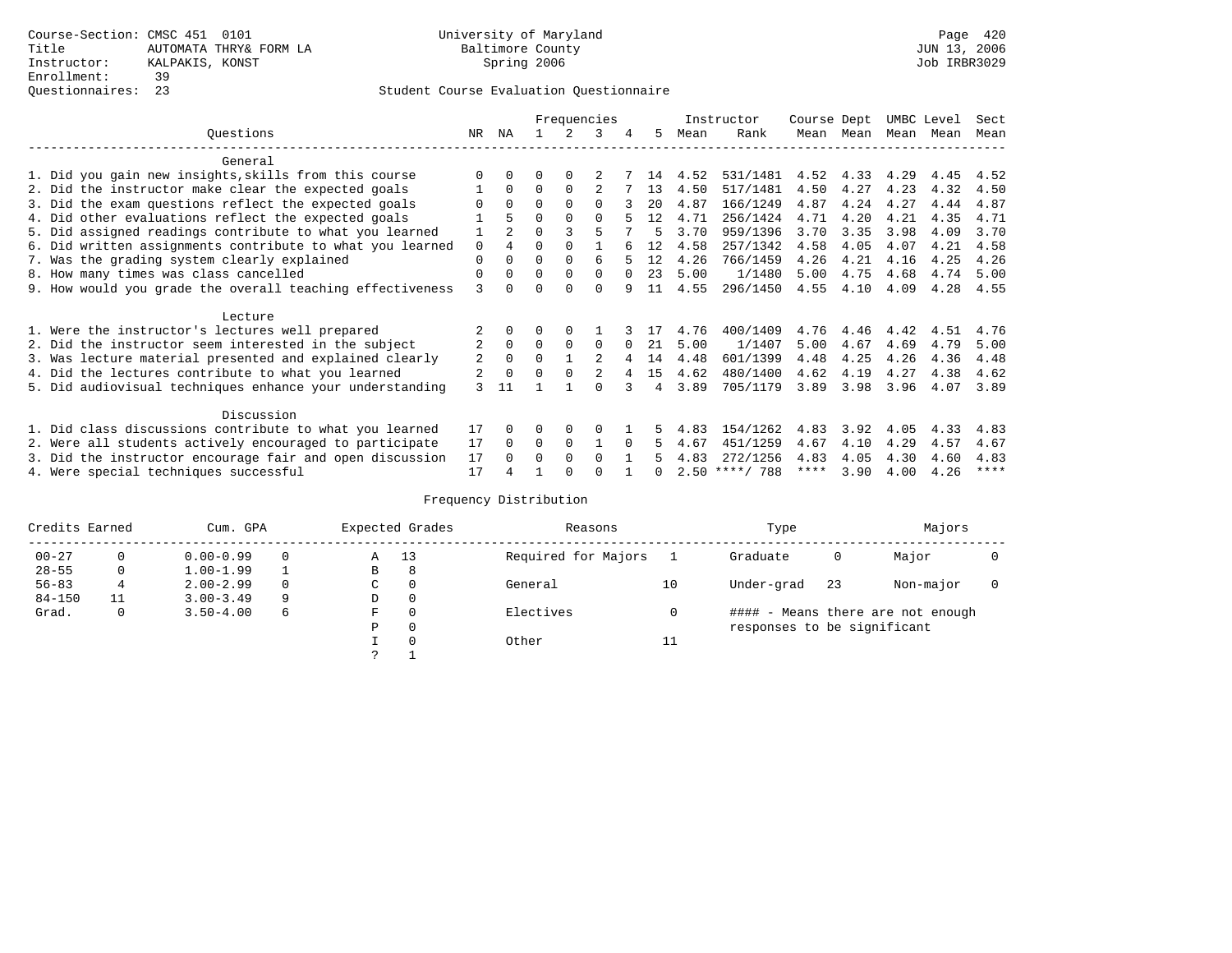Course-Section: CMSC 451 0101
Title: AUTOMATA THRY& FORM LA
Instructor: KALPAKIS, KONST
Enrollment: 39
Questionnaires: 23

University of Maryland
Baltimore County
Spring 2006

Student Course Evaluation Questionnaire

Page 420
JUN 13, 2006
Job IRBR3029

| Questions | NR | NA | 1 | 2 | 3 | 4 | 5 | Instructor Mean | Instructor Rank | Course Mean | Dept Mean | UMBC Mean | Level Mean | Sect Mean |
|---|---|---|---|---|---|---|---|---|---|---|---|---|---|---|
| **General** | | | | | | | | | | | | | | |
| 1. Did you gain new insights,skills from this course | 0 | 0 | 0 | 0 | 2 | 7 | 14 | 4.52 | 531/1481 | 4.52 | 4.33 | 4.29 | 4.45 | 4.52 |
| 2. Did the instructor make clear the expected goals | 1 | 0 | 0 | 0 | 2 | 7 | 13 | 4.50 | 517/1481 | 4.50 | 4.27 | 4.23 | 4.32 | 4.50 |
| 3. Did the exam questions reflect the expected goals | 0 | 0 | 0 | 0 | 0 | 3 | 20 | 4.87 | 166/1249 | 4.87 | 4.24 | 4.27 | 4.44 | 4.87 |
| 4. Did other evaluations reflect the expected goals | 1 | 5 | 0 | 0 | 0 | 5 | 12 | 4.71 | 256/1424 | 4.71 | 4.20 | 4.21 | 4.35 | 4.71 |
| 5. Did assigned readings contribute to what you learned | 1 | 2 | 0 | 3 | 5 | 7 | 5 | 3.70 | 959/1396 | 3.70 | 3.35 | 3.98 | 4.09 | 3.70 |
| 6. Did written assignments contribute to what you learned | 0 | 4 | 0 | 0 | 1 | 6 | 12 | 4.58 | 257/1342 | 4.58 | 4.05 | 4.07 | 4.21 | 4.58 |
| 7. Was the grading system clearly explained | 0 | 0 | 0 | 0 | 6 | 5 | 12 | 4.26 | 766/1459 | 4.26 | 4.21 | 4.16 | 4.25 | 4.26 |
| 8. How many times was class cancelled | 0 | 0 | 0 | 0 | 0 | 0 | 23 | 5.00 | 1/1480 | 5.00 | 4.75 | 4.68 | 4.74 | 5.00 |
| 9. How would you grade the overall teaching effectiveness | 3 | 0 | 0 | 0 | 0 | 9 | 11 | 4.55 | 296/1450 | 4.55 | 4.10 | 4.09 | 4.28 | 4.55 |
| **Lecture** | | | | | | | | | | | | | | |
| 1. Were the instructor's lectures well prepared | 2 | 0 | 0 | 0 | 1 | 3 | 17 | 4.76 | 400/1409 | 4.76 | 4.46 | 4.42 | 4.51 | 4.76 |
| 2. Did the instructor seem interested in the subject | 2 | 0 | 0 | 0 | 0 | 0 | 21 | 5.00 | 1/1407 | 5.00 | 4.67 | 4.69 | 4.79 | 5.00 |
| 3. Was lecture material presented and explained clearly | 2 | 0 | 0 | 1 | 2 | 4 | 14 | 4.48 | 601/1399 | 4.48 | 4.25 | 4.26 | 4.36 | 4.48 |
| 4. Did the lectures contribute to what you learned | 2 | 0 | 0 | 0 | 2 | 4 | 15 | 4.62 | 480/1400 | 4.62 | 4.19 | 4.27 | 4.38 | 4.62 |
| 5. Did audiovisual techniques enhance your understanding | 3 | 11 | 1 | 1 | 0 | 3 | 4 | 3.89 | 705/1179 | 3.89 | 3.98 | 3.96 | 4.07 | 3.89 |
| **Discussion** | | | | | | | | | | | | | | |
| 1. Did class discussions contribute to what you learned | 17 | 0 | 0 | 0 | 0 | 1 | 5 | 4.83 | 154/1262 | 4.83 | 3.92 | 4.05 | 4.33 | 4.83 |
| 2. Were all students actively encouraged to participate | 17 | 0 | 0 | 0 | 1 | 0 | 5 | 4.67 | 451/1259 | 4.67 | 4.10 | 4.29 | 4.57 | 4.67 |
| 3. Did the instructor encourage fair and open discussion | 17 | 0 | 0 | 0 | 0 | 1 | 5 | 4.83 | 272/1256 | 4.83 | 4.05 | 4.30 | 4.60 | 4.83 |
| 4. Were special techniques successful | 17 | 4 | 1 | 0 | 0 | 1 | 0 | 2.50 | ****/ 788 | **** | 3.90 | 4.00 | 4.26 | **** |

## Frequency Distribution

| Credits Earned | | Cum. GPA | | Expected Grades | | Reasons | | Type | | Majors | |
|---|---|---|---|---|---|---|---|---|---|---|---|
| 00-27 | 0 | 0.00-0.99 | 0 | A | 13 | Required for Majors | 1 | Graduate | 0 | Major | 0 |
| 28-55 | 0 | 1.00-1.99 | 1 | B | 8 | | | | | | |
| 56-83 | 4 | 2.00-2.99 | 0 | C | 0 | General | 10 | Under-grad | 23 | Non-major | 0 |
| 84-150 | 11 | 3.00-3.49 | 9 | D | 0 | | | | | | |
| Grad. | 0 | 3.50-4.00 | 6 | F | 0 | Electives | 0 | | | | |
| | | | | P | 0 | | | | | | |
| | | | | I | 0 | Other | 11 | | | | |
| | | | | ? | 1 | | | | | | |

#### - Means there are not enough responses to be significant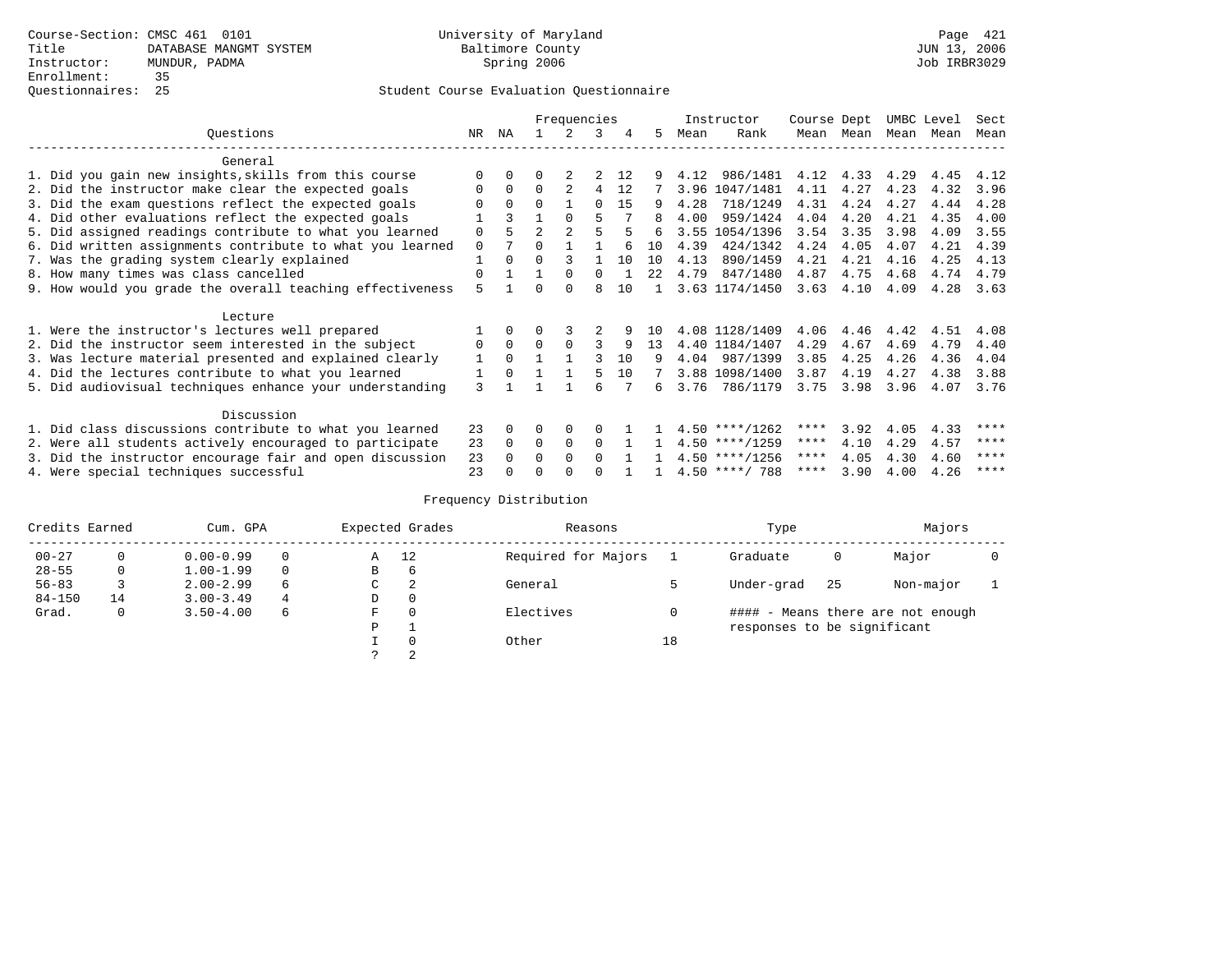Course-Section: CMSC 461 0101
Title: DATABASE MANGMT SYSTEM
Instructor: MUNDUR, PADMA
Enrollment: 35
Questionnaires: 25

University of Maryland
Baltimore County
Spring 2006

Page 421
JUN 13, 2006
Job IRBR3029

## Student Course Evaluation Questionnaire

| Questions | NR | NA | 1 | 2 | 3 | 4 | 5 | Instructor Mean | Rank | Course Mean | Dept Mean | UMBC Mean | Level Mean | Sect Mean |
|---|---|---|---|---|---|---|---|---|---|---|---|---|---|---|
| **General** | | | | | | | | | | | | | | |
| 1. Did you gain new insights,skills from this course | 0 | 0 | 0 | 2 | 2 | 12 | 9 | 4.12 | 986/1481 | 4.12 | 4.33 | 4.29 | 4.45 | 4.12 |
| 2. Did the instructor make clear the expected goals | 0 | 0 | 0 | 2 | 4 | 12 | 7 | 3.96 | 1047/1481 | 4.11 | 4.27 | 4.23 | 4.32 | 3.96 |
| 3. Did the exam questions reflect the expected goals | 0 | 0 | 0 | 1 | 0 | 15 | 9 | 4.28 | 718/1249 | 4.31 | 4.24 | 4.27 | 4.44 | 4.28 |
| 4. Did other evaluations reflect the expected goals | 1 | 3 | 1 | 0 | 5 | 7 | 8 | 4.00 | 959/1424 | 4.04 | 4.20 | 4.21 | 4.35 | 4.00 |
| 5. Did assigned readings contribute to what you learned | 0 | 5 | 2 | 2 | 5 | 5 | 6 | 3.55 | 1054/1396 | 3.54 | 3.35 | 3.98 | 4.09 | 3.55 |
| 6. Did written assignments contribute to what you learned | 0 | 7 | 0 | 1 | 1 | 6 | 10 | 4.39 | 424/1342 | 4.24 | 4.05 | 4.07 | 4.21 | 4.39 |
| 7. Was the grading system clearly explained | 1 | 0 | 0 | 3 | 1 | 10 | 10 | 4.13 | 890/1459 | 4.21 | 4.21 | 4.16 | 4.25 | 4.13 |
| 8. How many times was class cancelled | 0 | 1 | 1 | 0 | 0 | 1 | 22 | 4.79 | 847/1480 | 4.87 | 4.75 | 4.68 | 4.74 | 4.79 |
| 9. How would you grade the overall teaching effectiveness | 5 | 1 | 0 | 0 | 8 | 10 | 1 | 3.63 | 1174/1450 | 3.63 | 4.10 | 4.09 | 4.28 | 3.63 |
| **Lecture** | | | | | | | | | | | | | | |
| 1. Were the instructor's lectures well prepared | 1 | 0 | 0 | 3 | 2 | 9 | 10 | 4.08 | 1128/1409 | 4.06 | 4.46 | 4.42 | 4.51 | 4.08 |
| 2. Did the instructor seem interested in the subject | 0 | 0 | 0 | 0 | 3 | 9 | 13 | 4.40 | 1184/1407 | 4.29 | 4.67 | 4.69 | 4.79 | 4.40 |
| 3. Was lecture material presented and explained clearly | 1 | 0 | 1 | 1 | 3 | 10 | 9 | 4.04 | 987/1399 | 3.85 | 4.25 | 4.26 | 4.36 | 4.04 |
| 4. Did the lectures contribute to what you learned | 1 | 0 | 1 | 1 | 5 | 10 | 7 | 3.88 | 1098/1400 | 3.87 | 4.19 | 4.27 | 4.38 | 3.88 |
| 5. Did audiovisual techniques enhance your understanding | 3 | 1 | 1 | 1 | 6 | 7 | 6 | 3.76 | 786/1179 | 3.75 | 3.98 | 3.96 | 4.07 | 3.76 |
| **Discussion** | | | | | | | | | | | | | | |
| 1. Did class discussions contribute to what you learned | 23 | 0 | 0 | 0 | 0 | 1 | 1 | 4.50 | ****/1262 | **** | 3.92 | 4.05 | 4.33 | **** |
| 2. Were all students actively encouraged to participate | 23 | 0 | 0 | 0 | 0 | 1 | 1 | 4.50 | ****/1259 | **** | 4.10 | 4.29 | 4.57 | **** |
| 3. Did the instructor encourage fair and open discussion | 23 | 0 | 0 | 0 | 0 | 1 | 1 | 4.50 | ****/1256 | **** | 4.05 | 4.30 | 4.60 | **** |
| 4. Were special techniques successful | 23 | 0 | 0 | 0 | 0 | 1 | 1 | 4.50 | ****/ 788 | **** | 3.90 | 4.00 | 4.26 | **** |

## Frequency Distribution

| Credits Earned | | Cum. GPA | | Expected Grades | | Reasons | | Type | | Majors | |
|---|---|---|---|---|---|---|---|---|---|---|---|
| 00-27 | 0 | 0.00-0.99 | 0 | A | 12 | Required for Majors | 1 | Graduate | 0 | Major | 0 |
| 28-55 | 0 | 1.00-1.99 | 0 | B | 6 | | | | | | |
| 56-83 | 3 | 2.00-2.99 | 6 | C | 2 | General | 5 | Under-grad | 25 | Non-major | 1 |
| 84-150 | 14 | 3.00-3.49 | 4 | D | 0 | | | | | | |
| Grad. | 0 | 3.50-4.00 | 6 | F | 0 | Electives | 0 | #### - Means there are not enough responses to be significant | | | |
| | | | | P | 1 | | | | | | |
| | | | | I | 0 | Other | 18 | | | | |
| | | | | ? | 2 | | | | | | |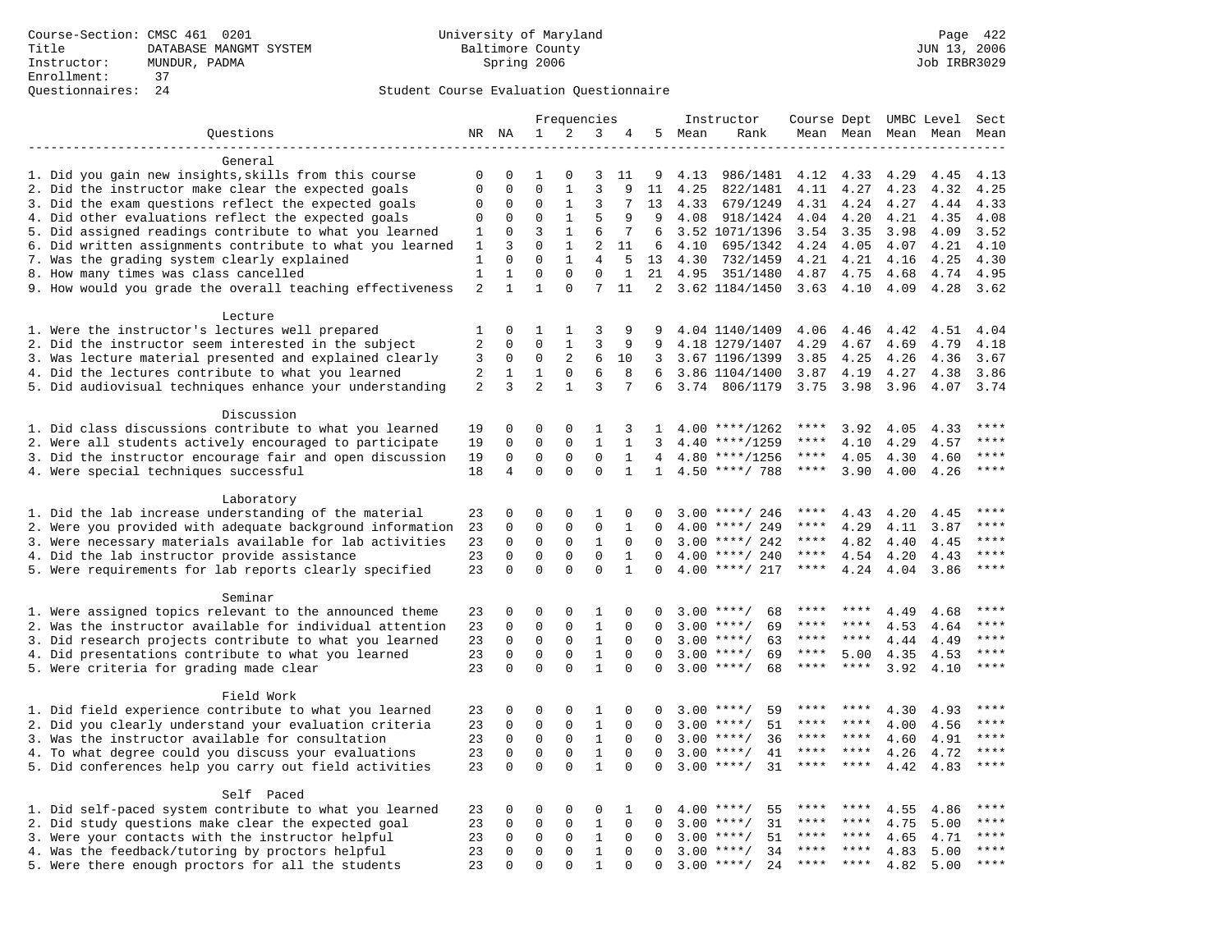Course-Section: CMSC 461 0201
Title: DATABASE MANGMT SYSTEM
Instructor: MUNDUR, PADMA
Enrollment: 37
Questionnaires: 24

University of Maryland
Baltimore County
Spring 2006

JUN 13, 2006
Job IRBR3029

## Student Course Evaluation Questionnaire

| Questions | NR | NA | 1 | 2 | 3 | 4 | 5 | Instructor Mean | Rank | Course Mean | Dept Mean | UMBC Level Mean | Level Mean | Sect Mean |
|---|---|---|---|---|---|---|---|---|---|---|---|---|---|---|
| **General** | | | | | | | | | | | | | | |
| 1. Did you gain new insights,skills from this course | 0 | 0 | 1 | 0 | 3 | 11 | 9 | 4.13 | 986/1481 | 4.12 | 4.33 | 4.29 | 4.45 | 4.13 |
| 2. Did the instructor make clear the expected goals | 0 | 0 | 0 | 1 | 3 | 9 | 11 | 4.25 | 822/1481 | 4.11 | 4.27 | 4.23 | 4.32 | 4.25 |
| 3. Did the exam questions reflect the expected goals | 0 | 0 | 0 | 1 | 3 | 7 | 13 | 4.33 | 679/1249 | 4.31 | 4.24 | 4.27 | 4.44 | 4.33 |
| 4. Did other evaluations reflect the expected goals | 0 | 0 | 0 | 1 | 5 | 9 | 9 | 4.08 | 918/1424 | 4.04 | 4.20 | 4.21 | 4.35 | 4.08 |
| 5. Did assigned readings contribute to what you learned | 1 | 0 | 3 | 1 | 6 | 7 | 6 | 3.52 | 1071/1396 | 3.54 | 3.35 | 3.98 | 4.09 | 3.52 |
| 6. Did written assignments contribute to what you learned | 1 | 3 | 0 | 1 | 2 | 11 | 6 | 4.10 | 695/1342 | 4.24 | 4.05 | 4.07 | 4.21 | 4.10 |
| 7. Was the grading system clearly explained | 1 | 0 | 0 | 1 | 4 | 5 | 13 | 4.30 | 732/1459 | 4.21 | 4.21 | 4.16 | 4.25 | 4.30 |
| 8. How many times was class cancelled | 1 | 1 | 0 | 0 | 0 | 1 | 21 | 4.95 | 351/1480 | 4.87 | 4.75 | 4.68 | 4.74 | 4.95 |
| 9. How would you grade the overall teaching effectiveness | 2 | 1 | 1 | 0 | 7 | 11 | 2 | 3.62 | 1184/1450 | 3.63 | 4.10 | 4.09 | 4.28 | 3.62 |
| **Lecture** | | | | | | | | | | | | | | |
| 1. Were the instructor's lectures well prepared | 1 | 0 | 1 | 1 | 3 | 9 | 9 | 4.04 | 1140/1409 | 4.06 | 4.46 | 4.42 | 4.51 | 4.04 |
| 2. Did the instructor seem interested in the subject | 2 | 0 | 0 | 1 | 3 | 9 | 9 | 4.18 | 1279/1407 | 4.29 | 4.67 | 4.69 | 4.79 | 4.18 |
| 3. Was lecture material presented and explained clearly | 3 | 0 | 0 | 2 | 6 | 10 | 3 | 3.67 | 1196/1399 | 3.85 | 4.25 | 4.26 | 4.36 | 3.67 |
| 4. Did the lectures contribute to what you learned | 2 | 1 | 1 | 0 | 6 | 8 | 6 | 3.86 | 1104/1400 | 3.87 | 4.19 | 4.27 | 4.38 | 3.86 |
| 5. Did audiovisual techniques enhance your understanding | 2 | 3 | 2 | 1 | 3 | 7 | 6 | 3.74 | 806/1179 | 3.75 | 3.98 | 3.96 | 4.07 | 3.74 |
| **Discussion** | | | | | | | | | | | | | | |
| 1. Did class discussions contribute to what you learned | 19 | 0 | 0 | 0 | 1 | 3 | 1 | 4.00 | ****/1262 | **** | 3.92 | 4.05 | 4.33 | **** |
| 2. Were all students actively encouraged to participate | 19 | 0 | 0 | 0 | 1 | 1 | 3 | 4.40 | ****/1259 | **** | 4.10 | 4.29 | 4.57 | **** |
| 3. Did the instructor encourage fair and open discussion | 19 | 0 | 0 | 0 | 0 | 1 | 4 | 4.80 | ****/1256 | **** | 4.05 | 4.30 | 4.60 | **** |
| 4. Were special techniques successful | 18 | 4 | 0 | 0 | 0 | 1 | 1 | 4.50 | ****/ 788 | **** | 3.90 | 4.00 | 4.26 | **** |
| **Laboratory** | | | | | | | | | | | | | | |
| 1. Did the lab increase understanding of the material | 23 | 0 | 0 | 0 | 1 | 0 | 0 | 3.00 | ****/ 246 | **** | 4.43 | 4.20 | 4.45 | **** |
| 2. Were you provided with adequate background information | 23 | 0 | 0 | 0 | 0 | 1 | 0 | 4.00 | ****/ 249 | **** | 4.29 | 4.11 | 3.87 | **** |
| 3. Were necessary materials available for lab activities | 23 | 0 | 0 | 0 | 1 | 0 | 0 | 3.00 | ****/ 242 | **** | 4.82 | 4.40 | 4.45 | **** |
| 4. Did the lab instructor provide assistance | 23 | 0 | 0 | 0 | 0 | 1 | 0 | 4.00 | ****/ 240 | **** | 4.54 | 4.20 | 4.43 | **** |
| 5. Were requirements for lab reports clearly specified | 23 | 0 | 0 | 0 | 0 | 1 | 0 | 4.00 | ****/ 217 | **** | 4.24 | 4.04 | 3.86 | **** |
| **Seminar** | | | | | | | | | | | | | | |
| 1. Were assigned topics relevant to the announced theme | 23 | 0 | 0 | 0 | 1 | 0 | 0 | 3.00 | ****/ 68 | **** | **** | 4.49 | 4.68 | **** |
| 2. Was the instructor available for individual attention | 23 | 0 | 0 | 0 | 1 | 0 | 0 | 3.00 | ****/ 69 | **** | **** | 4.53 | 4.64 | **** |
| 3. Did research projects contribute to what you learned | 23 | 0 | 0 | 0 | 1 | 0 | 0 | 3.00 | ****/ 63 | **** | **** | 4.44 | 4.49 | **** |
| 4. Did presentations contribute to what you learned | 23 | 0 | 0 | 0 | 1 | 0 | 0 | 3.00 | ****/ 69 | **** | 5.00 | 4.35 | 4.53 | **** |
| 5. Were criteria for grading made clear | 23 | 0 | 0 | 0 | 1 | 0 | 0 | 3.00 | ****/ 68 | **** | **** | 3.92 | 4.10 | **** |
| **Field Work** | | | | | | | | | | | | | | |
| 1. Did field experience contribute to what you learned | 23 | 0 | 0 | 0 | 1 | 0 | 0 | 3.00 | ****/ 59 | **** | **** | 4.30 | 4.93 | **** |
| 2. Did you clearly understand your evaluation criteria | 23 | 0 | 0 | 0 | 1 | 0 | 0 | 3.00 | ****/ 51 | **** | **** | 4.00 | 4.56 | **** |
| 3. Was the instructor available for consultation | 23 | 0 | 0 | 0 | 1 | 0 | 0 | 3.00 | ****/ 36 | **** | **** | 4.60 | 4.91 | **** |
| 4. To what degree could you discuss your evaluations | 23 | 0 | 0 | 0 | 1 | 0 | 0 | 3.00 | ****/ 41 | **** | **** | 4.26 | 4.72 | **** |
| 5. Did conferences help you carry out field activities | 23 | 0 | 0 | 0 | 1 | 0 | 0 | 3.00 | ****/ 31 | **** | **** | 4.42 | 4.83 | **** |
| **Self Paced** | | | | | | | | | | | | | | |
| 1. Did self-paced system contribute to what you learned | 23 | 0 | 0 | 0 | 0 | 1 | 0 | 4.00 | ****/ 55 | **** | **** | 4.55 | 4.86 | **** |
| 2. Did study questions make clear the expected goal | 23 | 0 | 0 | 0 | 1 | 0 | 0 | 3.00 | ****/ 31 | **** | **** | 4.75 | 5.00 | **** |
| 3. Were your contacts with the instructor helpful | 23 | 0 | 0 | 0 | 1 | 0 | 0 | 3.00 | ****/ 51 | **** | **** | 4.65 | 4.71 | **** |
| 4. Was the feedback/tutoring by proctors helpful | 23 | 0 | 0 | 0 | 1 | 0 | 0 | 3.00 | ****/ 34 | **** | **** | 4.83 | 5.00 | **** |
| 5. Were there enough proctors for all the students | 23 | 0 | 0 | 0 | 1 | 0 | 0 | 3.00 | ****/ 24 | **** | **** | 4.82 | 5.00 | **** |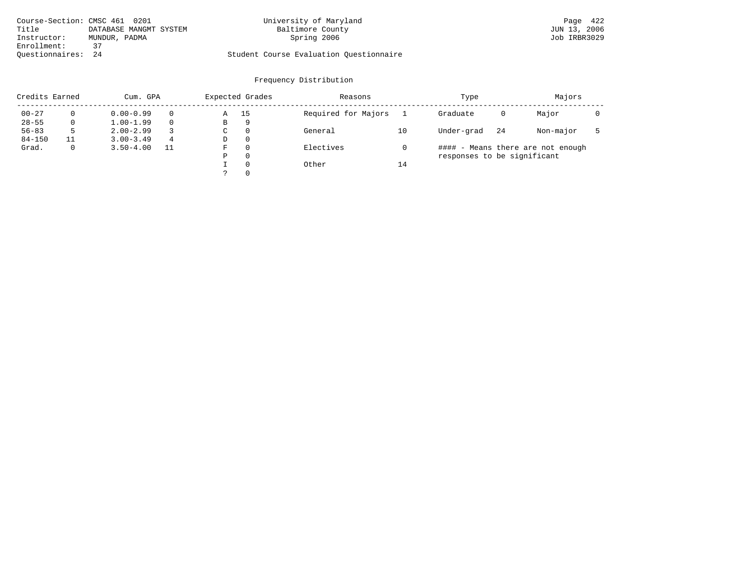Course-Section: CMSC 461 0201
Title: DATABASE MANGMT SYSTEM
Instructor: MUNDUR, PADMA
Enrollment: 37
Questionnaires: 24

University of Maryland
Baltimore County
Spring 2006

Student Course Evaluation Questionnaire

Job IRBR3029

## Frequency Distribution

| Credits Earned | | Cum. GPA | | Expected Grades | | Reasons | | Type | | Majors | |
|---|---|---|---|---|---|---|---|---|---|---|---|
| 00-27 | 0 | 0.00-0.99 | 0 | A | 15 | Required for Majors | 1 | Graduate | 0 | Major | 0 |
| 28-55 | 0 | 1.00-1.99 | 0 | B | 9 | | | | | | |
| 56-83 | 5 | 2.00-2.99 | 3 | C | 0 | General | 10 | Under-grad | 24 | Non-major | 5 |
| 84-150 | 11 | 3.00-3.49 | 4 | D | 0 | | | | | | |
| Grad. | 0 | 3.50-4.00 | 11 | F | 0 | Electives | 0 | | | | |
| | | | | P | 0 | | | | | | |
| | | | | I | 0 | Other | 14 | | | | |
| | | | | ? | 0 | | | | | | |

#### - Means there are not enough responses to be significant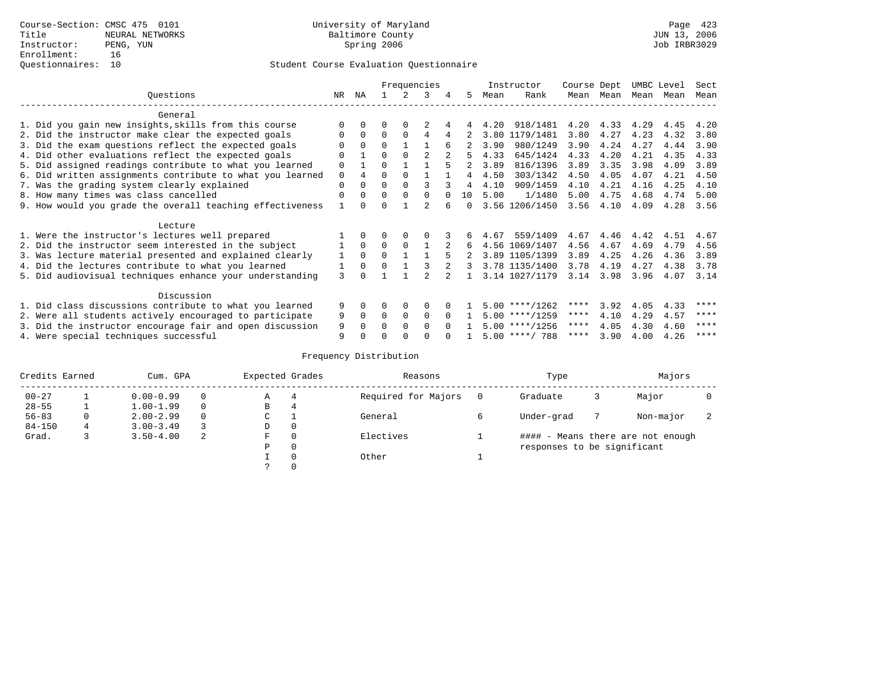Course-Section: CMSC 475 0101
Title: NEURAL NETWORKS
Instructor: PENG, YUN
Enrollment: 16
Questionnaires: 10

University of Maryland
Baltimore County
Spring 2006

JUN 13, 2006
Job IRBR3029

## Student Course Evaluation Questionnaire

| Questions | NR | NA | 1 | 2 | 3 | 4 | 5 | Instructor Mean | Instructor Rank | Course Mean | Dept Mean | UMBC Mean | Level Mean | Sect Mean |
|---|---|---|---|---|---|---|---|---|---|---|---|---|---|---|
| **General** | | | | | | | | | | | | | | |
| 1. Did you gain new insights,skills from this course | 0 | 0 | 0 | 0 | 2 | 4 | 4 | 4.20 | 918/1481 | 4.20 | 4.33 | 4.29 | 4.45 | 4.20 |
| 2. Did the instructor make clear the expected goals | 0 | 0 | 0 | 0 | 4 | 4 | 2 | 3.80 | 1179/1481 | 3.80 | 4.27 | 4.23 | 4.32 | 3.80 |
| 3. Did the exam questions reflect the expected goals | 0 | 0 | 0 | 1 | 1 | 6 | 2 | 3.90 | 980/1249 | 3.90 | 4.24 | 4.27 | 4.44 | 3.90 |
| 4. Did other evaluations reflect the expected goals | 0 | 1 | 0 | 0 | 2 | 2 | 5 | 4.33 | 645/1424 | 4.33 | 4.20 | 4.21 | 4.35 | 4.33 |
| 5. Did assigned readings contribute to what you learned | 0 | 1 | 0 | 1 | 1 | 5 | 2 | 3.89 | 816/1396 | 3.89 | 3.35 | 3.98 | 4.09 | 3.89 |
| 6. Did written assignments contribute to what you learned | 0 | 4 | 0 | 0 | 1 | 1 | 4 | 4.50 | 303/1342 | 4.50 | 4.05 | 4.07 | 4.21 | 4.50 |
| 7. Was the grading system clearly explained | 0 | 0 | 0 | 0 | 3 | 3 | 4 | 4.10 | 909/1459 | 4.10 | 4.21 | 4.16 | 4.25 | 4.10 |
| 8. How many times was class cancelled | 0 | 0 | 0 | 0 | 0 | 0 | 10 | 5.00 | 1/1480 | 5.00 | 4.75 | 4.68 | 4.74 | 5.00 |
| 9. How would you grade the overall teaching effectiveness | 1 | 0 | 0 | 1 | 2 | 6 | 0 | 3.56 | 1206/1450 | 3.56 | 4.10 | 4.09 | 4.28 | 3.56 |
| **Lecture** | | | | | | | | | | | | | | |
| 1. Were the instructor's lectures well prepared | 1 | 0 | 0 | 0 | 0 | 3 | 6 | 4.67 | 559/1409 | 4.67 | 4.46 | 4.42 | 4.51 | 4.67 |
| 2. Did the instructor seem interested in the subject | 1 | 0 | 0 | 0 | 1 | 2 | 6 | 4.56 | 1069/1407 | 4.56 | 4.67 | 4.69 | 4.79 | 4.56 |
| 3. Was lecture material presented and explained clearly | 1 | 0 | 0 | 1 | 1 | 5 | 2 | 3.89 | 1105/1399 | 3.89 | 4.25 | 4.26 | 4.36 | 3.89 |
| 4. Did the lectures contribute to what you learned | 1 | 0 | 0 | 1 | 3 | 2 | 3 | 3.78 | 1135/1400 | 3.78 | 4.19 | 4.27 | 4.38 | 3.78 |
| 5. Did audiovisual techniques enhance your understanding | 3 | 0 | 1 | 1 | 2 | 2 | 1 | 3.14 | 1027/1179 | 3.14 | 3.98 | 3.96 | 4.07 | 3.14 |
| **Discussion** | | | | | | | | | | | | | | |
| 1. Did class discussions contribute to what you learned | 9 | 0 | 0 | 0 | 0 | 0 | 1 | 5.00 | ****/1262 | **** | 3.92 | 4.05 | 4.33 | **** |
| 2. Were all students actively encouraged to participate | 9 | 0 | 0 | 0 | 0 | 0 | 1 | 5.00 | ****/1259 | **** | 4.10 | 4.29 | 4.57 | **** |
| 3. Did the instructor encourage fair and open discussion | 9 | 0 | 0 | 0 | 0 | 0 | 1 | 5.00 | ****/1256 | **** | 4.05 | 4.30 | 4.60 | **** |
| 4. Were special techniques successful | 9 | 0 | 0 | 0 | 0 | 0 | 1 | 5.00 | ****/ 788 | **** | 3.90 | 4.00 | 4.26 | **** |

## Frequency Distribution

| Credits Earned | | Cum. GPA | | Expected Grades | | Reasons | | Type | | Majors | |
|---|---|---|---|---|---|---|---|---|---|---|---|
| 00-27 | 1 | 0.00-0.99 | 0 | A | 4 | Required for Majors | 0 | Graduate | 3 | Major | 0 |
| 28-55 | 1 | 1.00-1.99 | 0 | B | 4 | | | | | | |
| 56-83 | 0 | 2.00-2.99 | 0 | C | 1 | General | 6 | Under-grad | 7 | Non-major | 2 |
| 84-150 | 4 | 3.00-3.49 | 3 | D | 0 | | | | | | |
| Grad. | 3 | 3.50-4.00 | 2 | F | 0 | Electives | 1 | | | | |
| | | | | P | 0 | | | | | | |
| | | | | I | 0 | Other | 1 | | | | |
| | | | | ? | 0 | | | | | | |

#### - Means there are not enough responses to be significant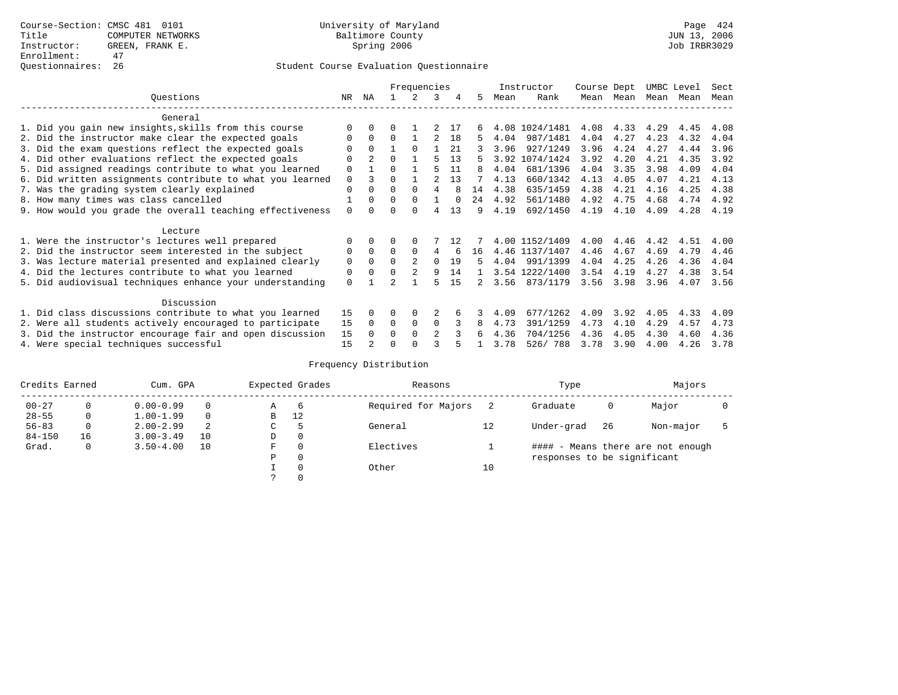Course-Section: CMSC 481 0101
Title: COMPUTER NETWORKS
Instructor: GREEN, FRANK E.
Enrollment: 47
Questionnaires: 26

University of Maryland
Baltimore County
Spring 2006

JUN 13, 2006
Job IRBR3029

## Student Course Evaluation Questionnaire

| Questions | NR | NA | 1 | 2 | 3 | 4 | 5 | Instructor Mean | Instructor Rank | Course Mean | Dept Mean | UMBC Mean | Level Mean | Sect Mean |
|---|---|---|---|---|---|---|---|---|---|---|---|---|---|---|
| **General** | | | | | | | | | | | | | | |
| 1. Did you gain new insights,skills from this course | 0 | 0 | 0 | 1 | 2 | 17 | 6 | 4.08 | 1024/1481 | 4.08 | 4.33 | 4.29 | 4.45 | 4.08 |
| 2. Did the instructor make clear the expected goals | 0 | 0 | 0 | 1 | 2 | 18 | 5 | 4.04 | 987/1481 | 4.04 | 4.27 | 4.23 | 4.32 | 4.04 |
| 3. Did the exam questions reflect the expected goals | 0 | 0 | 1 | 0 | 1 | 21 | 3 | 3.96 | 927/1249 | 3.96 | 4.24 | 4.27 | 4.44 | 3.96 |
| 4. Did other evaluations reflect the expected goals | 0 | 2 | 0 | 1 | 5 | 13 | 5 | 3.92 | 1074/1424 | 3.92 | 4.20 | 4.21 | 4.35 | 3.92 |
| 5. Did assigned readings contribute to what you learned | 0 | 1 | 0 | 1 | 5 | 11 | 8 | 4.04 | 681/1396 | 4.04 | 3.35 | 3.98 | 4.09 | 4.04 |
| 6. Did written assignments contribute to what you learned | 0 | 3 | 0 | 1 | 2 | 13 | 7 | 4.13 | 660/1342 | 4.13 | 4.05 | 4.07 | 4.21 | 4.13 |
| 7. Was the grading system clearly explained | 0 | 0 | 0 | 0 | 4 | 8 | 14 | 4.38 | 635/1459 | 4.38 | 4.21 | 4.16 | 4.25 | 4.38 |
| 8. How many times was class cancelled | 1 | 0 | 0 | 0 | 1 | 0 | 24 | 4.92 | 561/1480 | 4.92 | 4.75 | 4.68 | 4.74 | 4.92 |
| 9. How would you grade the overall teaching effectiveness | 0 | 0 | 0 | 0 | 4 | 13 | 9 | 4.19 | 692/1450 | 4.19 | 4.10 | 4.09 | 4.28 | 4.19 |
| **Lecture** | | | | | | | | | | | | | | |
| 1. Were the instructor's lectures well prepared | 0 | 0 | 0 | 0 | 7 | 12 | 7 | 4.00 | 1152/1409 | 4.00 | 4.46 | 4.42 | 4.51 | 4.00 |
| 2. Did the instructor seem interested in the subject | 0 | 0 | 0 | 0 | 4 | 6 | 16 | 4.46 | 1137/1407 | 4.46 | 4.67 | 4.69 | 4.79 | 4.46 |
| 3. Was lecture material presented and explained clearly | 0 | 0 | 0 | 2 | 0 | 19 | 5 | 4.04 | 991/1399 | 4.04 | 4.25 | 4.26 | 4.36 | 4.04 |
| 4. Did the lectures contribute to what you learned | 0 | 0 | 0 | 2 | 9 | 14 | 1 | 3.54 | 1222/1400 | 3.54 | 4.19 | 4.27 | 4.38 | 3.54 |
| 5. Did audiovisual techniques enhance your understanding | 0 | 1 | 2 | 1 | 5 | 15 | 2 | 3.56 | 873/1179 | 3.56 | 3.98 | 3.96 | 4.07 | 3.56 |
| **Discussion** | | | | | | | | | | | | | | |
| 1. Did class discussions contribute to what you learned | 15 | 0 | 0 | 0 | 2 | 6 | 3 | 4.09 | 677/1262 | 4.09 | 3.92 | 4.05 | 4.33 | 4.09 |
| 2. Were all students actively encouraged to participate | 15 | 0 | 0 | 0 | 0 | 3 | 8 | 4.73 | 391/1259 | 4.73 | 4.10 | 4.29 | 4.57 | 4.73 |
| 3. Did the instructor encourage fair and open discussion | 15 | 0 | 0 | 0 | 2 | 3 | 6 | 4.36 | 704/1256 | 4.36 | 4.05 | 4.30 | 4.60 | 4.36 |
| 4. Were special techniques successful | 15 | 2 | 0 | 0 | 3 | 5 | 1 | 3.78 | 526/ 788 | 3.78 | 3.90 | 4.00 | 4.26 | 3.78 |

## Frequency Distribution

| Credits Earned | | Cum. GPA | | Expected Grades | | Reasons | | Type | | Majors | |
|---|---|---|---|---|---|---|---|---|---|---|---|
| 00-27 | 0 | 0.00-0.99 | 0 | A | 6 | Required for Majors | 2 | Graduate | 0 | Major | 0 |
| 28-55 | 0 | 1.00-1.99 | 0 | B | 12 | | | | | | |
| 56-83 | 0 | 2.00-2.99 | 2 | C | 5 | General | 12 | Under-grad | 26 | Non-major | 5 |
| 84-150 | 16 | 3.00-3.49 | 10 | D | 0 | | | | | | |
| Grad. | 0 | 3.50-4.00 | 10 | F | 0 | Electives | 1 | #### - Means there are not enough responses to be significant | | | |
| | | | | P | 0 | | | | | | |
| | | | | I | 0 | Other | 10 | | | | |
| | | | | ? | 0 | | | | | | |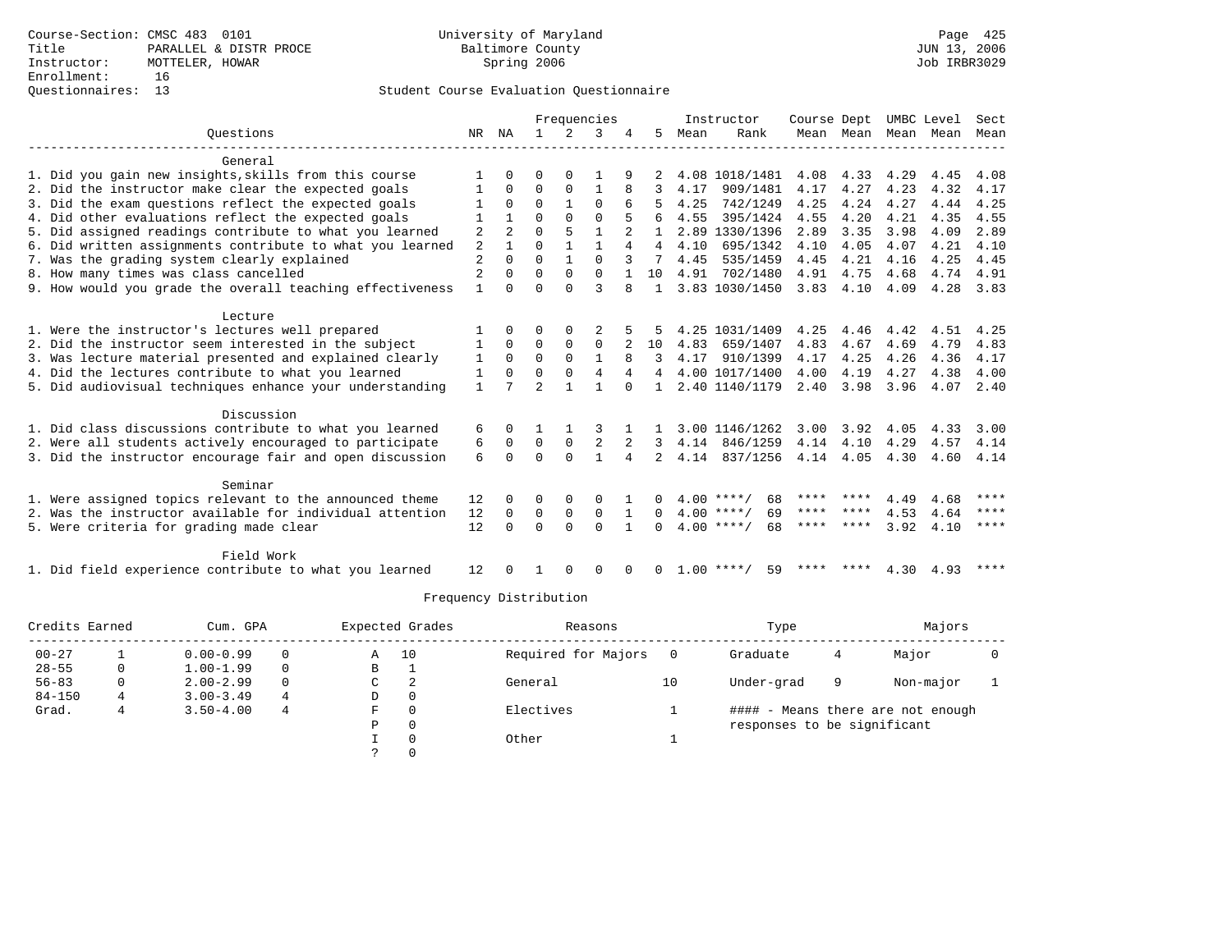Course-Section: CMSC 483 0101
Title: PARALLEL & DISTR PROCE
Instructor: MOTTELER, HOWAR
Enrollment: 16
Questionnaires: 13

University of Maryland
Baltimore County
Spring 2006

Page 425
JUN 13, 2006
Job IRBR3029

Student Course Evaluation Questionnaire

| Questions | NR | NA | 1 | 2 | 3 | 4 | 5 | Instructor Mean | Instructor Rank | Course Mean | Dept Mean | UMBC Level Mean | Level Mean | Sect Mean |
|---|---|---|---|---|---|---|---|---|---|---|---|---|---|---|
| **General** | | | | | | | | | | | | | | |
| 1. Did you gain new insights,skills from this course | 1 | 0 | 0 | 0 | 1 | 9 | 2 | 4.08 | 1018/1481 | 4.08 | 4.33 | 4.29 | 4.45 | 4.08 |
| 2. Did the instructor make clear the expected goals | 1 | 0 | 0 | 0 | 1 | 8 | 3 | 4.17 | 909/1481 | 4.17 | 4.27 | 4.23 | 4.32 | 4.17 |
| 3. Did the exam questions reflect the expected goals | 1 | 0 | 0 | 1 | 0 | 6 | 5 | 4.25 | 742/1249 | 4.25 | 4.24 | 4.27 | 4.44 | 4.25 |
| 4. Did other evaluations reflect the expected goals | 1 | 1 | 0 | 0 | 0 | 5 | 6 | 4.55 | 395/1424 | 4.55 | 4.20 | 4.21 | 4.35 | 4.55 |
| 5. Did assigned readings contribute to what you learned | 2 | 2 | 0 | 5 | 1 | 2 | 1 | 2.89 | 1330/1396 | 2.89 | 3.35 | 3.98 | 4.09 | 2.89 |
| 6. Did written assignments contribute to what you learned | 2 | 1 | 0 | 1 | 1 | 4 | 4 | 4.10 | 695/1342 | 4.10 | 4.05 | 4.07 | 4.21 | 4.10 |
| 7. Was the grading system clearly explained | 2 | 0 | 0 | 1 | 0 | 3 | 7 | 4.45 | 535/1459 | 4.45 | 4.21 | 4.16 | 4.25 | 4.45 |
| 8. How many times was class cancelled | 2 | 0 | 0 | 0 | 0 | 1 | 10 | 4.91 | 702/1480 | 4.91 | 4.75 | 4.68 | 4.74 | 4.91 |
| 9. How would you grade the overall teaching effectiveness | 1 | 0 | 0 | 0 | 3 | 8 | 1 | 3.83 | 1030/1450 | 3.83 | 4.10 | 4.09 | 4.28 | 3.83 |
| **Lecture** | | | | | | | | | | | | | | |
| 1. Were the instructor's lectures well prepared | 1 | 0 | 0 | 0 | 2 | 5 | 5 | 4.25 | 1031/1409 | 4.25 | 4.46 | 4.42 | 4.51 | 4.25 |
| 2. Did the instructor seem interested in the subject | 1 | 0 | 0 | 0 | 0 | 2 | 10 | 4.83 | 659/1407 | 4.83 | 4.67 | 4.69 | 4.79 | 4.83 |
| 3. Was lecture material presented and explained clearly | 1 | 0 | 0 | 0 | 1 | 8 | 3 | 4.17 | 910/1399 | 4.17 | 4.25 | 4.26 | 4.36 | 4.17 |
| 4. Did the lectures contribute to what you learned | 1 | 0 | 0 | 0 | 4 | 4 | 4 | 4.00 | 1017/1400 | 4.00 | 4.19 | 4.27 | 4.38 | 4.00 |
| 5. Did audiovisual techniques enhance your understanding | 1 | 7 | 2 | 1 | 1 | 0 | 1 | 2.40 | 1140/1179 | 2.40 | 3.98 | 3.96 | 4.07 | 2.40 |
| **Discussion** | | | | | | | | | | | | | | |
| 1. Did class discussions contribute to what you learned | 6 | 0 | 1 | 1 | 3 | 1 | 1 | 3.00 | 1146/1262 | 3.00 | 3.92 | 4.05 | 4.33 | 3.00 |
| 2. Were all students actively encouraged to participate | 6 | 0 | 0 | 0 | 2 | 2 | 3 | 4.14 | 846/1259 | 4.14 | 4.10 | 4.29 | 4.57 | 4.14 |
| 3. Did the instructor encourage fair and open discussion | 6 | 0 | 0 | 0 | 1 | 4 | 2 | 4.14 | 837/1256 | 4.14 | 4.05 | 4.30 | 4.60 | 4.14 |
| **Seminar** | | | | | | | | | | | | | | |
| 1. Were assigned topics relevant to the announced theme | 12 | 0 | 0 | 0 | 0 | 1 | 0 | 4.00 | ****/ 68 | **** | **** | 4.49 | 4.68 | **** |
| 2. Was the instructor available for individual attention | 12 | 0 | 0 | 0 | 0 | 1 | 0 | 4.00 | ****/ 69 | **** | **** | 4.53 | 4.64 | **** |
| 5. Were criteria for grading made clear | 12 | 0 | 0 | 0 | 0 | 1 | 0 | 4.00 | ****/ 68 | **** | **** | 3.92 | 4.10 | **** |
| **Field Work** | | | | | | | | | | | | | | |
| 1. Did field experience contribute to what you learned | 12 | 0 | 1 | 0 | 0 | 0 | 0 | 1.00 | ****/ 59 | **** | **** | 4.30 | 4.93 | **** |

Frequency Distribution

| Credits Earned | | Cum. GPA | | Expected Grades | | Reasons | | Type | | Majors | |
|---|---|---|---|---|---|---|---|---|---|---|---|
| 00-27 | 1 | 0.00-0.99 | 0 | A | 10 | Required for Majors | 0 | Graduate | 4 | Major | 0 |
| 28-55 | 0 | 1.00-1.99 | 0 | B | 1 | | | | | | |
| 56-83 | 0 | 2.00-2.99 | 0 | C | 2 | General | 10 | Under-grad | 9 | Non-major | 1 |
| 84-150 | 4 | 3.00-3.49 | 4 | D | 0 | | | | | | |
| Grad. | 4 | 3.50-4.00 | 4 | F | 0 | Electives | 1 | #### - Means there are not enough responses to be significant | | | |
| | | | | P | 0 | | | | | | |
| | | | | I | 0 | Other | 1 | | | | |
| | | | | ? | 0 | | | | | | |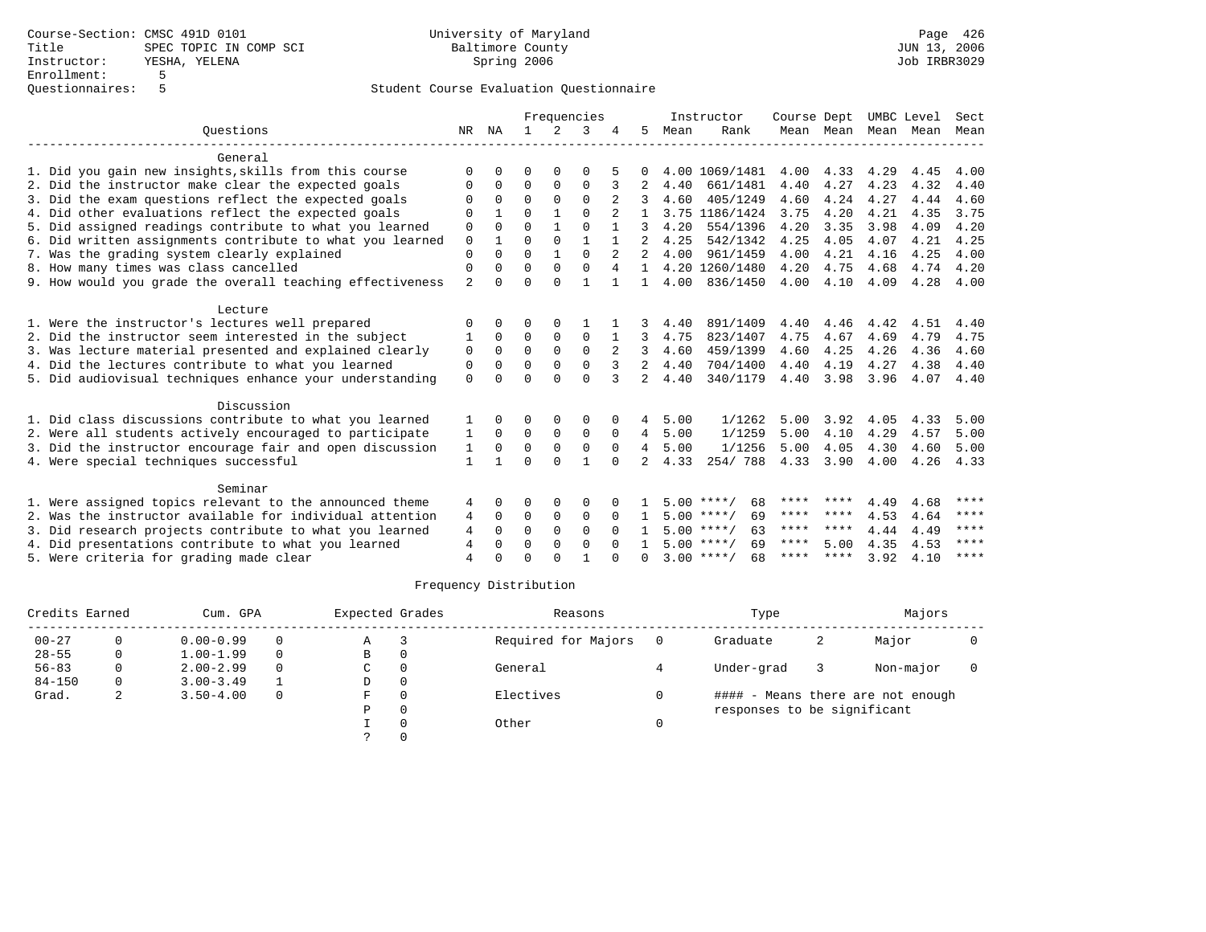Course-Section: CMSC 491D 0101
Title: SPEC TOPIC IN COMP SCI
Instructor: YESHA, YELENA
Enrollment: 5
Questionnaires: 5

University of Maryland
Baltimore County
Spring 2006

Page 426
JUN 13, 2006
Job IRBR3029

## Student Course Evaluation Questionnaire

| Questions | NR | NA | 1 | 2 | 3 | 4 | 5 | Instructor Mean | Instructor Rank | Course Mean | Dept Mean | UMBC Level Mean | Level Mean | Sect Mean |
|---|---|---|---|---|---|---|---|---|---|---|---|---|---|---|
| **General** | | | | | | | | | | | | | | |
| 1. Did you gain new insights,skills from this course | 0 | 0 | 0 | 0 | 0 | 5 | 0 | 4.00 | 1069/1481 | 4.00 | 4.33 | 4.29 | 4.45 | 4.00 |
| 2. Did the instructor make clear the expected goals | 0 | 0 | 0 | 0 | 0 | 3 | 2 | 4.40 | 661/1481 | 4.40 | 4.27 | 4.23 | 4.32 | 4.40 |
| 3. Did the exam questions reflect the expected goals | 0 | 0 | 0 | 0 | 0 | 2 | 3 | 4.60 | 405/1249 | 4.60 | 4.24 | 4.27 | 4.44 | 4.60 |
| 4. Did other evaluations reflect the expected goals | 0 | 1 | 0 | 1 | 0 | 2 | 1 | 3.75 | 1186/1424 | 3.75 | 4.20 | 4.21 | 4.35 | 3.75 |
| 5. Did assigned readings contribute to what you learned | 0 | 0 | 0 | 1 | 0 | 1 | 3 | 4.20 | 554/1396 | 4.20 | 3.35 | 3.98 | 4.09 | 4.20 |
| 6. Did written assignments contribute to what you learned | 0 | 1 | 0 | 0 | 1 | 1 | 2 | 4.25 | 542/1342 | 4.25 | 4.05 | 4.07 | 4.21 | 4.25 |
| 7. Was the grading system clearly explained | 0 | 0 | 0 | 1 | 0 | 2 | 2 | 4.00 | 961/1459 | 4.00 | 4.21 | 4.16 | 4.25 | 4.00 |
| 8. How many times was class cancelled | 0 | 0 | 0 | 0 | 0 | 4 | 1 | 4.20 | 1260/1480 | 4.20 | 4.75 | 4.68 | 4.74 | 4.20 |
| 9. How would you grade the overall teaching effectiveness | 2 | 0 | 0 | 0 | 1 | 1 | 1 | 4.00 | 836/1450 | 4.00 | 4.10 | 4.09 | 4.28 | 4.00 |
| **Lecture** | | | | | | | | | | | | | | |
| 1. Were the instructor's lectures well prepared | 0 | 0 | 0 | 0 | 1 | 1 | 3 | 4.40 | 891/1409 | 4.40 | 4.46 | 4.42 | 4.51 | 4.40 |
| 2. Did the instructor seem interested in the subject | 1 | 0 | 0 | 0 | 0 | 1 | 3 | 4.75 | 823/1407 | 4.75 | 4.67 | 4.69 | 4.79 | 4.75 |
| 3. Was lecture material presented and explained clearly | 0 | 0 | 0 | 0 | 0 | 2 | 3 | 4.60 | 459/1399 | 4.60 | 4.25 | 4.26 | 4.36 | 4.60 |
| 4. Did the lectures contribute to what you learned | 0 | 0 | 0 | 0 | 0 | 3 | 2 | 4.40 | 704/1400 | 4.40 | 4.19 | 4.27 | 4.38 | 4.40 |
| 5. Did audiovisual techniques enhance your understanding | 0 | 0 | 0 | 0 | 0 | 3 | 2 | 4.40 | 340/1179 | 4.40 | 3.98 | 3.96 | 4.07 | 4.40 |
| **Discussion** | | | | | | | | | | | | | | |
| 1. Did class discussions contribute to what you learned | 1 | 0 | 0 | 0 | 0 | 0 | 4 | 5.00 | 1/1262 | 5.00 | 3.92 | 4.05 | 4.33 | 5.00 |
| 2. Were all students actively encouraged to participate | 1 | 0 | 0 | 0 | 0 | 0 | 4 | 5.00 | 1/1259 | 5.00 | 4.10 | 4.29 | 4.57 | 5.00 |
| 3. Did the instructor encourage fair and open discussion | 1 | 0 | 0 | 0 | 0 | 0 | 4 | 5.00 | 1/1256 | 5.00 | 4.05 | 4.30 | 4.60 | 5.00 |
| 4. Were special techniques successful | 1 | 1 | 0 | 0 | 1 | 0 | 2 | 4.33 | 254/ 788 | 4.33 | 3.90 | 4.00 | 4.26 | 4.33 |
| **Seminar** | | | | | | | | | | | | | | |
| 1. Were assigned topics relevant to the announced theme | 4 | 0 | 0 | 0 | 0 | 0 | 1 | 5.00 | ****/ 68 | **** | **** | 4.49 | 4.68 | **** |
| 2. Was the instructor available for individual attention | 4 | 0 | 0 | 0 | 0 | 0 | 1 | 5.00 | ****/ 69 | **** | **** | 4.53 | 4.64 | **** |
| 3. Did research projects contribute to what you learned | 4 | 0 | 0 | 0 | 0 | 0 | 1 | 5.00 | ****/ 63 | **** | **** | 4.44 | 4.49 | **** |
| 4. Did presentations contribute to what you learned | 4 | 0 | 0 | 0 | 0 | 0 | 1 | 5.00 | ****/ 69 | **** | 5.00 | 4.35 | 4.53 | **** |
| 5. Were criteria for grading made clear | 4 | 0 | 0 | 0 | 1 | 0 | 0 | 3.00 | ****/ 68 | **** | **** | 3.92 | 4.10 | **** |

## Frequency Distribution

| Credits Earned | | Cum. GPA | | Expected Grades | | Reasons | | Type | | Majors | |
|---|---|---|---|---|---|---|---|---|---|---|---|
| 00-27 | 0 | 0.00-0.99 | 0 | A | 3 | Required for Majors | 0 | Graduate | 2 | Major | 0 |
| 28-55 | 0 | 1.00-1.99 | 0 | B | 0 | | | | | | |
| 56-83 | 0 | 2.00-2.99 | 0 | C | 0 | General | 4 | Under-grad | 3 | Non-major | 0 |
| 84-150 | 0 | 3.00-3.49 | 1 | D | 0 | | | | | | |
| Grad. | 2 | 3.50-4.00 | 0 | F | 0 | Electives | 0 | #### - Means there are not enough responses to be significant | | | |
| | | | | P | 0 | | | | | | |
| | | | | I | 0 | Other | 0 | | | | |
| | | | | ? | 0 | | | | | | |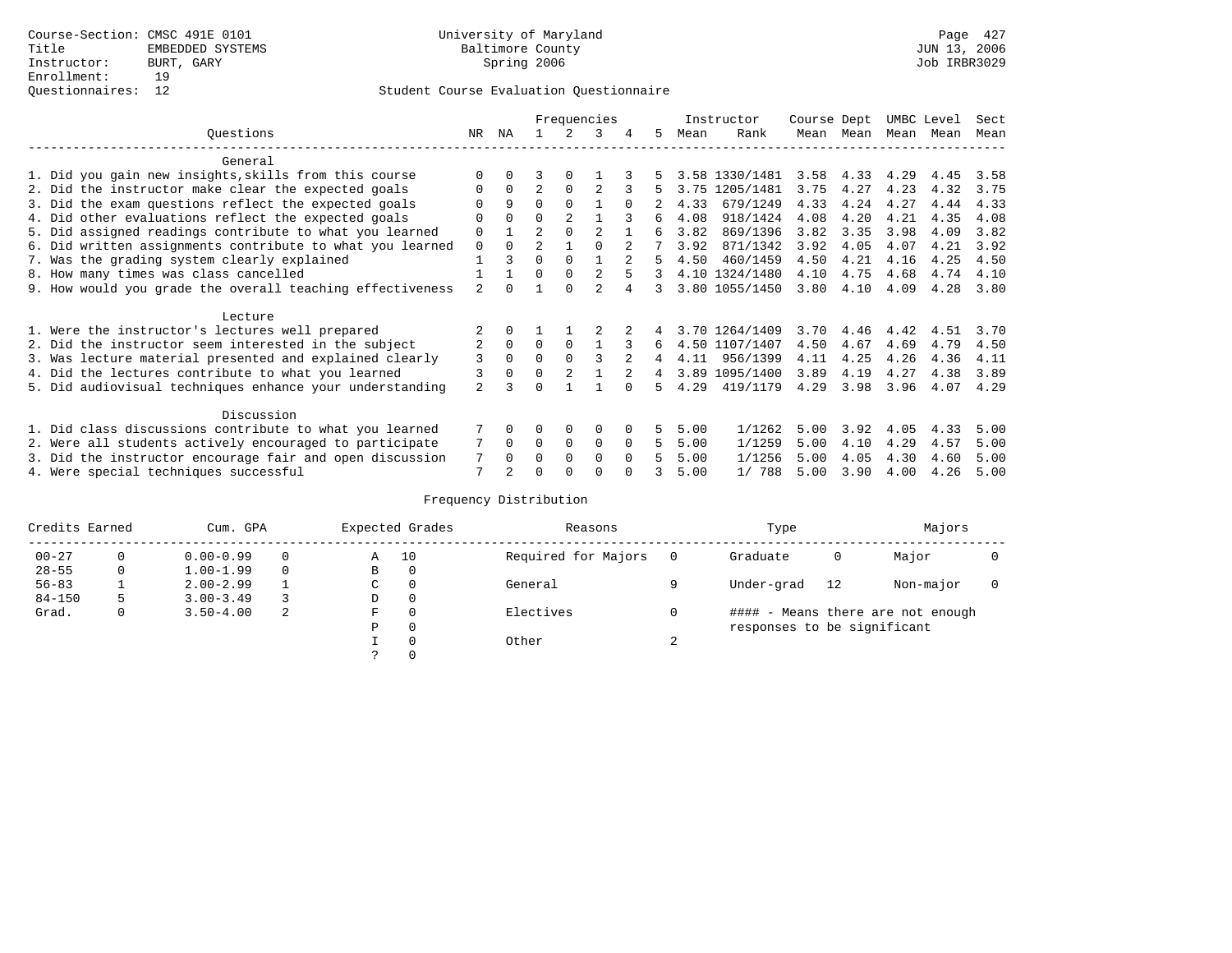Course-Section: CMSC 491E 0101
Title: EMBEDDED SYSTEMS
Instructor: BURT, GARY
Enrollment: 19
Questionnaires: 12

University of Maryland
Baltimore County
Spring 2006

JUN 13, 2006
Job IRBR3029

## Student Course Evaluation Questionnaire

| Questions | NR | NA | 1 | 2 | 3 | 4 | 5 | Instructor Mean | Instructor Rank | Course Mean | Dept Mean | UMBC Mean | Level Mean | Sect Mean |
|---|---|---|---|---|---|---|---|---|---|---|---|---|---|---|
| **General** | | | | | | | | | | | | | | |
| 1. Did you gain new insights,skills from this course | 0 | 0 | 3 | 0 | 1 | 3 | 5 | 3.58 | 1330/1481 | 3.58 | 4.33 | 4.29 | 4.45 | 3.58 |
| 2. Did the instructor make clear the expected goals | 0 | 0 | 2 | 0 | 2 | 3 | 5 | 3.75 | 1205/1481 | 3.75 | 4.27 | 4.23 | 4.32 | 3.75 |
| 3. Did the exam questions reflect the expected goals | 0 | 9 | 0 | 0 | 1 | 0 | 2 | 4.33 | 679/1249 | 4.33 | 4.24 | 4.27 | 4.44 | 4.33 |
| 4. Did other evaluations reflect the expected goals | 0 | 0 | 0 | 2 | 1 | 3 | 6 | 4.08 | 918/1424 | 4.08 | 4.20 | 4.21 | 4.35 | 4.08 |
| 5. Did assigned readings contribute to what you learned | 0 | 1 | 2 | 0 | 2 | 1 | 6 | 3.82 | 869/1396 | 3.82 | 3.35 | 3.98 | 4.09 | 3.82 |
| 6. Did written assignments contribute to what you learned | 0 | 0 | 2 | 1 | 0 | 2 | 7 | 3.92 | 871/1342 | 3.92 | 4.05 | 4.07 | 4.21 | 3.92 |
| 7. Was the grading system clearly explained | 1 | 3 | 0 | 0 | 1 | 2 | 5 | 4.50 | 460/1459 | 4.50 | 4.21 | 4.16 | 4.25 | 4.50 |
| 8. How many times was class cancelled | 1 | 1 | 0 | 0 | 2 | 5 | 3 | 4.10 | 1324/1480 | 4.10 | 4.75 | 4.68 | 4.74 | 4.10 |
| 9. How would you grade the overall teaching effectiveness | 2 | 0 | 1 | 0 | 2 | 4 | 3 | 3.80 | 1055/1450 | 3.80 | 4.10 | 4.09 | 4.28 | 3.80 |
| **Lecture** | | | | | | | | | | | | | | |
| 1. Were the instructor's lectures well prepared | 2 | 0 | 1 | 1 | 2 | 2 | 4 | 3.70 | 1264/1409 | 3.70 | 4.46 | 4.42 | 4.51 | 3.70 |
| 2. Did the instructor seem interested in the subject | 2 | 0 | 0 | 0 | 1 | 3 | 6 | 4.50 | 1107/1407 | 4.50 | 4.67 | 4.69 | 4.79 | 4.50 |
| 3. Was lecture material presented and explained clearly | 3 | 0 | 0 | 0 | 3 | 2 | 4 | 4.11 | 956/1399 | 4.11 | 4.25 | 4.26 | 4.36 | 4.11 |
| 4. Did the lectures contribute to what you learned | 3 | 0 | 0 | 2 | 1 | 2 | 4 | 3.89 | 1095/1400 | 3.89 | 4.19 | 4.27 | 4.38 | 3.89 |
| 5. Did audiovisual techniques enhance your understanding | 2 | 3 | 0 | 1 | 1 | 0 | 5 | 4.29 | 419/1179 | 4.29 | 3.98 | 3.96 | 4.07 | 4.29 |
| **Discussion** | | | | | | | | | | | | | | |
| 1. Did class discussions contribute to what you learned | 7 | 0 | 0 | 0 | 0 | 0 | 5 | 5.00 | 1/1262 | 5.00 | 3.92 | 4.05 | 4.33 | 5.00 |
| 2. Were all students actively encouraged to participate | 7 | 0 | 0 | 0 | 0 | 0 | 5 | 5.00 | 1/1259 | 5.00 | 4.10 | 4.29 | 4.57 | 5.00 |
| 3. Did the instructor encourage fair and open discussion | 7 | 0 | 0 | 0 | 0 | 0 | 5 | 5.00 | 1/1256 | 5.00 | 4.05 | 4.30 | 4.60 | 5.00 |
| 4. Were special techniques successful | 7 | 2 | 0 | 0 | 0 | 0 | 3 | 5.00 | 1/ 788 | 5.00 | 3.90 | 4.00 | 4.26 | 5.00 |

### Frequency Distribution

| Credits Earned | | Cum. GPA | | Expected Grades | | Reasons | | Type | | Majors | |
|---|---|---|---|---|---|---|---|---|---|---|---|
| 00-27 | 0 | 0.00-0.99 | 0 | A | 10 | Required for Majors | 0 | Graduate | 0 | Major | 0 |
| 28-55 | 0 | 1.00-1.99 | 0 | B | 0 | | | | | | |
| 56-83 | 1 | 2.00-2.99 | 1 | C | 0 | General | 9 | Under-grad | 12 | Non-major | 0 |
| 84-150 | 5 | 3.00-3.49 | 3 | D | 0 | | | | | | |
| Grad. | 0 | 3.50-4.00 | 2 | F | 0 | Electives | 0 | #### - Means there are not enough responses to be significant | | | |
| | | | | P | 0 | | | | | | |
| | | | | I | 0 | Other | 2 | | | | |
| | | | | ? | 0 | | | | | | |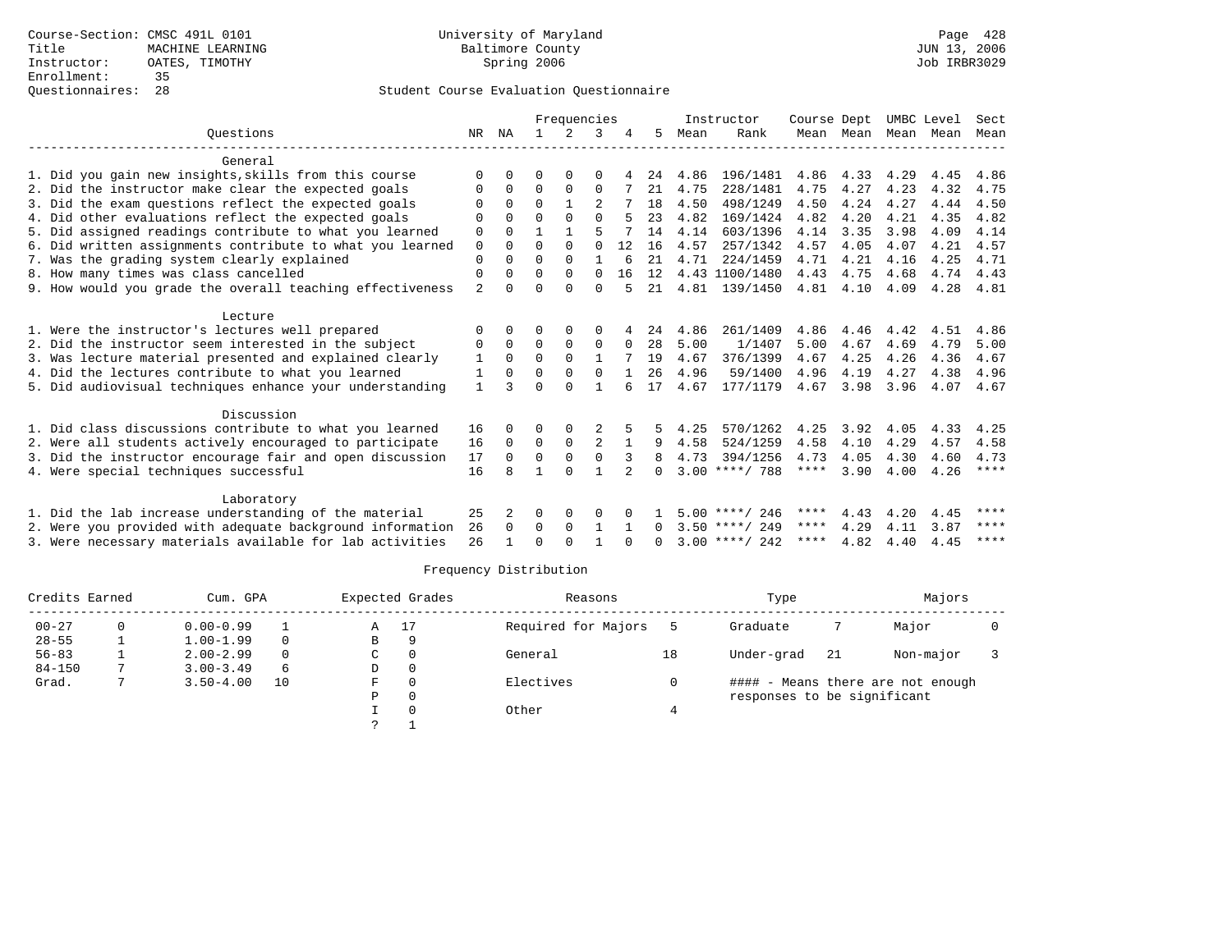Course-Section: CMSC 491L 0101
Title: MACHINE LEARNING
Instructor: OATES, TIMOTHY
Enrollment: 35
Questionnaires: 28

University of Maryland
Baltimore County
Spring 2006

JUN 13, 2006
Job IRBR3029

## Student Course Evaluation Questionnaire

| Questions | NR | NA | 1 | 2 | 3 | 4 | 5 | Instructor Mean | Instructor Rank | Course Mean | Dept Mean | UMBC Level Mean | Level Mean | Sect Mean |
|---|---|---|---|---|---|---|---|---|---|---|---|---|---|---|
| **General** | | | | | | | | | | | | | | |
| 1. Did you gain new insights,skills from this course | 0 | 0 | 0 | 0 | 0 | 4 | 24 | 4.86 | 196/1481 | 4.86 | 4.33 | 4.29 | 4.45 | 4.86 |
| 2. Did the instructor make clear the expected goals | 0 | 0 | 0 | 0 | 0 | 7 | 21 | 4.75 | 228/1481 | 4.75 | 4.27 | 4.23 | 4.32 | 4.75 |
| 3. Did the exam questions reflect the expected goals | 0 | 0 | 0 | 1 | 2 | 7 | 18 | 4.50 | 498/1249 | 4.50 | 4.24 | 4.27 | 4.44 | 4.50 |
| 4. Did other evaluations reflect the expected goals | 0 | 0 | 0 | 0 | 0 | 5 | 23 | 4.82 | 169/1424 | 4.82 | 4.20 | 4.21 | 4.35 | 4.82 |
| 5. Did assigned readings contribute to what you learned | 0 | 0 | 1 | 1 | 5 | 7 | 14 | 4.14 | 603/1396 | 4.14 | 3.35 | 3.98 | 4.09 | 4.14 |
| 6. Did written assignments contribute to what you learned | 0 | 0 | 0 | 0 | 0 | 12 | 16 | 4.57 | 257/1342 | 4.57 | 4.05 | 4.07 | 4.21 | 4.57 |
| 7. Was the grading system clearly explained | 0 | 0 | 0 | 0 | 1 | 6 | 21 | 4.71 | 224/1459 | 4.71 | 4.21 | 4.16 | 4.25 | 4.71 |
| 8. How many times was class cancelled | 0 | 0 | 0 | 0 | 0 | 16 | 12 | 4.43 | 1100/1480 | 4.43 | 4.75 | 4.68 | 4.74 | 4.43 |
| 9. How would you grade the overall teaching effectiveness | 2 | 0 | 0 | 0 | 0 | 5 | 21 | 4.81 | 139/1450 | 4.81 | 4.10 | 4.09 | 4.28 | 4.81 |
| **Lecture** | | | | | | | | | | | | | | |
| 1. Were the instructor's lectures well prepared | 0 | 0 | 0 | 0 | 0 | 4 | 24 | 4.86 | 261/1409 | 4.86 | 4.46 | 4.42 | 4.51 | 4.86 |
| 2. Did the instructor seem interested in the subject | 0 | 0 | 0 | 0 | 0 | 0 | 28 | 5.00 | 1/1407 | 5.00 | 4.67 | 4.69 | 4.79 | 5.00 |
| 3. Was lecture material presented and explained clearly | 1 | 0 | 0 | 0 | 1 | 7 | 19 | 4.67 | 376/1399 | 4.67 | 4.25 | 4.26 | 4.36 | 4.67 |
| 4. Did the lectures contribute to what you learned | 1 | 0 | 0 | 0 | 0 | 1 | 26 | 4.96 | 59/1400 | 4.96 | 4.19 | 4.27 | 4.38 | 4.96 |
| 5. Did audiovisual techniques enhance your understanding | 1 | 3 | 0 | 0 | 1 | 6 | 17 | 4.67 | 177/1179 | 4.67 | 3.98 | 3.96 | 4.07 | 4.67 |
| **Discussion** | | | | | | | | | | | | | | |
| 1. Did class discussions contribute to what you learned | 16 | 0 | 0 | 0 | 2 | 5 | 5 | 4.25 | 570/1262 | 4.25 | 3.92 | 4.05 | 4.33 | 4.25 |
| 2. Were all students actively encouraged to participate | 16 | 0 | 0 | 0 | 2 | 1 | 9 | 4.58 | 524/1259 | 4.58 | 4.10 | 4.29 | 4.57 | 4.58 |
| 3. Did the instructor encourage fair and open discussion | 17 | 0 | 0 | 0 | 0 | 3 | 8 | 4.73 | 394/1256 | 4.73 | 4.05 | 4.30 | 4.60 | 4.73 |
| 4. Were special techniques successful | 16 | 8 | 1 | 0 | 1 | 2 | 0 | 3.00 | ****/ 788 | **** | 3.90 | 4.00 | 4.26 | **** |
| **Laboratory** | | | | | | | | | | | | | | |
| 1. Did the lab increase understanding of the material | 25 | 2 | 0 | 0 | 0 | 0 | 1 | 5.00 | ****/ 246 | **** | 4.43 | 4.20 | 4.45 | **** |
| 2. Were you provided with adequate background information | 26 | 0 | 0 | 0 | 1 | 1 | 0 | 3.50 | ****/ 249 | **** | 4.29 | 4.11 | 3.87 | **** |
| 3. Were necessary materials available for lab activities | 26 | 1 | 0 | 0 | 1 | 0 | 0 | 3.00 | ****/ 242 | **** | 4.82 | 4.40 | 4.45 | **** |

## Frequency Distribution

| Credits Earned | | Cum. GPA | | Expected Grades | | Reasons | | Type | | Majors | |
|---|---|---|---|---|---|---|---|---|---|---|---|
| 00-27 | 0 | 0.00-0.99 | 1 | A | 17 | Required for Majors | 5 | Graduate | 7 | Major | 0 |
| 28-55 | 1 | 1.00-1.99 | 0 | B | 9 | | | | | | |
| 56-83 | 1 | 2.00-2.99 | 0 | C | 0 | General | 18 | Under-grad | 21 | Non-major | 3 |
| 84-150 | 7 | 3.00-3.49 | 6 | D | 0 | | | | | | |
| Grad. | 7 | 3.50-4.00 | 10 | F | 0 | Electives | 0 | #### - Means there are not enough responses to be significant | | | |
| | | | | P | 0 | | | | | | |
| | | | | I | 0 | Other | 4 | | | | |
| | | | | ? | 1 | | | | | | |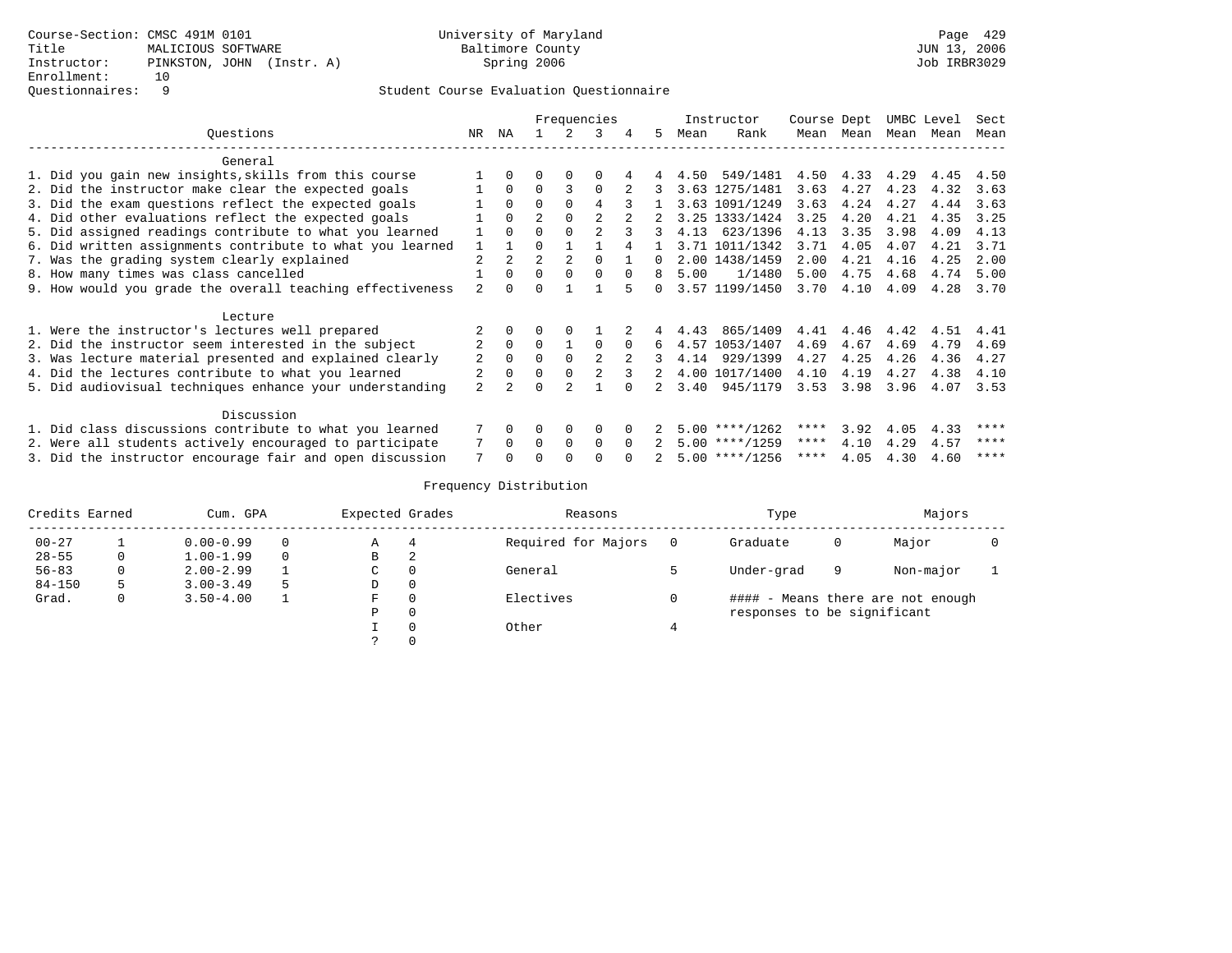Course-Section: CMSC 491M 0101
Title: MALICIOUS SOFTWARE
Instructor: PINKSTON, JOHN (Instr. A)
Enrollment: 10
Questionnaires: 9

University of Maryland
Baltimore County
Spring 2006

Student Course Evaluation Questionnaire

| Questions | NR | NA | 1 | 2 | 3 | 4 | 5 | Instructor Mean | Rank | Course Mean | Dept Mean | UMBC Mean | Level Mean | Sect Mean |
|---|---|---|---|---|---|---|---|---|---|---|---|---|---|---|
| **General** | | | | | | | | | | | | | | |
| 1. Did you gain new insights,skills from this course | 1 | 0 | 0 | 0 | 0 | 4 | 4 | 4.50 | 549/1481 | 4.50 | 4.33 | 4.29 | 4.45 | 4.50 |
| 2. Did the instructor make clear the expected goals | 1 | 0 | 0 | 3 | 0 | 2 | 3 | 3.63 | 1275/1481 | 3.63 | 4.27 | 4.23 | 4.32 | 3.63 |
| 3. Did the exam questions reflect the expected goals | 1 | 0 | 0 | 0 | 4 | 3 | 1 | 3.63 | 1091/1249 | 3.63 | 4.24 | 4.27 | 4.44 | 3.63 |
| 4. Did other evaluations reflect the expected goals | 1 | 0 | 2 | 0 | 2 | 2 | 2 | 3.25 | 1333/1424 | 3.25 | 4.20 | 4.21 | 4.35 | 3.25 |
| 5. Did assigned readings contribute to what you learned | 1 | 0 | 0 | 0 | 2 | 3 | 3 | 4.13 | 623/1396 | 4.13 | 3.35 | 3.98 | 4.09 | 4.13 |
| 6. Did written assignments contribute to what you learned | 1 | 1 | 0 | 1 | 1 | 4 | 1 | 3.71 | 1011/1342 | 3.71 | 4.05 | 4.07 | 4.21 | 3.71 |
| 7. Was the grading system clearly explained | 2 | 2 | 2 | 2 | 0 | 1 | 0 | 2.00 | 1438/1459 | 2.00 | 4.21 | 4.16 | 4.25 | 2.00 |
| 8. How many times was class cancelled | 1 | 0 | 0 | 0 | 0 | 0 | 8 | 5.00 | 1/1480 | 5.00 | 4.75 | 4.68 | 4.74 | 5.00 |
| 9. How would you grade the overall teaching effectiveness | 2 | 0 | 0 | 1 | 1 | 5 | 0 | 3.57 | 1199/1450 | 3.70 | 4.10 | 4.09 | 4.28 | 3.70 |
| **Lecture** | | | | | | | | | | | | | | |
| 1. Were the instructor's lectures well prepared | 2 | 0 | 0 | 0 | 1 | 2 | 4 | 4.43 | 865/1409 | 4.41 | 4.46 | 4.42 | 4.51 | 4.41 |
| 2. Did the instructor seem interested in the subject | 2 | 0 | 0 | 1 | 0 | 0 | 6 | 4.57 | 1053/1407 | 4.69 | 4.67 | 4.69 | 4.79 | 4.69 |
| 3. Was lecture material presented and explained clearly | 2 | 0 | 0 | 0 | 2 | 2 | 3 | 4.14 | 929/1399 | 4.27 | 4.25 | 4.26 | 4.36 | 4.27 |
| 4. Did the lectures contribute to what you learned | 2 | 0 | 0 | 0 | 2 | 3 | 2 | 4.00 | 1017/1400 | 4.10 | 4.19 | 4.27 | 4.38 | 4.10 |
| 5. Did audiovisual techniques enhance your understanding | 2 | 2 | 0 | 2 | 1 | 0 | 2 | 3.40 | 945/1179 | 3.53 | 3.98 | 3.96 | 4.07 | 3.53 |
| **Discussion** | | | | | | | | | | | | | | |
| 1. Did class discussions contribute to what you learned | 7 | 0 | 0 | 0 | 0 | 0 | 2 | 5.00 | ****/1262 | **** | 3.92 | 4.05 | 4.33 | **** |
| 2. Were all students actively encouraged to participate | 7 | 0 | 0 | 0 | 0 | 0 | 2 | 5.00 | ****/1259 | **** | 4.10 | 4.29 | 4.57 | **** |
| 3. Did the instructor encourage fair and open discussion | 7 | 0 | 0 | 0 | 0 | 0 | 2 | 5.00 | ****/1256 | **** | 4.05 | 4.30 | 4.60 | **** |

## Frequency Distribution

| Credits Earned | | Cum. GPA | | Expected Grades | | Reasons | | Type | | Majors | |
|---|---|---|---|---|---|---|---|---|---|---|---|
| 00-27 | 1 | 0.00-0.99 | 0 | A | 4 | Required for Majors | 0 | Graduate | 0 | Major | 0 |
| 28-55 | 0 | 1.00-1.99 | 0 | B | 2 | | | | | | |
| 56-83 | 0 | 2.00-2.99 | 1 | C | 0 | General | 5 | Under-grad | 9 | Non-major | 1 |
| 84-150 | 5 | 3.00-3.49 | 5 | D | 0 | | | | | | |
| Grad. | 0 | 3.50-4.00 | 1 | F | 0 | Electives | 0 | #### - Means there are not enough responses to be significant | | | |
| | | | | P | 0 | | | | | | |
| | | | | I | 0 | Other | 4 | | | | |
| | | | | ? | 0 | | | | | | |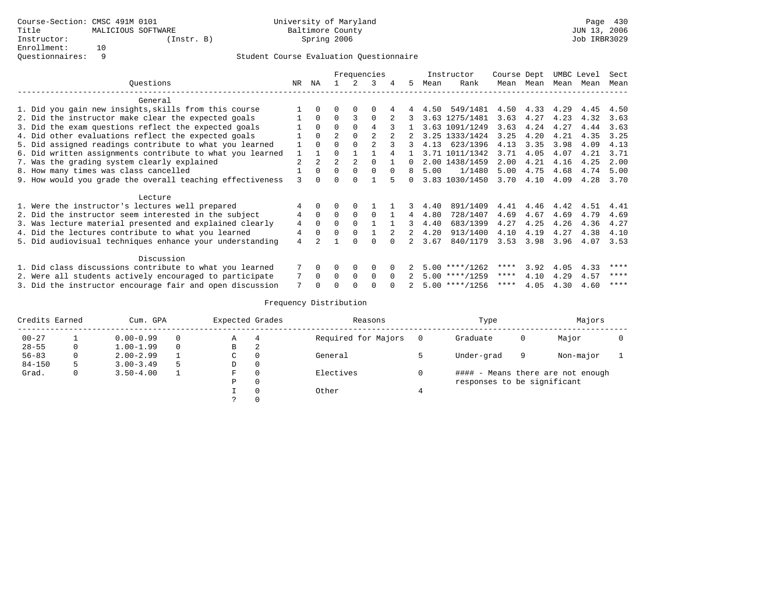Course-Section: CMSC 491M 0101
Title: MALICIOUS SOFTWARE
Instructor: (Instr. B)
Enrollment: 10
Questionnaires: 9

University of Maryland
Baltimore County
Spring 2006

JUN 13, 2006
Job IRBR3029

Student Course Evaluation Questionnaire

| Questions | NR | NA | 1 | 2 | 3 | 4 | 5 | Instructor Mean | Instructor Rank | Course Mean | Dept Mean | UMBC Mean | Level Mean | Sect Mean |
|---|---|---|---|---|---|---|---|---|---|---|---|---|---|---|
| **General** | | | | | | | | | | | | | | |
| 1. Did you gain new insights,skills from this course | 1 | 0 | 0 | 0 | 0 | 4 | 4 | 4.50 | 549/1481 | 4.50 | 4.33 | 4.29 | 4.45 | 4.50 |
| 2. Did the instructor make clear the expected goals | 1 | 0 | 0 | 3 | 0 | 2 | 3 | 3.63 | 1275/1481 | 3.63 | 4.27 | 4.23 | 4.32 | 3.63 |
| 3. Did the exam questions reflect the expected goals | 1 | 0 | 0 | 0 | 4 | 3 | 1 | 3.63 | 1091/1249 | 3.63 | 4.24 | 4.27 | 4.44 | 3.63 |
| 4. Did other evaluations reflect the expected goals | 1 | 0 | 2 | 0 | 2 | 2 | 2 | 3.25 | 1333/1424 | 3.25 | 4.20 | 4.21 | 4.35 | 3.25 |
| 5. Did assigned readings contribute to what you learned | 1 | 0 | 0 | 0 | 2 | 3 | 3 | 4.13 | 623/1396 | 4.13 | 3.35 | 3.98 | 4.09 | 4.13 |
| 6. Did written assignments contribute to what you learned | 1 | 1 | 0 | 1 | 1 | 4 | 1 | 3.71 | 1011/1342 | 3.71 | 4.05 | 4.07 | 4.21 | 3.71 |
| 7. Was the grading system clearly explained | 2 | 2 | 2 | 2 | 0 | 1 | 0 | 2.00 | 1438/1459 | 2.00 | 4.21 | 4.16 | 4.25 | 2.00 |
| 8. How many times was class cancelled | 1 | 0 | 0 | 0 | 0 | 0 | 8 | 5.00 | 1/1480 | 5.00 | 4.75 | 4.68 | 4.74 | 5.00 |
| 9. How would you grade the overall teaching effectiveness | 3 | 0 | 0 | 0 | 1 | 5 | 0 | 3.83 | 1030/1450 | 3.70 | 4.10 | 4.09 | 4.28 | 3.70 |
| **Lecture** | | | | | | | | | | | | | | |
| 1. Were the instructor's lectures well prepared | 4 | 0 | 0 | 0 | 1 | 1 | 3 | 4.40 | 891/1409 | 4.41 | 4.46 | 4.42 | 4.51 | 4.41 |
| 2. Did the instructor seem interested in the subject | 4 | 0 | 0 | 0 | 0 | 1 | 4 | 4.80 | 728/1407 | 4.69 | 4.67 | 4.69 | 4.79 | 4.69 |
| 3. Was lecture material presented and explained clearly | 4 | 0 | 0 | 0 | 1 | 1 | 3 | 4.40 | 683/1399 | 4.27 | 4.25 | 4.26 | 4.36 | 4.27 |
| 4. Did the lectures contribute to what you learned | 4 | 0 | 0 | 0 | 1 | 2 | 2 | 4.20 | 913/1400 | 4.10 | 4.19 | 4.27 | 4.38 | 4.10 |
| 5. Did audiovisual techniques enhance your understanding | 4 | 2 | 1 | 0 | 0 | 0 | 2 | 3.67 | 840/1179 | 3.53 | 3.98 | 3.96 | 4.07 | 3.53 |
| **Discussion** | | | | | | | | | | | | | | |
| 1. Did class discussions contribute to what you learned | 7 | 0 | 0 | 0 | 0 | 0 | 2 | 5.00 | ****/1262 | **** | 3.92 | 4.05 | 4.33 | **** |
| 2. Were all students actively encouraged to participate | 7 | 0 | 0 | 0 | 0 | 0 | 2 | 5.00 | ****/1259 | **** | 4.10 | 4.29 | 4.57 | **** |
| 3. Did the instructor encourage fair and open discussion | 7 | 0 | 0 | 0 | 0 | 0 | 2 | 5.00 | ****/1256 | **** | 4.05 | 4.30 | 4.60 | **** |

Frequency Distribution

| Credits Earned | | Cum. GPA | | Expected Grades | | Reasons | | Type | | Majors | |
|---|---|---|---|---|---|---|---|---|---|---|---|
| 00-27 | 1 | 0.00-0.99 | 0 | A | 4 | Required for Majors | 0 | Graduate | 0 | Major | 0 |
| 28-55 | 0 | 1.00-1.99 | 0 | B | 2 | | | | | | |
| 56-83 | 0 | 2.00-2.99 | 1 | C | 0 | General | 5 | Under-grad | 9 | Non-major | 1 |
| 84-150 | 5 | 3.00-3.49 | 5 | D | 0 | | | | | | |
| Grad. | 0 | 3.50-4.00 | 1 | F | 0 | Electives | 0 | #### - Means there are not enough responses to be significant | | | |
| | | | | P | 0 | | | | | | |
| | | | | I | 0 | Other | 4 | | | | |
| | | | | ? | 0 | | | | | | |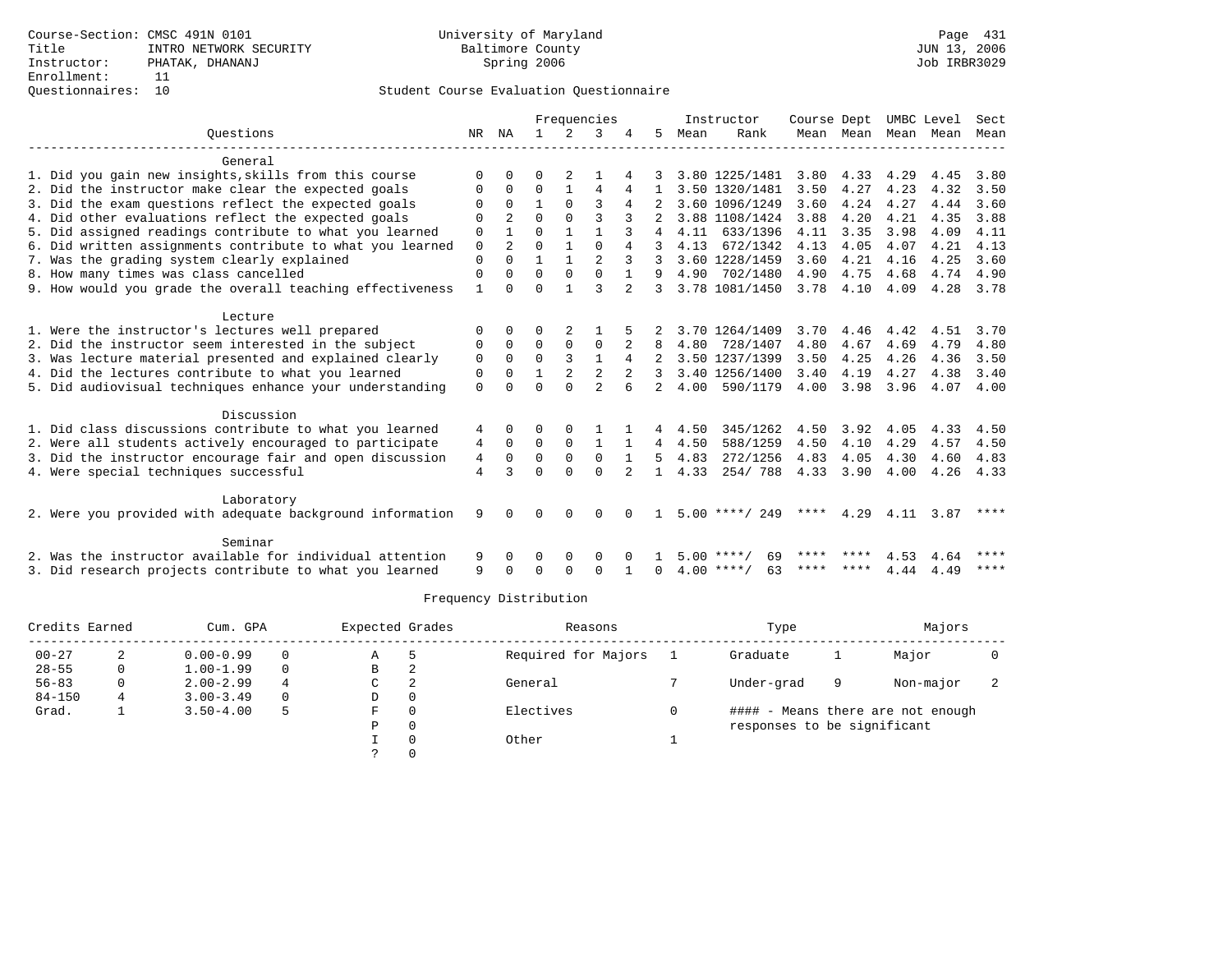Course-Section: CMSC 491N 0101
Title: INTRO NETWORK SECURITY
Instructor: PHATAK, DHANANJ
Enrollment: 11
Questionnaires: 10

University of Maryland
Baltimore County
Spring 2006

Student Course Evaluation Questionnaire

| Questions | NR | NA | 1 | 2 | 3 | 4 | 5 | Instructor Mean | Instructor Rank | Course Mean | Dept Mean | UMBC Level Mean | Level Mean | Sect Mean |
|---|---|---|---|---|---|---|---|---|---|---|---|---|---|---|
| **General** | | | | | | | | | | | | | | |
| 1. Did you gain new insights,skills from this course | 0 | 0 | 0 | 2 | 1 | 4 | 3 | 3.80 | 1225/1481 | 3.80 | 4.33 | 4.29 | 4.45 | 3.80 |
| 2. Did the instructor make clear the expected goals | 0 | 0 | 0 | 1 | 4 | 4 | 1 | 3.50 | 1320/1481 | 3.50 | 4.27 | 4.23 | 4.32 | 3.50 |
| 3. Did the exam questions reflect the expected goals | 0 | 0 | 1 | 0 | 3 | 4 | 2 | 3.60 | 1096/1249 | 3.60 | 4.24 | 4.27 | 4.44 | 3.60 |
| 4. Did other evaluations reflect the expected goals | 0 | 2 | 0 | 0 | 3 | 3 | 2 | 3.88 | 1108/1424 | 3.88 | 4.20 | 4.21 | 4.35 | 3.88 |
| 5. Did assigned readings contribute to what you learned | 0 | 1 | 0 | 1 | 1 | 3 | 4 | 4.11 | 633/1396 | 4.11 | 3.35 | 3.98 | 4.09 | 4.11 |
| 6. Did written assignments contribute to what you learned | 0 | 2 | 0 | 1 | 0 | 4 | 3 | 4.13 | 672/1342 | 4.13 | 4.05 | 4.07 | 4.21 | 4.13 |
| 7. Was the grading system clearly explained | 0 | 0 | 1 | 1 | 2 | 3 | 3 | 3.60 | 1228/1459 | 3.60 | 4.21 | 4.16 | 4.25 | 3.60 |
| 8. How many times was class cancelled | 0 | 0 | 0 | 0 | 0 | 1 | 9 | 4.90 | 702/1480 | 4.90 | 4.75 | 4.68 | 4.74 | 4.90 |
| 9. How would you grade the overall teaching effectiveness | 1 | 0 | 0 | 1 | 3 | 2 | 3 | 3.78 | 1081/1450 | 3.78 | 4.10 | 4.09 | 4.28 | 3.78 |
| **Lecture** | | | | | | | | | | | | | | |
| 1. Were the instructor's lectures well prepared | 0 | 0 | 0 | 2 | 1 | 5 | 2 | 3.70 | 1264/1409 | 3.70 | 4.46 | 4.42 | 4.51 | 3.70 |
| 2. Did the instructor seem interested in the subject | 0 | 0 | 0 | 0 | 0 | 2 | 8 | 4.80 | 728/1407 | 4.80 | 4.67 | 4.69 | 4.79 | 4.80 |
| 3. Was lecture material presented and explained clearly | 0 | 0 | 0 | 3 | 1 | 4 | 2 | 3.50 | 1237/1399 | 3.50 | 4.25 | 4.26 | 4.36 | 3.50 |
| 4. Did the lectures contribute to what you learned | 0 | 0 | 1 | 2 | 2 | 2 | 3 | 3.40 | 1256/1400 | 3.40 | 4.19 | 4.27 | 4.38 | 3.40 |
| 5. Did audiovisual techniques enhance your understanding | 0 | 0 | 0 | 0 | 2 | 6 | 2 | 4.00 | 590/1179 | 4.00 | 3.98 | 3.96 | 4.07 | 4.00 |
| **Discussion** | | | | | | | | | | | | | | |
| 1. Did class discussions contribute to what you learned | 4 | 0 | 0 | 0 | 1 | 1 | 4 | 4.50 | 345/1262 | 4.50 | 3.92 | 4.05 | 4.33 | 4.50 |
| 2. Were all students actively encouraged to participate | 4 | 0 | 0 | 0 | 1 | 1 | 4 | 4.50 | 588/1259 | 4.50 | 4.10 | 4.29 | 4.57 | 4.50 |
| 3. Did the instructor encourage fair and open discussion | 4 | 0 | 0 | 0 | 0 | 1 | 5 | 4.83 | 272/1256 | 4.83 | 4.05 | 4.30 | 4.60 | 4.83 |
| 4. Were special techniques successful | 4 | 3 | 0 | 0 | 0 | 2 | 1 | 4.33 | 254/ 788 | 4.33 | 3.90 | 4.00 | 4.26 | 4.33 |
| **Laboratory** | | | | | | | | | | | | | | |
| 2. Were you provided with adequate background information | 9 | 0 | 0 | 0 | 0 | 0 | 1 | 5.00 | ****/ 249 | **** | 4.29 | 4.11 | 3.87 | **** |
| **Seminar** | | | | | | | | | | | | | | |
| 2. Was the instructor available for individual attention | 9 | 0 | 0 | 0 | 0 | 0 | 1 | 5.00 | ****/ 69 | **** | **** | 4.53 | 4.64 | **** |
| 3. Did research projects contribute to what you learned | 9 | 0 | 0 | 0 | 0 | 1 | 0 | 4.00 | ****/ 63 | **** | **** | 4.44 | 4.49 | **** |

Frequency Distribution

| Credits Earned | | Cum. GPA | | Expected Grades | | Reasons | | Type | | Majors | |
|---|---|---|---|---|---|---|---|---|---|---|---|
| 00-27 | 2 | 0.00-0.99 | 0 | A | 5 | Required for Majors | 1 | Graduate | 1 | Major | 0 |
| 28-55 | 0 | 1.00-1.99 | 0 | B | 2 | | | | | | |
| 56-83 | 0 | 2.00-2.99 | 4 | C | 2 | General | 7 | Under-grad | 9 | Non-major | 2 |
| 84-150 | 4 | 3.00-3.49 | 0 | D | 0 | | | | | | |
| Grad. | 1 | 3.50-4.00 | 5 | F | 0 | Electives | 0 | #### - Means there are not enough responses to be significant | | | |
| | | | | P | 0 | | | | | | |
| | | | | I | 0 | Other | 1 | | | | |
| | | | | ? | 0 | | | | | | |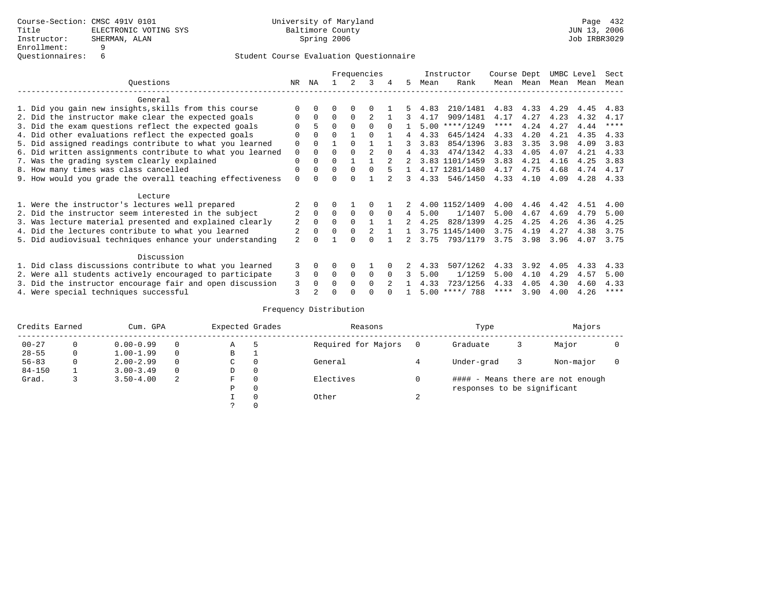Course-Section: CMSC 491V 0101
Title: ELECTRONIC VOTING SYS
Instructor: SHERMAN, ALAN
Enrollment: 9
Questionnaires: 6

University of Maryland
Baltimore County
Spring 2006

JUN 13, 2006
Job IRBR3029

## Student Course Evaluation Questionnaire

| Questions | NR | NA | 1 | 2 | 3 | 4 | 5 | Instructor Mean | Instructor Rank | Course Mean | Dept Mean | UMBC Mean | Level Mean | Sect Mean |
|---|---|---|---|---|---|---|---|---|---|---|---|---|---|---|
| **General** | | | | | | | | | | | | | | |
| 1. Did you gain new insights,skills from this course | 0 | 0 | 0 | 0 | 0 | 1 | 5 | 4.83 | 210/1481 | 4.83 | 4.33 | 4.29 | 4.45 | 4.83 |
| 2. Did the instructor make clear the expected goals | 0 | 0 | 0 | 0 | 2 | 1 | 3 | 4.17 | 909/1481 | 4.17 | 4.27 | 4.23 | 4.32 | 4.17 |
| 3. Did the exam questions reflect the expected goals | 0 | 5 | 0 | 0 | 0 | 0 | 1 | 5.00 | ****/1249 | **** | 4.24 | 4.27 | 4.44 | **** |
| 4. Did other evaluations reflect the expected goals | 0 | 0 | 0 | 1 | 0 | 1 | 4 | 4.33 | 645/1424 | 4.33 | 4.20 | 4.21 | 4.35 | 4.33 |
| 5. Did assigned readings contribute to what you learned | 0 | 0 | 1 | 0 | 1 | 1 | 3 | 3.83 | 854/1396 | 3.83 | 3.35 | 3.98 | 4.09 | 3.83 |
| 6. Did written assignments contribute to what you learned | 0 | 0 | 0 | 0 | 2 | 0 | 4 | 4.33 | 474/1342 | 4.33 | 4.05 | 4.07 | 4.21 | 4.33 |
| 7. Was the grading system clearly explained | 0 | 0 | 0 | 1 | 1 | 2 | 2 | 3.83 | 1101/1459 | 3.83 | 4.21 | 4.16 | 4.25 | 3.83 |
| 8. How many times was class cancelled | 0 | 0 | 0 | 0 | 0 | 5 | 1 | 4.17 | 1281/1480 | 4.17 | 4.75 | 4.68 | 4.74 | 4.17 |
| 9. How would you grade the overall teaching effectiveness | 0 | 0 | 0 | 0 | 1 | 2 | 3 | 4.33 | 546/1450 | 4.33 | 4.10 | 4.09 | 4.28 | 4.33 |
| **Lecture** | | | | | | | | | | | | | | |
| 1. Were the instructor's lectures well prepared | 2 | 0 | 0 | 1 | 0 | 1 | 2 | 4.00 | 1152/1409 | 4.00 | 4.46 | 4.42 | 4.51 | 4.00 |
| 2. Did the instructor seem interested in the subject | 2 | 0 | 0 | 0 | 0 | 0 | 4 | 5.00 | 1/1407 | 5.00 | 4.67 | 4.69 | 4.79 | 5.00 |
| 3. Was lecture material presented and explained clearly | 2 | 0 | 0 | 0 | 1 | 1 | 2 | 4.25 | 828/1399 | 4.25 | 4.25 | 4.26 | 4.36 | 4.25 |
| 4. Did the lectures contribute to what you learned | 2 | 0 | 0 | 0 | 2 | 1 | 1 | 3.75 | 1145/1400 | 3.75 | 4.19 | 4.27 | 4.38 | 3.75 |
| 5. Did audiovisual techniques enhance your understanding | 2 | 0 | 1 | 0 | 0 | 1 | 2 | 3.75 | 793/1179 | 3.75 | 3.98 | 3.96 | 4.07 | 3.75 |
| **Discussion** | | | | | | | | | | | | | | |
| 1. Did class discussions contribute to what you learned | 3 | 0 | 0 | 0 | 1 | 0 | 2 | 4.33 | 507/1262 | 4.33 | 3.92 | 4.05 | 4.33 | 4.33 |
| 2. Were all students actively encouraged to participate | 3 | 0 | 0 | 0 | 0 | 0 | 3 | 5.00 | 1/1259 | 5.00 | 4.10 | 4.29 | 4.57 | 5.00 |
| 3. Did the instructor encourage fair and open discussion | 3 | 0 | 0 | 0 | 0 | 2 | 1 | 4.33 | 723/1256 | 4.33 | 4.05 | 4.30 | 4.60 | 4.33 |
| 4. Were special techniques successful | 3 | 2 | 0 | 0 | 0 | 0 | 1 | 5.00 | ****/ 788 | **** | 3.90 | 4.00 | 4.26 | **** |

### Frequency Distribution

| Credits Earned | | Cum. GPA | | Expected Grades | | Reasons | | Type | | Majors | |
|---|---|---|---|---|---|---|---|---|---|---|---|
| 00-27 | 0 | 0.00-0.99 | 0 | A | 5 | Required for Majors | 0 | Graduate | 3 | Major | 0 |
| 28-55 | 0 | 1.00-1.99 | 0 | B | 1 | | | | | | |
| 56-83 | 0 | 2.00-2.99 | 0 | C | 0 | General | 4 | Under-grad | 3 | Non-major | 0 |
| 84-150 | 1 | 3.00-3.49 | 0 | D | 0 | | | | | | |
| Grad. | 3 | 3.50-4.00 | 2 | F | 0 | Electives | 0 | | | | |
| | | | | P | 0 | | | | | | |
| | | | | I | 0 | Other | 2 | | | | |
| | | | | ? | 0 | | | | | | |

#### - Means there are not enough responses to be significant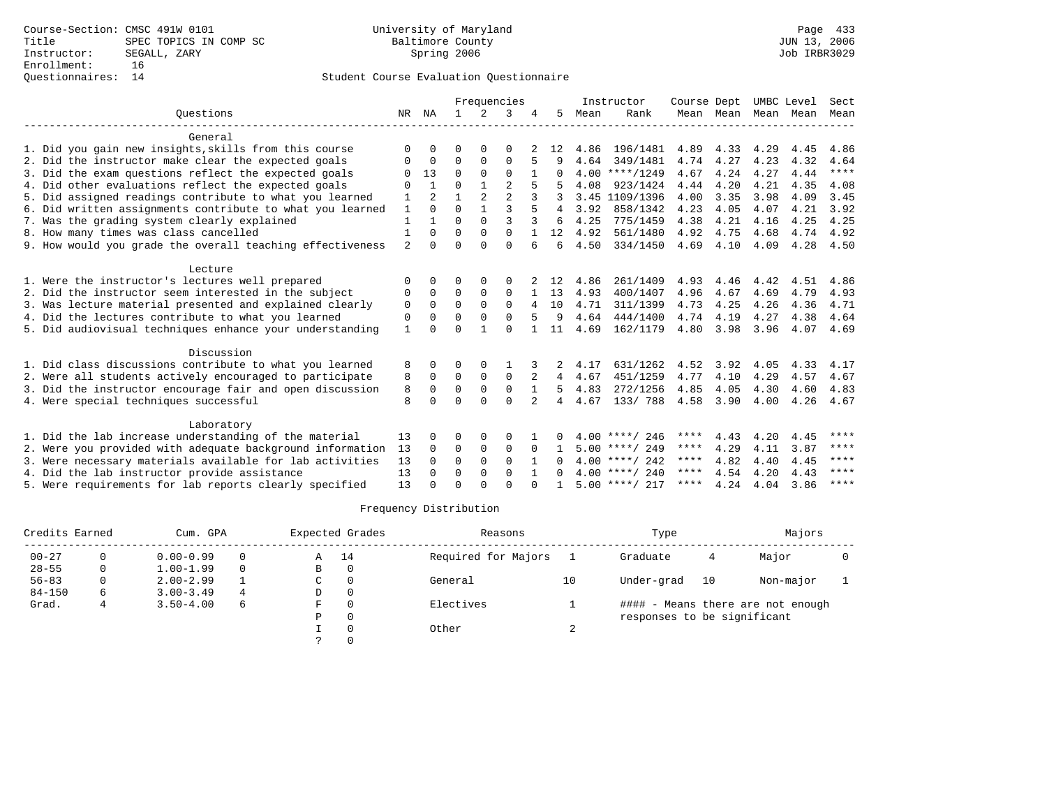Course-Section: CMSC 491W 0101
Title: SPEC TOPICS IN COMP SC
Instructor: SEGALL, ZARY
Enrollment: 16
Questionnaires: 14

University of Maryland
Baltimore County
Spring 2006

JUN 13, 2006
Job IRBR3029

Student Course Evaluation Questionnaire

| Questions | NR | NA | 1 | 2 | 3 | 4 | 5 | Instructor Mean | Instructor Rank | Course Mean | Dept Mean | UMBC Mean | Level Mean | Sect Mean |
|---|---|---|---|---|---|---|---|---|---|---|---|---|---|---|
| **General** | | | | | | | | | | | | | | |
| 1. Did you gain new insights,skills from this course | 0 | 0 | 0 | 0 | 0 | 2 | 12 | 4.86 | 196/1481 | 4.89 | 4.33 | 4.29 | 4.45 | 4.86 |
| 2. Did the instructor make clear the expected goals | 0 | 0 | 0 | 0 | 0 | 5 | 9 | 4.64 | 349/1481 | 4.74 | 4.27 | 4.23 | 4.32 | 4.64 |
| 3. Did the exam questions reflect the expected goals | 0 | 13 | 0 | 0 | 0 | 1 | 0 | 4.00 | ****/1249 | 4.67 | 4.24 | 4.27 | 4.44 | **** |
| 4. Did other evaluations reflect the expected goals | 0 | 1 | 0 | 1 | 2 | 5 | 5 | 4.08 | 923/1424 | 4.44 | 4.20 | 4.21 | 4.35 | 4.08 |
| 5. Did assigned readings contribute to what you learned | 1 | 2 | 1 | 2 | 2 | 3 | 3 | 3.45 | 1109/1396 | 4.00 | 3.35 | 3.98 | 4.09 | 3.45 |
| 6. Did written assignments contribute to what you learned | 1 | 0 | 0 | 1 | 3 | 5 | 4 | 3.92 | 858/1342 | 4.23 | 4.05 | 4.07 | 4.21 | 3.92 |
| 7. Was the grading system clearly explained | 1 | 1 | 0 | 0 | 3 | 3 | 6 | 4.25 | 775/1459 | 4.38 | 4.21 | 4.16 | 4.25 | 4.25 |
| 8. How many times was class cancelled | 1 | 0 | 0 | 0 | 0 | 1 | 12 | 4.92 | 561/1480 | 4.92 | 4.75 | 4.68 | 4.74 | 4.92 |
| 9. How would you grade the overall teaching effectiveness | 2 | 0 | 0 | 0 | 0 | 6 | 6 | 4.50 | 334/1450 | 4.69 | 4.10 | 4.09 | 4.28 | 4.50 |
| **Lecture** | | | | | | | | | | | | | | |
| 1. Were the instructor's lectures well prepared | 0 | 0 | 0 | 0 | 0 | 2 | 12 | 4.86 | 261/1409 | 4.93 | 4.46 | 4.42 | 4.51 | 4.86 |
| 2. Did the instructor seem interested in the subject | 0 | 0 | 0 | 0 | 0 | 1 | 13 | 4.93 | 400/1407 | 4.96 | 4.67 | 4.69 | 4.79 | 4.93 |
| 3. Was lecture material presented and explained clearly | 0 | 0 | 0 | 0 | 0 | 4 | 10 | 4.71 | 311/1399 | 4.73 | 4.25 | 4.26 | 4.36 | 4.71 |
| 4. Did the lectures contribute to what you learned | 0 | 0 | 0 | 0 | 0 | 5 | 9 | 4.64 | 444/1400 | 4.74 | 4.19 | 4.27 | 4.38 | 4.64 |
| 5. Did audiovisual techniques enhance your understanding | 1 | 0 | 0 | 1 | 0 | 1 | 11 | 4.69 | 162/1179 | 4.80 | 3.98 | 3.96 | 4.07 | 4.69 |
| **Discussion** | | | | | | | | | | | | | | |
| 1. Did class discussions contribute to what you learned | 8 | 0 | 0 | 0 | 1 | 3 | 2 | 4.17 | 631/1262 | 4.52 | 3.92 | 4.05 | 4.33 | 4.17 |
| 2. Were all students actively encouraged to participate | 8 | 0 | 0 | 0 | 0 | 2 | 4 | 4.67 | 451/1259 | 4.77 | 4.10 | 4.29 | 4.57 | 4.67 |
| 3. Did the instructor encourage fair and open discussion | 8 | 0 | 0 | 0 | 0 | 1 | 5 | 4.83 | 272/1256 | 4.85 | 4.05 | 4.30 | 4.60 | 4.83 |
| 4. Were special techniques successful | 8 | 0 | 0 | 0 | 0 | 2 | 4 | 4.67 | 133/ 788 | 4.58 | 3.90 | 4.00 | 4.26 | 4.67 |
| **Laboratory** | | | | | | | | | | | | | | |
| 1. Did the lab increase understanding of the material | 13 | 0 | 0 | 0 | 0 | 1 | 0 | 4.00 | ****/ 246 | **** | 4.43 | 4.20 | 4.45 | **** |
| 2. Were you provided with adequate background information | 13 | 0 | 0 | 0 | 0 | 0 | 1 | 5.00 | ****/ 249 | **** | 4.29 | 4.11 | 3.87 | **** |
| 3. Were necessary materials available for lab activities | 13 | 0 | 0 | 0 | 0 | 1 | 0 | 4.00 | ****/ 242 | **** | 4.82 | 4.40 | 4.45 | **** |
| 4. Did the lab instructor provide assistance | 13 | 0 | 0 | 0 | 0 | 1 | 0 | 4.00 | ****/ 240 | **** | 4.54 | 4.20 | 4.43 | **** |
| 5. Were requirements for lab reports clearly specified | 13 | 0 | 0 | 0 | 0 | 0 | 1 | 5.00 | ****/ 217 | **** | 4.24 | 4.04 | 3.86 | **** |

Frequency Distribution

| Credits Earned | | Cum. GPA | | Expected Grades | | Reasons | | Type | | Majors | |
|---|---|---|---|---|---|---|---|---|---|---|---|
| 00-27 | 0 | 0.00-0.99 | 0 | A | 14 | Required for Majors | 1 | Graduate | 4 | Major | 0 |
| 28-55 | 0 | 1.00-1.99 | 0 | B | 0 | | | | | | |
| 56-83 | 0 | 2.00-2.99 | 1 | C | 0 | General | 10 | Under-grad | 10 | Non-major | 1 |
| 84-150 | 6 | 3.00-3.49 | 4 | D | 0 | | | | | | |
| Grad. | 4 | 3.50-4.00 | 6 | F | 0 | Electives | 1 | #### - Means there are not enough responses to be significant | | | |
| | | | | P | 0 | | | | | | |
| | | | | I | 0 | Other | 2 | | | | |
| | | | | ? | 0 | | | | | | |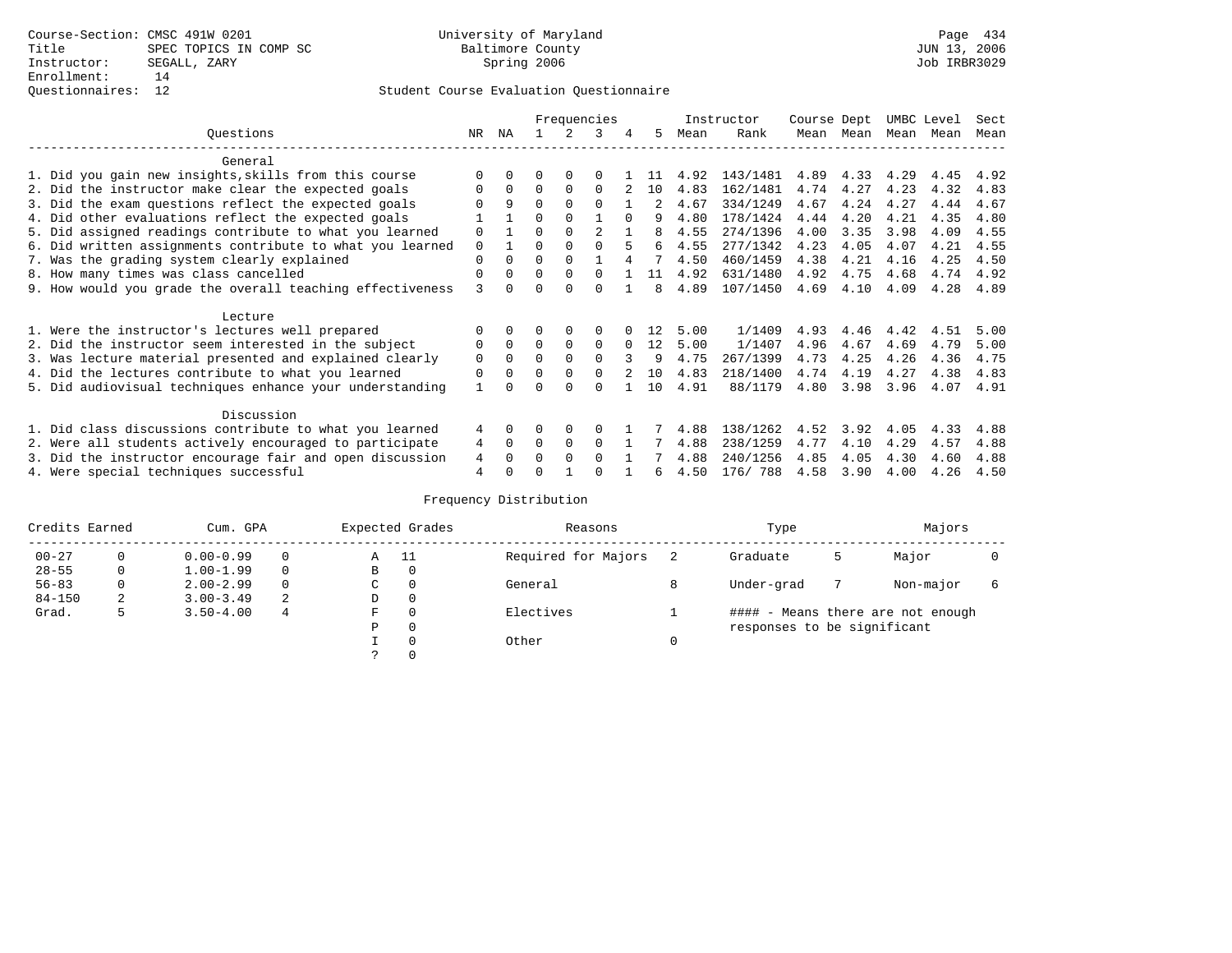Course-Section: CMSC 491W 0201
Title: SPEC TOPICS IN COMP SC
Instructor: SEGALL, ZARY
Enrollment: 14
Questionnaires: 12

University of Maryland
Baltimore County
Spring 2006

Page 434
JUN 13, 2006
Job IRBR3029

## Student Course Evaluation Questionnaire

| Questions | NR | NA | 1 | 2 | 3 | 4 | 5 | Instructor Mean | Instructor Rank | Course Mean | Dept Mean | UMBC Level Mean | Level Mean | Sect Mean |
|---|---|---|---|---|---|---|---|---|---|---|---|---|---|---|
| **General** | | | | | | | | | | | | | | |
| 1. Did you gain new insights,skills from this course | 0 | 0 | 0 | 0 | 0 | 1 | 11 | 4.92 | 143/1481 | 4.89 | 4.33 | 4.29 | 4.45 | 4.92 |
| 2. Did the instructor make clear the expected goals | 0 | 0 | 0 | 0 | 0 | 2 | 10 | 4.83 | 162/1481 | 4.74 | 4.27 | 4.23 | 4.32 | 4.83 |
| 3. Did the exam questions reflect the expected goals | 0 | 9 | 0 | 0 | 0 | 1 | 2 | 4.67 | 334/1249 | 4.67 | 4.24 | 4.27 | 4.44 | 4.67 |
| 4. Did other evaluations reflect the expected goals | 1 | 1 | 0 | 0 | 1 | 0 | 9 | 4.80 | 178/1424 | 4.44 | 4.20 | 4.21 | 4.35 | 4.80 |
| 5. Did assigned readings contribute to what you learned | 0 | 1 | 0 | 0 | 2 | 1 | 8 | 4.55 | 274/1396 | 4.00 | 3.35 | 3.98 | 4.09 | 4.55 |
| 6. Did written assignments contribute to what you learned | 0 | 1 | 0 | 0 | 0 | 5 | 6 | 4.55 | 277/1342 | 4.23 | 4.05 | 4.07 | 4.21 | 4.55 |
| 7. Was the grading system clearly explained | 0 | 0 | 0 | 0 | 1 | 4 | 7 | 4.50 | 460/1459 | 4.38 | 4.21 | 4.16 | 4.25 | 4.50 |
| 8. How many times was class cancelled | 0 | 0 | 0 | 0 | 0 | 1 | 11 | 4.92 | 631/1480 | 4.92 | 4.75 | 4.68 | 4.74 | 4.92 |
| 9. How would you grade the overall teaching effectiveness | 3 | 0 | 0 | 0 | 0 | 1 | 8 | 4.89 | 107/1450 | 4.69 | 4.10 | 4.09 | 4.28 | 4.89 |
| **Lecture** | | | | | | | | | | | | | | |
| 1. Were the instructor's lectures well prepared | 0 | 0 | 0 | 0 | 0 | 0 | 12 | 5.00 | 1/1409 | 4.93 | 4.46 | 4.42 | 4.51 | 5.00 |
| 2. Did the instructor seem interested in the subject | 0 | 0 | 0 | 0 | 0 | 0 | 12 | 5.00 | 1/1407 | 4.96 | 4.67 | 4.69 | 4.79 | 5.00 |
| 3. Was lecture material presented and explained clearly | 0 | 0 | 0 | 0 | 0 | 3 | 9 | 4.75 | 267/1399 | 4.73 | 4.25 | 4.26 | 4.36 | 4.75 |
| 4. Did the lectures contribute to what you learned | 0 | 0 | 0 | 0 | 0 | 2 | 10 | 4.83 | 218/1400 | 4.74 | 4.19 | 4.27 | 4.38 | 4.83 |
| 5. Did audiovisual techniques enhance your understanding | 1 | 0 | 0 | 0 | 0 | 1 | 10 | 4.91 | 88/1179 | 4.80 | 3.98 | 3.96 | 4.07 | 4.91 |
| **Discussion** | | | | | | | | | | | | | | |
| 1. Did class discussions contribute to what you learned | 4 | 0 | 0 | 0 | 0 | 1 | 7 | 4.88 | 138/1262 | 4.52 | 3.92 | 4.05 | 4.33 | 4.88 |
| 2. Were all students actively encouraged to participate | 4 | 0 | 0 | 0 | 0 | 1 | 7 | 4.88 | 238/1259 | 4.77 | 4.10 | 4.29 | 4.57 | 4.88 |
| 3. Did the instructor encourage fair and open discussion | 4 | 0 | 0 | 0 | 0 | 1 | 7 | 4.88 | 240/1256 | 4.85 | 4.05 | 4.30 | 4.60 | 4.88 |
| 4. Were special techniques successful | 4 | 0 | 0 | 1 | 0 | 1 | 6 | 4.50 | 176/ 788 | 4.58 | 3.90 | 4.00 | 4.26 | 4.50 |

### Frequency Distribution

| Credits Earned | | Cum. GPA | | Expected Grades | | Reasons | | Type | | Majors | |
|---|---|---|---|---|---|---|---|---|---|---|---|
| 00-27 | 0 | 0.00-0.99 | 0 | A | 11 | Required for Majors | 2 | Graduate | 5 | Major | 0 |
| 28-55 | 0 | 1.00-1.99 | 0 | B | 0 | | | | | | |
| 56-83 | 0 | 2.00-2.99 | 0 | C | 0 | General | 8 | Under-grad | 7 | Non-major | 6 |
| 84-150 | 2 | 3.00-3.49 | 2 | D | 0 | | | | | | |
| Grad. | 5 | 3.50-4.00 | 4 | F | 0 | Electives | 1 | #### - Means there are not enough responses to be significant | | | |
| | | | | P | 0 | | | | | | |
| | | | | I | 0 | Other | 0 | | | | |
| | | | | ? | 0 | | | | | | |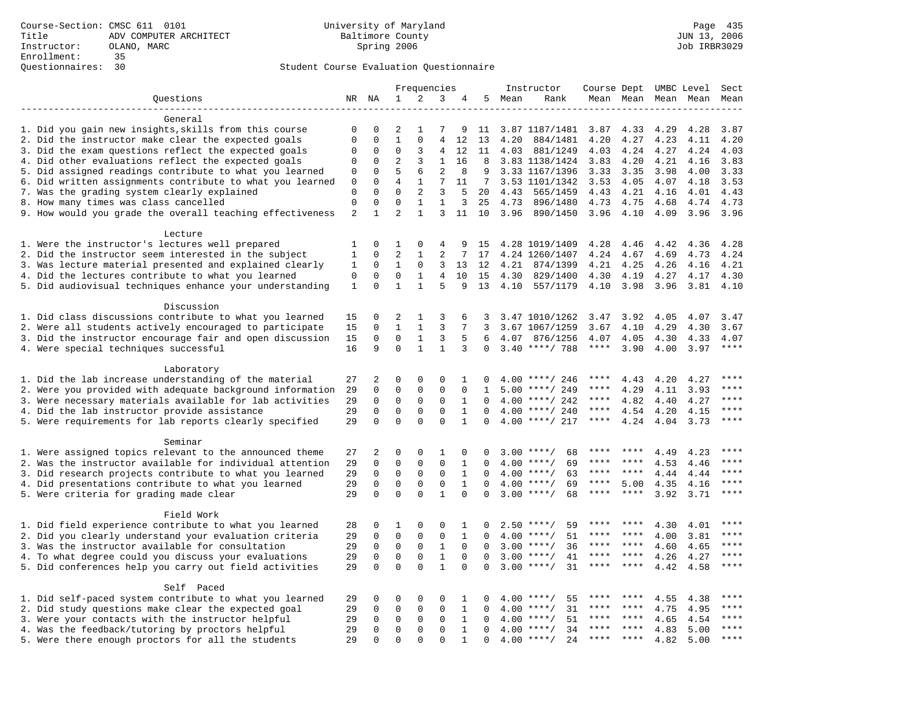Course-Section: CMSC 611 0101
Title: ADV COMPUTER ARCHITECT
Instructor: OLANO, MARC
Enrollment: 35
Questionnaires: 30

University of Maryland
Baltimore County
Spring 2006

Student Course Evaluation Questionnaire

| Questions | NR | NA | 1 | 2 | 3 | 4 | 5 | Instructor Mean | Instructor Rank | Course Mean | Dept Mean | UMBC Level Mean | Level Mean | Sect Mean |
|---|---|---|---|---|---|---|---|---|---|---|---|---|---|---|
| **General** | | | | | | | | | | | | | | |
| 1. Did you gain new insights,skills from this course | 0 | 0 | 2 | 1 | 7 | 9 | 11 | 3.87 | 1187/1481 | 3.87 | 4.33 | 4.29 | 4.28 | 3.87 |
| 2. Did the instructor make clear the expected goals | 0 | 0 | 1 | 0 | 4 | 12 | 13 | 4.20 | 884/1481 | 4.20 | 4.27 | 4.23 | 4.11 | 4.20 |
| 3. Did the exam questions reflect the expected goals | 0 | 0 | 0 | 3 | 4 | 12 | 11 | 4.03 | 881/1249 | 4.03 | 4.24 | 4.27 | 4.24 | 4.03 |
| 4. Did other evaluations reflect the expected goals | 0 | 0 | 2 | 3 | 1 | 16 | 8 | 3.83 | 1138/1424 | 3.83 | 4.20 | 4.21 | 4.16 | 3.83 |
| 5. Did assigned readings contribute to what you learned | 0 | 0 | 5 | 6 | 2 | 8 | 9 | 3.33 | 1167/1396 | 3.33 | 3.35 | 3.98 | 4.00 | 3.33 |
| 6. Did written assignments contribute to what you learned | 0 | 0 | 4 | 1 | 7 | 11 | 7 | 3.53 | 1101/1342 | 3.53 | 4.05 | 4.07 | 4.18 | 3.53 |
| 7. Was the grading system clearly explained | 0 | 0 | 0 | 2 | 3 | 5 | 20 | 4.43 | 565/1459 | 4.43 | 4.21 | 4.16 | 4.01 | 4.43 |
| 8. How many times was class cancelled | 0 | 0 | 0 | 1 | 1 | 3 | 25 | 4.73 | 896/1480 | 4.73 | 4.75 | 4.68 | 4.74 | 4.73 |
| 9. How would you grade the overall teaching effectiveness | 2 | 1 | 2 | 1 | 3 | 11 | 10 | 3.96 | 890/1450 | 3.96 | 4.10 | 4.09 | 3.96 | 3.96 |
| **Lecture** | | | | | | | | | | | | | | |
| 1. Were the instructor's lectures well prepared | 1 | 0 | 1 | 0 | 4 | 9 | 15 | 4.28 | 1019/1409 | 4.28 | 4.46 | 4.42 | 4.36 | 4.28 |
| 2. Did the instructor seem interested in the subject | 1 | 0 | 2 | 1 | 2 | 7 | 17 | 4.24 | 1260/1407 | 4.24 | 4.67 | 4.69 | 4.73 | 4.24 |
| 3. Was lecture material presented and explained clearly | 1 | 0 | 1 | 0 | 3 | 13 | 12 | 4.21 | 874/1399 | 4.21 | 4.25 | 4.26 | 4.16 | 4.21 |
| 4. Did the lectures contribute to what you learned | 0 | 0 | 0 | 1 | 4 | 10 | 15 | 4.30 | 829/1400 | 4.30 | 4.19 | 4.27 | 4.17 | 4.30 |
| 5. Did audiovisual techniques enhance your understanding | 1 | 0 | 1 | 1 | 5 | 9 | 13 | 4.10 | 557/1179 | 4.10 | 3.98 | 3.96 | 3.81 | 4.10 |
| **Discussion** | | | | | | | | | | | | | | |
| 1. Did class discussions contribute to what you learned | 15 | 0 | 2 | 1 | 3 | 6 | 3 | 3.47 | 1010/1262 | 3.47 | 3.92 | 4.05 | 4.07 | 3.47 |
| 2. Were all students actively encouraged to participate | 15 | 0 | 1 | 1 | 3 | 7 | 3 | 3.67 | 1067/1259 | 3.67 | 4.10 | 4.29 | 4.30 | 3.67 |
| 3. Did the instructor encourage fair and open discussion | 15 | 0 | 0 | 1 | 3 | 5 | 6 | 4.07 | 876/1256 | 4.07 | 4.05 | 4.30 | 4.33 | 4.07 |
| 4. Were special techniques successful | 16 | 9 | 0 | 1 | 1 | 3 | 0 | 3.40 | ****/ 788 | **** | 3.90 | 4.00 | 3.97 | **** |
| **Laboratory** | | | | | | | | | | | | | | |
| 1. Did the lab increase understanding of the material | 27 | 2 | 0 | 0 | 0 | 1 | 0 | 4.00 | ****/ 246 | **** | 4.43 | 4.20 | 4.27 | **** |
| 2. Were you provided with adequate background information | 29 | 0 | 0 | 0 | 0 | 0 | 1 | 5.00 | ****/ 249 | **** | 4.29 | 4.11 | 3.93 | **** |
| 3. Were necessary materials available for lab activities | 29 | 0 | 0 | 0 | 0 | 1 | 0 | 4.00 | ****/ 242 | **** | 4.82 | 4.40 | 4.27 | **** |
| 4. Did the lab instructor provide assistance | 29 | 0 | 0 | 0 | 0 | 1 | 0 | 4.00 | ****/ 240 | **** | 4.54 | 4.20 | 4.15 | **** |
| 5. Were requirements for lab reports clearly specified | 29 | 0 | 0 | 0 | 0 | 1 | 0 | 4.00 | ****/ 217 | **** | 4.24 | 4.04 | 3.73 | **** |
| **Seminar** | | | | | | | | | | | | | | |
| 1. Were assigned topics relevant to the announced theme | 27 | 2 | 0 | 0 | 1 | 0 | 0 | 3.00 | ****/ 68 | **** | **** | 4.49 | 4.23 | **** |
| 2. Was the instructor available for individual attention | 29 | 0 | 0 | 0 | 0 | 1 | 0 | 4.00 | ****/ 69 | **** | **** | 4.53 | 4.46 | **** |
| 3. Did research projects contribute to what you learned | 29 | 0 | 0 | 0 | 0 | 1 | 0 | 4.00 | ****/ 63 | **** | **** | 4.44 | 4.44 | **** |
| 4. Did presentations contribute to what you learned | 29 | 0 | 0 | 0 | 0 | 1 | 0 | 4.00 | ****/ 69 | **** | 5.00 | 4.35 | 4.16 | **** |
| 5. Were criteria for grading made clear | 29 | 0 | 0 | 0 | 1 | 0 | 0 | 3.00 | ****/ 68 | **** | **** | 3.92 | 3.71 | **** |
| **Field Work** | | | | | | | | | | | | | | |
| 1. Did field experience contribute to what you learned | 28 | 0 | 1 | 0 | 0 | 1 | 0 | 2.50 | ****/ 59 | **** | **** | 4.30 | 4.01 | **** |
| 2. Did you clearly understand your evaluation criteria | 29 | 0 | 0 | 0 | 0 | 1 | 0 | 4.00 | ****/ 51 | **** | **** | 4.00 | 3.81 | **** |
| 3. Was the instructor available for consultation | 29 | 0 | 0 | 0 | 1 | 0 | 0 | 3.00 | ****/ 36 | **** | **** | 4.60 | 4.65 | **** |
| 4. To what degree could you discuss your evaluations | 29 | 0 | 0 | 0 | 1 | 0 | 0 | 3.00 | ****/ 41 | **** | **** | 4.26 | 4.27 | **** |
| 5. Did conferences help you carry out field activities | 29 | 0 | 0 | 0 | 1 | 0 | 0 | 3.00 | ****/ 31 | **** | **** | 4.42 | 4.58 | **** |
| **Self Paced** | | | | | | | | | | | | | | |
| 1. Did self-paced system contribute to what you learned | 29 | 0 | 0 | 0 | 0 | 1 | 0 | 4.00 | ****/ 55 | **** | **** | 4.55 | 4.38 | **** |
| 2. Did study questions make clear the expected goal | 29 | 0 | 0 | 0 | 0 | 1 | 0 | 4.00 | ****/ 31 | **** | **** | 4.75 | 4.95 | **** |
| 3. Were your contacts with the instructor helpful | 29 | 0 | 0 | 0 | 0 | 1 | 0 | 4.00 | ****/ 51 | **** | **** | 4.65 | 4.54 | **** |
| 4. Was the feedback/tutoring by proctors helpful | 29 | 0 | 0 | 0 | 0 | 1 | 0 | 4.00 | ****/ 34 | **** | **** | 4.83 | 5.00 | **** |
| 5. Were there enough proctors for all the students | 29 | 0 | 0 | 0 | 0 | 1 | 0 | 4.00 | ****/ 24 | **** | **** | 4.82 | 5.00 | **** |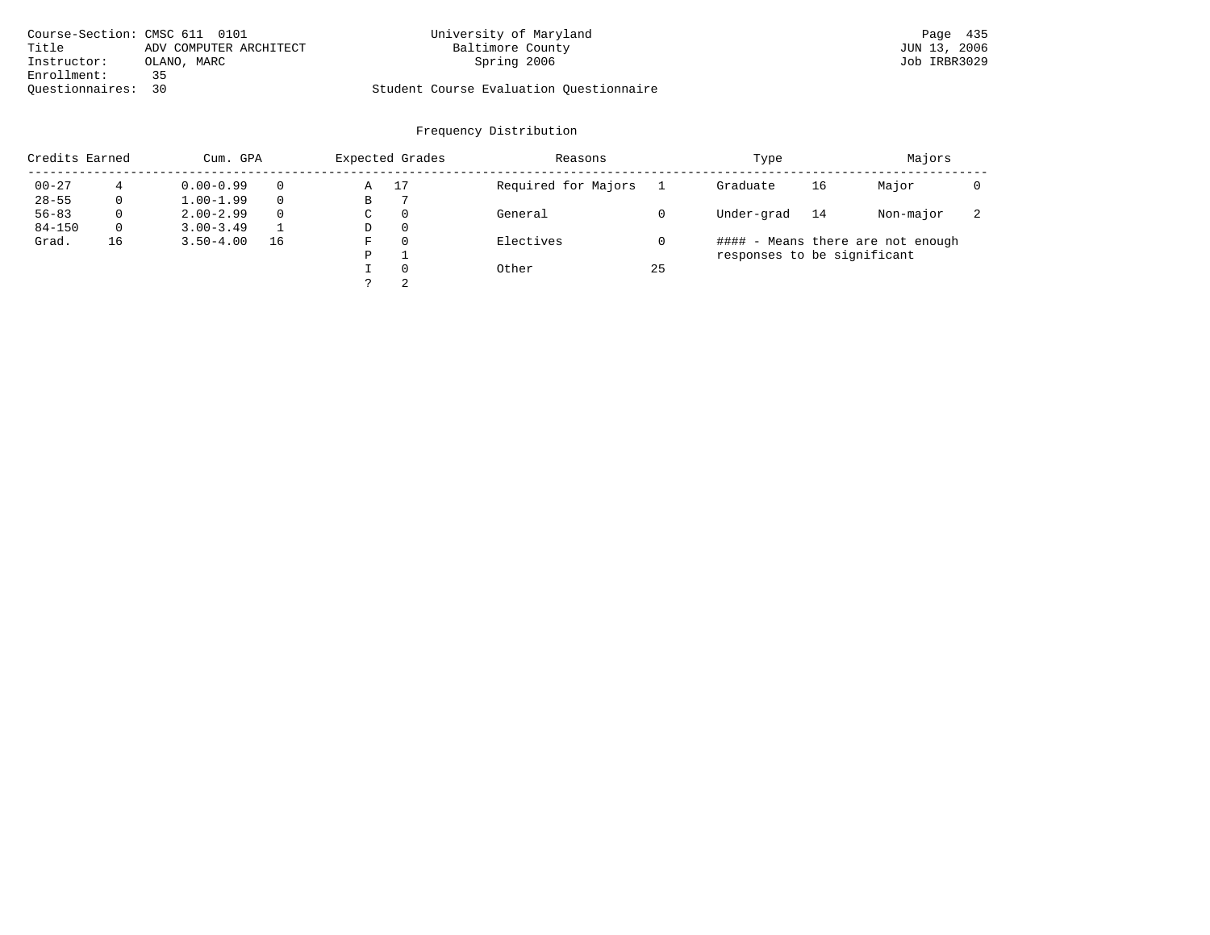Course-Section: CMSC 611 0101
Title: ADV COMPUTER ARCHITECT
Instructor: OLANO, MARC
Enrollment: 35
Questionnaires: 30

University of Maryland
Baltimore County
Spring 2006

Student Course Evaluation Questionnaire

## Frequency Distribution

| Credits Earned | | Cum. GPA | | Expected Grades | | Reasons | | Type | | Majors | |
|---|---|---|---|---|---|---|---|---|---|---|---|
| 00-27 | 4 | 0.00-0.99 | 0 | A | 17 | Required for Majors | 1 | Graduate | 16 | Major | 0 |
| 28-55 | 0 | 1.00-1.99 | 0 | B | 7 | | | | | | |
| 56-83 | 0 | 2.00-2.99 | 0 | C | 0 | General | 0 | Under-grad | 14 | Non-major | 2 |
| 84-150 | 0 | 3.00-3.49 | 1 | D | 0 | | | | | | |
| Grad. | 16 | 3.50-4.00 | 16 | F | 0 | Electives | 0 | | | | |
| | | | | P | 1 | | | | | | |
| | | | | I | 0 | Other | 25 | | | | |
| | | | | ? | 2 | | | | | | |

#### - Means there are not enough responses to be significant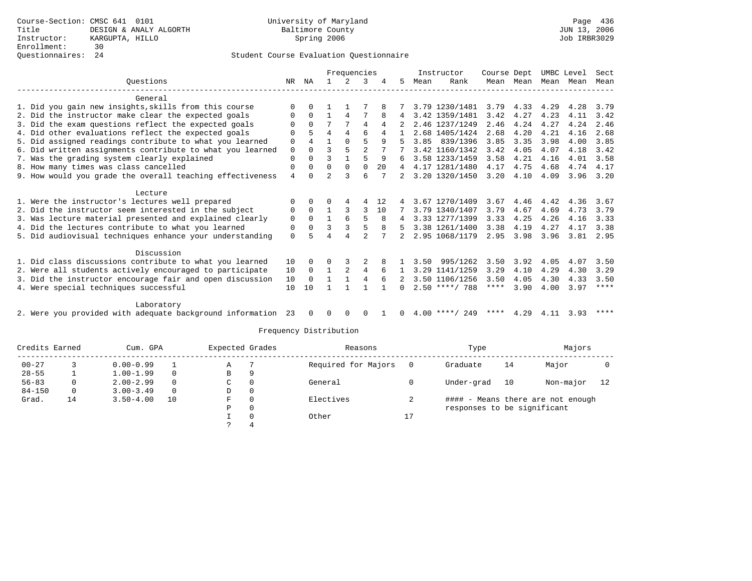Course-Section: CMSC 641 0101
Title: DESIGN & ANALY ALGORTH
Instructor: KARGUPTA, HILLO
Enrollment: 30
Questionnaires: 24

University of Maryland
Baltimore County
Spring 2006

JUN 13, 2006
Job IRBR3029

## Student Course Evaluation Questionnaire

| Questions | NR | NA | 1 | 2 | 3 | 4 | 5 | Instructor Mean | Instructor Rank | Course Mean | Dept Mean | UMBC Mean | Level Mean | Sect Mean |
|---|---|---|---|---|---|---|---|---|---|---|---|---|---|---|
| **General** | | | | | | | | | | | | | | |
| 1. Did you gain new insights,skills from this course | 0 | 0 | 1 | 1 | 7 | 8 | 7 | 3.79 | 1230/1481 | 3.79 | 4.33 | 4.29 | 4.28 | 3.79 |
| 2. Did the instructor make clear the expected goals | 0 | 0 | 1 | 4 | 7 | 8 | 4 | 3.42 | 1359/1481 | 3.42 | 4.27 | 4.23 | 4.11 | 3.42 |
| 3. Did the exam questions reflect the expected goals | 0 | 0 | 7 | 7 | 4 | 4 | 2 | 2.46 | 1237/1249 | 2.46 | 4.24 | 4.27 | 4.24 | 2.46 |
| 4. Did other evaluations reflect the expected goals | 0 | 5 | 4 | 4 | 6 | 4 | 1 | 2.68 | 1405/1424 | 2.68 | 4.20 | 4.21 | 4.16 | 2.68 |
| 5. Did assigned readings contribute to what you learned | 0 | 4 | 1 | 0 | 5 | 9 | 5 | 3.85 | 839/1396 | 3.85 | 3.35 | 3.98 | 4.00 | 3.85 |
| 6. Did written assignments contribute to what you learned | 0 | 0 | 3 | 5 | 2 | 7 | 7 | 3.42 | 1160/1342 | 3.42 | 4.05 | 4.07 | 4.18 | 3.42 |
| 7. Was the grading system clearly explained | 0 | 0 | 3 | 1 | 5 | 9 | 6 | 3.58 | 1233/1459 | 3.58 | 4.21 | 4.16 | 4.01 | 3.58 |
| 8. How many times was class cancelled | 0 | 0 | 0 | 0 | 0 | 20 | 4 | 4.17 | 1281/1480 | 4.17 | 4.75 | 4.68 | 4.74 | 4.17 |
| 9. How would you grade the overall teaching effectiveness | 4 | 0 | 2 | 3 | 6 | 7 | 2 | 3.20 | 1320/1450 | 3.20 | 4.10 | 4.09 | 3.96 | 3.20 |
| **Lecture** | | | | | | | | | | | | | | |
| 1. Were the instructor's lectures well prepared | 0 | 0 | 0 | 4 | 4 | 12 | 4 | 3.67 | 1270/1409 | 3.67 | 4.46 | 4.42 | 4.36 | 3.67 |
| 2. Did the instructor seem interested in the subject | 0 | 0 | 1 | 3 | 3 | 10 | 7 | 3.79 | 1340/1407 | 3.79 | 4.67 | 4.69 | 4.73 | 3.79 |
| 3. Was lecture material presented and explained clearly | 0 | 0 | 1 | 6 | 5 | 8 | 4 | 3.33 | 1277/1399 | 3.33 | 4.25 | 4.26 | 4.16 | 3.33 |
| 4. Did the lectures contribute to what you learned | 0 | 0 | 3 | 3 | 5 | 8 | 5 | 3.38 | 1261/1400 | 3.38 | 4.19 | 4.27 | 4.17 | 3.38 |
| 5. Did audiovisual techniques enhance your understanding | 0 | 5 | 4 | 4 | 2 | 7 | 2 | 2.95 | 1068/1179 | 2.95 | 3.98 | 3.96 | 3.81 | 2.95 |
| **Discussion** | | | | | | | | | | | | | | |
| 1. Did class discussions contribute to what you learned | 10 | 0 | 0 | 3 | 2 | 8 | 1 | 3.50 | 995/1262 | 3.50 | 3.92 | 4.05 | 4.07 | 3.50 |
| 2. Were all students actively encouraged to participate | 10 | 0 | 1 | 2 | 4 | 6 | 1 | 3.29 | 1141/1259 | 3.29 | 4.10 | 4.29 | 4.30 | 3.29 |
| 3. Did the instructor encourage fair and open discussion | 10 | 0 | 1 | 1 | 4 | 6 | 2 | 3.50 | 1106/1256 | 3.50 | 4.05 | 4.30 | 4.33 | 3.50 |
| 4. Were special techniques successful | 10 | 10 | 1 | 1 | 1 | 1 | 0 | 2.50 | ****/ 788 | **** | 3.90 | 4.00 | 3.97 | **** |
| **Laboratory** | | | | | | | | | | | | | | |
| 2. Were you provided with adequate background information | 23 | 0 | 0 | 0 | 0 | 1 | 0 | 4.00 | ****/ 249 | **** | 4.29 | 4.11 | 3.93 | **** |

### Frequency Distribution

| Credits Earned | | Cum. GPA | | Expected Grades | | Reasons | | Type | | Majors | |
|---|---|---|---|---|---|---|---|---|---|---|---|
| 00-27 | 3 | 0.00-0.99 | 1 | A | 7 | Required for Majors | 0 | Graduate | 14 | Major | 0 |
| 28-55 | 1 | 1.00-1.99 | 0 | B | 9 | | | | | | |
| 56-83 | 0 | 2.00-2.99 | 0 | C | 0 | General | 0 | Under-grad | 10 | Non-major | 12 |
| 84-150 | 0 | 3.00-3.49 | 0 | D | 0 | | | | | | |
| Grad. | 14 | 3.50-4.00 | 10 | F | 0 | Electives | 2 | #### - Means there are not enough responses to be significant | | | |
| | | | | P | 0 | | | | | | |
| | | | | I | 0 | Other | 17 | | | | |
| | | | | ? | 4 | | | | | | |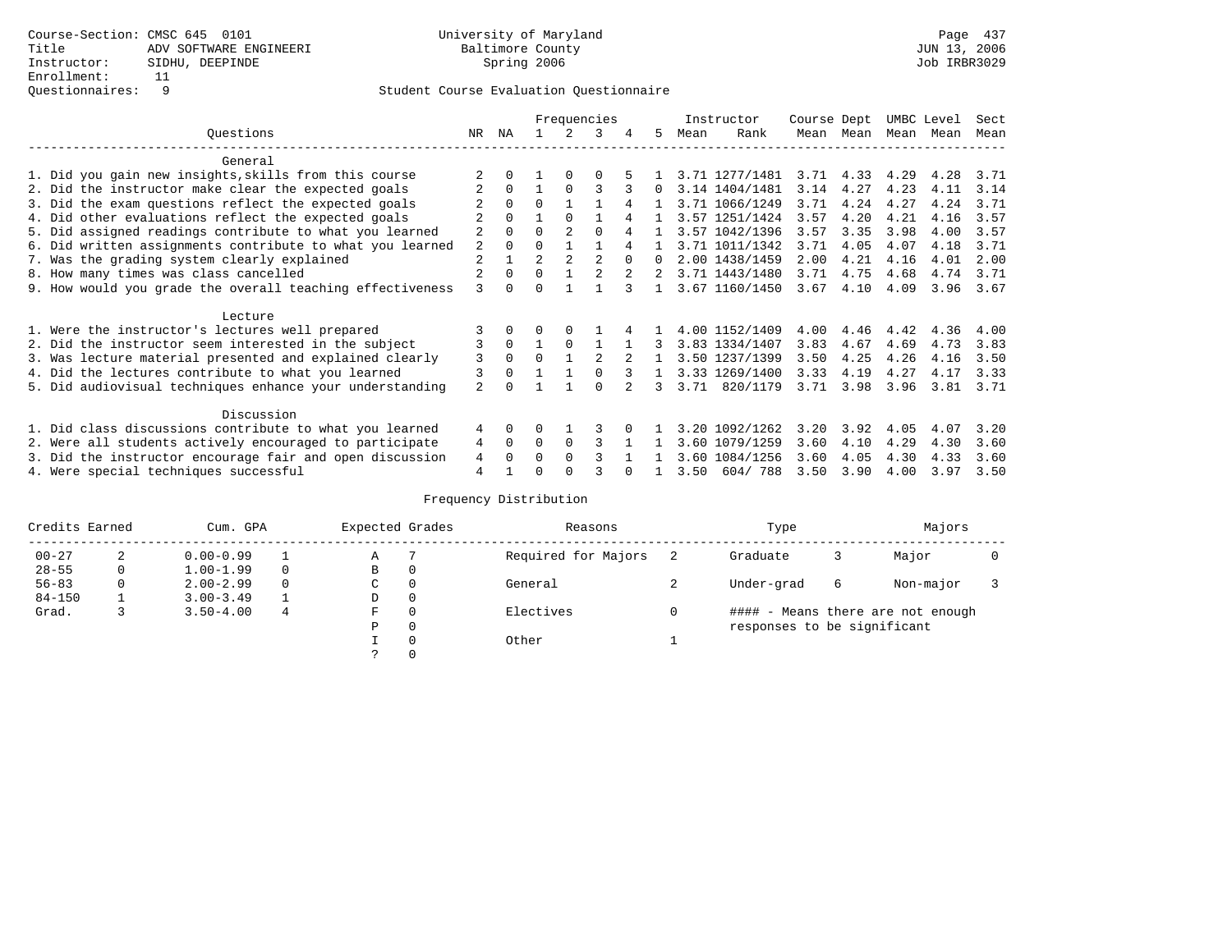Course-Section: CMSC 645 0101
Title: ADV SOFTWARE ENGINEERI
Instructor: SIDHU, DEEPINDE
Enrollment: 11
Questionnaires: 9

University of Maryland
Baltimore County
Spring 2006

JUN 13, 2006
Job IRBR3029

Student Course Evaluation Questionnaire

| Questions | NR | NA | 1 | 2 | 3 | 4 | 5 | Instructor Mean | Rank | Course Mean | Dept Mean | UMBC Mean | Level Mean | Sect Mean |
|---|---|---|---|---|---|---|---|---|---|---|---|---|---|---|
| **General** | | | | | | | | | | | | | | |
| 1. Did you gain new insights,skills from this course | 2 | 0 | 1 | 0 | 0 | 5 | 1 | 3.71 | 1277/1481 | 3.71 | 4.33 | 4.29 | 4.28 | 3.71 |
| 2. Did the instructor make clear the expected goals | 2 | 0 | 1 | 0 | 3 | 3 | 0 | 3.14 | 1404/1481 | 3.14 | 4.27 | 4.23 | 4.11 | 3.14 |
| 3. Did the exam questions reflect the expected goals | 2 | 0 | 0 | 1 | 1 | 4 | 1 | 3.71 | 1066/1249 | 3.71 | 4.24 | 4.27 | 4.24 | 3.71 |
| 4. Did other evaluations reflect the expected goals | 2 | 0 | 1 | 0 | 1 | 4 | 1 | 3.57 | 1251/1424 | 3.57 | 4.20 | 4.21 | 4.16 | 3.57 |
| 5. Did assigned readings contribute to what you learned | 2 | 0 | 0 | 2 | 0 | 4 | 1 | 3.57 | 1042/1396 | 3.57 | 3.35 | 3.98 | 4.00 | 3.57 |
| 6. Did written assignments contribute to what you learned | 2 | 0 | 0 | 1 | 1 | 4 | 1 | 3.71 | 1011/1342 | 3.71 | 4.05 | 4.07 | 4.18 | 3.71 |
| 7. Was the grading system clearly explained | 2 | 1 | 2 | 2 | 2 | 0 | 0 | 2.00 | 1438/1459 | 2.00 | 4.21 | 4.16 | 4.01 | 2.00 |
| 8. How many times was class cancelled | 2 | 0 | 0 | 1 | 2 | 2 | 2 | 3.71 | 1443/1480 | 3.71 | 4.75 | 4.68 | 4.74 | 3.71 |
| 9. How would you grade the overall teaching effectiveness | 3 | 0 | 0 | 1 | 1 | 3 | 1 | 3.67 | 1160/1450 | 3.67 | 4.10 | 4.09 | 3.96 | 3.67 |
| **Lecture** | | | | | | | | | | | | | | |
| 1. Were the instructor's lectures well prepared | 3 | 0 | 0 | 0 | 1 | 4 | 1 | 4.00 | 1152/1409 | 4.00 | 4.46 | 4.42 | 4.36 | 4.00 |
| 2. Did the instructor seem interested in the subject | 3 | 0 | 1 | 0 | 1 | 1 | 3 | 3.83 | 1334/1407 | 3.83 | 4.67 | 4.69 | 4.73 | 3.83 |
| 3. Was lecture material presented and explained clearly | 3 | 0 | 0 | 1 | 2 | 2 | 1 | 3.50 | 1237/1399 | 3.50 | 4.25 | 4.26 | 4.16 | 3.50 |
| 4. Did the lectures contribute to what you learned | 3 | 0 | 1 | 1 | 0 | 3 | 1 | 3.33 | 1269/1400 | 3.33 | 4.19 | 4.27 | 4.17 | 3.33 |
| 5. Did audiovisual techniques enhance your understanding | 2 | 0 | 1 | 1 | 0 | 2 | 3 | 3.71 | 820/1179 | 3.71 | 3.98 | 3.96 | 3.81 | 3.71 |
| **Discussion** | | | | | | | | | | | | | | |
| 1. Did class discussions contribute to what you learned | 4 | 0 | 0 | 1 | 3 | 0 | 1 | 3.20 | 1092/1262 | 3.20 | 3.92 | 4.05 | 4.07 | 3.20 |
| 2. Were all students actively encouraged to participate | 4 | 0 | 0 | 0 | 3 | 1 | 1 | 3.60 | 1079/1259 | 3.60 | 4.10 | 4.29 | 4.30 | 3.60 |
| 3. Did the instructor encourage fair and open discussion | 4 | 0 | 0 | 0 | 3 | 1 | 1 | 3.60 | 1084/1256 | 3.60 | 4.05 | 4.30 | 4.33 | 3.60 |
| 4. Were special techniques successful | 4 | 1 | 0 | 0 | 3 | 0 | 1 | 3.50 | 604/ 788 | 3.50 | 3.90 | 4.00 | 3.97 | 3.50 |

Frequency Distribution

| Credits Earned | | Cum. GPA | | Expected Grades | | Reasons | | Type | | Majors | |
|---|---|---|---|---|---|---|---|---|---|---|---|
| 00-27 | 2 | 0.00-0.99 | 1 | A | 7 | Required for Majors | 2 | Graduate | 3 | Major | 0 |
| 28-55 | 0 | 1.00-1.99 | 0 | B | 0 | | | | | | |
| 56-83 | 0 | 2.00-2.99 | 0 | C | 0 | General | 2 | Under-grad | 6 | Non-major | 3 |
| 84-150 | 1 | 3.00-3.49 | 1 | D | 0 | | | | | | |
| Grad. | 3 | 3.50-4.00 | 4 | F | 0 | Electives | 0 | #### - Means there are not enough responses to be significant | | | |
| | | | | P | 0 | | | | | | |
| | | | | I | 0 | Other | 1 | | | | |
| | | | | ? | 0 | | | | | | |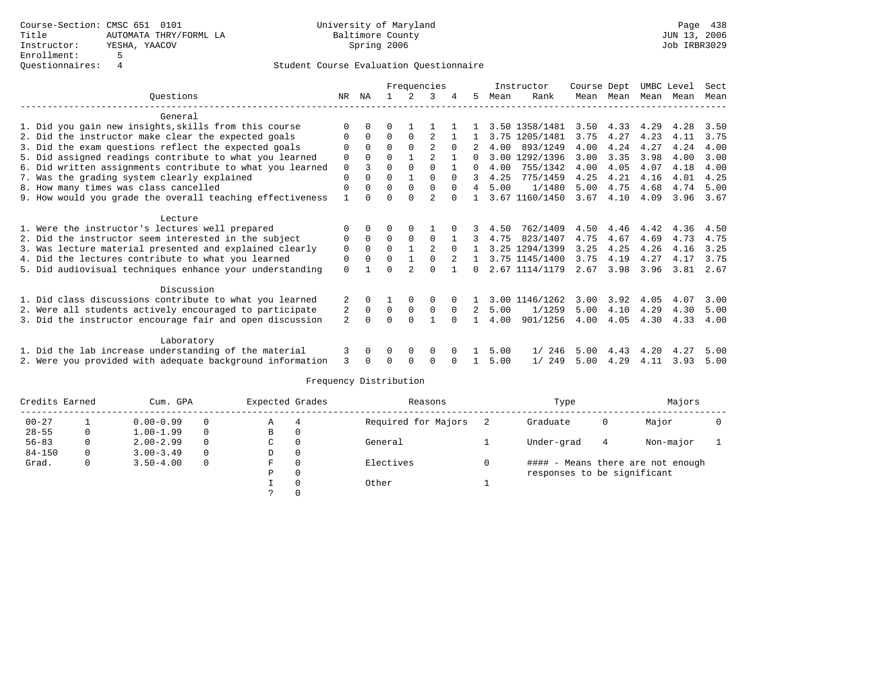Course-Section: CMSC 651 0101
Title: AUTOMATA THRY/FORML LA
Instructor: YESHA, YAACOV
Enrollment: 5
Questionnaires: 4

University of Maryland Baltimore County
Spring 2006

Page 438
JUN 13, 2006
Job IRBR3029

## Student Course Evaluation Questionnaire

| Questions | NR | NA | 1 | 2 | 3 | 4 | 5 | Instructor Mean | Rank | Course Mean | Dept Mean | UMBC Mean | Level Mean | Sect Mean |
|---|---|---|---|---|---|---|---|---|---|---|---|---|---|---|
| **General** | | | | | | | | | | | | | | |
| 1. Did you gain new insights,skills from this course | 0 | 0 | 0 | 1 | 1 | 1 | 1 | 3.50 | 1358/1481 | 3.50 | 4.33 | 4.29 | 4.28 | 3.50 |
| 2. Did the instructor make clear the expected goals | 0 | 0 | 0 | 0 | 2 | 1 | 1 | 3.75 | 1205/1481 | 3.75 | 4.27 | 4.23 | 4.11 | 3.75 |
| 3. Did the exam questions reflect the expected goals | 0 | 0 | 0 | 0 | 2 | 0 | 2 | 4.00 | 893/1249 | 4.00 | 4.24 | 4.27 | 4.24 | 4.00 |
| 5. Did assigned readings contribute to what you learned | 0 | 0 | 0 | 1 | 2 | 1 | 0 | 3.00 | 1292/1396 | 3.00 | 3.35 | 3.98 | 4.00 | 3.00 |
| 6. Did written assignments contribute to what you learned | 0 | 3 | 0 | 0 | 0 | 1 | 0 | 4.00 | 755/1342 | 4.00 | 4.05 | 4.07 | 4.18 | 4.00 |
| 7. Was the grading system clearly explained | 0 | 0 | 0 | 1 | 0 | 0 | 3 | 4.25 | 775/1459 | 4.25 | 4.21 | 4.16 | 4.01 | 4.25 |
| 8. How many times was class cancelled | 0 | 0 | 0 | 0 | 0 | 0 | 4 | 5.00 | 1/1480 | 5.00 | 4.75 | 4.68 | 4.74 | 5.00 |
| 9. How would you grade the overall teaching effectiveness | 1 | 0 | 0 | 0 | 2 | 0 | 1 | 3.67 | 1160/1450 | 3.67 | 4.10 | 4.09 | 3.96 | 3.67 |
| **Lecture** | | | | | | | | | | | | | | |
| 1. Were the instructor's lectures well prepared | 0 | 0 | 0 | 0 | 1 | 0 | 3 | 4.50 | 762/1409 | 4.50 | 4.46 | 4.42 | 4.36 | 4.50 |
| 2. Did the instructor seem interested in the subject | 0 | 0 | 0 | 0 | 0 | 1 | 3 | 4.75 | 823/1407 | 4.75 | 4.67 | 4.69 | 4.73 | 4.75 |
| 3. Was lecture material presented and explained clearly | 0 | 0 | 0 | 1 | 2 | 0 | 1 | 3.25 | 1294/1399 | 3.25 | 4.25 | 4.26 | 4.16 | 3.25 |
| 4. Did the lectures contribute to what you learned | 0 | 0 | 0 | 1 | 0 | 2 | 1 | 3.75 | 1145/1400 | 3.75 | 4.19 | 4.27 | 4.17 | 3.75 |
| 5. Did audiovisual techniques enhance your understanding | 0 | 1 | 0 | 2 | 0 | 1 | 0 | 2.67 | 1114/1179 | 2.67 | 3.98 | 3.96 | 3.81 | 2.67 |
| **Discussion** | | | | | | | | | | | | | | |
| 1. Did class discussions contribute to what you learned | 2 | 0 | 1 | 0 | 0 | 0 | 1 | 3.00 | 1146/1262 | 3.00 | 3.92 | 4.05 | 4.07 | 3.00 |
| 2. Were all students actively encouraged to participate | 2 | 0 | 0 | 0 | 0 | 0 | 2 | 5.00 | 1/1259 | 5.00 | 4.10 | 4.29 | 4.30 | 5.00 |
| 3. Did the instructor encourage fair and open discussion | 2 | 0 | 0 | 0 | 1 | 0 | 1 | 4.00 | 901/1256 | 4.00 | 4.05 | 4.30 | 4.33 | 4.00 |
| **Laboratory** | | | | | | | | | | | | | | |
| 1. Did the lab increase understanding of the material | 3 | 0 | 0 | 0 | 0 | 0 | 1 | 5.00 | 1/ 246 | 5.00 | 4.43 | 4.20 | 4.27 | 5.00 |
| 2. Were you provided with adequate background information | 3 | 0 | 0 | 0 | 0 | 0 | 1 | 5.00 | 1/ 249 | 5.00 | 4.29 | 4.11 | 3.93 | 5.00 |

## Frequency Distribution

| Credits Earned | | Cum. GPA | | Expected Grades | | Reasons | | Type | | Majors | |
|---|---|---|---|---|---|---|---|---|---|---|---|
| 00-27 | 1 | 0.00-0.99 | 0 | A | 4 | Required for Majors | 2 | Graduate | 0 | Major | 0 |
| 28-55 | 0 | 1.00-1.99 | 0 | B | 0 | | | | | | |
| 56-83 | 0 | 2.00-2.99 | 0 | C | 0 | General | 1 | Under-grad | 4 | Non-major | 1 |
| 84-150 | 0 | 3.00-3.49 | 0 | D | 0 | | | | | | |
| Grad. | 0 | 3.50-4.00 | 0 | F | 0 | Electives | 0 | #### - Means there are not enough responses to be significant | | | |
| | | | | P | 0 | | | | | | |
| | | | | I | 0 | Other | 1 | | | | |
| | | | | ? | 0 | | | | | | |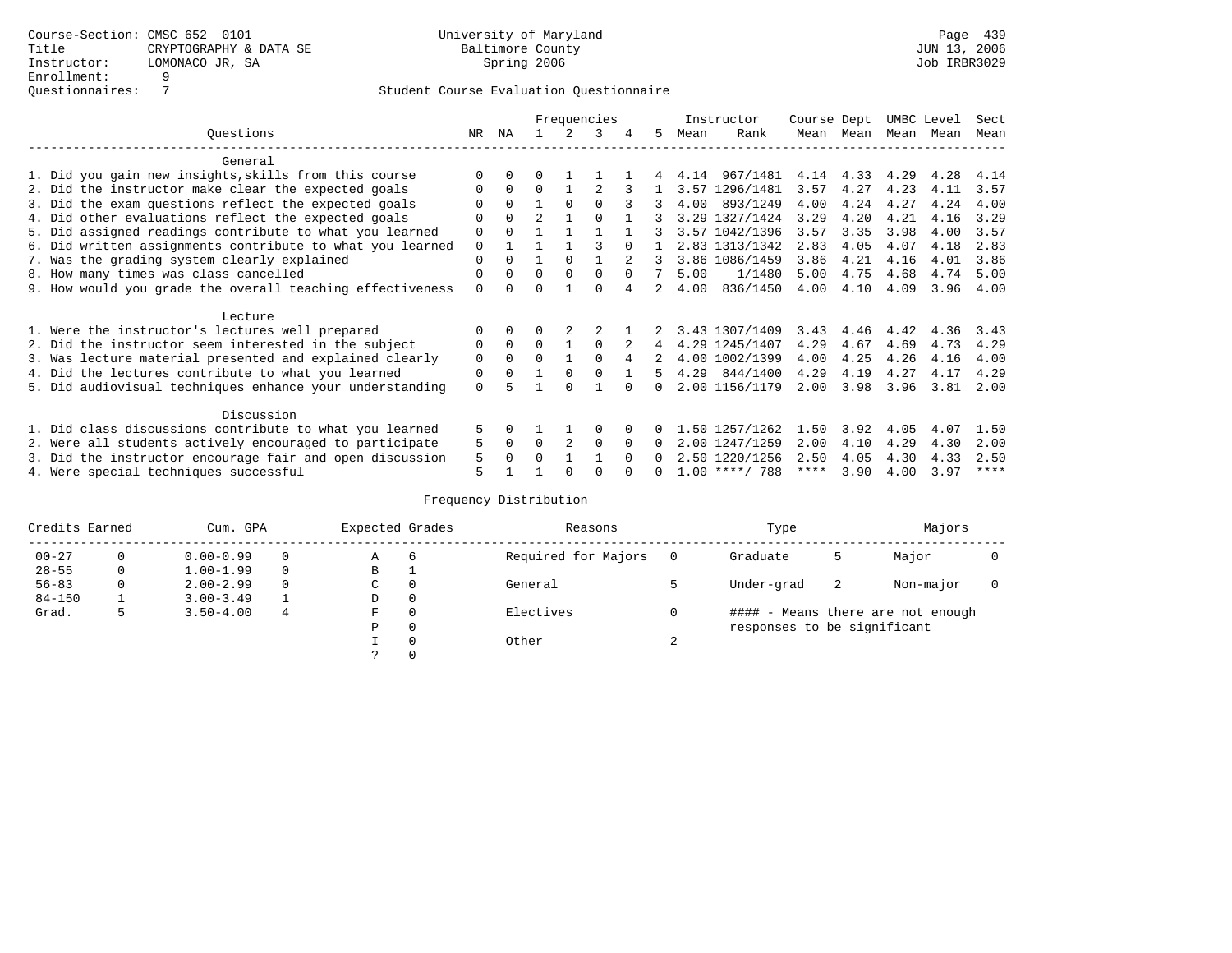Course-Section: CMSC 652 0101
Title: CRYPTOGRAPHY & DATA SE
Instructor: LOMONACO JR, SA
Enrollment: 9
Questionnaires: 7

University of Maryland
Baltimore County
Spring 2006

JUN 13, 2006
Job IRBR3029

## Student Course Evaluation Questionnaire

| Questions | NR | NA | 1 | 2 | 3 | 4 | 5 | Instructor Mean | Instructor Rank | Course Mean | Dept Mean | UMBC Mean | Level Mean | Sect Mean |
|---|---|---|---|---|---|---|---|---|---|---|---|---|---|---|
| **General** | | | | | | | | | | | | | | |
| 1. Did you gain new insights,skills from this course | 0 | 0 | 0 | 1 | 1 | 1 | 4 | 4.14 | 967/1481 | 4.14 | 4.33 | 4.29 | 4.28 | 4.14 |
| 2. Did the instructor make clear the expected goals | 0 | 0 | 0 | 1 | 2 | 3 | 1 | 3.57 | 1296/1481 | 3.57 | 4.27 | 4.23 | 4.11 | 3.57 |
| 3. Did the exam questions reflect the expected goals | 0 | 0 | 1 | 0 | 0 | 3 | 3 | 4.00 | 893/1249 | 4.00 | 4.24 | 4.27 | 4.24 | 4.00 |
| 4. Did other evaluations reflect the expected goals | 0 | 0 | 2 | 1 | 0 | 1 | 3 | 3.29 | 1327/1424 | 3.29 | 4.20 | 4.21 | 4.16 | 3.29 |
| 5. Did assigned readings contribute to what you learned | 0 | 0 | 1 | 1 | 1 | 1 | 3 | 3.57 | 1042/1396 | 3.57 | 3.35 | 3.98 | 4.00 | 3.57 |
| 6. Did written assignments contribute to what you learned | 0 | 1 | 1 | 1 | 3 | 0 | 1 | 2.83 | 1313/1342 | 2.83 | 4.05 | 4.07 | 4.18 | 2.83 |
| 7. Was the grading system clearly explained | 0 | 0 | 1 | 0 | 1 | 2 | 3 | 3.86 | 1086/1459 | 3.86 | 4.21 | 4.16 | 4.01 | 3.86 |
| 8. How many times was class cancelled | 0 | 0 | 0 | 0 | 0 | 0 | 7 | 5.00 | 1/1480 | 5.00 | 4.75 | 4.68 | 4.74 | 5.00 |
| 9. How would you grade the overall teaching effectiveness | 0 | 0 | 0 | 1 | 0 | 4 | 2 | 4.00 | 836/1450 | 4.00 | 4.10 | 4.09 | 3.96 | 4.00 |
| **Lecture** | | | | | | | | | | | | | | |
| 1. Were the instructor's lectures well prepared | 0 | 0 | 0 | 2 | 2 | 1 | 2 | 3.43 | 1307/1409 | 3.43 | 4.46 | 4.42 | 4.36 | 3.43 |
| 2. Did the instructor seem interested in the subject | 0 | 0 | 0 | 1 | 0 | 2 | 4 | 4.29 | 1245/1407 | 4.29 | 4.67 | 4.69 | 4.73 | 4.29 |
| 3. Was lecture material presented and explained clearly | 0 | 0 | 0 | 1 | 0 | 4 | 2 | 4.00 | 1002/1399 | 4.00 | 4.25 | 4.26 | 4.16 | 4.00 |
| 4. Did the lectures contribute to what you learned | 0 | 0 | 1 | 0 | 0 | 1 | 5 | 4.29 | 844/1400 | 4.29 | 4.19 | 4.27 | 4.17 | 4.29 |
| 5. Did audiovisual techniques enhance your understanding | 0 | 5 | 1 | 0 | 1 | 0 | 0 | 2.00 | 1156/1179 | 2.00 | 3.98 | 3.96 | 3.81 | 2.00 |
| **Discussion** | | | | | | | | | | | | | | |
| 1. Did class discussions contribute to what you learned | 5 | 0 | 1 | 1 | 0 | 0 | 0 | 1.50 | 1257/1262 | 1.50 | 3.92 | 4.05 | 4.07 | 1.50 |
| 2. Were all students actively encouraged to participate | 5 | 0 | 0 | 2 | 0 | 0 | 0 | 2.00 | 1247/1259 | 2.00 | 4.10 | 4.29 | 4.30 | 2.00 |
| 3. Did the instructor encourage fair and open discussion | 5 | 0 | 0 | 1 | 1 | 0 | 0 | 2.50 | 1220/1256 | 2.50 | 4.05 | 4.30 | 4.33 | 2.50 |
| 4. Were special techniques successful | 5 | 1 | 1 | 0 | 0 | 0 | 0 | 1.00 | ****/ 788 | **** | 3.90 | 4.00 | 3.97 | **** |

### Frequency Distribution

| Credits Earned | | Cum. GPA | | Expected Grades | | Reasons | | Type | | Majors | |
|---|---|---|---|---|---|---|---|---|---|---|---|
| 00-27 | 0 | 0.00-0.99 | 0 | A | 6 | Required for Majors | 0 | Graduate | 5 | Major | 0 |
| 28-55 | 0 | 1.00-1.99 | 0 | B | 1 | | | | | | |
| 56-83 | 0 | 2.00-2.99 | 0 | C | 0 | General | 5 | Under-grad | 2 | Non-major | 0 |
| 84-150 | 1 | 3.00-3.49 | 1 | D | 0 | | | | | | |
| Grad. | 5 | 3.50-4.00 | 4 | F | 0 | Electives | 0 | | | | |
| | | | | P | 0 | | | | | | |
| | | | | I | 0 | Other | 2 | | | | |
| | | | | ? | 0 | | | | | | |

#### - Means there are not enough responses to be significant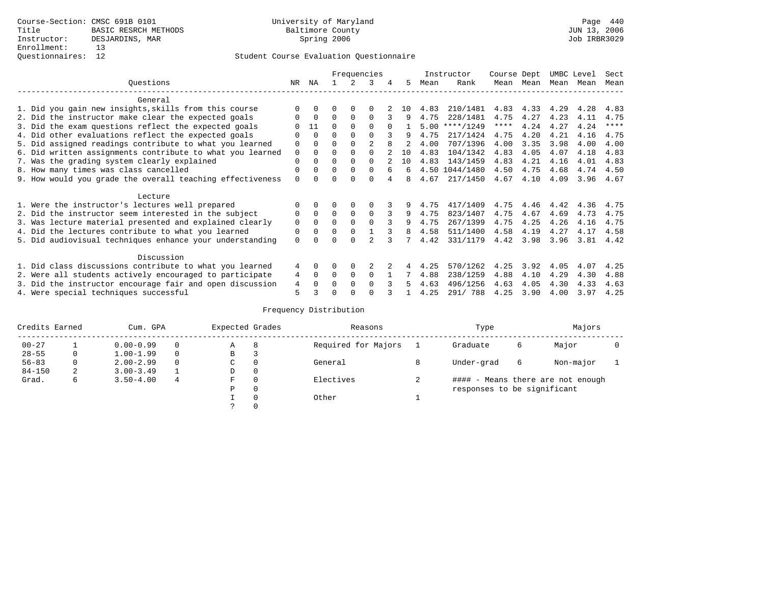Course-Section: CMSC 691B 0101
Title: BASIC RESRCH METHODS
Instructor: DESJARDINS, MAR
Enrollment: 13
Questionnaires: 12

University of Maryland
Baltimore County
Spring 2006

JUN 13, 2006
Job IRBR3029

Student Course Evaluation Questionnaire

| Questions | NR | NA | 1 | 2 | 3 | 4 | 5 | Instructor Mean | Instructor Rank | Course Mean | Dept Mean | UMBC Mean | Level Mean | Sect Mean |
|---|---|---|---|---|---|---|---|---|---|---|---|---|---|---|
| **General** | | | | | | | | | | | | | | |
| 1. Did you gain new insights,skills from this course | 0 | 0 | 0 | 0 | 0 | 2 | 10 | 4.83 | 210/1481 | 4.83 | 4.33 | 4.29 | 4.28 | 4.83 |
| 2. Did the instructor make clear the expected goals | 0 | 0 | 0 | 0 | 0 | 3 | 9 | 4.75 | 228/1481 | 4.75 | 4.27 | 4.23 | 4.11 | 4.75 |
| 3. Did the exam questions reflect the expected goals | 0 | 11 | 0 | 0 | 0 | 0 | 1 | 5.00 | ****/1249 | **** | 4.24 | 4.27 | 4.24 | **** |
| 4. Did other evaluations reflect the expected goals | 0 | 0 | 0 | 0 | 0 | 3 | 9 | 4.75 | 217/1424 | 4.75 | 4.20 | 4.21 | 4.16 | 4.75 |
| 5. Did assigned readings contribute to what you learned | 0 | 0 | 0 | 0 | 2 | 8 | 2 | 4.00 | 707/1396 | 4.00 | 3.35 | 3.98 | 4.00 | 4.00 |
| 6. Did written assignments contribute to what you learned | 0 | 0 | 0 | 0 | 0 | 2 | 10 | 4.83 | 104/1342 | 4.83 | 4.05 | 4.07 | 4.18 | 4.83 |
| 7. Was the grading system clearly explained | 0 | 0 | 0 | 0 | 0 | 2 | 10 | 4.83 | 143/1459 | 4.83 | 4.21 | 4.16 | 4.01 | 4.83 |
| 8. How many times was class cancelled | 0 | 0 | 0 | 0 | 0 | 6 | 6 | 4.50 | 1044/1480 | 4.50 | 4.75 | 4.68 | 4.74 | 4.50 |
| 9. How would you grade the overall teaching effectiveness | 0 | 0 | 0 | 0 | 0 | 4 | 8 | 4.67 | 217/1450 | 4.67 | 4.10 | 4.09 | 3.96 | 4.67 |
| **Lecture** | | | | | | | | | | | | | | |
| 1. Were the instructor's lectures well prepared | 0 | 0 | 0 | 0 | 0 | 3 | 9 | 4.75 | 417/1409 | 4.75 | 4.46 | 4.42 | 4.36 | 4.75 |
| 2. Did the instructor seem interested in the subject | 0 | 0 | 0 | 0 | 0 | 3 | 9 | 4.75 | 823/1407 | 4.75 | 4.67 | 4.69 | 4.73 | 4.75 |
| 3. Was lecture material presented and explained clearly | 0 | 0 | 0 | 0 | 0 | 3 | 9 | 4.75 | 267/1399 | 4.75 | 4.25 | 4.26 | 4.16 | 4.75 |
| 4. Did the lectures contribute to what you learned | 0 | 0 | 0 | 0 | 1 | 3 | 8 | 4.58 | 511/1400 | 4.58 | 4.19 | 4.27 | 4.17 | 4.58 |
| 5. Did audiovisual techniques enhance your understanding | 0 | 0 | 0 | 0 | 2 | 3 | 7 | 4.42 | 331/1179 | 4.42 | 3.98 | 3.96 | 3.81 | 4.42 |
| **Discussion** | | | | | | | | | | | | | | |
| 1. Did class discussions contribute to what you learned | 4 | 0 | 0 | 0 | 2 | 2 | 4 | 4.25 | 570/1262 | 4.25 | 3.92 | 4.05 | 4.07 | 4.25 |
| 2. Were all students actively encouraged to participate | 4 | 0 | 0 | 0 | 0 | 1 | 7 | 4.88 | 238/1259 | 4.88 | 4.10 | 4.29 | 4.30 | 4.88 |
| 3. Did the instructor encourage fair and open discussion | 4 | 0 | 0 | 0 | 0 | 3 | 5 | 4.63 | 496/1256 | 4.63 | 4.05 | 4.30 | 4.33 | 4.63 |
| 4. Were special techniques successful | 5 | 3 | 0 | 0 | 0 | 3 | 1 | 4.25 | 291/ 788 | 4.25 | 3.90 | 4.00 | 3.97 | 4.25 |

Frequency Distribution

| Credits Earned | | Cum. GPA | | Expected Grades | | Reasons | | Type | | Majors | |
|---|---|---|---|---|---|---|---|---|---|---|---|
| 00-27 | 1 | 0.00-0.99 | 0 | A | 8 | Required for Majors | 1 | Graduate | 6 | Major | 0 |
| 28-55 | 0 | 1.00-1.99 | 0 | B | 3 | | | | | | |
| 56-83 | 0 | 2.00-2.99 | 0 | C | 0 | General | 8 | Under-grad | 6 | Non-major | 1 |
| 84-150 | 2 | 3.00-3.49 | 1 | D | 0 | | | | | | |
| Grad. | 6 | 3.50-4.00 | 4 | F | 0 | Electives | 2 | #### - Means there are not enough responses to be significant | | | |
| | | | | P | 0 | | | | | | |
| | | | | I | 0 | Other | 1 | | | | |
| | | | | ? | 0 | | | | | | |